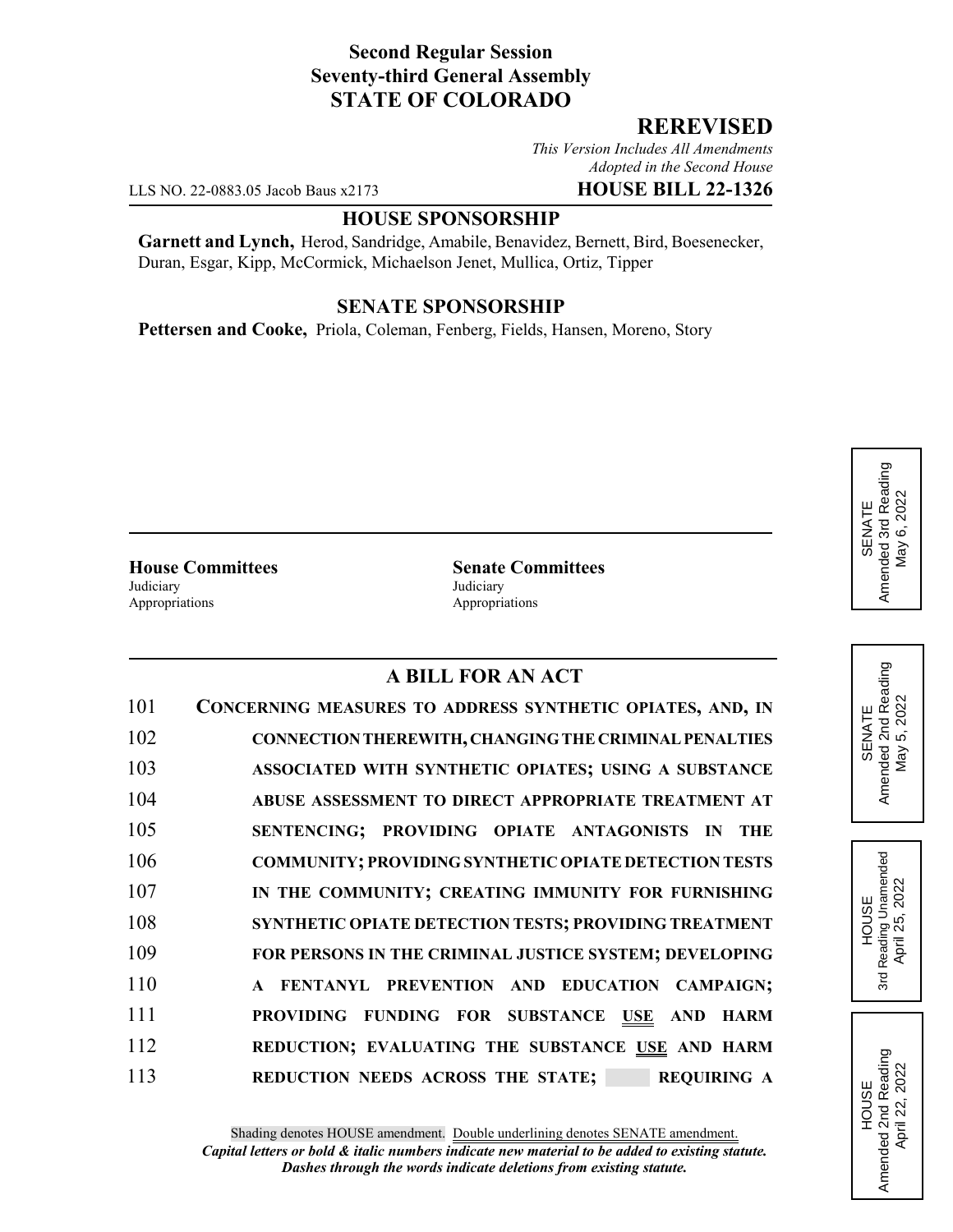**Second Regular Session**
**Seventy-third General Assembly**
**STATE OF COLORADO**

## REREVISED

*This Version Includes All Amendments Adopted in the Second House*

LLS NO. 22-0883.05 Jacob Baus x2173 **HOUSE BILL 22-1326**

### HOUSE SPONSORSHIP

**Garnett and Lynch,** Herod, Sandridge, Amabile, Benavidez, Bernett, Bird, Boesenecker, Duran, Esgar, Kipp, McCormick, Michaelson Jenet, Mullica, Ortiz, Tipper

### SENATE SPONSORSHIP

**Pettersen and Cooke,** Priola, Coleman, Fenberg, Fields, Hansen, Moreno, Story

SENATE Amended 3rd Reading May 6, 2022

SENATE Amended 2nd Reading May 5, 2022

HOUSE 3rd Reading Unamended April 25, 2022

HOUSE Amended 2nd Reading April 22, 2022

| House Committees | Senate Committees |
|---|---|
| Judiciary | Judiciary |
| Appropriations | Appropriations |

### A BILL FOR AN ACT

101 **CONCERNING MEASURES TO ADDRESS SYNTHETIC OPIATES, AND, IN**
102 **CONNECTION THEREWITH, CHANGING THE CRIMINAL PENALTIES**
103 **ASSOCIATED WITH SYNTHETIC OPIATES; USING A SUBSTANCE**
104 **ABUSE ASSESSMENT TO DIRECT APPROPRIATE TREATMENT AT**
105 **SENTENCING; PROVIDING OPIATE ANTAGONISTS IN THE**
106 **COMMUNITY; PROVIDING SYNTHETIC OPIATE DETECTION TESTS**
107 **IN THE COMMUNITY; CREATING IMMUNITY FOR FURNISHING**
108 **SYNTHETIC OPIATE DETECTION TESTS; PROVIDING TREATMENT**
109 **FOR PERSONS IN THE CRIMINAL JUSTICE SYSTEM; DEVELOPING**
110 **A FENTANYL PREVENTION AND EDUCATION CAMPAIGN;**
111 **PROVIDING FUNDING FOR SUBSTANCE USE AND HARM**
112 **REDUCTION; EVALUATING THE SUBSTANCE USE AND HARM**
113 **REDUCTION NEEDS ACROSS THE STATE; REQUIRING A**

Shading denotes HOUSE amendment. Double underlining denotes SENATE amendment.
***Capital letters or bold & italic numbers indicate new material to be added to existing statute.***
***Dashes through the words indicate deletions from existing statute.***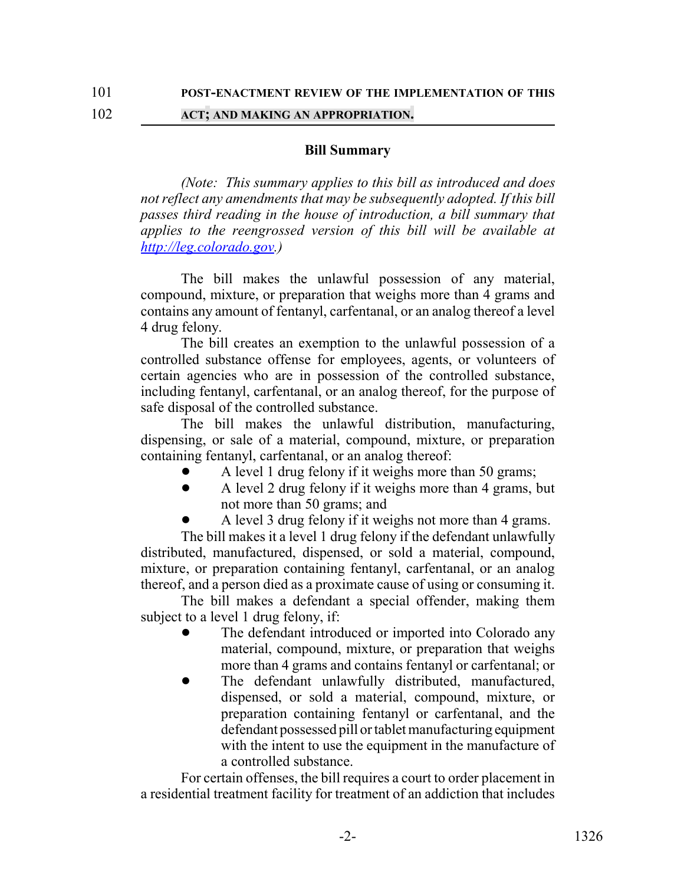POST-ENACTMENT REVIEW OF THE IMPLEMENTATION OF THIS ACT; AND MAKING AN APPROPRIATION.

## Bill Summary

*(Note: This summary applies to this bill as introduced and does not reflect any amendments that may be subsequently adopted. If this bill passes third reading in the house of introduction, a bill summary that applies to the reengrossed version of this bill will be available at http://leg.colorado.gov.)*

The bill makes the unlawful possession of any material, compound, mixture, or preparation that weighs more than 4 grams and contains any amount of fentanyl, carfentanal, or an analog thereof a level 4 drug felony.

The bill creates an exemption to the unlawful possession of a controlled substance offense for employees, agents, or volunteers of certain agencies who are in possession of the controlled substance, including fentanyl, carfentanal, or an analog thereof, for the purpose of safe disposal of the controlled substance.

The bill makes the unlawful distribution, manufacturing, dispensing, or sale of a material, compound, mixture, or preparation containing fentanyl, carfentanal, or an analog thereof:

- A level 1 drug felony if it weighs more than 50 grams;
- A level 2 drug felony if it weighs more than 4 grams, but not more than 50 grams; and
- A level 3 drug felony if it weighs not more than 4 grams.

The bill makes it a level 1 drug felony if the defendant unlawfully distributed, manufactured, dispensed, or sold a material, compound, mixture, or preparation containing fentanyl, carfentanal, or an analog thereof, and a person died as a proximate cause of using or consuming it.

The bill makes a defendant a special offender, making them subject to a level 1 drug felony, if:

- The defendant introduced or imported into Colorado any material, compound, mixture, or preparation that weighs more than 4 grams and contains fentanyl or carfentanal; or
- The defendant unlawfully distributed, manufactured, dispensed, or sold a material, compound, mixture, or preparation containing fentanyl or carfentanal, and the defendant possessed pill or tablet manufacturing equipment with the intent to use the equipment in the manufacture of a controlled substance.

For certain offenses, the bill requires a court to order placement in a residential treatment facility for treatment of an addiction that includes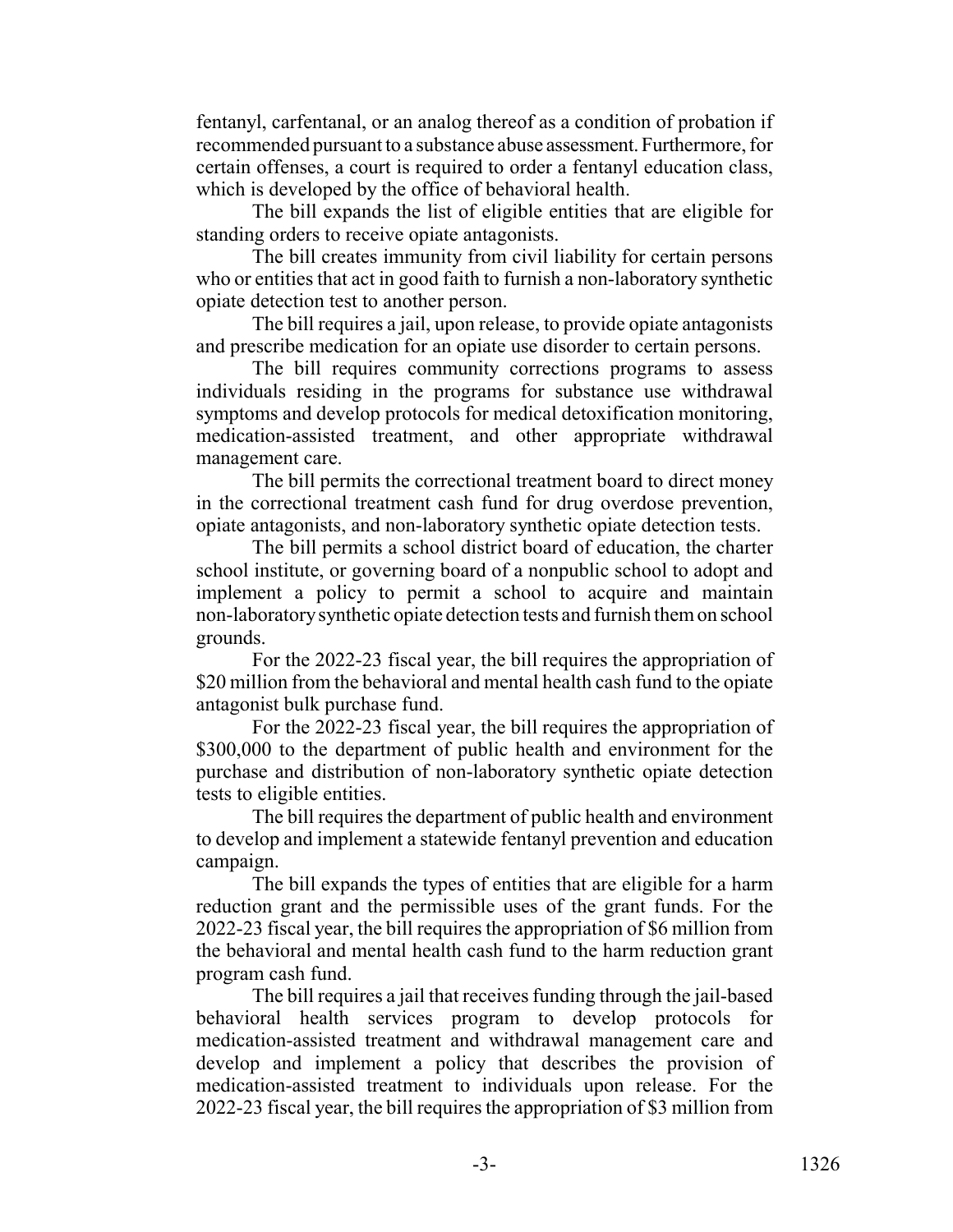fentanyl, carfentanal, or an analog thereof as a condition of probation if recommended pursuant to a substance abuse assessment. Furthermore, for certain offenses, a court is required to order a fentanyl education class, which is developed by the office of behavioral health.

The bill expands the list of eligible entities that are eligible for standing orders to receive opiate antagonists.

The bill creates immunity from civil liability for certain persons who or entities that act in good faith to furnish a non-laboratory synthetic opiate detection test to another person.

The bill requires a jail, upon release, to provide opiate antagonists and prescribe medication for an opiate use disorder to certain persons.

The bill requires community corrections programs to assess individuals residing in the programs for substance use withdrawal symptoms and develop protocols for medical detoxification monitoring, medication-assisted treatment, and other appropriate withdrawal management care.

The bill permits the correctional treatment board to direct money in the correctional treatment cash fund for drug overdose prevention, opiate antagonists, and non-laboratory synthetic opiate detection tests.

The bill permits a school district board of education, the charter school institute, or governing board of a nonpublic school to adopt and implement a policy to permit a school to acquire and maintain non-laboratory synthetic opiate detection tests and furnish them on school grounds.

For the 2022-23 fiscal year, the bill requires the appropriation of $20 million from the behavioral and mental health cash fund to the opiate antagonist bulk purchase fund.

For the 2022-23 fiscal year, the bill requires the appropriation of $300,000 to the department of public health and environment for the purchase and distribution of non-laboratory synthetic opiate detection tests to eligible entities.

The bill requires the department of public health and environment to develop and implement a statewide fentanyl prevention and education campaign.

The bill expands the types of entities that are eligible for a harm reduction grant and the permissible uses of the grant funds. For the 2022-23 fiscal year, the bill requires the appropriation of $6 million from the behavioral and mental health cash fund to the harm reduction grant program cash fund.

The bill requires a jail that receives funding through the jail-based behavioral health services program to develop protocols for medication-assisted treatment and withdrawal management care and develop and implement a policy that describes the provision of medication-assisted treatment to individuals upon release. For the 2022-23 fiscal year, the bill requires the appropriation of $3 million from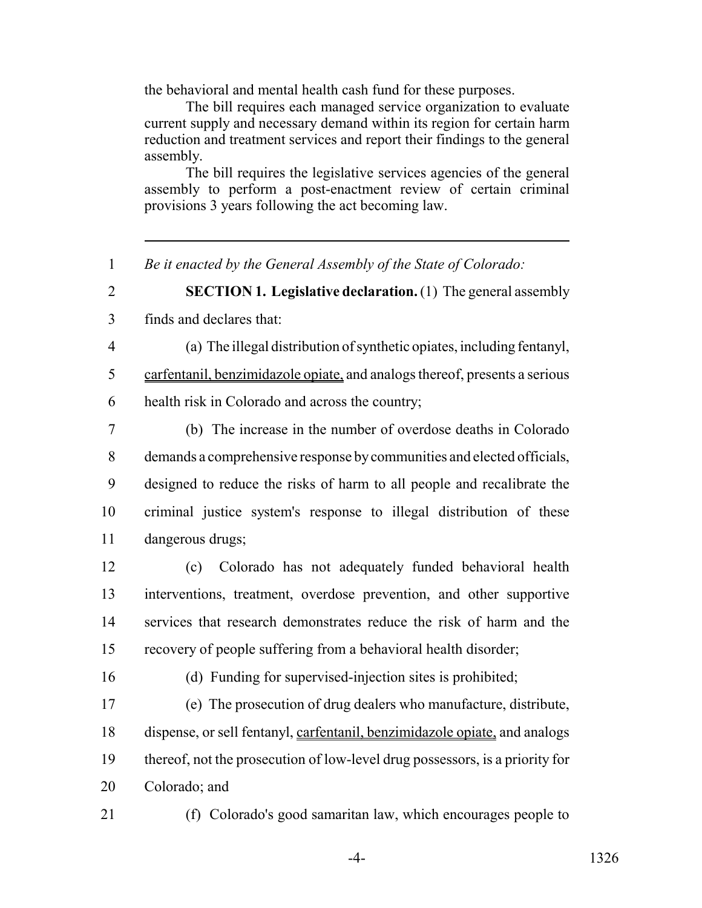the behavioral and mental health cash fund for these purposes.

The bill requires each managed service organization to evaluate current supply and necessary demand within its region for certain harm reduction and treatment services and report their findings to the general assembly.

The bill requires the legislative services agencies of the general assembly to perform a post-enactment review of certain criminal provisions 3 years following the act becoming law.

---

1 *Be it enacted by the General Assembly of the State of Colorado:*

2 **SECTION 1. Legislative declaration.** (1) The general assembly
3 finds and declares that:

4 (a) The illegal distribution of synthetic opiates, including fentanyl,
5 <u>carfentanil, benzimidazole opiate,</u> and analogs thereof, presents a serious
6 health risk in Colorado and across the country;

7 (b) The increase in the number of overdose deaths in Colorado
8 demands a comprehensive response by communities and elected officials,
9 designed to reduce the risks of harm to all people and recalibrate the
10 criminal justice system's response to illegal distribution of these
11 dangerous drugs;

12 (c) Colorado has not adequately funded behavioral health
13 interventions, treatment, overdose prevention, and other supportive
14 services that research demonstrates reduce the risk of harm and the
15 recovery of people suffering from a behavioral health disorder;

16 (d) Funding for supervised-injection sites is prohibited;

17 (e) The prosecution of drug dealers who manufacture, distribute,
18 dispense, or sell fentanyl, <u>carfentanil, benzimidazole opiate,</u> and analogs
19 thereof, not the prosecution of low-level drug possessors, is a priority for
20 Colorado; and

21 (f) Colorado's good samaritan law, which encourages people to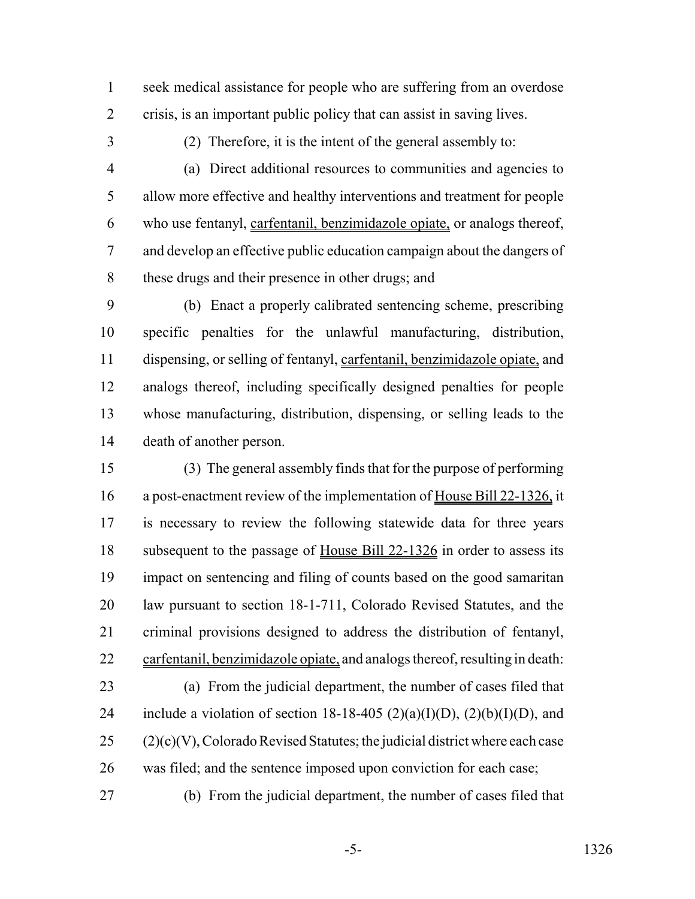seek medical assistance for people who are suffering from an overdose crisis, is an important public policy that can assist in saving lives.

(2) Therefore, it is the intent of the general assembly to:

(a) Direct additional resources to communities and agencies to allow more effective and healthy interventions and treatment for people who use fentanyl, carfentanil, benzimidazole opiate, or analogs thereof, and develop an effective public education campaign about the dangers of these drugs and their presence in other drugs; and

(b) Enact a properly calibrated sentencing scheme, prescribing specific penalties for the unlawful manufacturing, distribution, dispensing, or selling of fentanyl, carfentanil, benzimidazole opiate, and analogs thereof, including specifically designed penalties for people whose manufacturing, distribution, dispensing, or selling leads to the death of another person.

(3) The general assembly finds that for the purpose of performing a post-enactment review of the implementation of House Bill 22-1326, it is necessary to review the following statewide data for three years subsequent to the passage of House Bill 22-1326 in order to assess its impact on sentencing and filing of counts based on the good samaritan law pursuant to section 18-1-711, Colorado Revised Statutes, and the criminal provisions designed to address the distribution of fentanyl, carfentanil, benzimidazole opiate, and analogs thereof, resulting in death:

(a) From the judicial department, the number of cases filed that include a violation of section 18-18-405 (2)(a)(I)(D), (2)(b)(I)(D), and (2)(c)(V), Colorado Revised Statutes; the judicial district where each case was filed; and the sentence imposed upon conviction for each case;

(b) From the judicial department, the number of cases filed that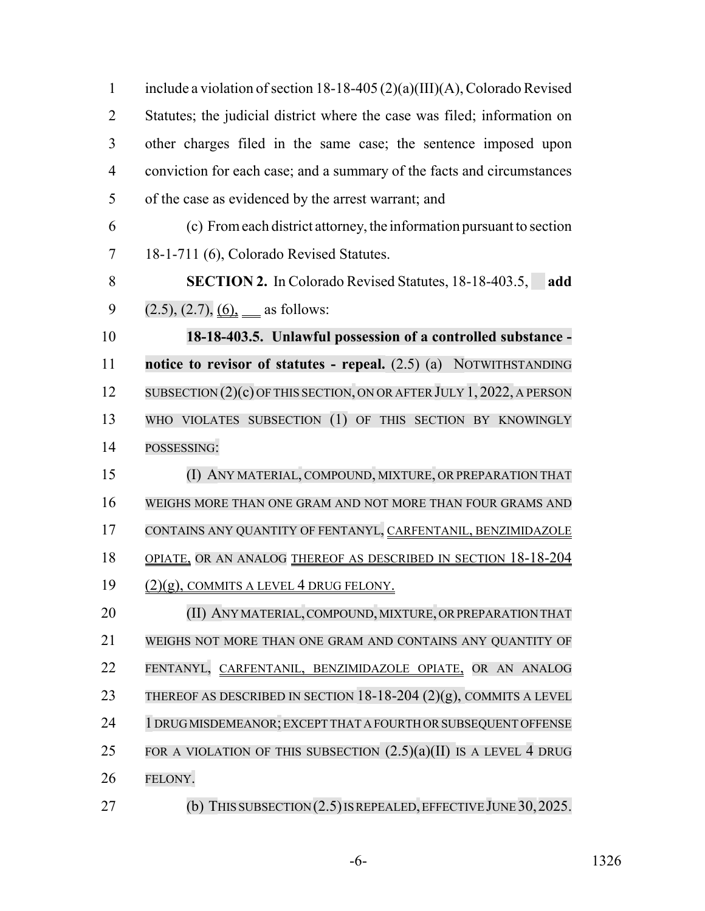include a violation of section 18-18-405 (2)(a)(III)(A), Colorado Revised Statutes; the judicial district where the case was filed; information on other charges filed in the same case; the sentence imposed upon conviction for each case; and a summary of the facts and circumstances of the case as evidenced by the arrest warrant; and

(c) From each district attorney, the information pursuant to section 18-1-711 (6), Colorado Revised Statutes.

**SECTION 2.** In Colorado Revised Statutes, 18-18-403.5, **add** (2.5), (2.7), (6), as follows:

**18-18-403.5. Unlawful possession of a controlled substance - notice to revisor of statutes - repeal.** (2.5) (a) NOTWITHSTANDING SUBSECTION (2)(c) OF THIS SECTION, ON OR AFTER JULY 1, 2022, A PERSON WHO VIOLATES SUBSECTION (1) OF THIS SECTION BY KNOWINGLY POSSESSING:

(I) ANY MATERIAL, COMPOUND, MIXTURE, OR PREPARATION THAT WEIGHS MORE THAN ONE GRAM AND NOT MORE THAN FOUR GRAMS AND CONTAINS ANY QUANTITY OF FENTANYL, CARFENTANIL, BENZIMIDAZOLE OPIATE, OR AN ANALOG THEREOF AS DESCRIBED IN SECTION 18-18-204 (2)(g), COMMITS A LEVEL 4 DRUG FELONY.

(II) ANY MATERIAL, COMPOUND, MIXTURE, OR PREPARATION THAT WEIGHS NOT MORE THAN ONE GRAM AND CONTAINS ANY QUANTITY OF FENTANYL, CARFENTANIL, BENZIMIDAZOLE OPIATE, OR AN ANALOG THEREOF AS DESCRIBED IN SECTION 18-18-204 (2)(g), COMMITS A LEVEL 1 DRUG MISDEMEANOR; EXCEPT THAT A FOURTH OR SUBSEQUENT OFFENSE FOR A VIOLATION OF THIS SUBSECTION (2.5)(a)(II) IS A LEVEL 4 DRUG FELONY.

(b) THIS SUBSECTION (2.5) IS REPEALED, EFFECTIVE JUNE 30, 2025.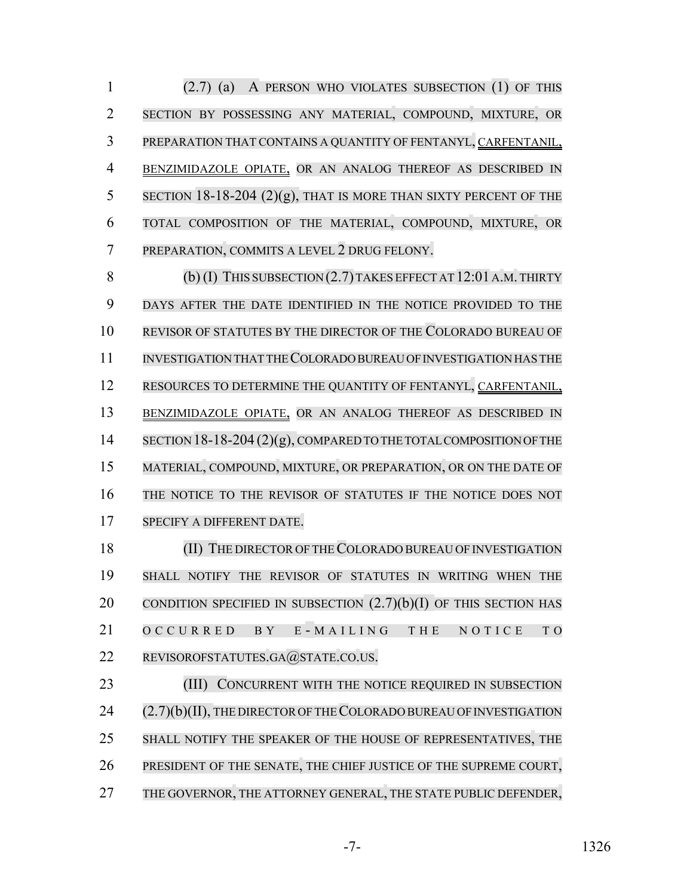(2.7) (a) A PERSON WHO VIOLATES SUBSECTION (1) OF THIS SECTION BY POSSESSING ANY MATERIAL, COMPOUND, MIXTURE, OR PREPARATION THAT CONTAINS A QUANTITY OF FENTANYL, CARFENTANIL, BENZIMIDAZOLE OPIATE, OR AN ANALOG THEREOF AS DESCRIBED IN SECTION 18-18-204 (2)(g), THAT IS MORE THAN SIXTY PERCENT OF THE TOTAL COMPOSITION OF THE MATERIAL, COMPOUND, MIXTURE, OR PREPARATION, COMMITS A LEVEL 2 DRUG FELONY.

(b) (I) THIS SUBSECTION (2.7) TAKES EFFECT AT 12:01 A.M. THIRTY DAYS AFTER THE DATE IDENTIFIED IN THE NOTICE PROVIDED TO THE REVISOR OF STATUTES BY THE DIRECTOR OF THE COLORADO BUREAU OF INVESTIGATION THAT THE COLORADO BUREAU OF INVESTIGATION HAS THE RESOURCES TO DETERMINE THE QUANTITY OF FENTANYL, CARFENTANIL, BENZIMIDAZOLE OPIATE, OR AN ANALOG THEREOF AS DESCRIBED IN SECTION 18-18-204 (2)(g), COMPARED TO THE TOTAL COMPOSITION OF THE MATERIAL, COMPOUND, MIXTURE, OR PREPARATION, OR ON THE DATE OF THE NOTICE TO THE REVISOR OF STATUTES IF THE NOTICE DOES NOT SPECIFY A DIFFERENT DATE.

(II) THE DIRECTOR OF THE COLORADO BUREAU OF INVESTIGATION SHALL NOTIFY THE REVISOR OF STATUTES IN WRITING WHEN THE CONDITION SPECIFIED IN SUBSECTION (2.7)(b)(I) OF THIS SECTION HAS OCCURRED BY E-MAILING THE NOTICE TO REVISOROFSTATUTES.GA@STATE.CO.US.

(III) CONCURRENT WITH THE NOTICE REQUIRED IN SUBSECTION (2.7)(b)(II), THE DIRECTOR OF THE COLORADO BUREAU OF INVESTIGATION SHALL NOTIFY THE SPEAKER OF THE HOUSE OF REPRESENTATIVES, THE PRESIDENT OF THE SENATE, THE CHIEF JUSTICE OF THE SUPREME COURT, THE GOVERNOR, THE ATTORNEY GENERAL, THE STATE PUBLIC DEFENDER,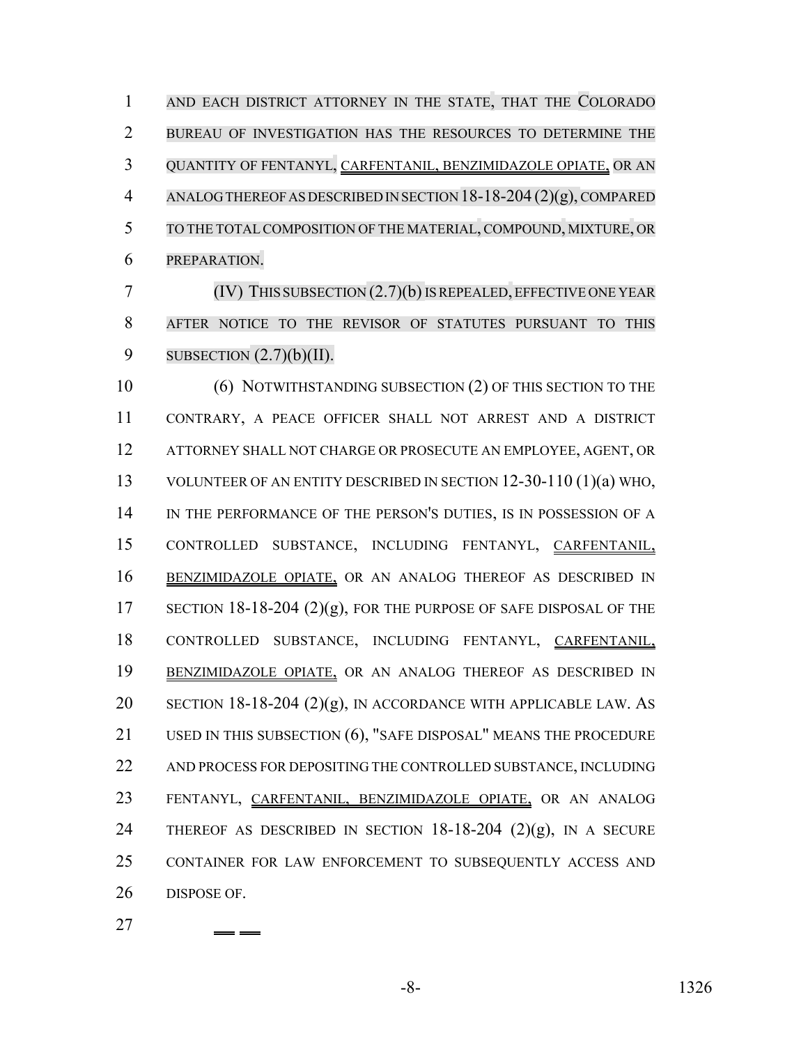AND EACH DISTRICT ATTORNEY IN THE STATE, THAT THE COLORADO BUREAU OF INVESTIGATION HAS THE RESOURCES TO DETERMINE THE QUANTITY OF FENTANYL, CARFENTANIL, BENZIMIDAZOLE OPIATE, OR AN ANALOG THEREOF AS DESCRIBED IN SECTION 18-18-204 (2)(g), COMPARED TO THE TOTAL COMPOSITION OF THE MATERIAL, COMPOUND, MIXTURE, OR PREPARATION.

(IV) THIS SUBSECTION (2.7)(b) IS REPEALED, EFFECTIVE ONE YEAR AFTER NOTICE TO THE REVISOR OF STATUTES PURSUANT TO THIS SUBSECTION (2.7)(b)(II).

(6) NOTWITHSTANDING SUBSECTION (2) OF THIS SECTION TO THE CONTRARY, A PEACE OFFICER SHALL NOT ARREST AND A DISTRICT ATTORNEY SHALL NOT CHARGE OR PROSECUTE AN EMPLOYEE, AGENT, OR VOLUNTEER OF AN ENTITY DESCRIBED IN SECTION 12-30-110 (1)(a) WHO, IN THE PERFORMANCE OF THE PERSON'S DUTIES, IS IN POSSESSION OF A CONTROLLED SUBSTANCE, INCLUDING FENTANYL, CARFENTANIL, BENZIMIDAZOLE OPIATE, OR AN ANALOG THEREOF AS DESCRIBED IN SECTION 18-18-204 (2)(g), FOR THE PURPOSE OF SAFE DISPOSAL OF THE CONTROLLED SUBSTANCE, INCLUDING FENTANYL, CARFENTANIL, BENZIMIDAZOLE OPIATE, OR AN ANALOG THEREOF AS DESCRIBED IN SECTION 18-18-204 (2)(g), IN ACCORDANCE WITH APPLICABLE LAW. AS USED IN THIS SUBSECTION (6), "SAFE DISPOSAL" MEANS THE PROCEDURE AND PROCESS FOR DEPOSITING THE CONTROLLED SUBSTANCE, INCLUDING FENTANYL, CARFENTANIL, BENZIMIDAZOLE OPIATE, OR AN ANALOG THEREOF AS DESCRIBED IN SECTION 18-18-204 (2)(g), IN A SECURE CONTAINER FOR LAW ENFORCEMENT TO SUBSEQUENTLY ACCESS AND DISPOSE OF.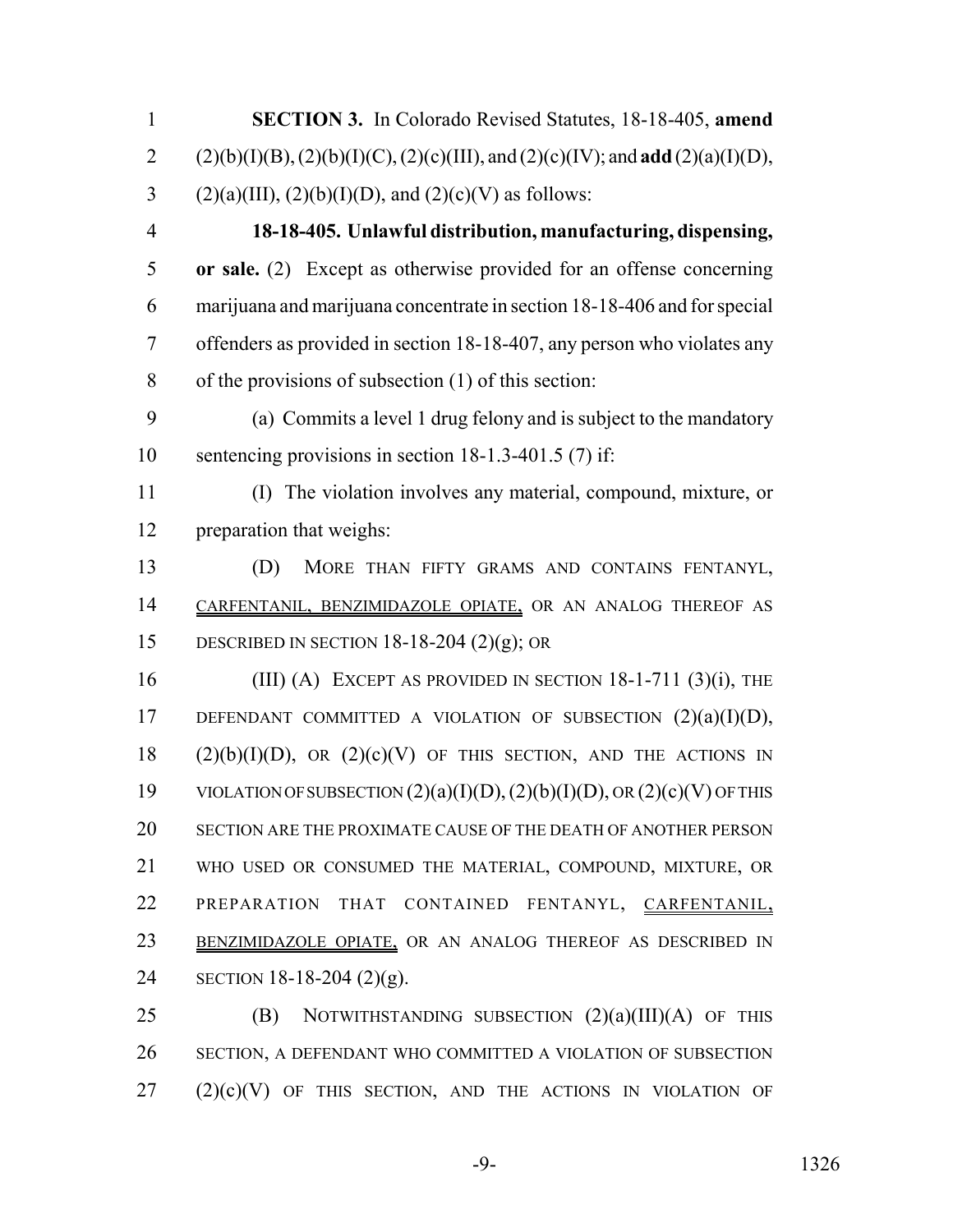**SECTION 3.** In Colorado Revised Statutes, 18-18-405, **amend** (2)(b)(I)(B), (2)(b)(I)(C), (2)(c)(III), and (2)(c)(IV); and **add** (2)(a)(I)(D), (2)(a)(III), (2)(b)(I)(D), and (2)(c)(V) as follows:

**18-18-405. Unlawful distribution, manufacturing, dispensing, or sale.** (2) Except as otherwise provided for an offense concerning marijuana and marijuana concentrate in section 18-18-406 and for special offenders as provided in section 18-18-407, any person who violates any of the provisions of subsection (1) of this section:

(a) Commits a level 1 drug felony and is subject to the mandatory sentencing provisions in section 18-1.3-401.5 (7) if:

(I) The violation involves any material, compound, mixture, or preparation that weighs:

(D) MORE THAN FIFTY GRAMS AND CONTAINS FENTANYL, CARFENTANIL, BENZIMIDAZOLE OPIATE, OR AN ANALOG THEREOF AS DESCRIBED IN SECTION 18-18-204 (2)(g); OR

(III) (A) EXCEPT AS PROVIDED IN SECTION 18-1-711 (3)(i), THE DEFENDANT COMMITTED A VIOLATION OF SUBSECTION (2)(a)(I)(D), (2)(b)(I)(D), OR (2)(c)(V) OF THIS SECTION, AND THE ACTIONS IN VIOLATION OF SUBSECTION (2)(a)(I)(D), (2)(b)(I)(D), OR (2)(c)(V) OF THIS SECTION ARE THE PROXIMATE CAUSE OF THE DEATH OF ANOTHER PERSON WHO USED OR CONSUMED THE MATERIAL, COMPOUND, MIXTURE, OR PREPARATION THAT CONTAINED FENTANYL, CARFENTANIL, BENZIMIDAZOLE OPIATE, OR AN ANALOG THEREOF AS DESCRIBED IN SECTION 18-18-204 (2)(g).

(B) NOTWITHSTANDING SUBSECTION (2)(a)(III)(A) OF THIS SECTION, A DEFENDANT WHO COMMITTED A VIOLATION OF SUBSECTION (2)(c)(V) OF THIS SECTION, AND THE ACTIONS IN VIOLATION OF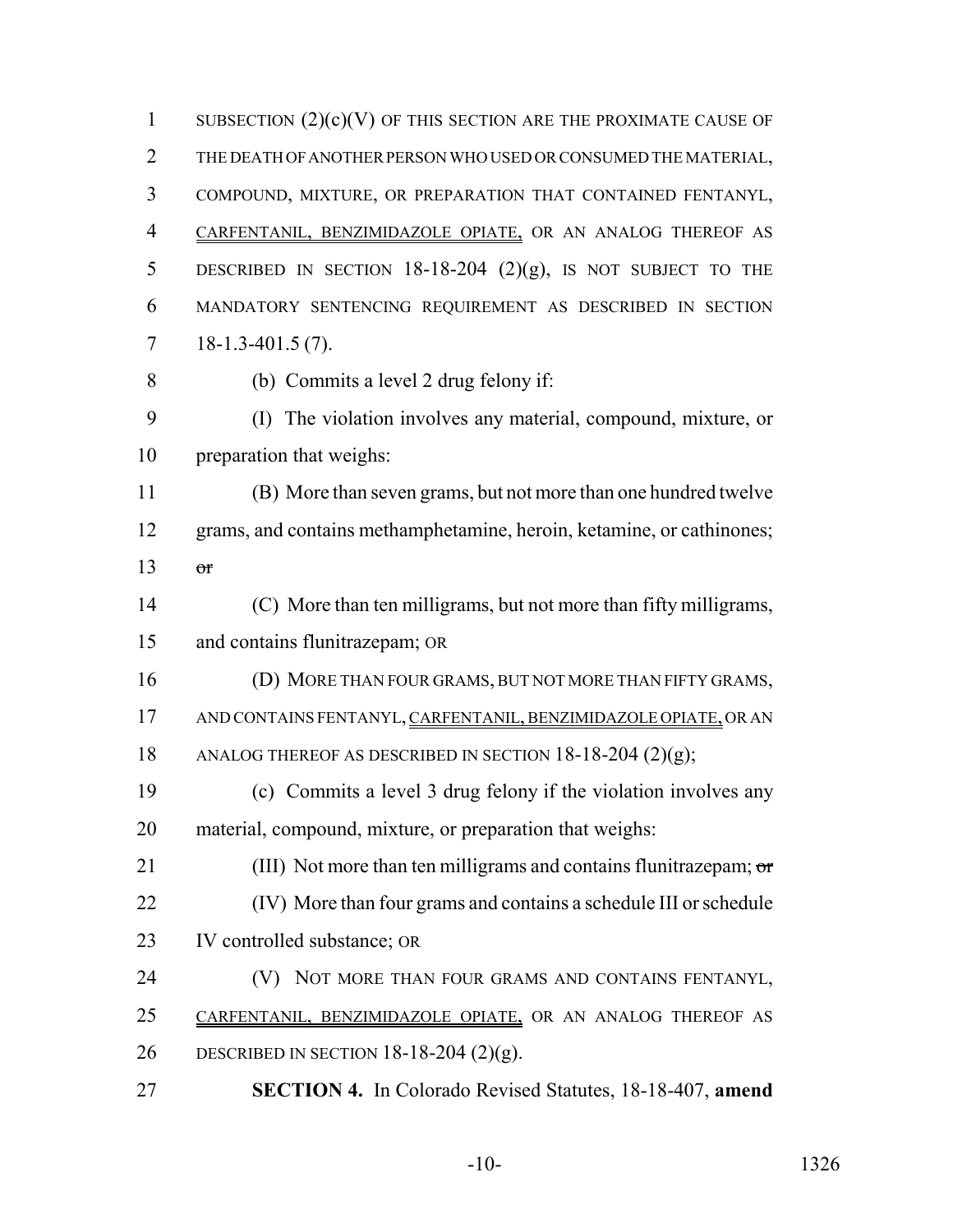SUBSECTION (2)(c)(V) OF THIS SECTION ARE THE PROXIMATE CAUSE OF THE DEATH OF ANOTHER PERSON WHO USED OR CONSUMED THE MATERIAL, COMPOUND, MIXTURE, OR PREPARATION THAT CONTAINED FENTANYL, CARFENTANIL, BENZIMIDAZOLE OPIATE, OR AN ANALOG THEREOF AS DESCRIBED IN SECTION 18-18-204 (2)(g), IS NOT SUBJECT TO THE MANDATORY SENTENCING REQUIREMENT AS DESCRIBED IN SECTION 18-1.3-401.5 (7).

(b) Commits a level 2 drug felony if:

(I) The violation involves any material, compound, mixture, or preparation that weighs:

(B) More than seven grams, but not more than one hundred twelve grams, and contains methamphetamine, heroin, ketamine, or cathinones; ~~or~~

(C) More than ten milligrams, but not more than fifty milligrams, and contains flunitrazepam; OR

(D) MORE THAN FOUR GRAMS, BUT NOT MORE THAN FIFTY GRAMS, AND CONTAINS FENTANYL, CARFENTANIL, BENZIMIDAZOLE OPIATE, OR AN ANALOG THEREOF AS DESCRIBED IN SECTION 18-18-204 (2)(g);

(c) Commits a level 3 drug felony if the violation involves any material, compound, mixture, or preparation that weighs:

(III) Not more than ten milligrams and contains flunitrazepam; ~~or~~

(IV) More than four grams and contains a schedule III or schedule IV controlled substance; OR

(V) NOT MORE THAN FOUR GRAMS AND CONTAINS FENTANYL, CARFENTANIL, BENZIMIDAZOLE OPIATE, OR AN ANALOG THEREOF AS DESCRIBED IN SECTION 18-18-204 (2)(g).

**SECTION 4.** In Colorado Revised Statutes, 18-18-407, **amend**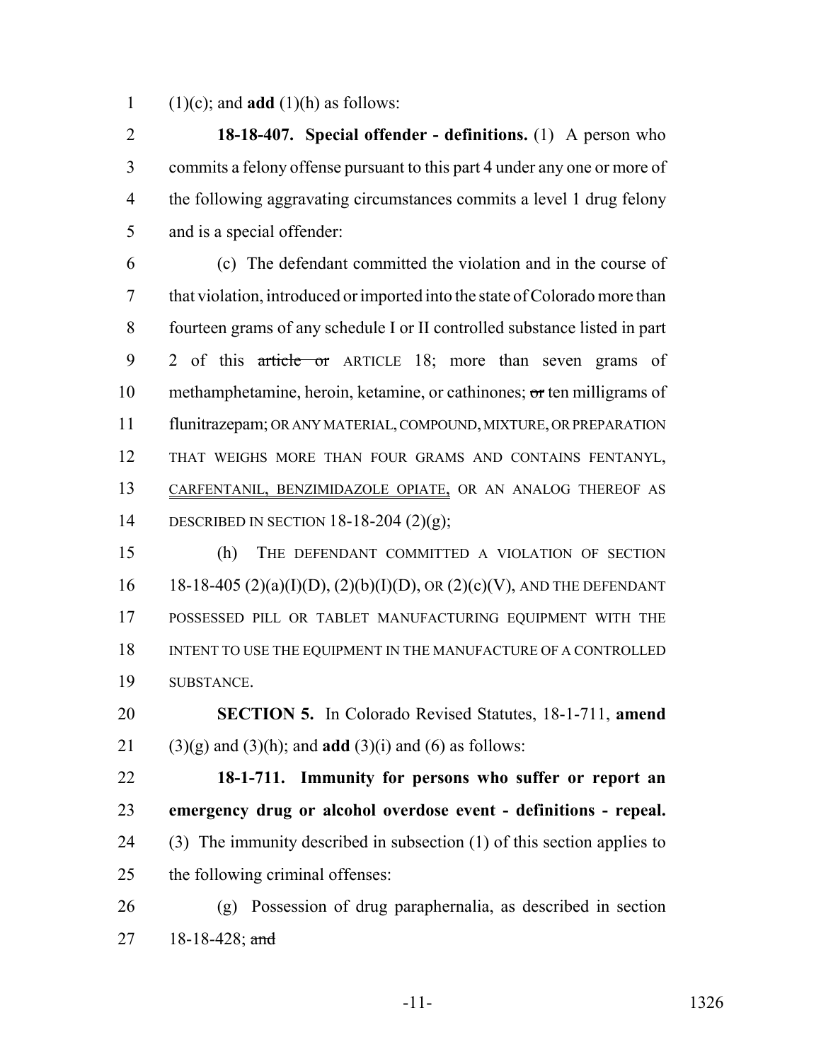(1)(c); and **add** (1)(h) as follows:

**18-18-407. Special offender - definitions.** (1) A person who commits a felony offense pursuant to this part 4 under any one or more of the following aggravating circumstances commits a level 1 drug felony and is a special offender:

(c) The defendant committed the violation and in the course of that violation, introduced or imported into the state of Colorado more than fourteen grams of any schedule I or II controlled substance listed in part 2 of this ~~article or~~ ARTICLE 18; more than seven grams of methamphetamine, heroin, ketamine, or cathinones; ~~or~~ ten milligrams of flunitrazepam; OR ANY MATERIAL, COMPOUND, MIXTURE, OR PREPARATION THAT WEIGHS MORE THAN FOUR GRAMS AND CONTAINS FENTANYL, CARFENTANIL, BENZIMIDAZOLE OPIATE, OR AN ANALOG THEREOF AS DESCRIBED IN SECTION 18-18-204 (2)(g);

(h) THE DEFENDANT COMMITTED A VIOLATION OF SECTION 18-18-405 (2)(a)(I)(D), (2)(b)(I)(D), OR (2)(c)(V), AND THE DEFENDANT POSSESSED PILL OR TABLET MANUFACTURING EQUIPMENT WITH THE INTENT TO USE THE EQUIPMENT IN THE MANUFACTURE OF A CONTROLLED SUBSTANCE.

**SECTION 5.** In Colorado Revised Statutes, 18-1-711, **amend** (3)(g) and (3)(h); and **add** (3)(i) and (6) as follows:

**18-1-711. Immunity for persons who suffer or report an emergency drug or alcohol overdose event - definitions - repeal.** (3) The immunity described in subsection (1) of this section applies to the following criminal offenses:

(g) Possession of drug paraphernalia, as described in section 18-18-428; ~~and~~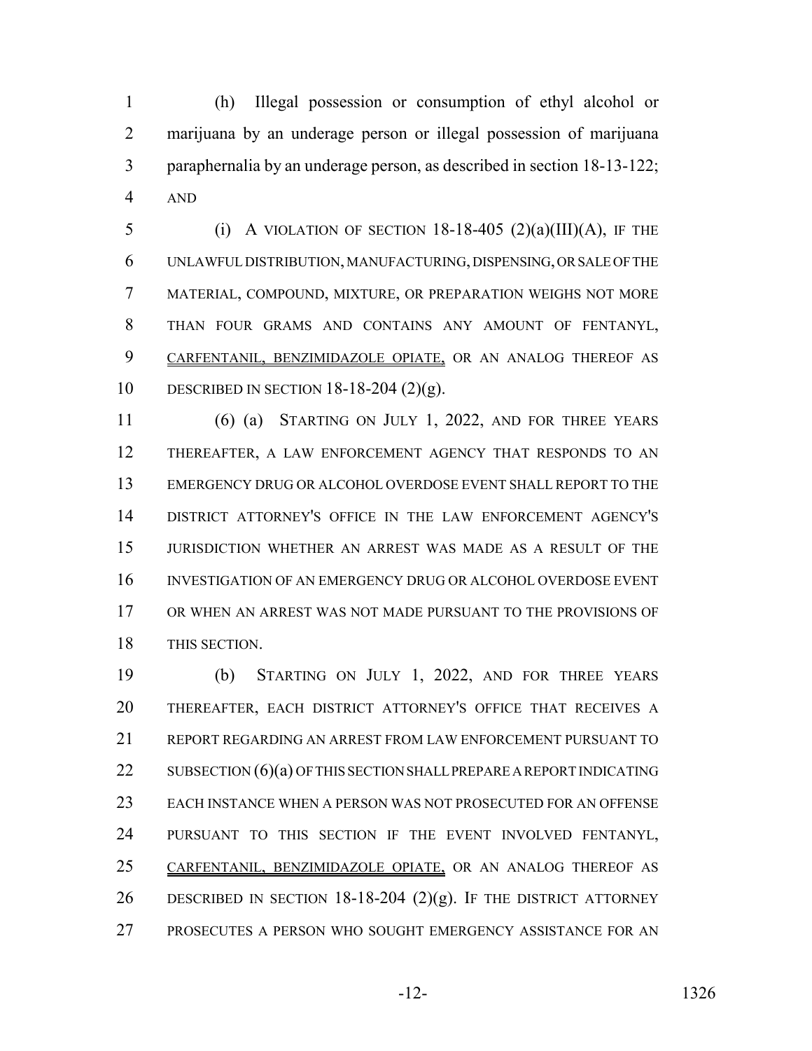(h) Illegal possession or consumption of ethyl alcohol or marijuana by an underage person or illegal possession of marijuana paraphernalia by an underage person, as described in section 18-13-122; AND

(i) A VIOLATION OF SECTION 18-18-405 (2)(a)(III)(A), IF THE UNLAWFUL DISTRIBUTION, MANUFACTURING, DISPENSING, OR SALE OF THE MATERIAL, COMPOUND, MIXTURE, OR PREPARATION WEIGHS NOT MORE THAN FOUR GRAMS AND CONTAINS ANY AMOUNT OF FENTANYL, CARFENTANIL, BENZIMIDAZOLE OPIATE, OR AN ANALOG THEREOF AS DESCRIBED IN SECTION 18-18-204 (2)(g).

(6) (a) STARTING ON JULY 1, 2022, AND FOR THREE YEARS THEREAFTER, A LAW ENFORCEMENT AGENCY THAT RESPONDS TO AN EMERGENCY DRUG OR ALCOHOL OVERDOSE EVENT SHALL REPORT TO THE DISTRICT ATTORNEY'S OFFICE IN THE LAW ENFORCEMENT AGENCY'S JURISDICTION WHETHER AN ARREST WAS MADE AS A RESULT OF THE INVESTIGATION OF AN EMERGENCY DRUG OR ALCOHOL OVERDOSE EVENT OR WHEN AN ARREST WAS NOT MADE PURSUANT TO THE PROVISIONS OF THIS SECTION.

(b) STARTING ON JULY 1, 2022, AND FOR THREE YEARS THEREAFTER, EACH DISTRICT ATTORNEY'S OFFICE THAT RECEIVES A REPORT REGARDING AN ARREST FROM LAW ENFORCEMENT PURSUANT TO SUBSECTION (6)(a) OF THIS SECTION SHALL PREPARE A REPORT INDICATING EACH INSTANCE WHEN A PERSON WAS NOT PROSECUTED FOR AN OFFENSE PURSUANT TO THIS SECTION IF THE EVENT INVOLVED FENTANYL, CARFENTANIL, BENZIMIDAZOLE OPIATE, OR AN ANALOG THEREOF AS DESCRIBED IN SECTION 18-18-204 (2)(g). IF THE DISTRICT ATTORNEY PROSECUTES A PERSON WHO SOUGHT EMERGENCY ASSISTANCE FOR AN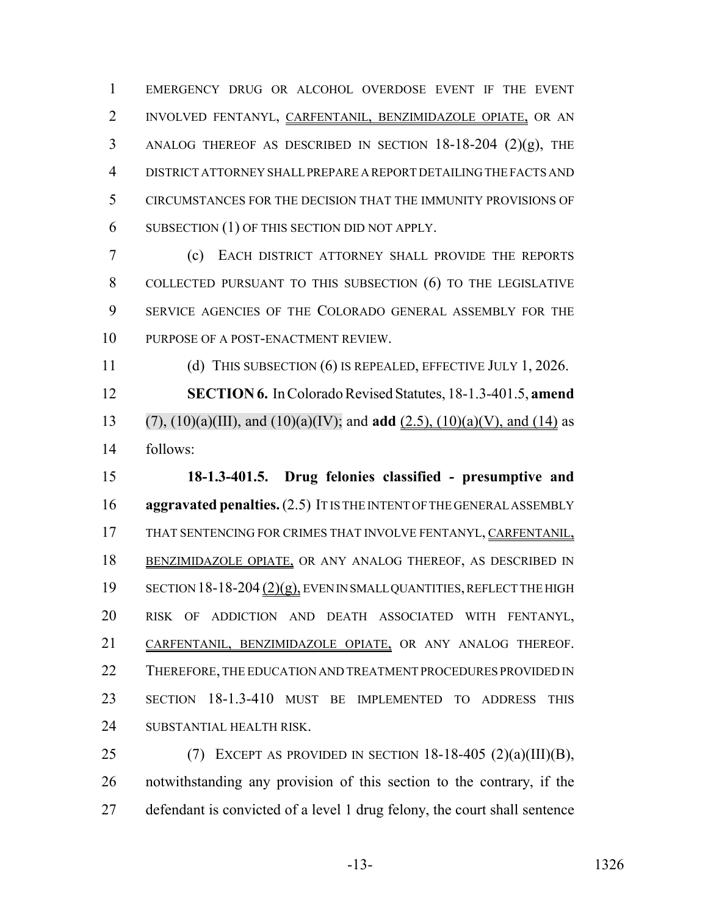EMERGENCY DRUG OR ALCOHOL OVERDOSE EVENT IF THE EVENT INVOLVED FENTANYL, CARFENTANIL, BENZIMIDAZOLE OPIATE, OR AN ANALOG THEREOF AS DESCRIBED IN SECTION 18-18-204 (2)(g), THE DISTRICT ATTORNEY SHALL PREPARE A REPORT DETAILING THE FACTS AND CIRCUMSTANCES FOR THE DECISION THAT THE IMMUNITY PROVISIONS OF SUBSECTION (1) OF THIS SECTION DID NOT APPLY.

(c) EACH DISTRICT ATTORNEY SHALL PROVIDE THE REPORTS COLLECTED PURSUANT TO THIS SUBSECTION (6) TO THE LEGISLATIVE SERVICE AGENCIES OF THE COLORADO GENERAL ASSEMBLY FOR THE PURPOSE OF A POST-ENACTMENT REVIEW.

(d) THIS SUBSECTION (6) IS REPEALED, EFFECTIVE JULY 1, 2026.

**SECTION 6.** In Colorado Revised Statutes, 18-1.3-401.5, **amend** (7), (10)(a)(III), and (10)(a)(IV); and **add** (2.5), (10)(a)(V), and (14) as follows:

**18-1.3-401.5. Drug felonies classified - presumptive and aggravated penalties.** (2.5) IT IS THE INTENT OF THE GENERAL ASSEMBLY THAT SENTENCING FOR CRIMES THAT INVOLVE FENTANYL, CARFENTANIL, BENZIMIDAZOLE OPIATE, OR ANY ANALOG THEREOF, AS DESCRIBED IN SECTION 18-18-204 (2)(g), EVEN IN SMALL QUANTITIES, REFLECT THE HIGH RISK OF ADDICTION AND DEATH ASSOCIATED WITH FENTANYL, CARFENTANIL, BENZIMIDAZOLE OPIATE, OR ANY ANALOG THEREOF. THEREFORE, THE EDUCATION AND TREATMENT PROCEDURES PROVIDED IN SECTION 18-1.3-410 MUST BE IMPLEMENTED TO ADDRESS THIS SUBSTANTIAL HEALTH RISK.

(7) EXCEPT AS PROVIDED IN SECTION 18-18-405 (2)(a)(III)(B), notwithstanding any provision of this section to the contrary, if the defendant is convicted of a level 1 drug felony, the court shall sentence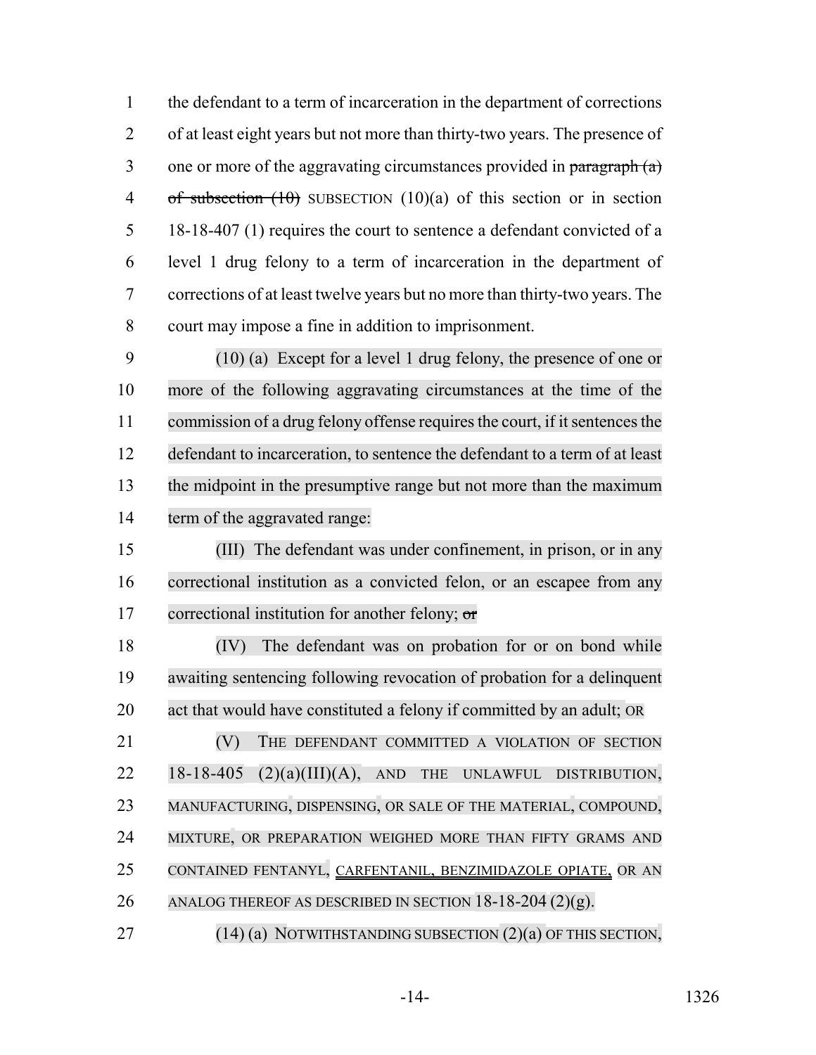the defendant to a term of incarceration in the department of corrections of at least eight years but not more than thirty-two years. The presence of one or more of the aggravating circumstances provided in ~~paragraph (a) of subsection (10)~~ SUBSECTION (10)(a) of this section or in section 18-18-407 (1) requires the court to sentence a defendant convicted of a level 1 drug felony to a term of incarceration in the department of corrections of at least twelve years but no more than thirty-two years. The court may impose a fine in addition to imprisonment.

(10) (a) Except for a level 1 drug felony, the presence of one or more of the following aggravating circumstances at the time of the commission of a drug felony offense requires the court, if it sentences the defendant to incarceration, to sentence the defendant to a term of at least the midpoint in the presumptive range but not more than the maximum term of the aggravated range:

(III) The defendant was under confinement, in prison, or in any correctional institution as a convicted felon, or an escapee from any correctional institution for another felony; ~~or~~

(IV) The defendant was on probation for or on bond while awaiting sentencing following revocation of probation for a delinquent act that would have constituted a felony if committed by an adult; OR

(V) THE DEFENDANT COMMITTED A VIOLATION OF SECTION 18-18-405 (2)(a)(III)(A), AND THE UNLAWFUL DISTRIBUTION, MANUFACTURING, DISPENSING, OR SALE OF THE MATERIAL, COMPOUND, MIXTURE, OR PREPARATION WEIGHED MORE THAN FIFTY GRAMS AND CONTAINED FENTANYL, CARFENTANIL, BENZIMIDAZOLE OPIATE, OR AN ANALOG THEREOF AS DESCRIBED IN SECTION 18-18-204 (2)(g).

(14) (a) NOTWITHSTANDING SUBSECTION (2)(a) OF THIS SECTION,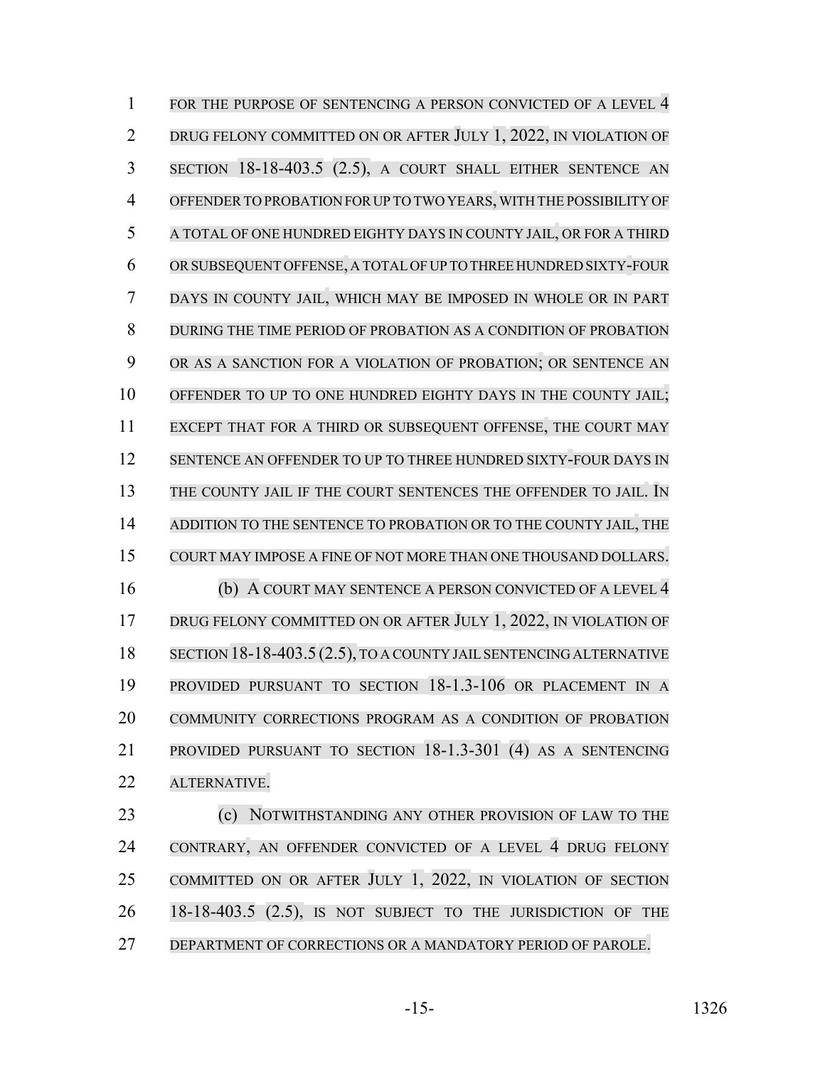FOR THE PURPOSE OF SENTENCING A PERSON CONVICTED OF A LEVEL 4 DRUG FELONY COMMITTED ON OR AFTER JULY 1, 2022, IN VIOLATION OF SECTION 18-18-403.5 (2.5), A COURT SHALL EITHER SENTENCE AN OFFENDER TO PROBATION FOR UP TO TWO YEARS, WITH THE POSSIBILITY OF A TOTAL OF ONE HUNDRED EIGHTY DAYS IN COUNTY JAIL, OR FOR A THIRD OR SUBSEQUENT OFFENSE, A TOTAL OF UP TO THREE HUNDRED SIXTY-FOUR DAYS IN COUNTY JAIL, WHICH MAY BE IMPOSED IN WHOLE OR IN PART DURING THE TIME PERIOD OF PROBATION AS A CONDITION OF PROBATION OR AS A SANCTION FOR A VIOLATION OF PROBATION; OR SENTENCE AN OFFENDER TO UP TO ONE HUNDRED EIGHTY DAYS IN THE COUNTY JAIL; EXCEPT THAT FOR A THIRD OR SUBSEQUENT OFFENSE, THE COURT MAY SENTENCE AN OFFENDER TO UP TO THREE HUNDRED SIXTY-FOUR DAYS IN THE COUNTY JAIL IF THE COURT SENTENCES THE OFFENDER TO JAIL. IN ADDITION TO THE SENTENCE TO PROBATION OR TO THE COUNTY JAIL, THE COURT MAY IMPOSE A FINE OF NOT MORE THAN ONE THOUSAND DOLLARS.

(b) A COURT MAY SENTENCE A PERSON CONVICTED OF A LEVEL 4 DRUG FELONY COMMITTED ON OR AFTER JULY 1, 2022, IN VIOLATION OF SECTION 18-18-403.5 (2.5), TO A COUNTY JAIL SENTENCING ALTERNATIVE PROVIDED PURSUANT TO SECTION 18-1.3-106 OR PLACEMENT IN A COMMUNITY CORRECTIONS PROGRAM AS A CONDITION OF PROBATION PROVIDED PURSUANT TO SECTION 18-1.3-301 (4) AS A SENTENCING ALTERNATIVE.

(c) NOTWITHSTANDING ANY OTHER PROVISION OF LAW TO THE CONTRARY, AN OFFENDER CONVICTED OF A LEVEL 4 DRUG FELONY COMMITTED ON OR AFTER JULY 1, 2022, IN VIOLATION OF SECTION 18-18-403.5 (2.5), IS NOT SUBJECT TO THE JURISDICTION OF THE DEPARTMENT OF CORRECTIONS OR A MANDATORY PERIOD OF PAROLE.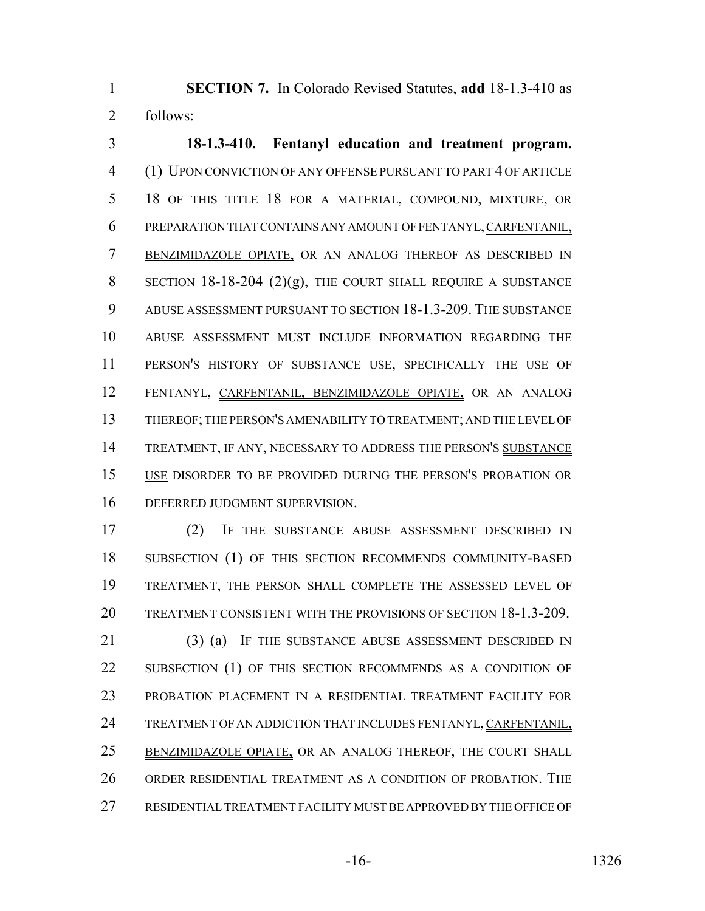**SECTION 7.** In Colorado Revised Statutes, **add** 18-1.3-410 as follows:

**18-1.3-410. Fentanyl education and treatment program.** (1) UPON CONVICTION OF ANY OFFENSE PURSUANT TO PART 4 OF ARTICLE 18 OF THIS TITLE 18 FOR A MATERIAL, COMPOUND, MIXTURE, OR PREPARATION THAT CONTAINS ANY AMOUNT OF FENTANYL, CARFENTANIL, BENZIMIDAZOLE OPIATE, OR AN ANALOG THEREOF AS DESCRIBED IN SECTION 18-18-204 (2)(g), THE COURT SHALL REQUIRE A SUBSTANCE ABUSE ASSESSMENT PURSUANT TO SECTION 18-1.3-209. THE SUBSTANCE ABUSE ASSESSMENT MUST INCLUDE INFORMATION REGARDING THE PERSON'S HISTORY OF SUBSTANCE USE, SPECIFICALLY THE USE OF FENTANYL, CARFENTANIL, BENZIMIDAZOLE OPIATE, OR AN ANALOG THEREOF; THE PERSON'S AMENABILITY TO TREATMENT; AND THE LEVEL OF TREATMENT, IF ANY, NECESSARY TO ADDRESS THE PERSON'S SUBSTANCE USE DISORDER TO BE PROVIDED DURING THE PERSON'S PROBATION OR DEFERRED JUDGMENT SUPERVISION.

(2) IF THE SUBSTANCE ABUSE ASSESSMENT DESCRIBED IN SUBSECTION (1) OF THIS SECTION RECOMMENDS COMMUNITY-BASED TREATMENT, THE PERSON SHALL COMPLETE THE ASSESSED LEVEL OF TREATMENT CONSISTENT WITH THE PROVISIONS OF SECTION 18-1.3-209.

(3) (a) IF THE SUBSTANCE ABUSE ASSESSMENT DESCRIBED IN SUBSECTION (1) OF THIS SECTION RECOMMENDS AS A CONDITION OF PROBATION PLACEMENT IN A RESIDENTIAL TREATMENT FACILITY FOR TREATMENT OF AN ADDICTION THAT INCLUDES FENTANYL, CARFENTANIL, BENZIMIDAZOLE OPIATE, OR AN ANALOG THEREOF, THE COURT SHALL ORDER RESIDENTIAL TREATMENT AS A CONDITION OF PROBATION. THE RESIDENTIAL TREATMENT FACILITY MUST BE APPROVED BY THE OFFICE OF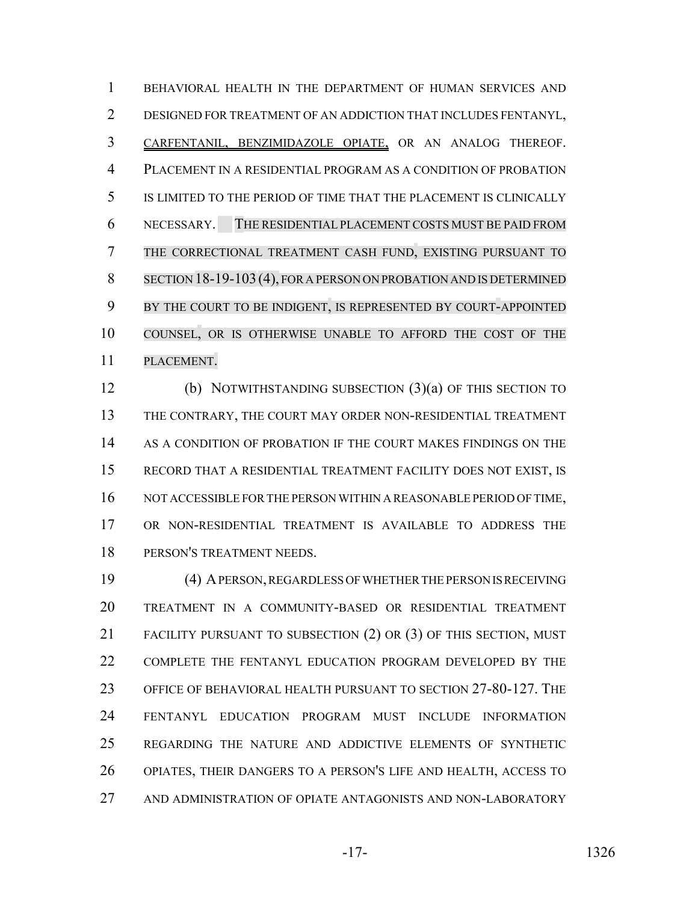BEHAVIORAL HEALTH IN THE DEPARTMENT OF HUMAN SERVICES AND DESIGNED FOR TREATMENT OF AN ADDICTION THAT INCLUDES FENTANYL, CARFENTANIL, BENZIMIDAZOLE OPIATE, OR AN ANALOG THEREOF. PLACEMENT IN A RESIDENTIAL PROGRAM AS A CONDITION OF PROBATION IS LIMITED TO THE PERIOD OF TIME THAT THE PLACEMENT IS CLINICALLY NECESSARY. THE RESIDENTIAL PLACEMENT COSTS MUST BE PAID FROM THE CORRECTIONAL TREATMENT CASH FUND, EXISTING PURSUANT TO SECTION 18-19-103 (4), FOR A PERSON ON PROBATION AND IS DETERMINED BY THE COURT TO BE INDIGENT, IS REPRESENTED BY COURT-APPOINTED COUNSEL, OR IS OTHERWISE UNABLE TO AFFORD THE COST OF THE PLACEMENT.

(b) NOTWITHSTANDING SUBSECTION (3)(a) OF THIS SECTION TO THE CONTRARY, THE COURT MAY ORDER NON-RESIDENTIAL TREATMENT AS A CONDITION OF PROBATION IF THE COURT MAKES FINDINGS ON THE RECORD THAT A RESIDENTIAL TREATMENT FACILITY DOES NOT EXIST, IS NOT ACCESSIBLE FOR THE PERSON WITHIN A REASONABLE PERIOD OF TIME, OR NON-RESIDENTIAL TREATMENT IS AVAILABLE TO ADDRESS THE PERSON'S TREATMENT NEEDS.

(4) A PERSON, REGARDLESS OF WHETHER THE PERSON IS RECEIVING TREATMENT IN A COMMUNITY-BASED OR RESIDENTIAL TREATMENT FACILITY PURSUANT TO SUBSECTION (2) OR (3) OF THIS SECTION, MUST COMPLETE THE FENTANYL EDUCATION PROGRAM DEVELOPED BY THE OFFICE OF BEHAVIORAL HEALTH PURSUANT TO SECTION 27-80-127. THE FENTANYL EDUCATION PROGRAM MUST INCLUDE INFORMATION REGARDING THE NATURE AND ADDICTIVE ELEMENTS OF SYNTHETIC OPIATES, THEIR DANGERS TO A PERSON'S LIFE AND HEALTH, ACCESS TO AND ADMINISTRATION OF OPIATE ANTAGONISTS AND NON-LABORATORY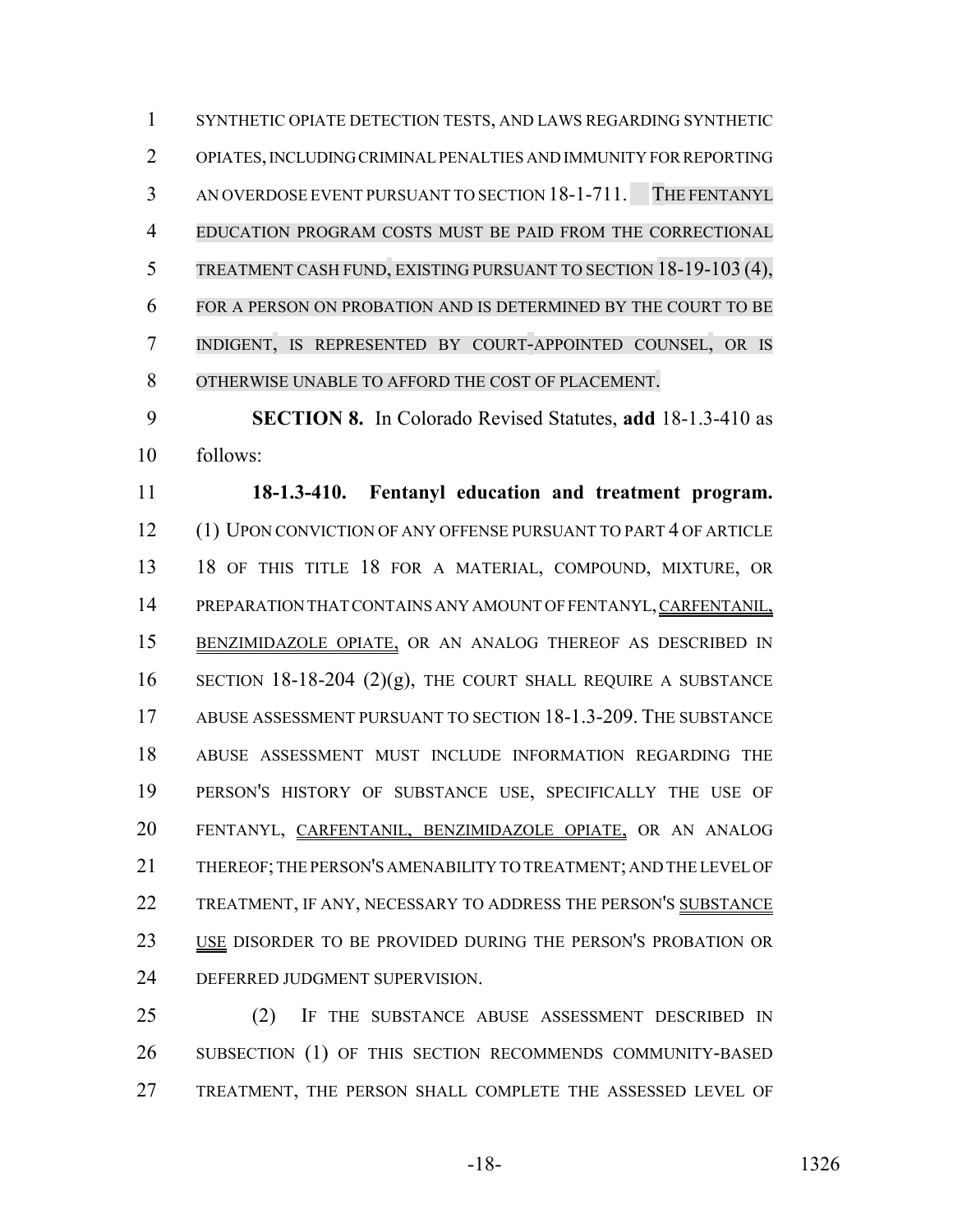SYNTHETIC OPIATE DETECTION TESTS, AND LAWS REGARDING SYNTHETIC OPIATES, INCLUDING CRIMINAL PENALTIES AND IMMUNITY FOR REPORTING AN OVERDOSE EVENT PURSUANT TO SECTION 18-1-711. THE FENTANYL EDUCATION PROGRAM COSTS MUST BE PAID FROM THE CORRECTIONAL TREATMENT CASH FUND, EXISTING PURSUANT TO SECTION 18-19-103 (4), FOR A PERSON ON PROBATION AND IS DETERMINED BY THE COURT TO BE INDIGENT, IS REPRESENTED BY COURT-APPOINTED COUNSEL, OR IS OTHERWISE UNABLE TO AFFORD THE COST OF PLACEMENT.

**SECTION 8.** In Colorado Revised Statutes, **add** 18-1.3-410 as follows:

**18-1.3-410. Fentanyl education and treatment program.** (1) UPON CONVICTION OF ANY OFFENSE PURSUANT TO PART 4 OF ARTICLE 18 OF THIS TITLE 18 FOR A MATERIAL, COMPOUND, MIXTURE, OR PREPARATION THAT CONTAINS ANY AMOUNT OF FENTANYL, CARFENTANIL, BENZIMIDAZOLE OPIATE, OR AN ANALOG THEREOF AS DESCRIBED IN SECTION 18-18-204 (2)(g), THE COURT SHALL REQUIRE A SUBSTANCE ABUSE ASSESSMENT PURSUANT TO SECTION 18-1.3-209. THE SUBSTANCE ABUSE ASSESSMENT MUST INCLUDE INFORMATION REGARDING THE PERSON'S HISTORY OF SUBSTANCE USE, SPECIFICALLY THE USE OF FENTANYL, CARFENTANIL, BENZIMIDAZOLE OPIATE, OR AN ANALOG THEREOF; THE PERSON'S AMENABILITY TO TREATMENT; AND THE LEVEL OF TREATMENT, IF ANY, NECESSARY TO ADDRESS THE PERSON'S SUBSTANCE USE DISORDER TO BE PROVIDED DURING THE PERSON'S PROBATION OR DEFERRED JUDGMENT SUPERVISION.

(2) IF THE SUBSTANCE ABUSE ASSESSMENT DESCRIBED IN SUBSECTION (1) OF THIS SECTION RECOMMENDS COMMUNITY-BASED TREATMENT, THE PERSON SHALL COMPLETE THE ASSESSED LEVEL OF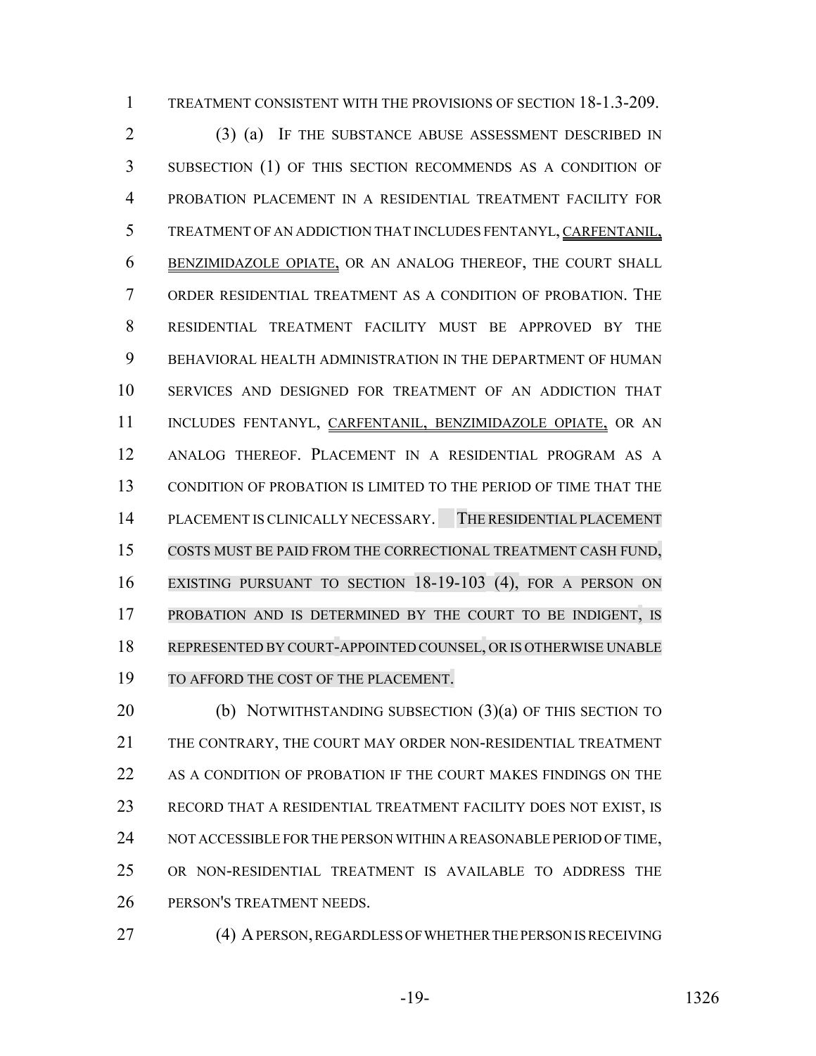TREATMENT CONSISTENT WITH THE PROVISIONS OF SECTION 18-1.3-209.

(3) (a) IF THE SUBSTANCE ABUSE ASSESSMENT DESCRIBED IN SUBSECTION (1) OF THIS SECTION RECOMMENDS AS A CONDITION OF PROBATION PLACEMENT IN A RESIDENTIAL TREATMENT FACILITY FOR TREATMENT OF AN ADDICTION THAT INCLUDES FENTANYL, CARFENTANIL, BENZIMIDAZOLE OPIATE, OR AN ANALOG THEREOF, THE COURT SHALL ORDER RESIDENTIAL TREATMENT AS A CONDITION OF PROBATION. THE RESIDENTIAL TREATMENT FACILITY MUST BE APPROVED BY THE BEHAVIORAL HEALTH ADMINISTRATION IN THE DEPARTMENT OF HUMAN SERVICES AND DESIGNED FOR TREATMENT OF AN ADDICTION THAT INCLUDES FENTANYL, CARFENTANIL, BENZIMIDAZOLE OPIATE, OR AN ANALOG THEREOF. PLACEMENT IN A RESIDENTIAL PROGRAM AS A CONDITION OF PROBATION IS LIMITED TO THE PERIOD OF TIME THAT THE PLACEMENT IS CLINICALLY NECESSARY. THE RESIDENTIAL PLACEMENT COSTS MUST BE PAID FROM THE CORRECTIONAL TREATMENT CASH FUND, EXISTING PURSUANT TO SECTION 18-19-103 (4), FOR A PERSON ON PROBATION AND IS DETERMINED BY THE COURT TO BE INDIGENT, IS REPRESENTED BY COURT-APPOINTED COUNSEL, OR IS OTHERWISE UNABLE TO AFFORD THE COST OF THE PLACEMENT.

(b) NOTWITHSTANDING SUBSECTION (3)(a) OF THIS SECTION TO THE CONTRARY, THE COURT MAY ORDER NON-RESIDENTIAL TREATMENT AS A CONDITION OF PROBATION IF THE COURT MAKES FINDINGS ON THE RECORD THAT A RESIDENTIAL TREATMENT FACILITY DOES NOT EXIST, IS NOT ACCESSIBLE FOR THE PERSON WITHIN A REASONABLE PERIOD OF TIME, OR NON-RESIDENTIAL TREATMENT IS AVAILABLE TO ADDRESS THE PERSON'S TREATMENT NEEDS.

(4) A PERSON, REGARDLESS OF WHETHER THE PERSON IS RECEIVING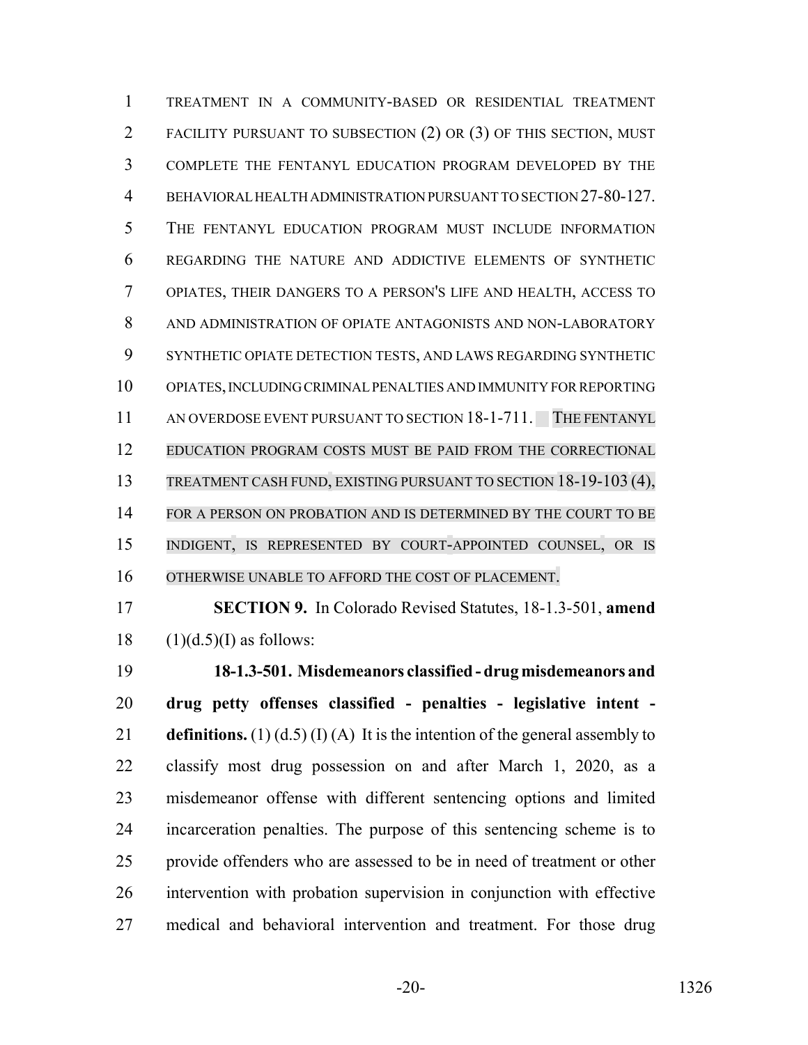TREATMENT IN A COMMUNITY-BASED OR RESIDENTIAL TREATMENT FACILITY PURSUANT TO SUBSECTION (2) OR (3) OF THIS SECTION, MUST COMPLETE THE FENTANYL EDUCATION PROGRAM DEVELOPED BY THE BEHAVIORAL HEALTH ADMINISTRATION PURSUANT TO SECTION 27-80-127. THE FENTANYL EDUCATION PROGRAM MUST INCLUDE INFORMATION REGARDING THE NATURE AND ADDICTIVE ELEMENTS OF SYNTHETIC OPIATES, THEIR DANGERS TO A PERSON'S LIFE AND HEALTH, ACCESS TO AND ADMINISTRATION OF OPIATE ANTAGONISTS AND NON-LABORATORY SYNTHETIC OPIATE DETECTION TESTS, AND LAWS REGARDING SYNTHETIC OPIATES, INCLUDING CRIMINAL PENALTIES AND IMMUNITY FOR REPORTING AN OVERDOSE EVENT PURSUANT TO SECTION 18-1-711. THE FENTANYL EDUCATION PROGRAM COSTS MUST BE PAID FROM THE CORRECTIONAL TREATMENT CASH FUND, EXISTING PURSUANT TO SECTION 18-19-103 (4), FOR A PERSON ON PROBATION AND IS DETERMINED BY THE COURT TO BE INDIGENT, IS REPRESENTED BY COURT-APPOINTED COUNSEL, OR IS OTHERWISE UNABLE TO AFFORD THE COST OF PLACEMENT.

**SECTION 9.** In Colorado Revised Statutes, 18-1.3-501, **amend** (1)(d.5)(I) as follows:

**18-1.3-501. Misdemeanors classified - drug misdemeanors and drug petty offenses classified - penalties - legislative intent - definitions.** (1) (d.5) (I) (A) It is the intention of the general assembly to classify most drug possession on and after March 1, 2020, as a misdemeanor offense with different sentencing options and limited incarceration penalties. The purpose of this sentencing scheme is to provide offenders who are assessed to be in need of treatment or other intervention with probation supervision in conjunction with effective medical and behavioral intervention and treatment. For those drug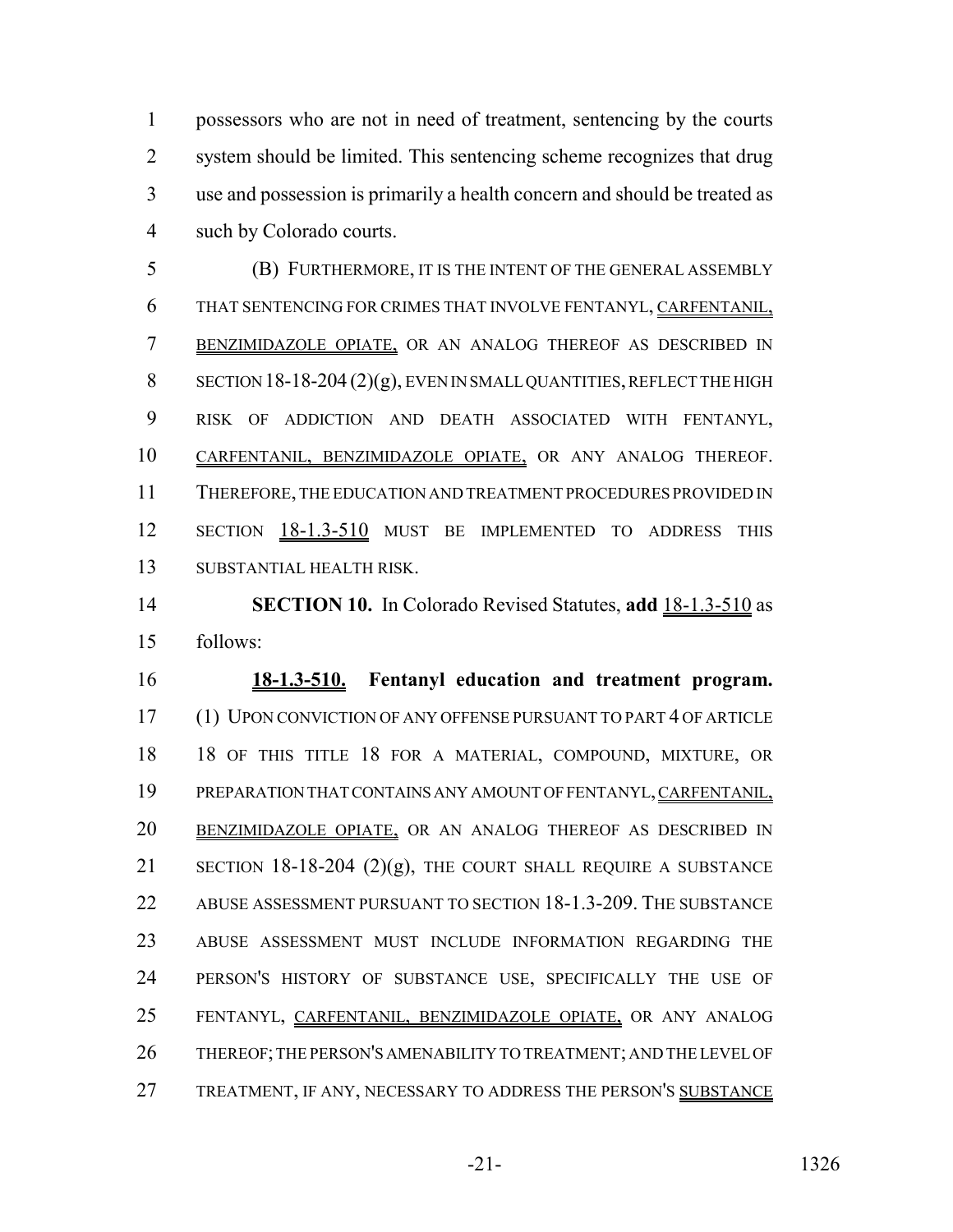possessors who are not in need of treatment, sentencing by the courts system should be limited. This sentencing scheme recognizes that drug use and possession is primarily a health concern and should be treated as such by Colorado courts.

(B) FURTHERMORE, IT IS THE INTENT OF THE GENERAL ASSEMBLY THAT SENTENCING FOR CRIMES THAT INVOLVE FENTANYL, CARFENTANIL, BENZIMIDAZOLE OPIATE, OR AN ANALOG THEREOF AS DESCRIBED IN SECTION 18-18-204 (2)(g), EVEN IN SMALL QUANTITIES, REFLECT THE HIGH RISK OF ADDICTION AND DEATH ASSOCIATED WITH FENTANYL, CARFENTANIL, BENZIMIDAZOLE OPIATE, OR ANY ANALOG THEREOF. THEREFORE, THE EDUCATION AND TREATMENT PROCEDURES PROVIDED IN SECTION 18-1.3-510 MUST BE IMPLEMENTED TO ADDRESS THIS SUBSTANTIAL HEALTH RISK.

**SECTION 10.** In Colorado Revised Statutes, **add** 18-1.3-510 as follows:

**18-1.3-510. Fentanyl education and treatment program.** (1) UPON CONVICTION OF ANY OFFENSE PURSUANT TO PART 4 OF ARTICLE 18 OF THIS TITLE 18 FOR A MATERIAL, COMPOUND, MIXTURE, OR PREPARATION THAT CONTAINS ANY AMOUNT OF FENTANYL, CARFENTANIL, BENZIMIDAZOLE OPIATE, OR AN ANALOG THEREOF AS DESCRIBED IN SECTION 18-18-204 (2)(g), THE COURT SHALL REQUIRE A SUBSTANCE ABUSE ASSESSMENT PURSUANT TO SECTION 18-1.3-209. THE SUBSTANCE ABUSE ASSESSMENT MUST INCLUDE INFORMATION REGARDING THE PERSON'S HISTORY OF SUBSTANCE USE, SPECIFICALLY THE USE OF FENTANYL, CARFENTANIL, BENZIMIDAZOLE OPIATE, OR ANY ANALOG THEREOF; THE PERSON'S AMENABILITY TO TREATMENT; AND THE LEVEL OF TREATMENT, IF ANY, NECESSARY TO ADDRESS THE PERSON'S SUBSTANCE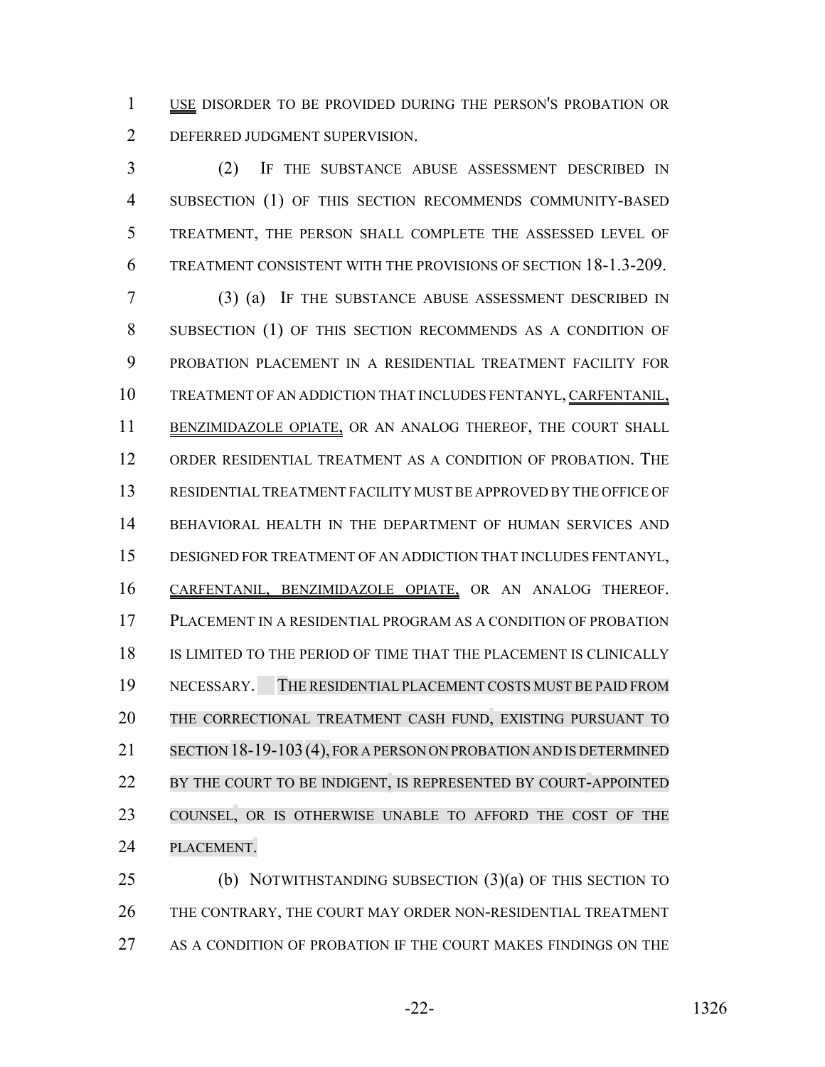USE DISORDER TO BE PROVIDED DURING THE PERSON'S PROBATION OR DEFERRED JUDGMENT SUPERVISION.

(2) IF THE SUBSTANCE ABUSE ASSESSMENT DESCRIBED IN SUBSECTION (1) OF THIS SECTION RECOMMENDS COMMUNITY-BASED TREATMENT, THE PERSON SHALL COMPLETE THE ASSESSED LEVEL OF TREATMENT CONSISTENT WITH THE PROVISIONS OF SECTION 18-1.3-209.

(3) (a) IF THE SUBSTANCE ABUSE ASSESSMENT DESCRIBED IN SUBSECTION (1) OF THIS SECTION RECOMMENDS AS A CONDITION OF PROBATION PLACEMENT IN A RESIDENTIAL TREATMENT FACILITY FOR TREATMENT OF AN ADDICTION THAT INCLUDES FENTANYL, CARFENTANIL, BENZIMIDAZOLE OPIATE, OR AN ANALOG THEREOF, THE COURT SHALL ORDER RESIDENTIAL TREATMENT AS A CONDITION OF PROBATION. THE RESIDENTIAL TREATMENT FACILITY MUST BE APPROVED BY THE OFFICE OF BEHAVIORAL HEALTH IN THE DEPARTMENT OF HUMAN SERVICES AND DESIGNED FOR TREATMENT OF AN ADDICTION THAT INCLUDES FENTANYL, CARFENTANIL, BENZIMIDAZOLE OPIATE, OR AN ANALOG THEREOF. PLACEMENT IN A RESIDENTIAL PROGRAM AS A CONDITION OF PROBATION IS LIMITED TO THE PERIOD OF TIME THAT THE PLACEMENT IS CLINICALLY NECESSARY. THE RESIDENTIAL PLACEMENT COSTS MUST BE PAID FROM THE CORRECTIONAL TREATMENT CASH FUND, EXISTING PURSUANT TO SECTION 18-19-103 (4), FOR A PERSON ON PROBATION AND IS DETERMINED BY THE COURT TO BE INDIGENT, IS REPRESENTED BY COURT-APPOINTED COUNSEL, OR IS OTHERWISE UNABLE TO AFFORD THE COST OF THE PLACEMENT.

(b) NOTWITHSTANDING SUBSECTION (3)(a) OF THIS SECTION TO THE CONTRARY, THE COURT MAY ORDER NON-RESIDENTIAL TREATMENT AS A CONDITION OF PROBATION IF THE COURT MAKES FINDINGS ON THE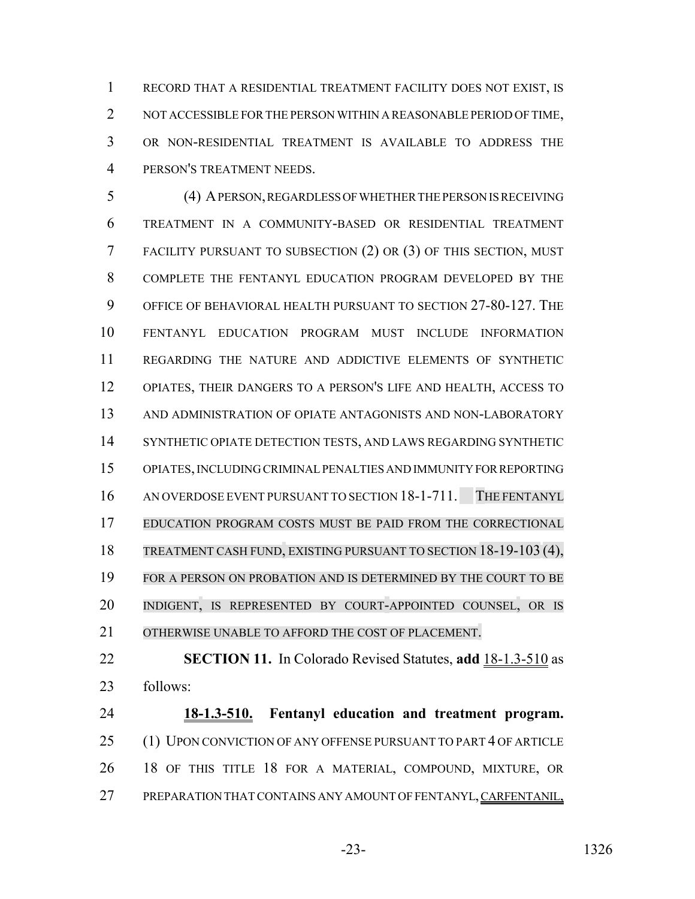RECORD THAT A RESIDENTIAL TREATMENT FACILITY DOES NOT EXIST, IS NOT ACCESSIBLE FOR THE PERSON WITHIN A REASONABLE PERIOD OF TIME, OR NON-RESIDENTIAL TREATMENT IS AVAILABLE TO ADDRESS THE PERSON'S TREATMENT NEEDS.

(4) A PERSON, REGARDLESS OF WHETHER THE PERSON IS RECEIVING TREATMENT IN A COMMUNITY-BASED OR RESIDENTIAL TREATMENT FACILITY PURSUANT TO SUBSECTION (2) OR (3) OF THIS SECTION, MUST COMPLETE THE FENTANYL EDUCATION PROGRAM DEVELOPED BY THE OFFICE OF BEHAVIORAL HEALTH PURSUANT TO SECTION 27-80-127. THE FENTANYL EDUCATION PROGRAM MUST INCLUDE INFORMATION REGARDING THE NATURE AND ADDICTIVE ELEMENTS OF SYNTHETIC OPIATES, THEIR DANGERS TO A PERSON'S LIFE AND HEALTH, ACCESS TO AND ADMINISTRATION OF OPIATE ANTAGONISTS AND NON-LABORATORY SYNTHETIC OPIATE DETECTION TESTS, AND LAWS REGARDING SYNTHETIC OPIATES, INCLUDING CRIMINAL PENALTIES AND IMMUNITY FOR REPORTING AN OVERDOSE EVENT PURSUANT TO SECTION 18-1-711. THE FENTANYL EDUCATION PROGRAM COSTS MUST BE PAID FROM THE CORRECTIONAL TREATMENT CASH FUND, EXISTING PURSUANT TO SECTION 18-19-103 (4), FOR A PERSON ON PROBATION AND IS DETERMINED BY THE COURT TO BE INDIGENT, IS REPRESENTED BY COURT-APPOINTED COUNSEL, OR IS OTHERWISE UNABLE TO AFFORD THE COST OF PLACEMENT.

**SECTION 11.** In Colorado Revised Statutes, **add** 18-1.3-510 as follows:

**18-1.3-510. Fentanyl education and treatment program.** (1) UPON CONVICTION OF ANY OFFENSE PURSUANT TO PART 4 OF ARTICLE 18 OF THIS TITLE 18 FOR A MATERIAL, COMPOUND, MIXTURE, OR PREPARATION THAT CONTAINS ANY AMOUNT OF FENTANYL, CARFENTANIL,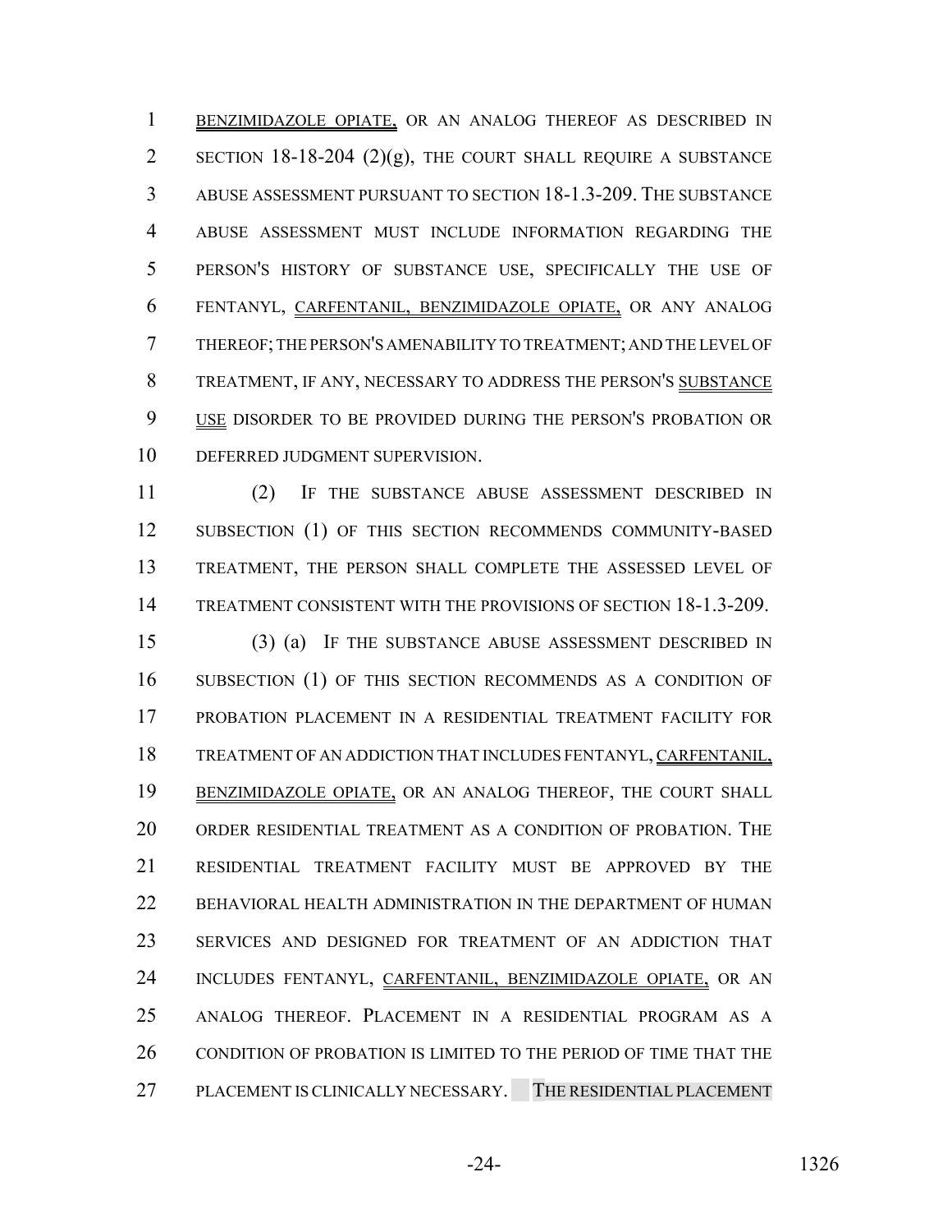BENZIMIDAZOLE OPIATE, OR AN ANALOG THEREOF AS DESCRIBED IN SECTION 18-18-204 (2)(g), THE COURT SHALL REQUIRE A SUBSTANCE ABUSE ASSESSMENT PURSUANT TO SECTION 18-1.3-209. THE SUBSTANCE ABUSE ASSESSMENT MUST INCLUDE INFORMATION REGARDING THE PERSON'S HISTORY OF SUBSTANCE USE, SPECIFICALLY THE USE OF FENTANYL, CARFENTANIL, BENZIMIDAZOLE OPIATE, OR ANY ANALOG THEREOF; THE PERSON'S AMENABILITY TO TREATMENT; AND THE LEVEL OF TREATMENT, IF ANY, NECESSARY TO ADDRESS THE PERSON'S SUBSTANCE USE DISORDER TO BE PROVIDED DURING THE PERSON'S PROBATION OR DEFERRED JUDGMENT SUPERVISION.

(2) IF THE SUBSTANCE ABUSE ASSESSMENT DESCRIBED IN SUBSECTION (1) OF THIS SECTION RECOMMENDS COMMUNITY-BASED TREATMENT, THE PERSON SHALL COMPLETE THE ASSESSED LEVEL OF TREATMENT CONSISTENT WITH THE PROVISIONS OF SECTION 18-1.3-209.

(3) (a) IF THE SUBSTANCE ABUSE ASSESSMENT DESCRIBED IN SUBSECTION (1) OF THIS SECTION RECOMMENDS AS A CONDITION OF PROBATION PLACEMENT IN A RESIDENTIAL TREATMENT FACILITY FOR TREATMENT OF AN ADDICTION THAT INCLUDES FENTANYL, CARFENTANIL, BENZIMIDAZOLE OPIATE, OR AN ANALOG THEREOF, THE COURT SHALL ORDER RESIDENTIAL TREATMENT AS A CONDITION OF PROBATION. THE RESIDENTIAL TREATMENT FACILITY MUST BE APPROVED BY THE BEHAVIORAL HEALTH ADMINISTRATION IN THE DEPARTMENT OF HUMAN SERVICES AND DESIGNED FOR TREATMENT OF AN ADDICTION THAT INCLUDES FENTANYL, CARFENTANIL, BENZIMIDAZOLE OPIATE, OR AN ANALOG THEREOF. PLACEMENT IN A RESIDENTIAL PROGRAM AS A CONDITION OF PROBATION IS LIMITED TO THE PERIOD OF TIME THAT THE PLACEMENT IS CLINICALLY NECESSARY. THE RESIDENTIAL PLACEMENT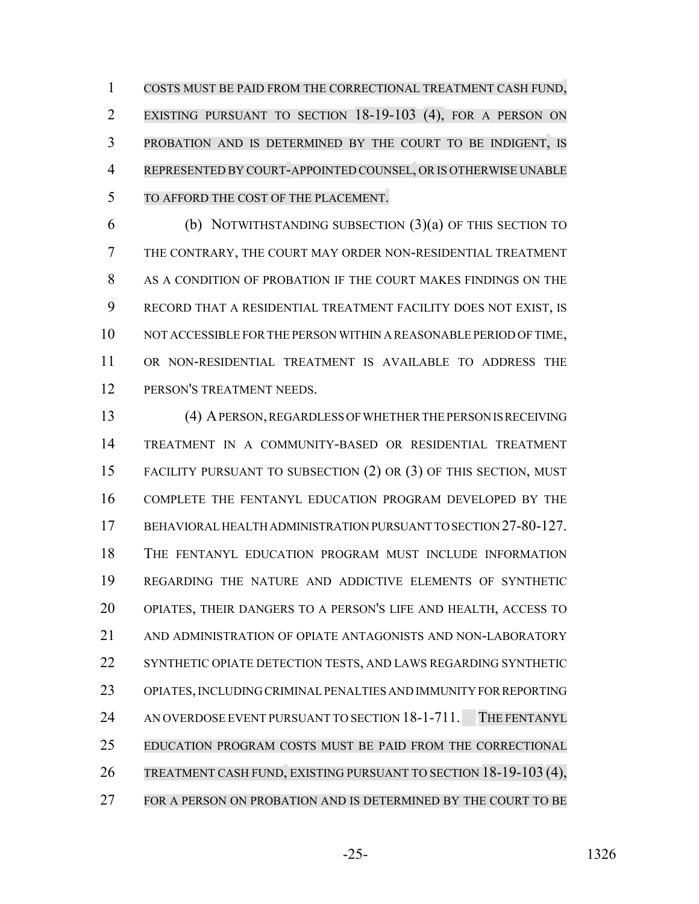COSTS MUST BE PAID FROM THE CORRECTIONAL TREATMENT CASH FUND, EXISTING PURSUANT TO SECTION 18-19-103 (4), FOR A PERSON ON PROBATION AND IS DETERMINED BY THE COURT TO BE INDIGENT, IS REPRESENTED BY COURT-APPOINTED COUNSEL, OR IS OTHERWISE UNABLE TO AFFORD THE COST OF THE PLACEMENT.

(b) NOTWITHSTANDING SUBSECTION (3)(a) OF THIS SECTION TO THE CONTRARY, THE COURT MAY ORDER NON-RESIDENTIAL TREATMENT AS A CONDITION OF PROBATION IF THE COURT MAKES FINDINGS ON THE RECORD THAT A RESIDENTIAL TREATMENT FACILITY DOES NOT EXIST, IS NOT ACCESSIBLE FOR THE PERSON WITHIN A REASONABLE PERIOD OF TIME, OR NON-RESIDENTIAL TREATMENT IS AVAILABLE TO ADDRESS THE PERSON'S TREATMENT NEEDS.

(4) A PERSON, REGARDLESS OF WHETHER THE PERSON IS RECEIVING TREATMENT IN A COMMUNITY-BASED OR RESIDENTIAL TREATMENT FACILITY PURSUANT TO SUBSECTION (2) OR (3) OF THIS SECTION, MUST COMPLETE THE FENTANYL EDUCATION PROGRAM DEVELOPED BY THE BEHAVIORAL HEALTH ADMINISTRATION PURSUANT TO SECTION 27-80-127. THE FENTANYL EDUCATION PROGRAM MUST INCLUDE INFORMATION REGARDING THE NATURE AND ADDICTIVE ELEMENTS OF SYNTHETIC OPIATES, THEIR DANGERS TO A PERSON'S LIFE AND HEALTH, ACCESS TO AND ADMINISTRATION OF OPIATE ANTAGONISTS AND NON-LABORATORY SYNTHETIC OPIATE DETECTION TESTS, AND LAWS REGARDING SYNTHETIC OPIATES, INCLUDING CRIMINAL PENALTIES AND IMMUNITY FOR REPORTING AN OVERDOSE EVENT PURSUANT TO SECTION 18-1-711. THE FENTANYL EDUCATION PROGRAM COSTS MUST BE PAID FROM THE CORRECTIONAL TREATMENT CASH FUND, EXISTING PURSUANT TO SECTION 18-19-103 (4), FOR A PERSON ON PROBATION AND IS DETERMINED BY THE COURT TO BE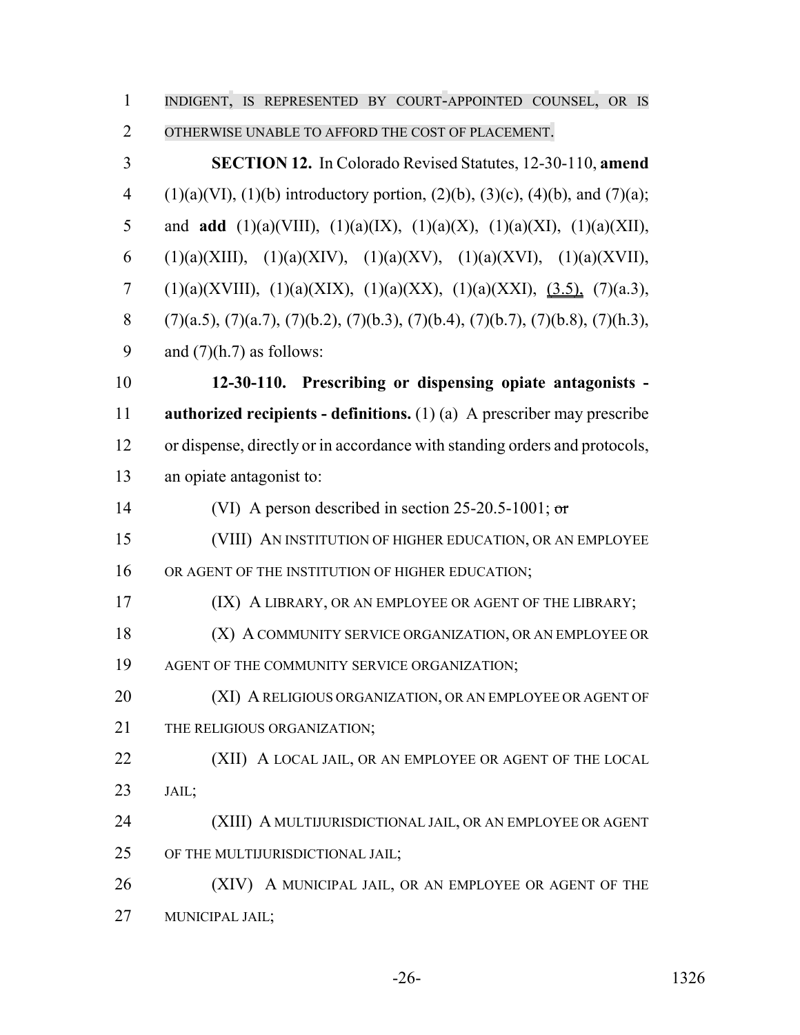INDIGENT, IS REPRESENTED BY COURT-APPOINTED COUNSEL, OR IS OTHERWISE UNABLE TO AFFORD THE COST OF PLACEMENT.

**SECTION 12.** In Colorado Revised Statutes, 12-30-110, **amend** (1)(a)(VI), (1)(b) introductory portion, (2)(b), (3)(c), (4)(b), and (7)(a); and **add** (1)(a)(VIII), (1)(a)(IX), (1)(a)(X), (1)(a)(XI), (1)(a)(XII), (1)(a)(XIII), (1)(a)(XIV), (1)(a)(XV), (1)(a)(XVI), (1)(a)(XVII), (1)(a)(XVIII), (1)(a)(XIX), (1)(a)(XX), (1)(a)(XXI), (3.5), (7)(a.3), (7)(a.5), (7)(a.7), (7)(b.2), (7)(b.3), (7)(b.4), (7)(b.7), (7)(b.8), (7)(h.3), and (7)(h.7) as follows:

**12-30-110. Prescribing or dispensing opiate antagonists - authorized recipients - definitions.** (1) (a) A prescriber may prescribe or dispense, directly or in accordance with standing orders and protocols, an opiate antagonist to:

(VI) A person described in section 25-20.5-1001; ~~or~~

(VIII) AN INSTITUTION OF HIGHER EDUCATION, OR AN EMPLOYEE OR AGENT OF THE INSTITUTION OF HIGHER EDUCATION;

(IX) A LIBRARY, OR AN EMPLOYEE OR AGENT OF THE LIBRARY;

(X) A COMMUNITY SERVICE ORGANIZATION, OR AN EMPLOYEE OR AGENT OF THE COMMUNITY SERVICE ORGANIZATION;

(XI) A RELIGIOUS ORGANIZATION, OR AN EMPLOYEE OR AGENT OF THE RELIGIOUS ORGANIZATION;

(XII) A LOCAL JAIL, OR AN EMPLOYEE OR AGENT OF THE LOCAL JAIL;

(XIII) A MULTIJURISDICTIONAL JAIL, OR AN EMPLOYEE OR AGENT OF THE MULTIJURISDICTIONAL JAIL;

(XIV) A MUNICIPAL JAIL, OR AN EMPLOYEE OR AGENT OF THE MUNICIPAL JAIL;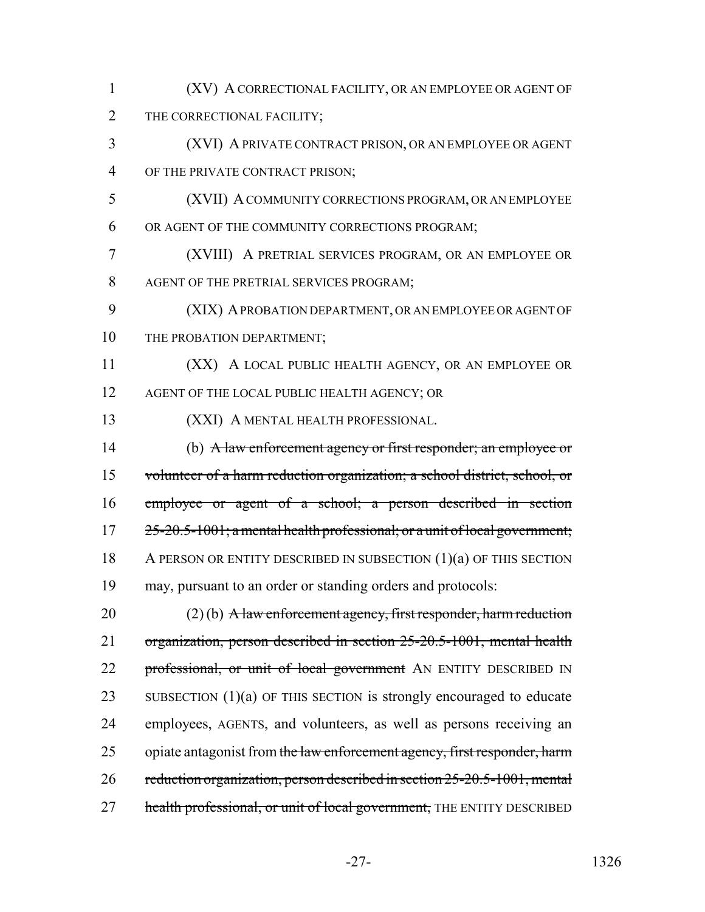(XV) A CORRECTIONAL FACILITY, OR AN EMPLOYEE OR AGENT OF THE CORRECTIONAL FACILITY;

(XVI) A PRIVATE CONTRACT PRISON, OR AN EMPLOYEE OR AGENT OF THE PRIVATE CONTRACT PRISON;

(XVII) A COMMUNITY CORRECTIONS PROGRAM, OR AN EMPLOYEE OR AGENT OF THE COMMUNITY CORRECTIONS PROGRAM;

(XVIII) A PRETRIAL SERVICES PROGRAM, OR AN EMPLOYEE OR AGENT OF THE PRETRIAL SERVICES PROGRAM;

(XIX) A PROBATION DEPARTMENT, OR AN EMPLOYEE OR AGENT OF THE PROBATION DEPARTMENT;

(XX) A LOCAL PUBLIC HEALTH AGENCY, OR AN EMPLOYEE OR AGENT OF THE LOCAL PUBLIC HEALTH AGENCY; OR

(XXI) A MENTAL HEALTH PROFESSIONAL.

(b) ~~A law enforcement agency or first responder; an employee or volunteer of a harm reduction organization; a school district, school, or employee or agent of a school; a person described in section 25-20.5-1001; a mental health professional; or a unit of local government;~~ A PERSON OR ENTITY DESCRIBED IN SUBSECTION (1)(a) OF THIS SECTION may, pursuant to an order or standing orders and protocols:

(2) (b) ~~A law enforcement agency, first responder, harm reduction organization, person described in section 25-20.5-1001, mental health professional, or unit of local government~~ AN ENTITY DESCRIBED IN SUBSECTION (1)(a) OF THIS SECTION is strongly encouraged to educate employees, AGENTS, and volunteers, as well as persons receiving an opiate antagonist from ~~the law enforcement agency, first responder, harm reduction organization, person described in section 25-20.5-1001, mental health professional, or unit of local government,~~ THE ENTITY DESCRIBED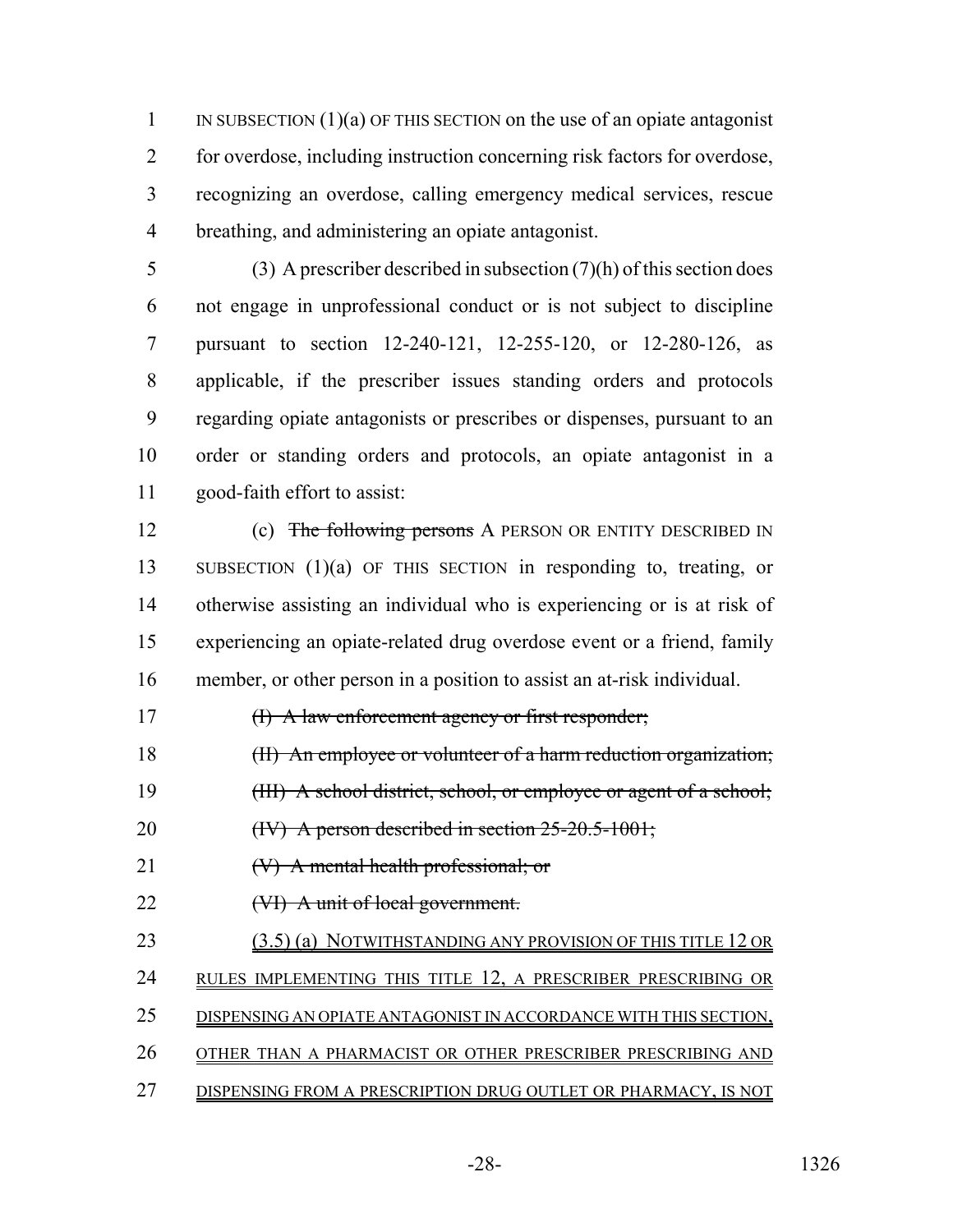IN SUBSECTION (1)(a) OF THIS SECTION on the use of an opiate antagonist for overdose, including instruction concerning risk factors for overdose, recognizing an overdose, calling emergency medical services, rescue breathing, and administering an opiate antagonist.

(3) A prescriber described in subsection (7)(h) of this section does not engage in unprofessional conduct or is not subject to discipline pursuant to section 12-240-121, 12-255-120, or 12-280-126, as applicable, if the prescriber issues standing orders and protocols regarding opiate antagonists or prescribes or dispenses, pursuant to an order or standing orders and protocols, an opiate antagonist in a good-faith effort to assist:

(c) ~~The following persons~~ A PERSON OR ENTITY DESCRIBED IN SUBSECTION (1)(a) OF THIS SECTION in responding to, treating, or otherwise assisting an individual who is experiencing or is at risk of experiencing an opiate-related drug overdose event or a friend, family member, or other person in a position to assist an at-risk individual.

~~(I) A law enforcement agency or first responder;~~

~~(II) An employee or volunteer of a harm reduction organization;~~

~~(III) A school district, school, or employee or agent of a school;~~

~~(IV) A person described in section 25-20.5-1001;~~

~~(V) A mental health professional; or~~

~~(VI) A unit of local government.~~

(3.5) (a) NOTWITHSTANDING ANY PROVISION OF THIS TITLE 12 OR RULES IMPLEMENTING THIS TITLE 12, A PRESCRIBER PRESCRIBING OR DISPENSING AN OPIATE ANTAGONIST IN ACCORDANCE WITH THIS SECTION, OTHER THAN A PHARMACIST OR OTHER PRESCRIBER PRESCRIBING AND DISPENSING FROM A PRESCRIPTION DRUG OUTLET OR PHARMACY, IS NOT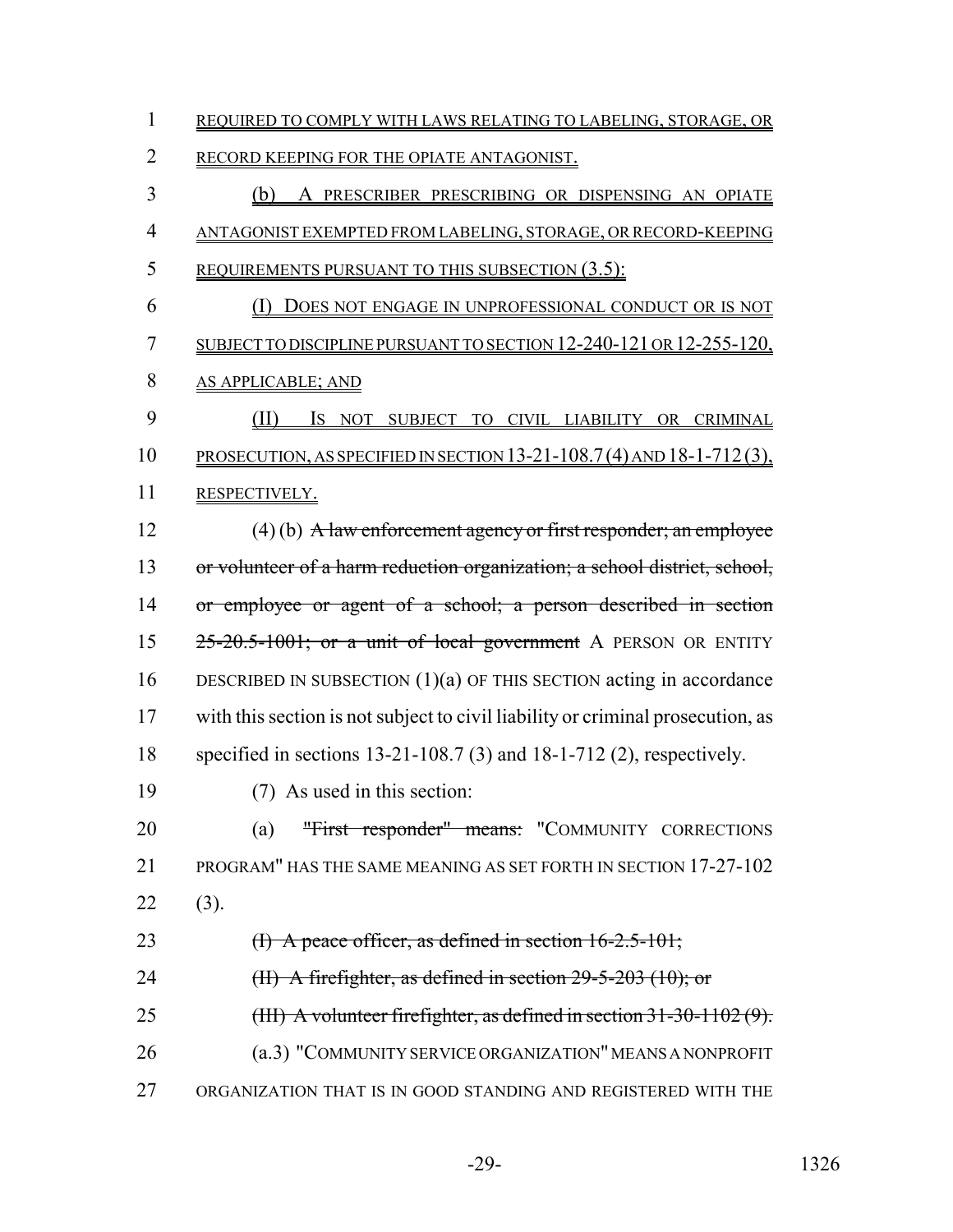REQUIRED TO COMPLY WITH LAWS RELATING TO LABELING, STORAGE, OR RECORD KEEPING FOR THE OPIATE ANTAGONIST.

(b) A PRESCRIBER PRESCRIBING OR DISPENSING AN OPIATE ANTAGONIST EXEMPTED FROM LABELING, STORAGE, OR RECORD-KEEPING REQUIREMENTS PURSUANT TO THIS SUBSECTION (3.5):

(I) DOES NOT ENGAGE IN UNPROFESSIONAL CONDUCT OR IS NOT SUBJECT TO DISCIPLINE PURSUANT TO SECTION 12-240-121 OR 12-255-120, AS APPLICABLE; AND

(II) IS NOT SUBJECT TO CIVIL LIABILITY OR CRIMINAL PROSECUTION, AS SPECIFIED IN SECTION 13-21-108.7 (4) AND 18-1-712 (3), RESPECTIVELY.

(4) (b) ~~A law enforcement agency or first responder; an employee or volunteer of a harm reduction organization; a school district, school, or employee or agent of a school; a person described in section 25-20.5-1001; or a unit of local government~~ A PERSON OR ENTITY DESCRIBED IN SUBSECTION (1)(a) OF THIS SECTION acting in accordance with this section is not subject to civil liability or criminal prosecution, as specified in sections 13-21-108.7 (3) and 18-1-712 (2), respectively.

(7) As used in this section:

(a) ~~"First responder" means:~~ "COMMUNITY CORRECTIONS PROGRAM" HAS THE SAME MEANING AS SET FORTH IN SECTION 17-27-102 (3).

~~(I) A peace officer, as defined in section 16-2.5-101;~~

~~(II) A firefighter, as defined in section 29-5-203 (10); or~~

~~(III) A volunteer firefighter, as defined in section 31-30-1102 (9).~~

(a.3) "COMMUNITY SERVICE ORGANIZATION" MEANS A NONPROFIT ORGANIZATION THAT IS IN GOOD STANDING AND REGISTERED WITH THE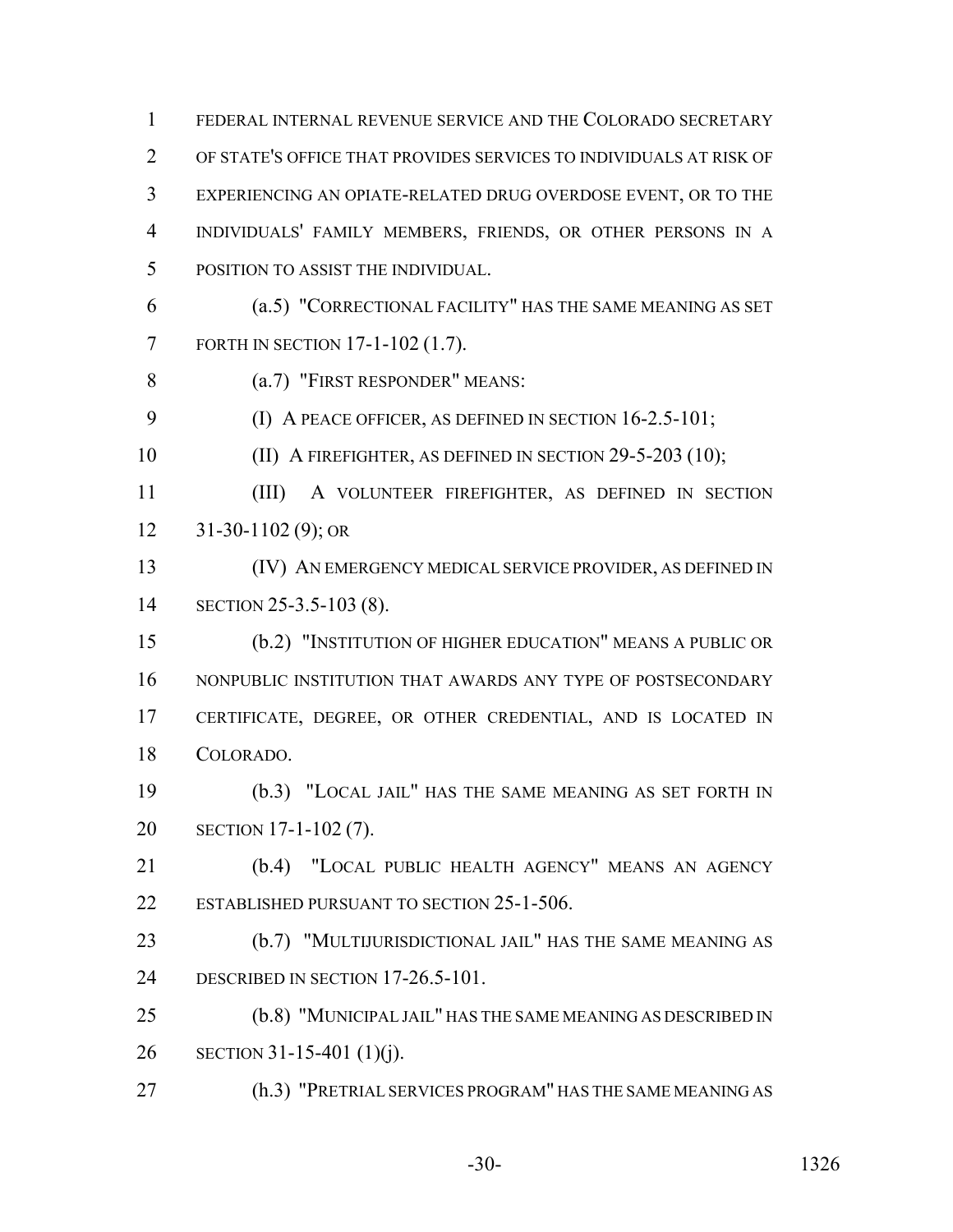FEDERAL INTERNAL REVENUE SERVICE AND THE COLORADO SECRETARY OF STATE'S OFFICE THAT PROVIDES SERVICES TO INDIVIDUALS AT RISK OF EXPERIENCING AN OPIATE-RELATED DRUG OVERDOSE EVENT, OR TO THE INDIVIDUALS' FAMILY MEMBERS, FRIENDS, OR OTHER PERSONS IN A POSITION TO ASSIST THE INDIVIDUAL.

(a.5) "CORRECTIONAL FACILITY" HAS THE SAME MEANING AS SET FORTH IN SECTION 17-1-102 (1.7).

(a.7) "FIRST RESPONDER" MEANS:

(I) A PEACE OFFICER, AS DEFINED IN SECTION 16-2.5-101;

(II) A FIREFIGHTER, AS DEFINED IN SECTION 29-5-203 (10);

(III) A VOLUNTEER FIREFIGHTER, AS DEFINED IN SECTION 31-30-1102 (9); OR

(IV) AN EMERGENCY MEDICAL SERVICE PROVIDER, AS DEFINED IN SECTION 25-3.5-103 (8).

(b.2) "INSTITUTION OF HIGHER EDUCATION" MEANS A PUBLIC OR NONPUBLIC INSTITUTION THAT AWARDS ANY TYPE OF POSTSECONDARY CERTIFICATE, DEGREE, OR OTHER CREDENTIAL, AND IS LOCATED IN COLORADO.

(b.3) "LOCAL JAIL" HAS THE SAME MEANING AS SET FORTH IN SECTION 17-1-102 (7).

(b.4) "LOCAL PUBLIC HEALTH AGENCY" MEANS AN AGENCY ESTABLISHED PURSUANT TO SECTION 25-1-506.

(b.7) "MULTIJURISDICTIONAL JAIL" HAS THE SAME MEANING AS DESCRIBED IN SECTION 17-26.5-101.

(b.8) "MUNICIPAL JAIL" HAS THE SAME MEANING AS DESCRIBED IN SECTION 31-15-401 (1)(j).

(h.3) "PRETRIAL SERVICES PROGRAM" HAS THE SAME MEANING AS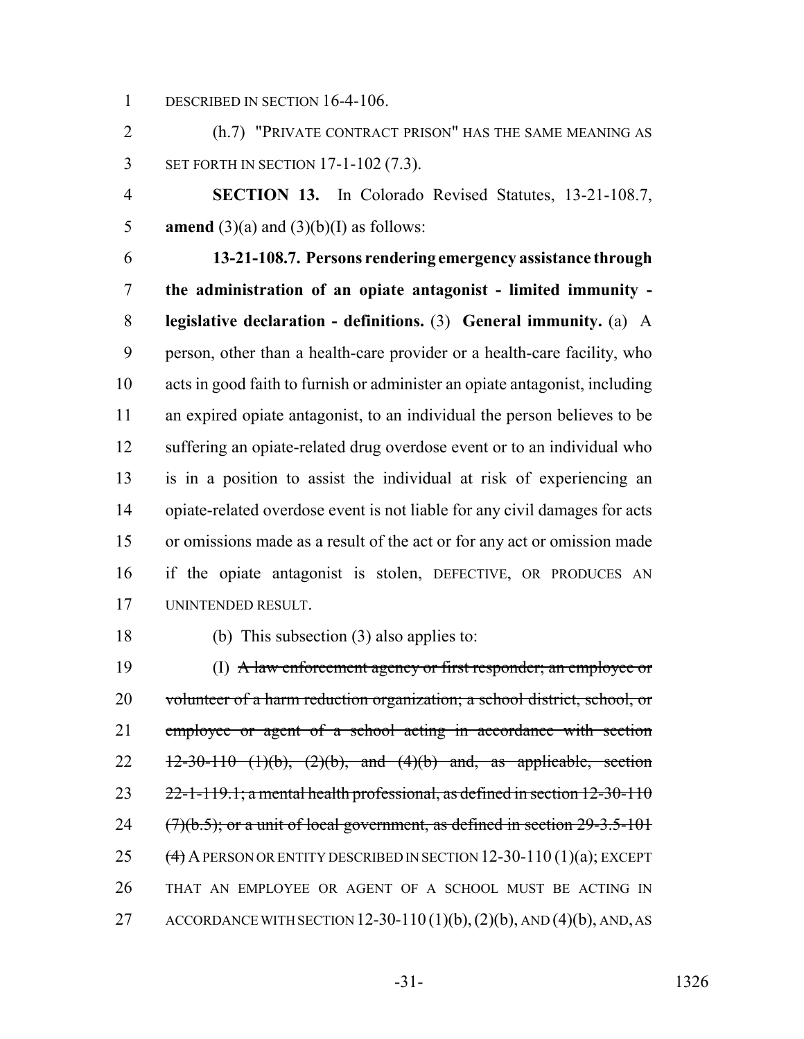DESCRIBED IN SECTION 16-4-106.

(h.7) "PRIVATE CONTRACT PRISON" HAS THE SAME MEANING AS SET FORTH IN SECTION 17-1-102 (7.3).

**SECTION 13.** In Colorado Revised Statutes, 13-21-108.7, **amend** (3)(a) and (3)(b)(I) as follows:

**13-21-108.7. Persons rendering emergency assistance through the administration of an opiate antagonist - limited immunity - legislative declaration - definitions.** (3) **General immunity.** (a) A person, other than a health-care provider or a health-care facility, who acts in good faith to furnish or administer an opiate antagonist, including an expired opiate antagonist, to an individual the person believes to be suffering an opiate-related drug overdose event or to an individual who is in a position to assist the individual at risk of experiencing an opiate-related overdose event is not liable for any civil damages for acts or omissions made as a result of the act or for any act or omission made if the opiate antagonist is stolen, DEFECTIVE, OR PRODUCES AN UNINTENDED RESULT.

(b) This subsection (3) also applies to:

(I) ~~A law enforcement agency or first responder; an employee or volunteer of a harm reduction organization; a school district, school, or employee or agent of a school acting in accordance with section 12-30-110 (1)(b), (2)(b), and (4)(b) and, as applicable, section 22-1-119.1; a mental health professional, as defined in section 12-30-110 (7)(b.5); or a unit of local government, as defined in section 29-3.5-101 (4)~~ A PERSON OR ENTITY DESCRIBED IN SECTION 12-30-110 (1)(a); EXCEPT THAT AN EMPLOYEE OR AGENT OF A SCHOOL MUST BE ACTING IN ACCORDANCE WITH SECTION 12-30-110 (1)(b), (2)(b), AND (4)(b), AND, AS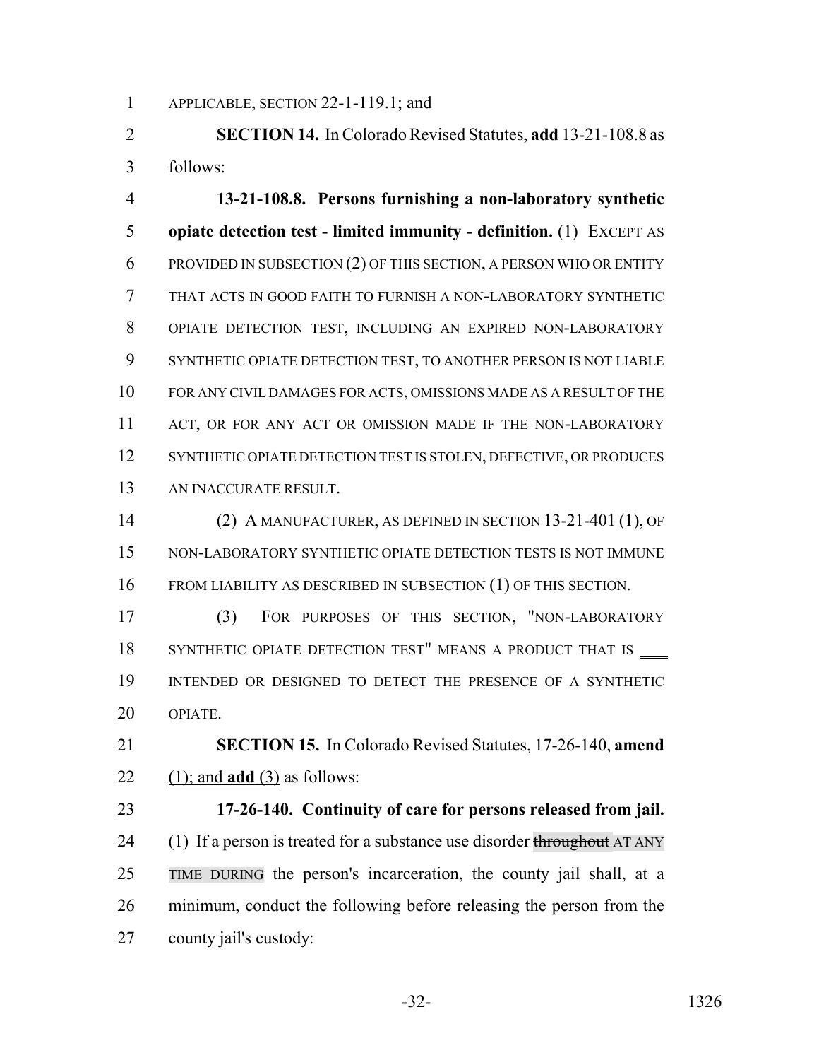APPLICABLE, SECTION 22-1-119.1; and

**SECTION 14.** In Colorado Revised Statutes, **add** 13-21-108.8 as follows:

**13-21-108.8. Persons furnishing a non-laboratory synthetic opiate detection test - limited immunity - definition.** (1) EXCEPT AS PROVIDED IN SUBSECTION (2) OF THIS SECTION, A PERSON WHO OR ENTITY THAT ACTS IN GOOD FAITH TO FURNISH A NON-LABORATORY SYNTHETIC OPIATE DETECTION TEST, INCLUDING AN EXPIRED NON-LABORATORY SYNTHETIC OPIATE DETECTION TEST, TO ANOTHER PERSON IS NOT LIABLE FOR ANY CIVIL DAMAGES FOR ACTS, OMISSIONS MADE AS A RESULT OF THE ACT, OR FOR ANY ACT OR OMISSION MADE IF THE NON-LABORATORY SYNTHETIC OPIATE DETECTION TEST IS STOLEN, DEFECTIVE, OR PRODUCES AN INACCURATE RESULT.

(2) A MANUFACTURER, AS DEFINED IN SECTION 13-21-401 (1), OF NON-LABORATORY SYNTHETIC OPIATE DETECTION TESTS IS NOT IMMUNE FROM LIABILITY AS DESCRIBED IN SUBSECTION (1) OF THIS SECTION.

(3) FOR PURPOSES OF THIS SECTION, "NON-LABORATORY SYNTHETIC OPIATE DETECTION TEST" MEANS A PRODUCT THAT IS \_\_\_\_ INTENDED OR DESIGNED TO DETECT THE PRESENCE OF A SYNTHETIC OPIATE.

**SECTION 15.** In Colorado Revised Statutes, 17-26-140, **amend** (1); and **add** (3) as follows:

**17-26-140. Continuity of care for persons released from jail.** (1) If a person is treated for a substance use disorder ~~throughout~~ AT ANY TIME DURING the person's incarceration, the county jail shall, at a minimum, conduct the following before releasing the person from the county jail's custody: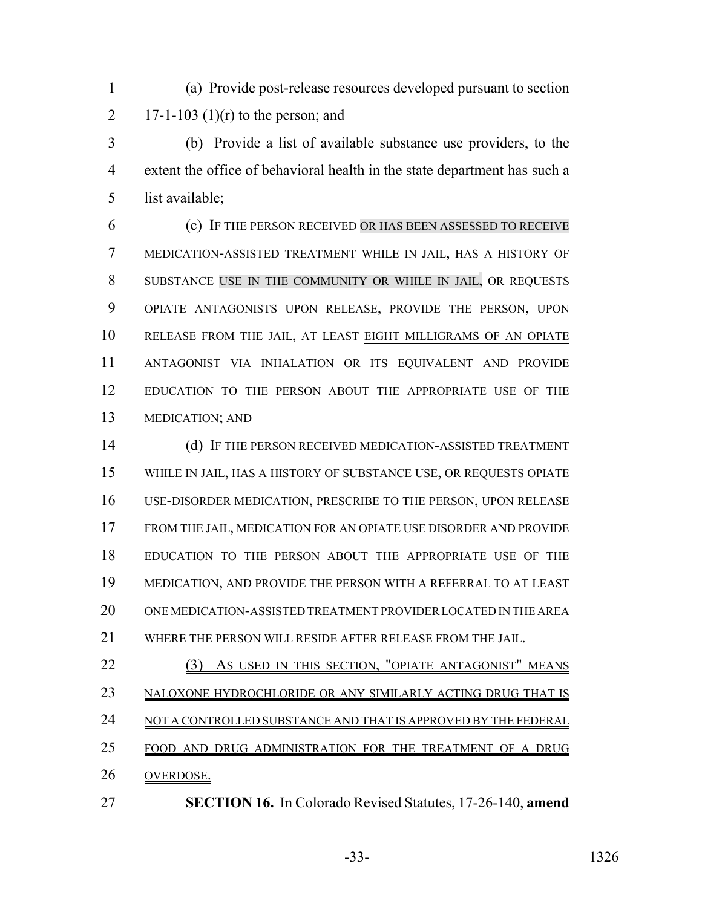(a) Provide post-release resources developed pursuant to section 17-1-103 (1)(r) to the person; ~~and~~

(b) Provide a list of available substance use providers, to the extent the office of behavioral health in the state department has such a list available;

(c) IF THE PERSON RECEIVED OR HAS BEEN ASSESSED TO RECEIVE MEDICATION-ASSISTED TREATMENT WHILE IN JAIL, HAS A HISTORY OF SUBSTANCE USE IN THE COMMUNITY OR WHILE IN JAIL, OR REQUESTS OPIATE ANTAGONISTS UPON RELEASE, PROVIDE THE PERSON, UPON RELEASE FROM THE JAIL, AT LEAST EIGHT MILLIGRAMS OF AN OPIATE ANTAGONIST VIA INHALATION OR ITS EQUIVALENT AND PROVIDE EDUCATION TO THE PERSON ABOUT THE APPROPRIATE USE OF THE MEDICATION; AND

(d) IF THE PERSON RECEIVED MEDICATION-ASSISTED TREATMENT WHILE IN JAIL, HAS A HISTORY OF SUBSTANCE USE, OR REQUESTS OPIATE USE-DISORDER MEDICATION, PRESCRIBE TO THE PERSON, UPON RELEASE FROM THE JAIL, MEDICATION FOR AN OPIATE USE DISORDER AND PROVIDE EDUCATION TO THE PERSON ABOUT THE APPROPRIATE USE OF THE MEDICATION, AND PROVIDE THE PERSON WITH A REFERRAL TO AT LEAST ONE MEDICATION-ASSISTED TREATMENT PROVIDER LOCATED IN THE AREA WHERE THE PERSON WILL RESIDE AFTER RELEASE FROM THE JAIL.

(3) AS USED IN THIS SECTION, "OPIATE ANTAGONIST" MEANS NALOXONE HYDROCHLORIDE OR ANY SIMILARLY ACTING DRUG THAT IS NOT A CONTROLLED SUBSTANCE AND THAT IS APPROVED BY THE FEDERAL FOOD AND DRUG ADMINISTRATION FOR THE TREATMENT OF A DRUG OVERDOSE.

**SECTION 16.** In Colorado Revised Statutes, 17-26-140, **amend**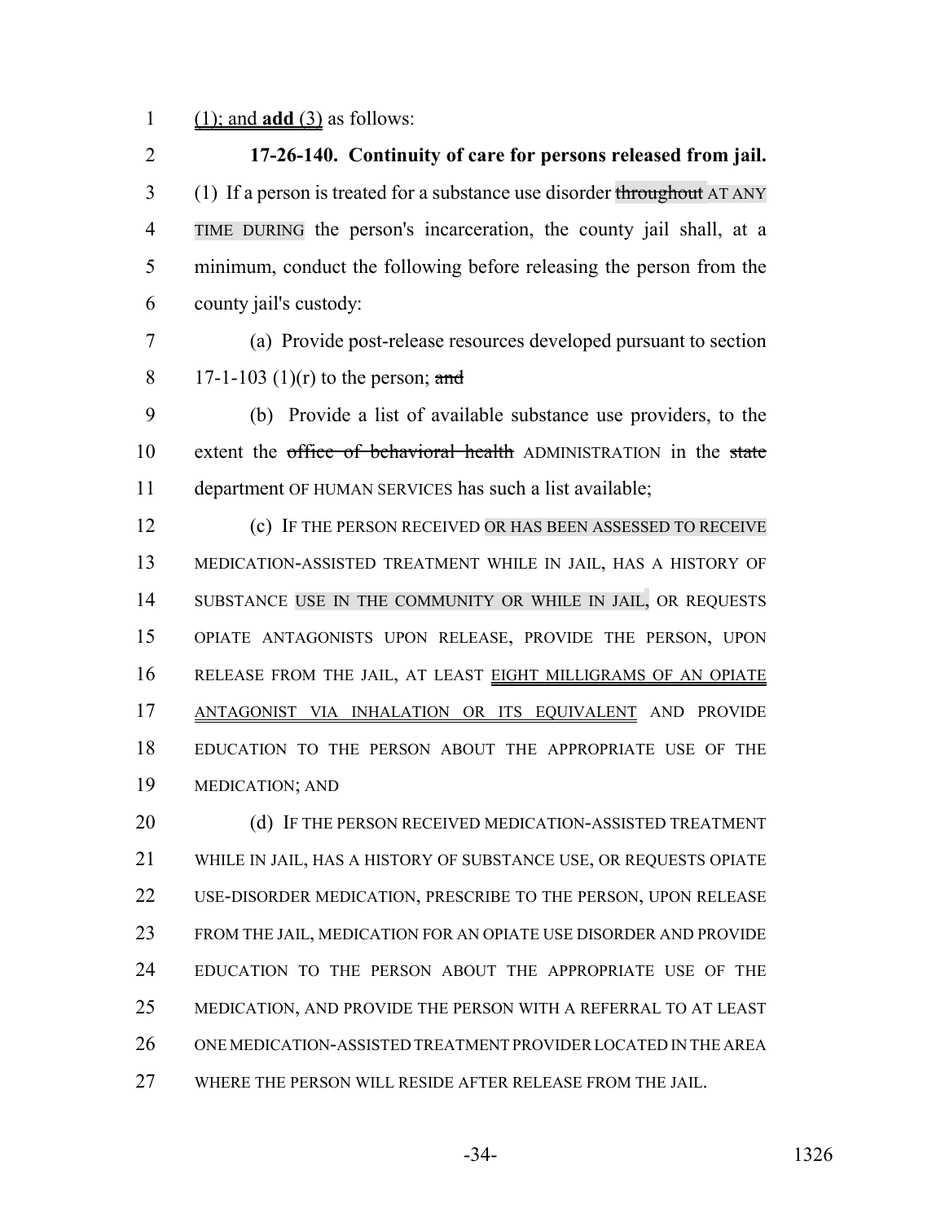(1); and **add** (3) as follows:

**17-26-140. Continuity of care for persons released from jail.** (1) If a person is treated for a substance use disorder ~~throughout~~ AT ANY TIME DURING the person's incarceration, the county jail shall, at a minimum, conduct the following before releasing the person from the county jail's custody:

(a) Provide post-release resources developed pursuant to section 17-1-103 (1)(r) to the person; ~~and~~

(b) Provide a list of available substance use providers, to the extent the ~~office of behavioral health~~ ADMINISTRATION in the ~~state~~ department OF HUMAN SERVICES has such a list available;

(c) IF THE PERSON RECEIVED OR HAS BEEN ASSESSED TO RECEIVE MEDICATION-ASSISTED TREATMENT WHILE IN JAIL, HAS A HISTORY OF SUBSTANCE USE IN THE COMMUNITY OR WHILE IN JAIL, OR REQUESTS OPIATE ANTAGONISTS UPON RELEASE, PROVIDE THE PERSON, UPON RELEASE FROM THE JAIL, AT LEAST EIGHT MILLIGRAMS OF AN OPIATE ANTAGONIST VIA INHALATION OR ITS EQUIVALENT AND PROVIDE EDUCATION TO THE PERSON ABOUT THE APPROPRIATE USE OF THE MEDICATION; AND

(d) IF THE PERSON RECEIVED MEDICATION-ASSISTED TREATMENT WHILE IN JAIL, HAS A HISTORY OF SUBSTANCE USE, OR REQUESTS OPIATE USE-DISORDER MEDICATION, PRESCRIBE TO THE PERSON, UPON RELEASE FROM THE JAIL, MEDICATION FOR AN OPIATE USE DISORDER AND PROVIDE EDUCATION TO THE PERSON ABOUT THE APPROPRIATE USE OF THE MEDICATION, AND PROVIDE THE PERSON WITH A REFERRAL TO AT LEAST ONE MEDICATION-ASSISTED TREATMENT PROVIDER LOCATED IN THE AREA WHERE THE PERSON WILL RESIDE AFTER RELEASE FROM THE JAIL.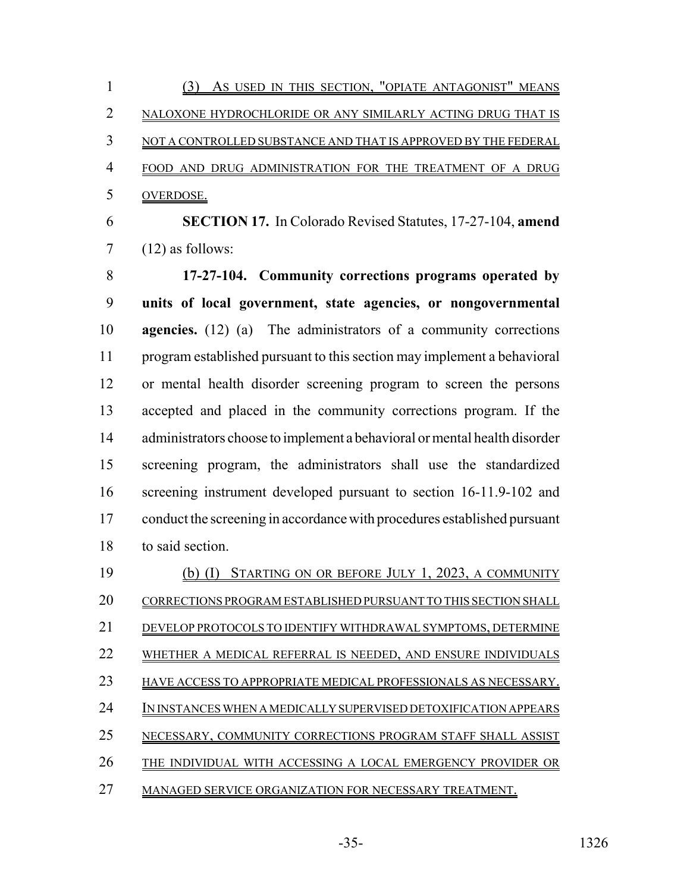(3) AS USED IN THIS SECTION, "OPIATE ANTAGONIST" MEANS NALOXONE HYDROCHLORIDE OR ANY SIMILARLY ACTING DRUG THAT IS NOT A CONTROLLED SUBSTANCE AND THAT IS APPROVED BY THE FEDERAL FOOD AND DRUG ADMINISTRATION FOR THE TREATMENT OF A DRUG OVERDOSE.

**SECTION 17.** In Colorado Revised Statutes, 17-27-104, **amend** (12) as follows:

**17-27-104. Community corrections programs operated by units of local government, state agencies, or nongovernmental agencies.** (12) (a) The administrators of a community corrections program established pursuant to this section may implement a behavioral or mental health disorder screening program to screen the persons accepted and placed in the community corrections program. If the administrators choose to implement a behavioral or mental health disorder screening program, the administrators shall use the standardized screening instrument developed pursuant to section 16-11.9-102 and conduct the screening in accordance with procedures established pursuant to said section.

(b) (I) STARTING ON OR BEFORE JULY 1, 2023, A COMMUNITY CORRECTIONS PROGRAM ESTABLISHED PURSUANT TO THIS SECTION SHALL DEVELOP PROTOCOLS TO IDENTIFY WITHDRAWAL SYMPTOMS, DETERMINE WHETHER A MEDICAL REFERRAL IS NEEDED, AND ENSURE INDIVIDUALS HAVE ACCESS TO APPROPRIATE MEDICAL PROFESSIONALS AS NECESSARY. IN INSTANCES WHEN A MEDICALLY SUPERVISED DETOXIFICATION APPEARS NECESSARY, COMMUNITY CORRECTIONS PROGRAM STAFF SHALL ASSIST THE INDIVIDUAL WITH ACCESSING A LOCAL EMERGENCY PROVIDER OR MANAGED SERVICE ORGANIZATION FOR NECESSARY TREATMENT.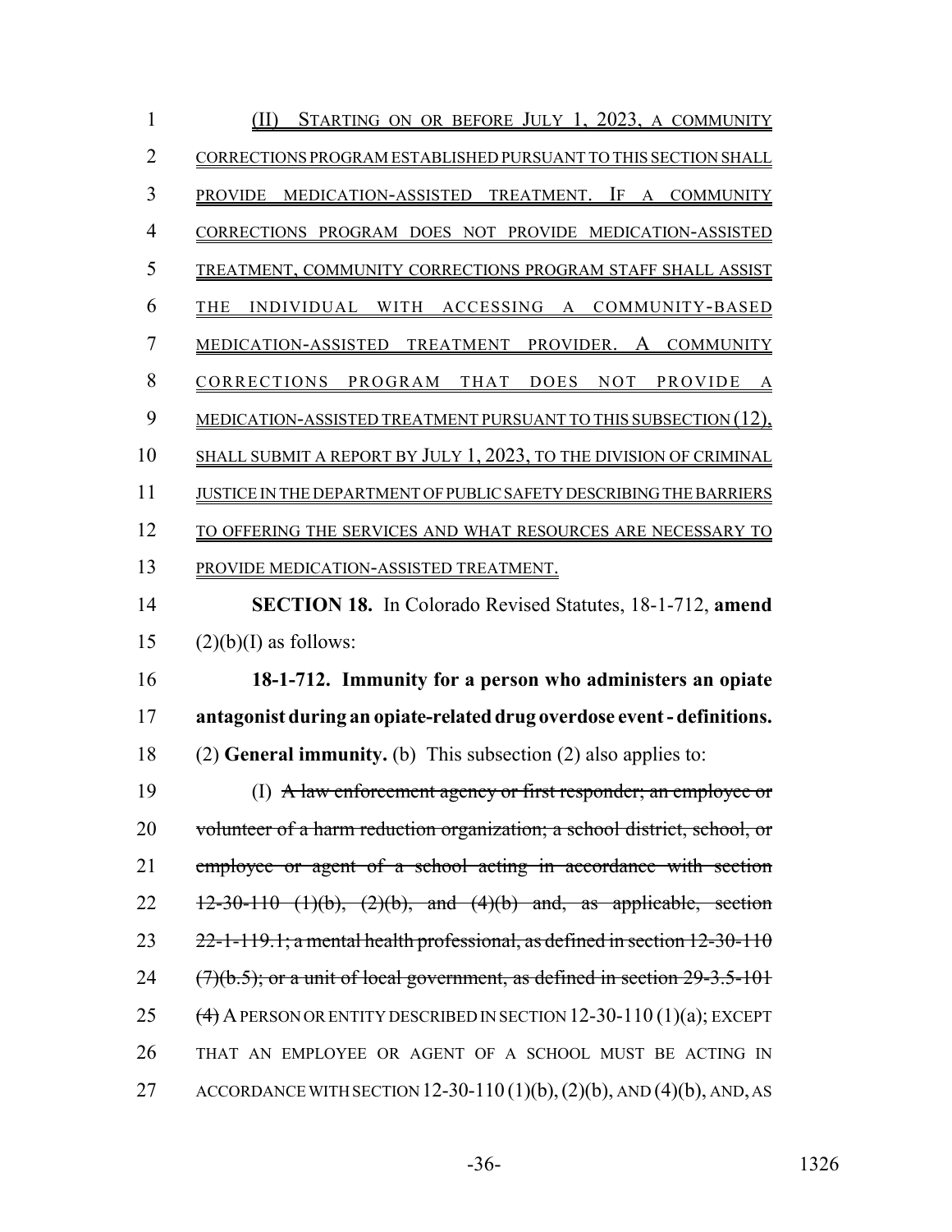(II) STARTING ON OR BEFORE JULY 1, 2023, A COMMUNITY CORRECTIONS PROGRAM ESTABLISHED PURSUANT TO THIS SECTION SHALL PROVIDE MEDICATION-ASSISTED TREATMENT. IF A COMMUNITY CORRECTIONS PROGRAM DOES NOT PROVIDE MEDICATION-ASSISTED TREATMENT, COMMUNITY CORRECTIONS PROGRAM STAFF SHALL ASSIST THE INDIVIDUAL WITH ACCESSING A COMMUNITY-BASED MEDICATION-ASSISTED TREATMENT PROVIDER. A COMMUNITY CORRECTIONS PROGRAM THAT DOES NOT PROVIDE A MEDICATION-ASSISTED TREATMENT PURSUANT TO THIS SUBSECTION (12), SHALL SUBMIT A REPORT BY JULY 1, 2023, TO THE DIVISION OF CRIMINAL JUSTICE IN THE DEPARTMENT OF PUBLIC SAFETY DESCRIBING THE BARRIERS TO OFFERING THE SERVICES AND WHAT RESOURCES ARE NECESSARY TO PROVIDE MEDICATION-ASSISTED TREATMENT.

**SECTION 18.** In Colorado Revised Statutes, 18-1-712, **amend** (2)(b)(I) as follows:

**18-1-712. Immunity for a person who administers an opiate antagonist during an opiate-related drug overdose event - definitions.** (2) **General immunity.** (b) This subsection (2) also applies to:

(I) ~~A law enforcement agency or first responder; an employee or volunteer of a harm reduction organization; a school district, school, or employee or agent of a school acting in accordance with section 12-30-110 (1)(b), (2)(b), and (4)(b) and, as applicable, section 22-1-119.1; a mental health professional, as defined in section 12-30-110 (7)(b.5); or a unit of local government, as defined in section 29-3.5-101 (4)~~ A PERSON OR ENTITY DESCRIBED IN SECTION 12-30-110 (1)(a); EXCEPT THAT AN EMPLOYEE OR AGENT OF A SCHOOL MUST BE ACTING IN ACCORDANCE WITH SECTION 12-30-110 (1)(b), (2)(b), AND (4)(b), AND, AS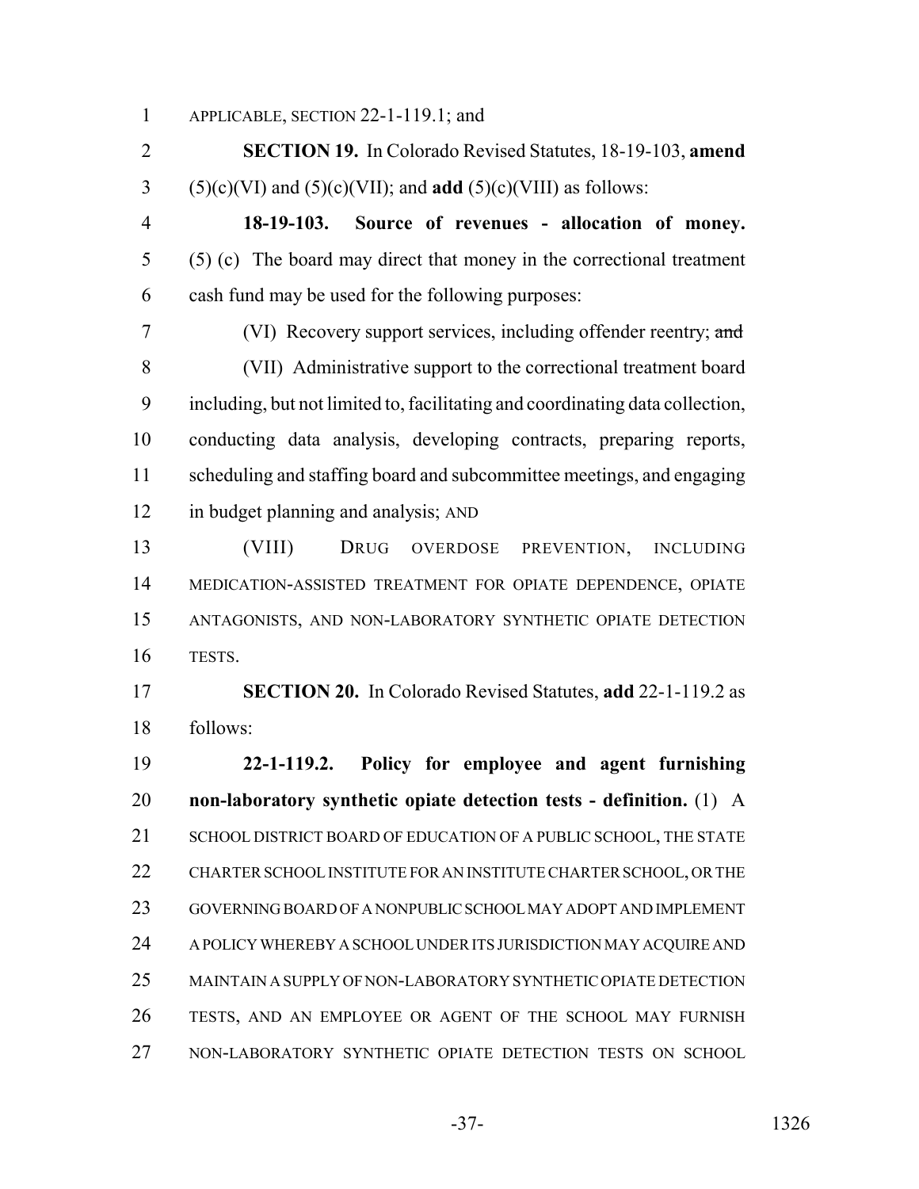APPLICABLE, SECTION 22-1-119.1; and

**SECTION 19.** In Colorado Revised Statutes, 18-19-103, **amend** (5)(c)(VI) and (5)(c)(VII); and **add** (5)(c)(VIII) as follows:

**18-19-103. Source of revenues - allocation of money.** (5) (c) The board may direct that money in the correctional treatment cash fund may be used for the following purposes:

(VI) Recovery support services, including offender reentry; ~~and~~

(VII) Administrative support to the correctional treatment board including, but not limited to, facilitating and coordinating data collection, conducting data analysis, developing contracts, preparing reports, scheduling and staffing board and subcommittee meetings, and engaging in budget planning and analysis; AND

(VIII) DRUG OVERDOSE PREVENTION, INCLUDING MEDICATION-ASSISTED TREATMENT FOR OPIATE DEPENDENCE, OPIATE ANTAGONISTS, AND NON-LABORATORY SYNTHETIC OPIATE DETECTION TESTS.

**SECTION 20.** In Colorado Revised Statutes, **add** 22-1-119.2 as follows:

**22-1-119.2. Policy for employee and agent furnishing non-laboratory synthetic opiate detection tests - definition.** (1) A SCHOOL DISTRICT BOARD OF EDUCATION OF A PUBLIC SCHOOL, THE STATE CHARTER SCHOOL INSTITUTE FOR AN INSTITUTE CHARTER SCHOOL, OR THE GOVERNING BOARD OF A NONPUBLIC SCHOOL MAY ADOPT AND IMPLEMENT A POLICY WHEREBY A SCHOOL UNDER ITS JURISDICTION MAY ACQUIRE AND MAINTAIN A SUPPLY OF NON-LABORATORY SYNTHETIC OPIATE DETECTION TESTS, AND AN EMPLOYEE OR AGENT OF THE SCHOOL MAY FURNISH NON-LABORATORY SYNTHETIC OPIATE DETECTION TESTS ON SCHOOL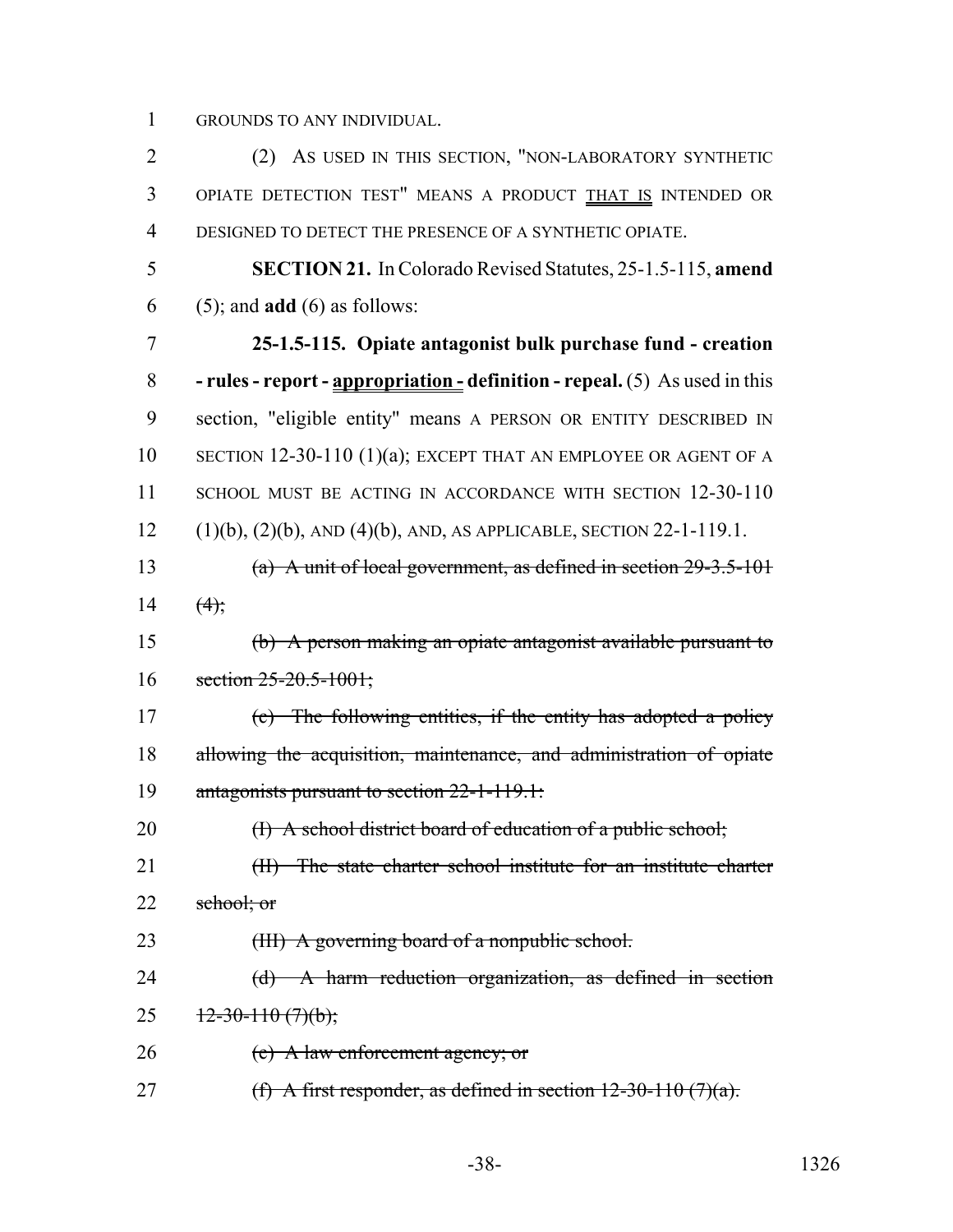GROUNDS TO ANY INDIVIDUAL.

(2) AS USED IN THIS SECTION, "NON-LABORATORY SYNTHETIC OPIATE DETECTION TEST" MEANS A PRODUCT THAT IS INTENDED OR DESIGNED TO DETECT THE PRESENCE OF A SYNTHETIC OPIATE.

**SECTION 21.** In Colorado Revised Statutes, 25-1.5-115, **amend** (5); and **add** (6) as follows:

**25-1.5-115. Opiate antagonist bulk purchase fund - creation - rules - report - appropriation - definition - repeal.** (5) As used in this section, "eligible entity" means A PERSON OR ENTITY DESCRIBED IN SECTION 12-30-110 (1)(a); EXCEPT THAT AN EMPLOYEE OR AGENT OF A SCHOOL MUST BE ACTING IN ACCORDANCE WITH SECTION 12-30-110 (1)(b), (2)(b), AND (4)(b), AND, AS APPLICABLE, SECTION 22-1-119.1.

~~(a) A unit of local government, as defined in section 29-3.5-101 (4);~~

~~(b) A person making an opiate antagonist available pursuant to section 25-20.5-1001;~~

~~(c) The following entities, if the entity has adopted a policy allowing the acquisition, maintenance, and administration of opiate antagonists pursuant to section 22-1-119.1:~~

~~(I) A school district board of education of a public school;~~

~~(II) The state charter school institute for an institute charter school; or~~

~~(III) A governing board of a nonpublic school.~~

~~(d) A harm reduction organization, as defined in section 12-30-110 (7)(b);~~

~~(e) A law enforcement agency; or~~

~~(f) A first responder, as defined in section 12-30-110 (7)(a).~~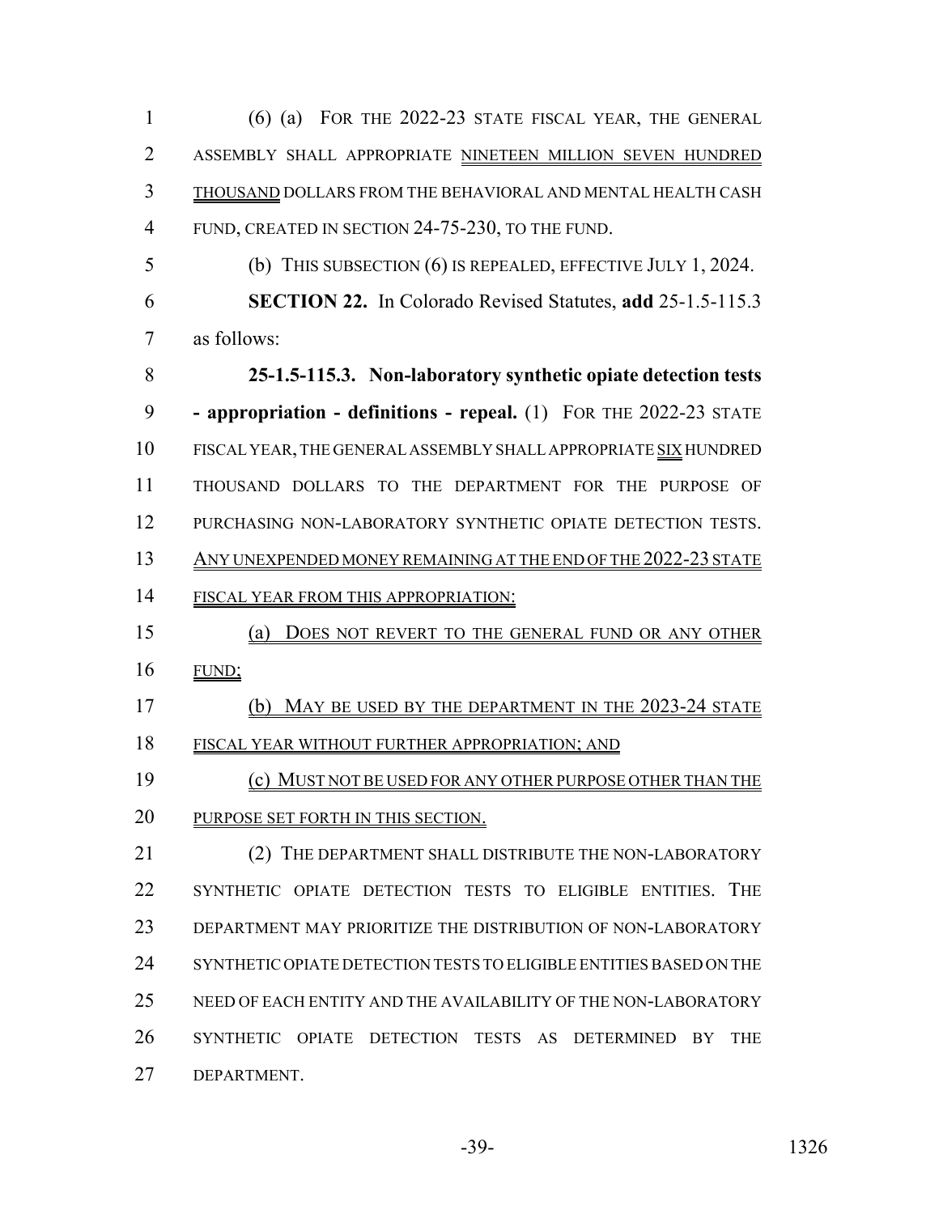(6) (a) FOR THE 2022-23 STATE FISCAL YEAR, THE GENERAL ASSEMBLY SHALL APPROPRIATE NINETEEN MILLION SEVEN HUNDRED THOUSAND DOLLARS FROM THE BEHAVIORAL AND MENTAL HEALTH CASH FUND, CREATED IN SECTION 24-75-230, TO THE FUND.

(b) THIS SUBSECTION (6) IS REPEALED, EFFECTIVE JULY 1, 2024.

**SECTION 22.** In Colorado Revised Statutes, **add** 25-1.5-115.3 as follows:

**25-1.5-115.3. Non-laboratory synthetic opiate detection tests - appropriation - definitions - repeal.** (1) FOR THE 2022-23 STATE FISCAL YEAR, THE GENERAL ASSEMBLY SHALL APPROPRIATE SIX HUNDRED THOUSAND DOLLARS TO THE DEPARTMENT FOR THE PURPOSE OF PURCHASING NON-LABORATORY SYNTHETIC OPIATE DETECTION TESTS. ANY UNEXPENDED MONEY REMAINING AT THE END OF THE 2022-23 STATE FISCAL YEAR FROM THIS APPROPRIATION:

(a) DOES NOT REVERT TO THE GENERAL FUND OR ANY OTHER FUND;

(b) MAY BE USED BY THE DEPARTMENT IN THE 2023-24 STATE FISCAL YEAR WITHOUT FURTHER APPROPRIATION; AND

(c) MUST NOT BE USED FOR ANY OTHER PURPOSE OTHER THAN THE PURPOSE SET FORTH IN THIS SECTION.

(2) THE DEPARTMENT SHALL DISTRIBUTE THE NON-LABORATORY SYNTHETIC OPIATE DETECTION TESTS TO ELIGIBLE ENTITIES. THE DEPARTMENT MAY PRIORITIZE THE DISTRIBUTION OF NON-LABORATORY SYNTHETIC OPIATE DETECTION TESTS TO ELIGIBLE ENTITIES BASED ON THE NEED OF EACH ENTITY AND THE AVAILABILITY OF THE NON-LABORATORY SYNTHETIC OPIATE DETECTION TESTS AS DETERMINED BY THE DEPARTMENT.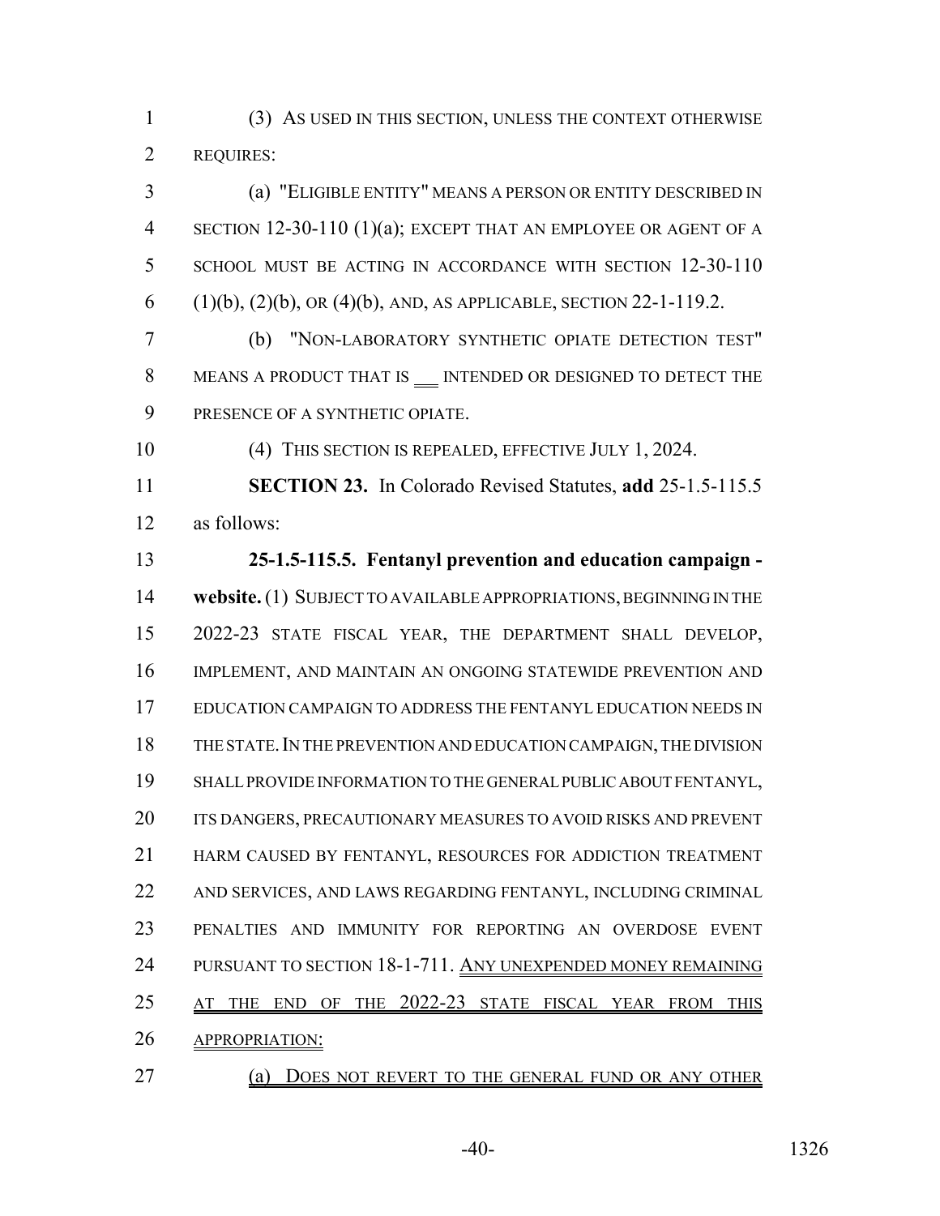(3) AS USED IN THIS SECTION, UNLESS THE CONTEXT OTHERWISE REQUIRES:

(a) "ELIGIBLE ENTITY" MEANS A PERSON OR ENTITY DESCRIBED IN SECTION 12-30-110 (1)(a); EXCEPT THAT AN EMPLOYEE OR AGENT OF A SCHOOL MUST BE ACTING IN ACCORDANCE WITH SECTION 12-30-110 (1)(b), (2)(b), OR (4)(b), AND, AS APPLICABLE, SECTION 22-1-119.2.

(b) "NON-LABORATORY SYNTHETIC OPIATE DETECTION TEST" MEANS A PRODUCT THAT IS ___ INTENDED OR DESIGNED TO DETECT THE PRESENCE OF A SYNTHETIC OPIATE.

(4) THIS SECTION IS REPEALED, EFFECTIVE JULY 1, 2024.

**SECTION 23.** In Colorado Revised Statutes, **add** 25-1.5-115.5 as follows:

**25-1.5-115.5. Fentanyl prevention and education campaign - website.** (1) SUBJECT TO AVAILABLE APPROPRIATIONS, BEGINNING IN THE 2022-23 STATE FISCAL YEAR, THE DEPARTMENT SHALL DEVELOP, IMPLEMENT, AND MAINTAIN AN ONGOING STATEWIDE PREVENTION AND EDUCATION CAMPAIGN TO ADDRESS THE FENTANYL EDUCATION NEEDS IN THE STATE. IN THE PREVENTION AND EDUCATION CAMPAIGN, THE DIVISION SHALL PROVIDE INFORMATION TO THE GENERAL PUBLIC ABOUT FENTANYL, ITS DANGERS, PRECAUTIONARY MEASURES TO AVOID RISKS AND PREVENT HARM CAUSED BY FENTANYL, RESOURCES FOR ADDICTION TREATMENT AND SERVICES, AND LAWS REGARDING FENTANYL, INCLUDING CRIMINAL PENALTIES AND IMMUNITY FOR REPORTING AN OVERDOSE EVENT PURSUANT TO SECTION 18-1-711. ANY UNEXPENDED MONEY REMAINING AT THE END OF THE 2022-23 STATE FISCAL YEAR FROM THIS APPROPRIATION:

(a) DOES NOT REVERT TO THE GENERAL FUND OR ANY OTHER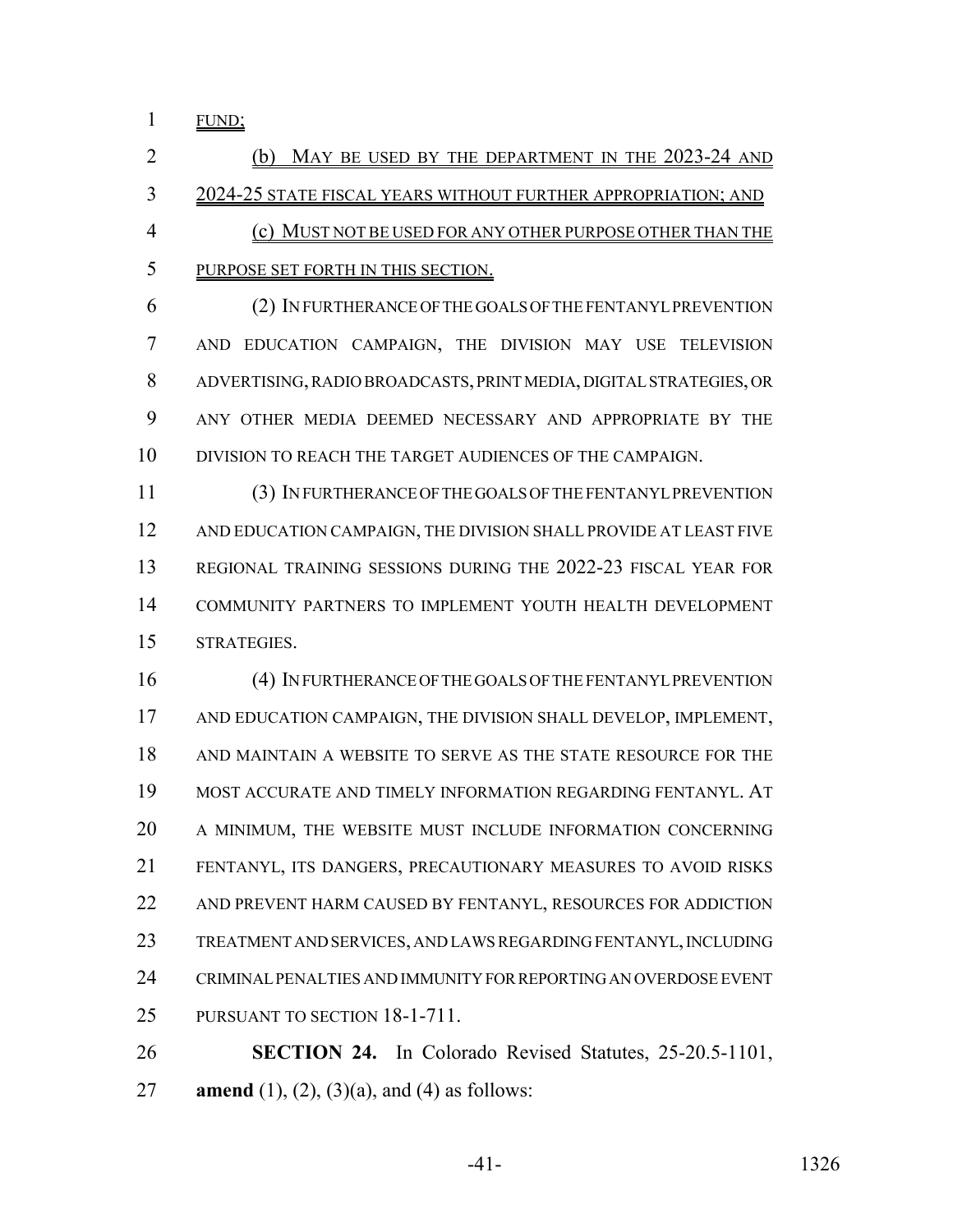FUND;

(b) MAY BE USED BY THE DEPARTMENT IN THE 2023-24 AND 2024-25 STATE FISCAL YEARS WITHOUT FURTHER APPROPRIATION; AND

(c) MUST NOT BE USED FOR ANY OTHER PURPOSE OTHER THAN THE PURPOSE SET FORTH IN THIS SECTION.

(2) IN FURTHERANCE OF THE GOALS OF THE FENTANYL PREVENTION AND EDUCATION CAMPAIGN, THE DIVISION MAY USE TELEVISION ADVERTISING, RADIO BROADCASTS, PRINT MEDIA, DIGITAL STRATEGIES, OR ANY OTHER MEDIA DEEMED NECESSARY AND APPROPRIATE BY THE DIVISION TO REACH THE TARGET AUDIENCES OF THE CAMPAIGN.

(3) IN FURTHERANCE OF THE GOALS OF THE FENTANYL PREVENTION AND EDUCATION CAMPAIGN, THE DIVISION SHALL PROVIDE AT LEAST FIVE REGIONAL TRAINING SESSIONS DURING THE 2022-23 FISCAL YEAR FOR COMMUNITY PARTNERS TO IMPLEMENT YOUTH HEALTH DEVELOPMENT STRATEGIES.

(4) IN FURTHERANCE OF THE GOALS OF THE FENTANYL PREVENTION AND EDUCATION CAMPAIGN, THE DIVISION SHALL DEVELOP, IMPLEMENT, AND MAINTAIN A WEBSITE TO SERVE AS THE STATE RESOURCE FOR THE MOST ACCURATE AND TIMELY INFORMATION REGARDING FENTANYL. AT A MINIMUM, THE WEBSITE MUST INCLUDE INFORMATION CONCERNING FENTANYL, ITS DANGERS, PRECAUTIONARY MEASURES TO AVOID RISKS AND PREVENT HARM CAUSED BY FENTANYL, RESOURCES FOR ADDICTION TREATMENT AND SERVICES, AND LAWS REGARDING FENTANYL, INCLUDING CRIMINAL PENALTIES AND IMMUNITY FOR REPORTING AN OVERDOSE EVENT PURSUANT TO SECTION 18-1-711.

**SECTION 24.** In Colorado Revised Statutes, 25-20.5-1101, **amend** (1), (2), (3)(a), and (4) as follows: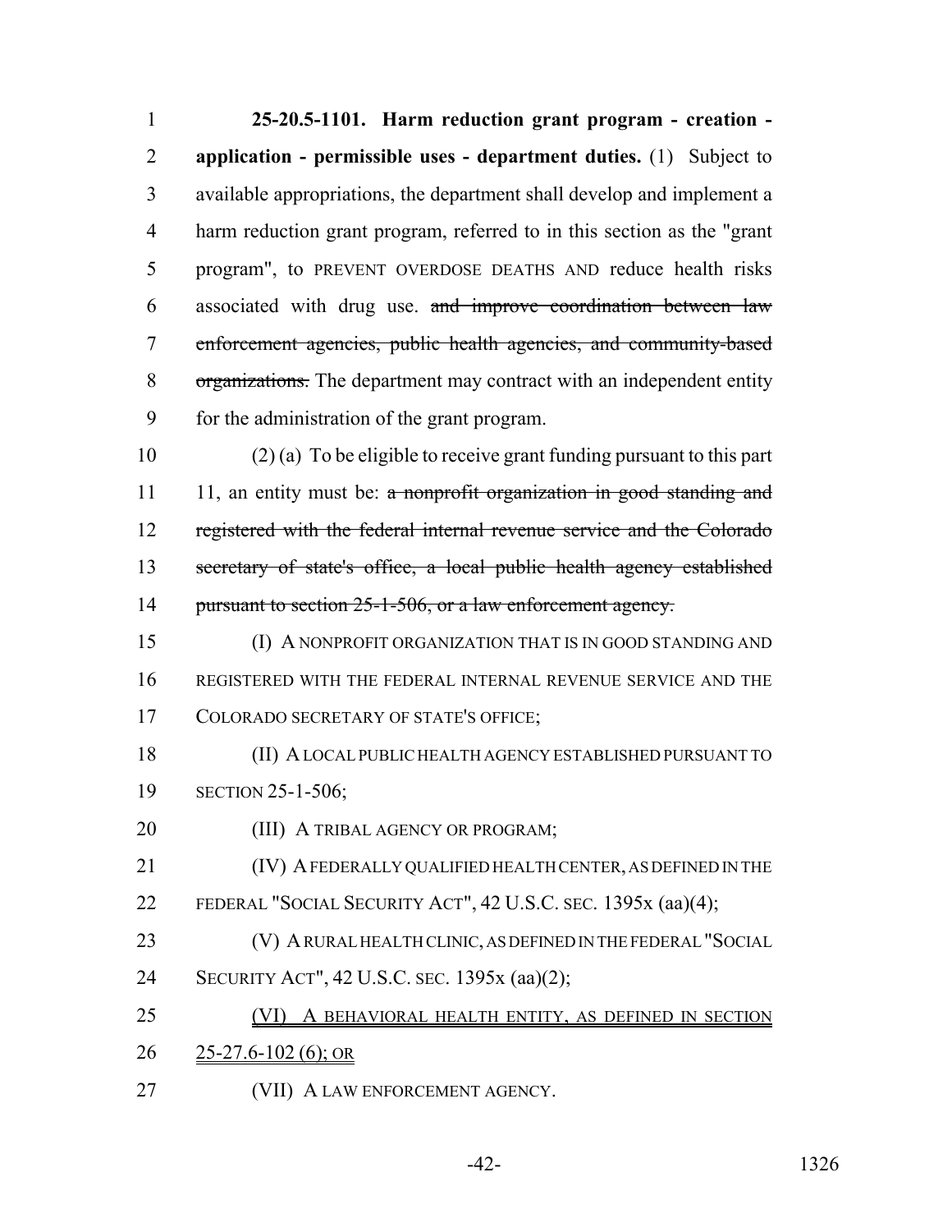**25-20.5-1101. Harm reduction grant program - creation - application - permissible uses - department duties.** (1) Subject to available appropriations, the department shall develop and implement a harm reduction grant program, referred to in this section as the "grant program", to PREVENT OVERDOSE DEATHS AND reduce health risks associated with drug use. ~~and improve coordination between law enforcement agencies, public health agencies, and community-based organizations.~~ The department may contract with an independent entity for the administration of the grant program.

(2) (a) To be eligible to receive grant funding pursuant to this part 11, an entity must be: ~~a nonprofit organization in good standing and registered with the federal internal revenue service and the Colorado secretary of state's office, a local public health agency established pursuant to section 25-1-506, or a law enforcement agency.~~

(I) A NONPROFIT ORGANIZATION THAT IS IN GOOD STANDING AND REGISTERED WITH THE FEDERAL INTERNAL REVENUE SERVICE AND THE COLORADO SECRETARY OF STATE'S OFFICE;

(II) A LOCAL PUBLIC HEALTH AGENCY ESTABLISHED PURSUANT TO SECTION 25-1-506;

(III) A TRIBAL AGENCY OR PROGRAM;

(IV) A FEDERALLY QUALIFIED HEALTH CENTER, AS DEFINED IN THE FEDERAL "SOCIAL SECURITY ACT", 42 U.S.C. SEC. 1395x (aa)(4);

(V) A RURAL HEALTH CLINIC, AS DEFINED IN THE FEDERAL "SOCIAL SECURITY ACT", 42 U.S.C. SEC. 1395x (aa)(2);

<u>(VI) A BEHAVIORAL HEALTH ENTITY, AS DEFINED IN SECTION 25-27.6-102 (6); OR</u>

(VII) A LAW ENFORCEMENT AGENCY.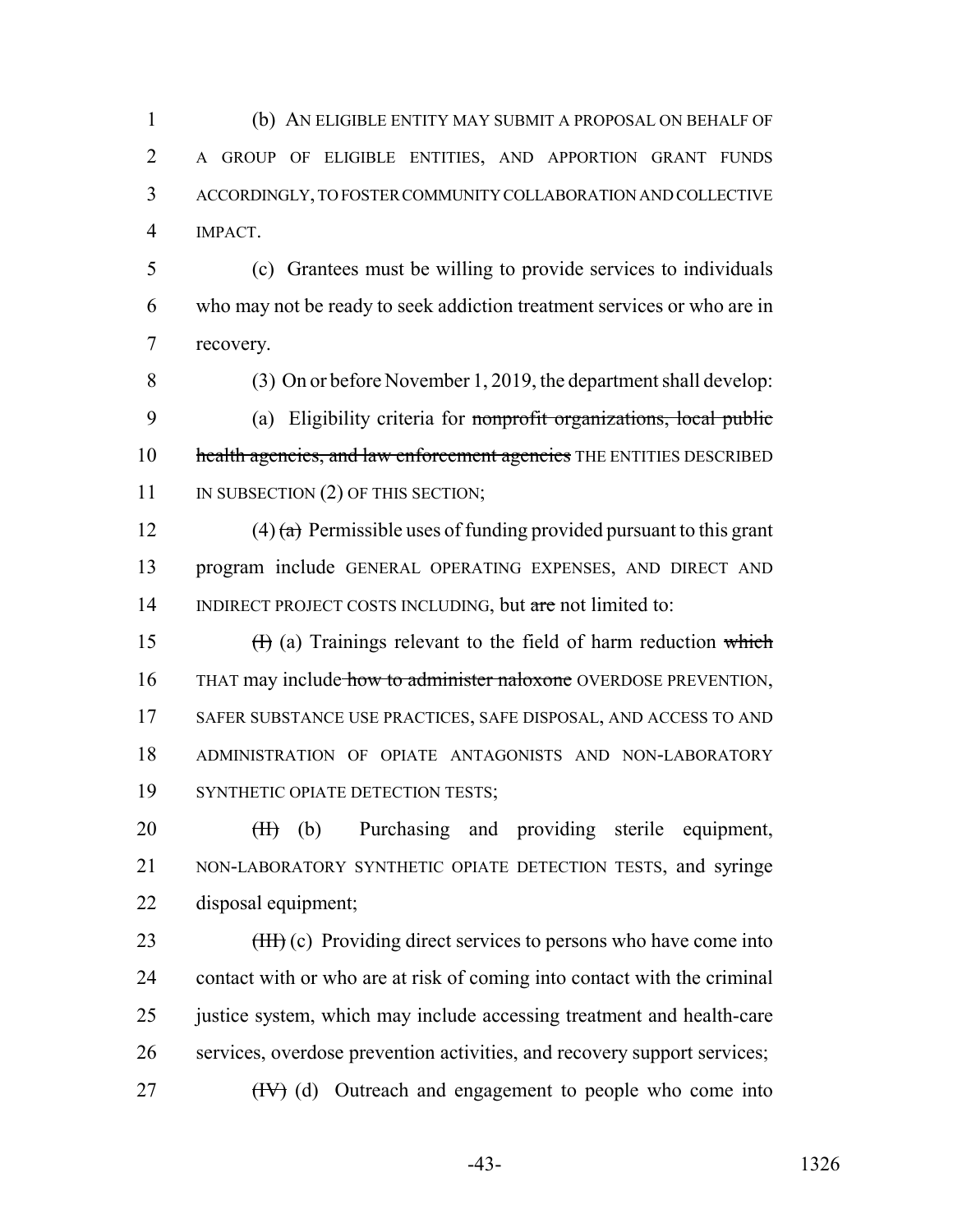(b) AN ELIGIBLE ENTITY MAY SUBMIT A PROPOSAL ON BEHALF OF A GROUP OF ELIGIBLE ENTITIES, AND APPORTION GRANT FUNDS ACCORDINGLY, TO FOSTER COMMUNITY COLLABORATION AND COLLECTIVE IMPACT.

(c) Grantees must be willing to provide services to individuals who may not be ready to seek addiction treatment services or who are in recovery.

(3) On or before November 1, 2019, the department shall develop:

(a) Eligibility criteria for ~~nonprofit organizations, local public health agencies, and law enforcement agencies~~ THE ENTITIES DESCRIBED IN SUBSECTION (2) OF THIS SECTION;

(4) ~~(a)~~ Permissible uses of funding provided pursuant to this grant program include GENERAL OPERATING EXPENSES, AND DIRECT AND INDIRECT PROJECT COSTS INCLUDING, but ~~are~~ not limited to:

~~(I)~~ (a) Trainings relevant to the field of harm reduction ~~which~~ THAT may include ~~how to administer naloxone~~ OVERDOSE PREVENTION, SAFER SUBSTANCE USE PRACTICES, SAFE DISPOSAL, AND ACCESS TO AND ADMINISTRATION OF OPIATE ANTAGONISTS AND NON-LABORATORY SYNTHETIC OPIATE DETECTION TESTS;

~~(II)~~ (b) Purchasing and providing sterile equipment, NON-LABORATORY SYNTHETIC OPIATE DETECTION TESTS, and syringe disposal equipment;

~~(III)~~ (c) Providing direct services to persons who have come into contact with or who are at risk of coming into contact with the criminal justice system, which may include accessing treatment and health-care services, overdose prevention activities, and recovery support services;

~~(IV)~~ (d) Outreach and engagement to people who come into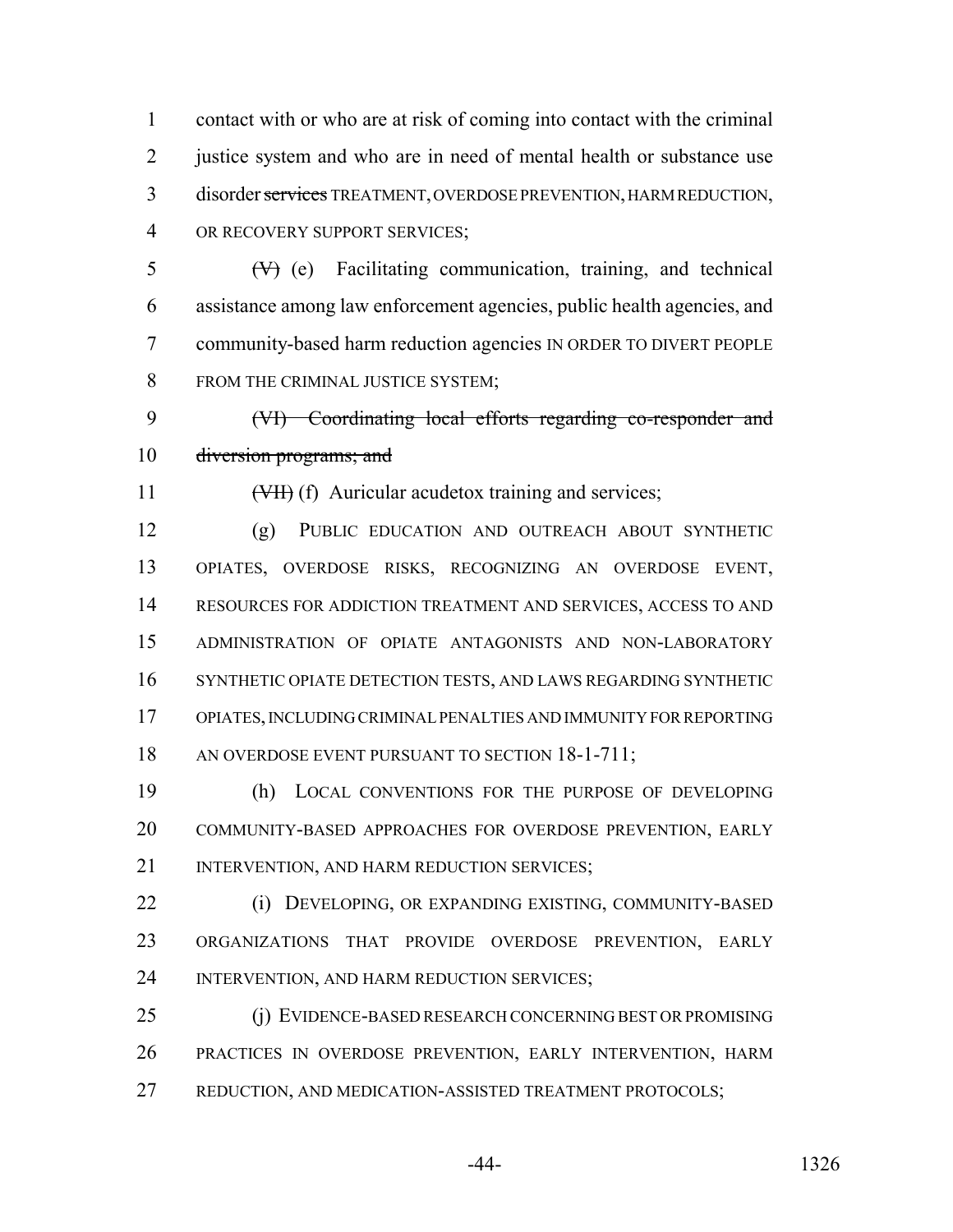contact with or who are at risk of coming into contact with the criminal justice system and who are in need of mental health or substance use disorder ~~services~~ TREATMENT, OVERDOSE PREVENTION, HARM REDUCTION, OR RECOVERY SUPPORT SERVICES;

~~(V)~~ (e) Facilitating communication, training, and technical assistance among law enforcement agencies, public health agencies, and community-based harm reduction agencies IN ORDER TO DIVERT PEOPLE FROM THE CRIMINAL JUSTICE SYSTEM;

~~(VI) Coordinating local efforts regarding co-responder and diversion programs; and~~

~~(VII)~~ (f) Auricular acudetox training and services;

(g) PUBLIC EDUCATION AND OUTREACH ABOUT SYNTHETIC OPIATES, OVERDOSE RISKS, RECOGNIZING AN OVERDOSE EVENT, RESOURCES FOR ADDICTION TREATMENT AND SERVICES, ACCESS TO AND ADMINISTRATION OF OPIATE ANTAGONISTS AND NON-LABORATORY SYNTHETIC OPIATE DETECTION TESTS, AND LAWS REGARDING SYNTHETIC OPIATES, INCLUDING CRIMINAL PENALTIES AND IMMUNITY FOR REPORTING AN OVERDOSE EVENT PURSUANT TO SECTION 18-1-711;

(h) LOCAL CONVENTIONS FOR THE PURPOSE OF DEVELOPING COMMUNITY-BASED APPROACHES FOR OVERDOSE PREVENTION, EARLY INTERVENTION, AND HARM REDUCTION SERVICES;

(i) DEVELOPING, OR EXPANDING EXISTING, COMMUNITY-BASED ORGANIZATIONS THAT PROVIDE OVERDOSE PREVENTION, EARLY INTERVENTION, AND HARM REDUCTION SERVICES;

(j) EVIDENCE-BASED RESEARCH CONCERNING BEST OR PROMISING PRACTICES IN OVERDOSE PREVENTION, EARLY INTERVENTION, HARM REDUCTION, AND MEDICATION-ASSISTED TREATMENT PROTOCOLS;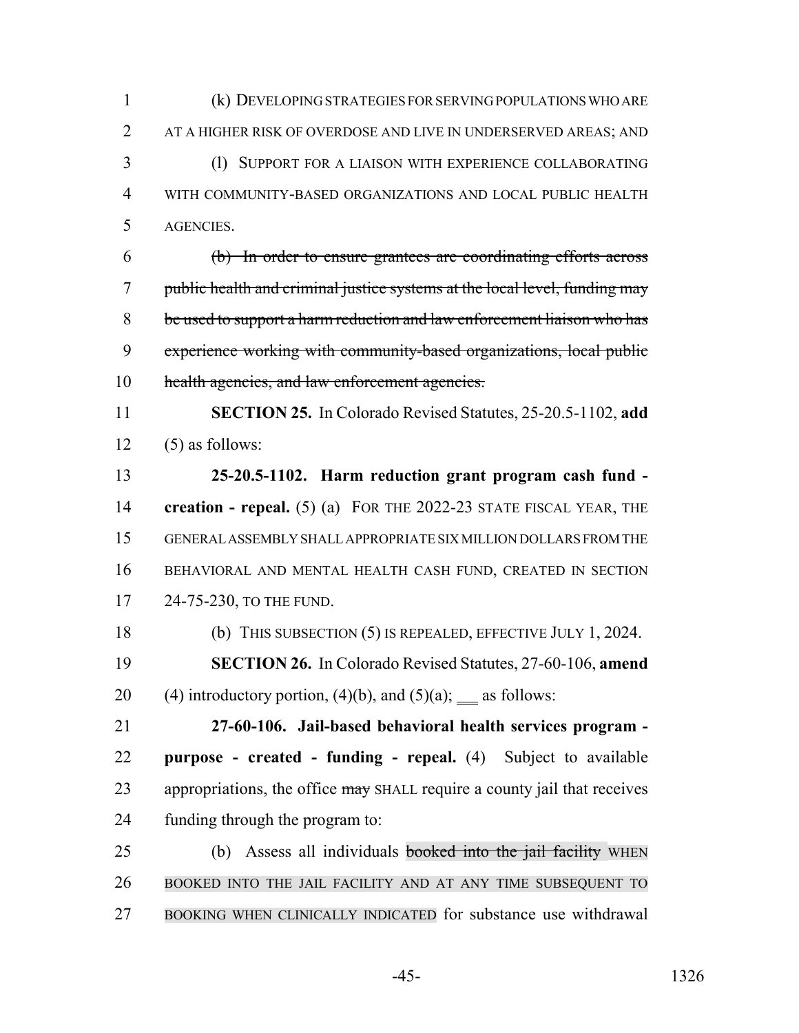(k) DEVELOPING STRATEGIES FOR SERVING POPULATIONS WHO ARE AT A HIGHER RISK OF OVERDOSE AND LIVE IN UNDERSERVED AREAS; AND

(l) SUPPORT FOR A LIAISON WITH EXPERIENCE COLLABORATING WITH COMMUNITY-BASED ORGANIZATIONS AND LOCAL PUBLIC HEALTH AGENCIES.

~~(b) In order to ensure grantees are coordinating efforts across public health and criminal justice systems at the local level, funding may be used to support a harm reduction and law enforcement liaison who has experience working with community-based organizations, local public health agencies, and law enforcement agencies.~~

**SECTION 25.** In Colorado Revised Statutes, 25-20.5-1102, **add** (5) as follows:

**25-20.5-1102. Harm reduction grant program cash fund - creation - repeal.** (5) (a) FOR THE 2022-23 STATE FISCAL YEAR, THE GENERAL ASSEMBLY SHALL APPROPRIATE SIX MILLION DOLLARS FROM THE BEHAVIORAL AND MENTAL HEALTH CASH FUND, CREATED IN SECTION 24-75-230, TO THE FUND.

(b) THIS SUBSECTION (5) IS REPEALED, EFFECTIVE JULY 1, 2024.

**SECTION 26.** In Colorado Revised Statutes, 27-60-106, **amend** (4) introductory portion, (4)(b), and (5)(a); ___ as follows:

**27-60-106. Jail-based behavioral health services program - purpose - created - funding - repeal.** (4) Subject to available appropriations, the office ~~may~~ SHALL require a county jail that receives funding through the program to:

(b) Assess all individuals ~~booked into the jail facility~~ WHEN BOOKED INTO THE JAIL FACILITY AND AT ANY TIME SUBSEQUENT TO BOOKING WHEN CLINICALLY INDICATED for substance use withdrawal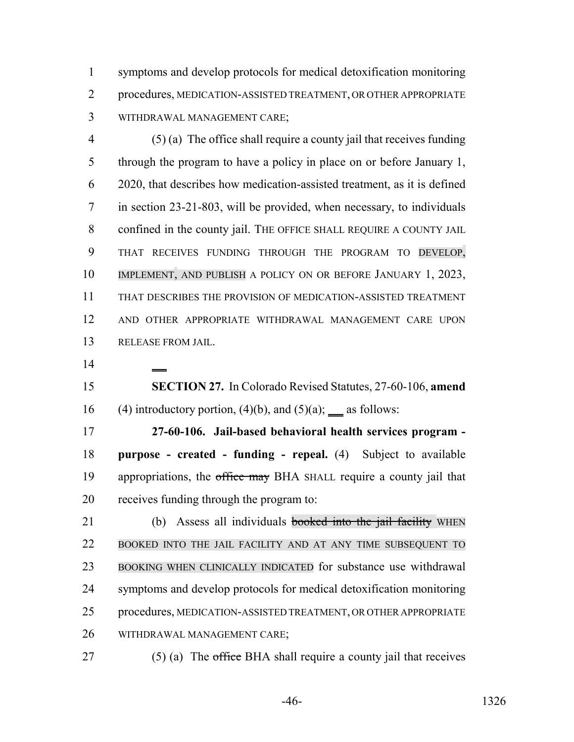symptoms and develop protocols for medical detoxification monitoring procedures, MEDICATION-ASSISTED TREATMENT, OR OTHER APPROPRIATE WITHDRAWAL MANAGEMENT CARE;

(5) (a) The office shall require a county jail that receives funding through the program to have a policy in place on or before January 1, 2020, that describes how medication-assisted treatment, as it is defined in section 23-21-803, will be provided, when necessary, to individuals confined in the county jail. THE OFFICE SHALL REQUIRE A COUNTY JAIL THAT RECEIVES FUNDING THROUGH THE PROGRAM TO DEVELOP, IMPLEMENT, AND PUBLISH A POLICY ON OR BEFORE JANUARY 1, 2023, THAT DESCRIBES THE PROVISION OF MEDICATION-ASSISTED TREATMENT AND OTHER APPROPRIATE WITHDRAWAL MANAGEMENT CARE UPON RELEASE FROM JAIL.

**SECTION 27.** In Colorado Revised Statutes, 27-60-106, **amend** (4) introductory portion, (4)(b), and (5)(a); ___ as follows:

**27-60-106. Jail-based behavioral health services program - purpose - created - funding - repeal.** (4) Subject to available appropriations, the ~~office may~~ BHA SHALL require a county jail that receives funding through the program to:

(b) Assess all individuals ~~booked into the jail facility~~ WHEN BOOKED INTO THE JAIL FACILITY AND AT ANY TIME SUBSEQUENT TO BOOKING WHEN CLINICALLY INDICATED for substance use withdrawal symptoms and develop protocols for medical detoxification monitoring procedures, MEDICATION-ASSISTED TREATMENT, OR OTHER APPROPRIATE WITHDRAWAL MANAGEMENT CARE;

(5) (a) The ~~office~~ BHA shall require a county jail that receives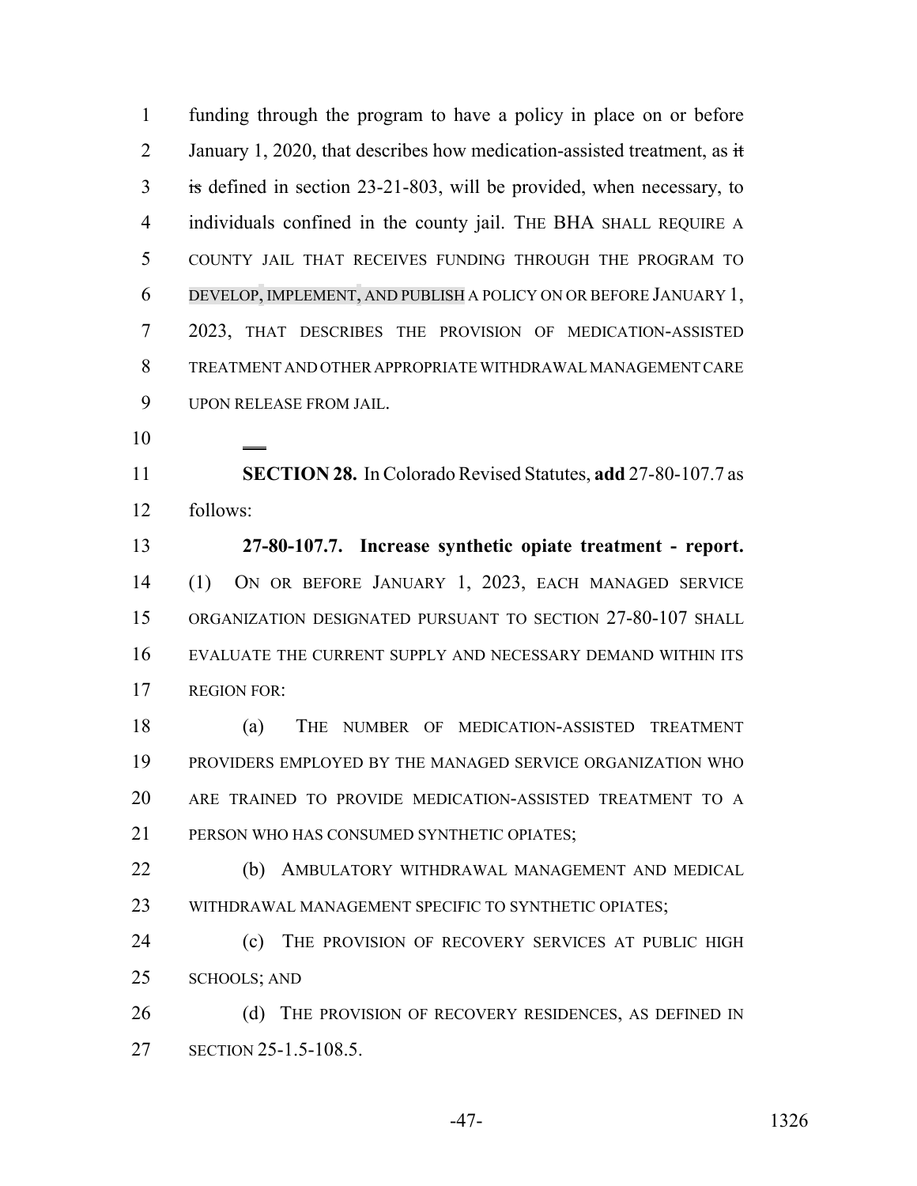funding through the program to have a policy in place on or before January 1, 2020, that describes how medication-assisted treatment, as ~~it is~~ defined in section 23-21-803, will be provided, when necessary, to individuals confined in the county jail. THE BHA SHALL REQUIRE A COUNTY JAIL THAT RECEIVES FUNDING THROUGH THE PROGRAM TO DEVELOP, IMPLEMENT, AND PUBLISH A POLICY ON OR BEFORE JANUARY 1, 2023, THAT DESCRIBES THE PROVISION OF MEDICATION-ASSISTED TREATMENT AND OTHER APPROPRIATE WITHDRAWAL MANAGEMENT CARE UPON RELEASE FROM JAIL.

**SECTION 28.** In Colorado Revised Statutes, **add** 27-80-107.7 as follows:

**27-80-107.7. Increase synthetic opiate treatment - report.** (1) ON OR BEFORE JANUARY 1, 2023, EACH MANAGED SERVICE ORGANIZATION DESIGNATED PURSUANT TO SECTION 27-80-107 SHALL EVALUATE THE CURRENT SUPPLY AND NECESSARY DEMAND WITHIN ITS REGION FOR:

(a) THE NUMBER OF MEDICATION-ASSISTED TREATMENT PROVIDERS EMPLOYED BY THE MANAGED SERVICE ORGANIZATION WHO ARE TRAINED TO PROVIDE MEDICATION-ASSISTED TREATMENT TO A PERSON WHO HAS CONSUMED SYNTHETIC OPIATES;

(b) AMBULATORY WITHDRAWAL MANAGEMENT AND MEDICAL WITHDRAWAL MANAGEMENT SPECIFIC TO SYNTHETIC OPIATES;

(c) THE PROVISION OF RECOVERY SERVICES AT PUBLIC HIGH SCHOOLS; AND

(d) THE PROVISION OF RECOVERY RESIDENCES, AS DEFINED IN SECTION 25-1.5-108.5.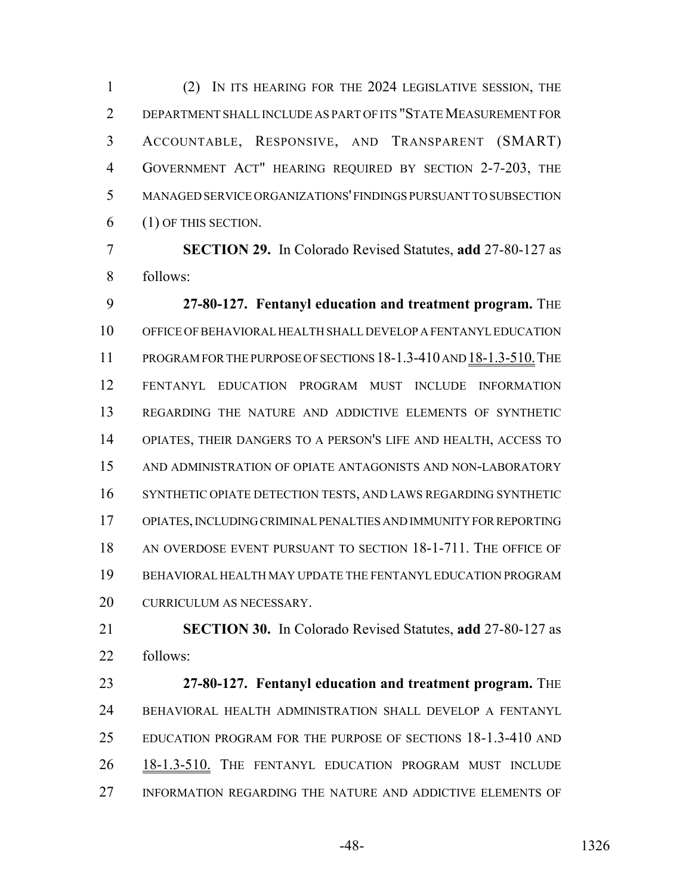(2) IN ITS HEARING FOR THE 2024 LEGISLATIVE SESSION, THE DEPARTMENT SHALL INCLUDE AS PART OF ITS "STATE MEASUREMENT FOR ACCOUNTABLE, RESPONSIVE, AND TRANSPARENT (SMART) GOVERNMENT ACT" HEARING REQUIRED BY SECTION 2-7-203, THE MANAGED SERVICE ORGANIZATIONS' FINDINGS PURSUANT TO SUBSECTION (1) OF THIS SECTION.

**SECTION 29.** In Colorado Revised Statutes, **add** 27-80-127 as follows:

**27-80-127. Fentanyl education and treatment program.** THE OFFICE OF BEHAVIORAL HEALTH SHALL DEVELOP A FENTANYL EDUCATION PROGRAM FOR THE PURPOSE OF SECTIONS 18-1.3-410 AND 18-1.3-510. THE FENTANYL EDUCATION PROGRAM MUST INCLUDE INFORMATION REGARDING THE NATURE AND ADDICTIVE ELEMENTS OF SYNTHETIC OPIATES, THEIR DANGERS TO A PERSON'S LIFE AND HEALTH, ACCESS TO AND ADMINISTRATION OF OPIATE ANTAGONISTS AND NON-LABORATORY SYNTHETIC OPIATE DETECTION TESTS, AND LAWS REGARDING SYNTHETIC OPIATES, INCLUDING CRIMINAL PENALTIES AND IMMUNITY FOR REPORTING AN OVERDOSE EVENT PURSUANT TO SECTION 18-1-711. THE OFFICE OF BEHAVIORAL HEALTH MAY UPDATE THE FENTANYL EDUCATION PROGRAM CURRICULUM AS NECESSARY.

**SECTION 30.** In Colorado Revised Statutes, **add** 27-80-127 as follows:

**27-80-127. Fentanyl education and treatment program.** THE BEHAVIORAL HEALTH ADMINISTRATION SHALL DEVELOP A FENTANYL EDUCATION PROGRAM FOR THE PURPOSE OF SECTIONS 18-1.3-410 AND 18-1.3-510. THE FENTANYL EDUCATION PROGRAM MUST INCLUDE INFORMATION REGARDING THE NATURE AND ADDICTIVE ELEMENTS OF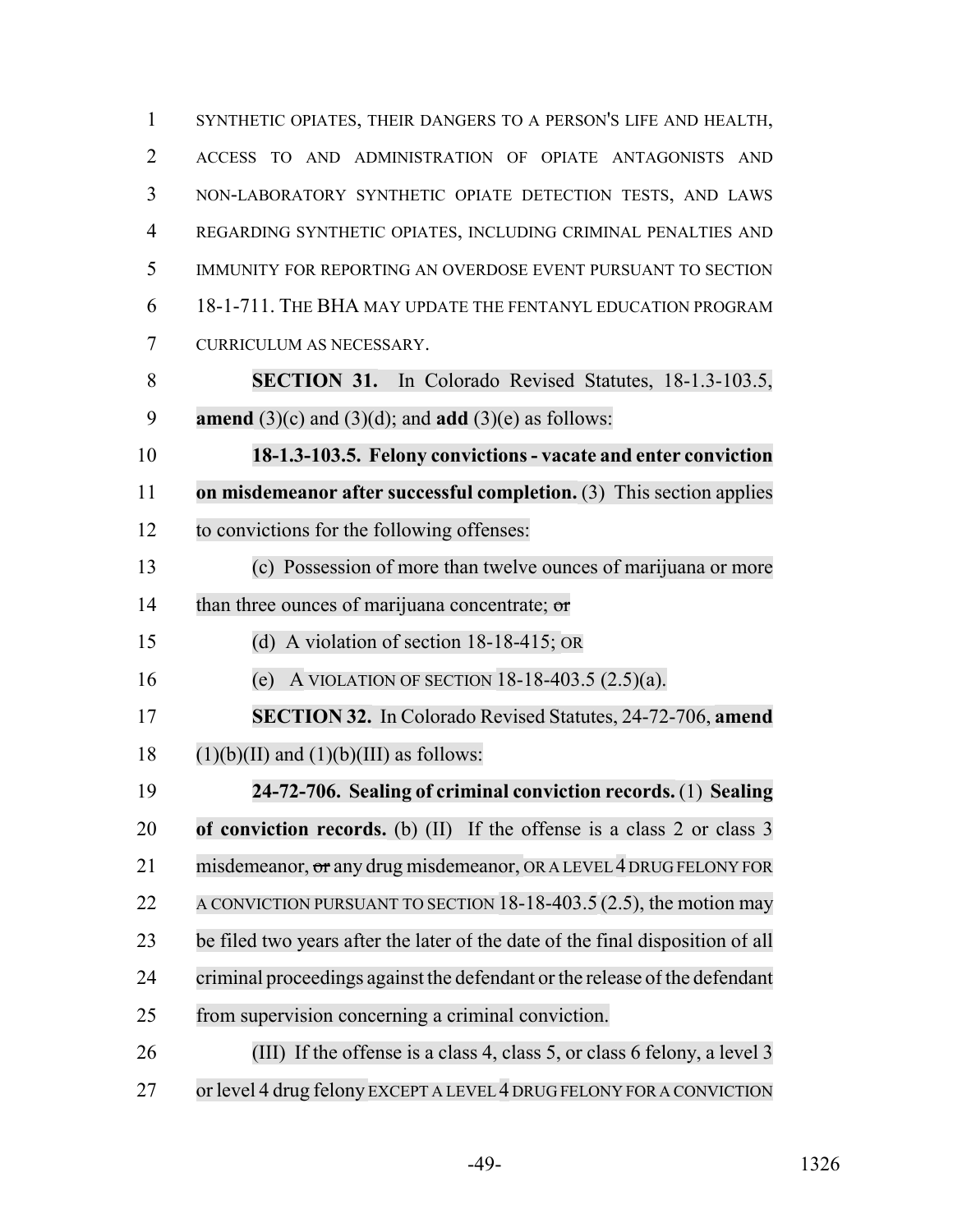SYNTHETIC OPIATES, THEIR DANGERS TO A PERSON'S LIFE AND HEALTH, ACCESS TO AND ADMINISTRATION OF OPIATE ANTAGONISTS AND NON-LABORATORY SYNTHETIC OPIATE DETECTION TESTS, AND LAWS REGARDING SYNTHETIC OPIATES, INCLUDING CRIMINAL PENALTIES AND IMMUNITY FOR REPORTING AN OVERDOSE EVENT PURSUANT TO SECTION 18-1-711. THE BHA MAY UPDATE THE FENTANYL EDUCATION PROGRAM CURRICULUM AS NECESSARY.

**SECTION 31.** In Colorado Revised Statutes, 18-1.3-103.5, **amend** (3)(c) and (3)(d); and **add** (3)(e) as follows:

**18-1.3-103.5. Felony convictions - vacate and enter conviction on misdemeanor after successful completion.** (3) This section applies to convictions for the following offenses:

(c) Possession of more than twelve ounces of marijuana or more than three ounces of marijuana concentrate; ~~or~~

(d) A violation of section 18-18-415; OR

(e) A VIOLATION OF SECTION 18-18-403.5 (2.5)(a).

**SECTION 32.** In Colorado Revised Statutes, 24-72-706, **amend** (1)(b)(II) and (1)(b)(III) as follows:

**24-72-706. Sealing of criminal conviction records.** (1) **Sealing of conviction records.** (b) (II) If the offense is a class 2 or class 3 misdemeanor, ~~or~~ any drug misdemeanor, OR A LEVEL 4 DRUG FELONY FOR A CONVICTION PURSUANT TO SECTION 18-18-403.5 (2.5), the motion may be filed two years after the later of the date of the final disposition of all criminal proceedings against the defendant or the release of the defendant from supervision concerning a criminal conviction.

(III) If the offense is a class 4, class 5, or class 6 felony, a level 3 or level 4 drug felony EXCEPT A LEVEL 4 DRUG FELONY FOR A CONVICTION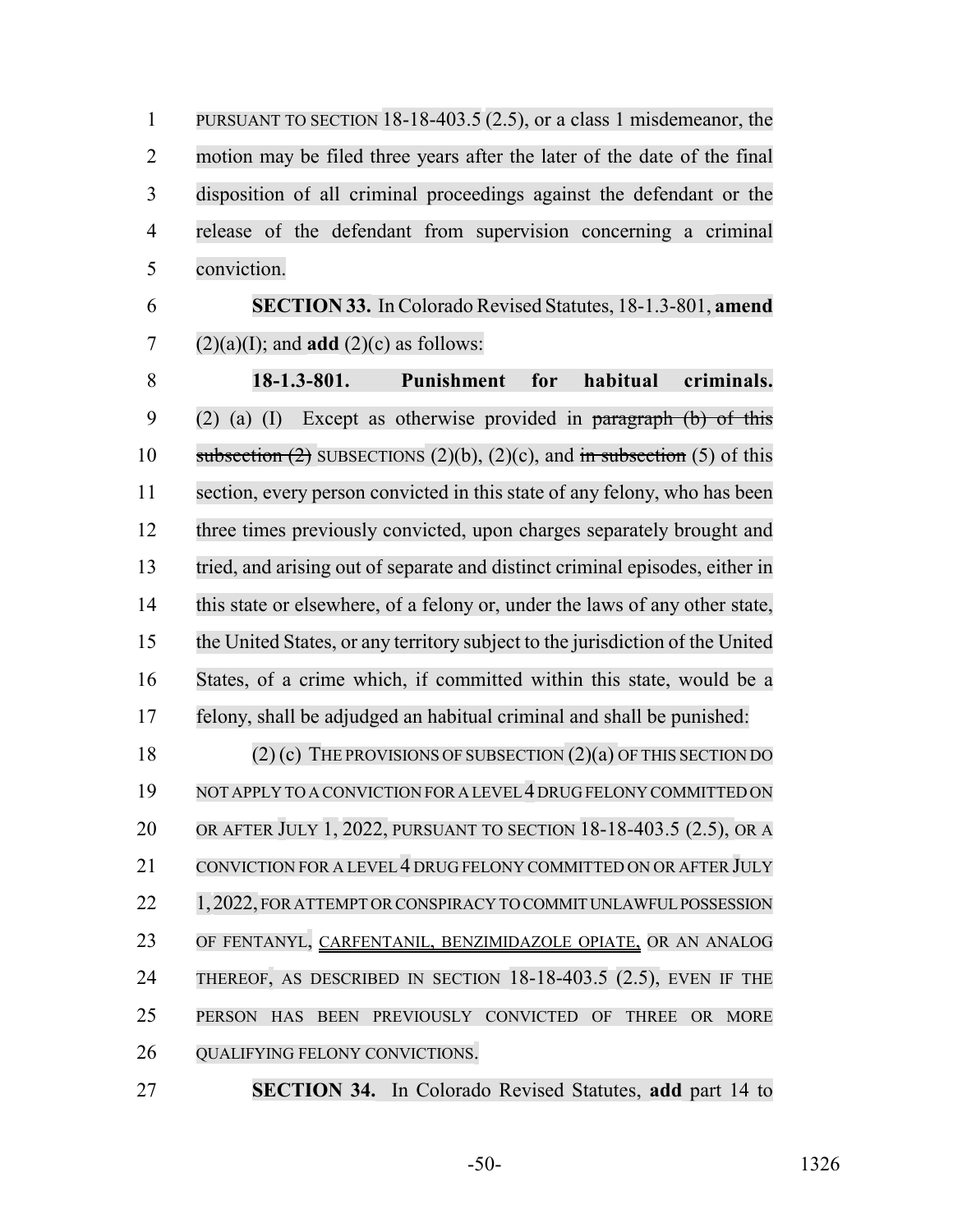PURSUANT TO SECTION 18-18-403.5 (2.5), or a class 1 misdemeanor, the motion may be filed three years after the later of the date of the final disposition of all criminal proceedings against the defendant or the release of the defendant from supervision concerning a criminal conviction.

**SECTION 33.** In Colorado Revised Statutes, 18-1.3-801, **amend** (2)(a)(I); and **add** (2)(c) as follows:

**18-1.3-801. Punishment for habitual criminals.** (2) (a) (I) Except as otherwise provided in ~~paragraph (b) of this subsection (2)~~ SUBSECTIONS (2)(b), (2)(c), and ~~in subsection~~ (5) of this section, every person convicted in this state of any felony, who has been three times previously convicted, upon charges separately brought and tried, and arising out of separate and distinct criminal episodes, either in this state or elsewhere, of a felony or, under the laws of any other state, the United States, or any territory subject to the jurisdiction of the United States, of a crime which, if committed within this state, would be a felony, shall be adjudged an habitual criminal and shall be punished:

(2) (c) THE PROVISIONS OF SUBSECTION (2)(a) OF THIS SECTION DO NOT APPLY TO A CONVICTION FOR A LEVEL 4 DRUG FELONY COMMITTED ON OR AFTER JULY 1, 2022, PURSUANT TO SECTION 18-18-403.5 (2.5), OR A CONVICTION FOR A LEVEL 4 DRUG FELONY COMMITTED ON OR AFTER JULY 1, 2022, FOR ATTEMPT OR CONSPIRACY TO COMMIT UNLAWFUL POSSESSION OF FENTANYL, CARFENTANIL, BENZIMIDAZOLE OPIATE, OR AN ANALOG THEREOF, AS DESCRIBED IN SECTION 18-18-403.5 (2.5), EVEN IF THE PERSON HAS BEEN PREVIOUSLY CONVICTED OF THREE OR MORE QUALIFYING FELONY CONVICTIONS.

**SECTION 34.** In Colorado Revised Statutes, **add** part 14 to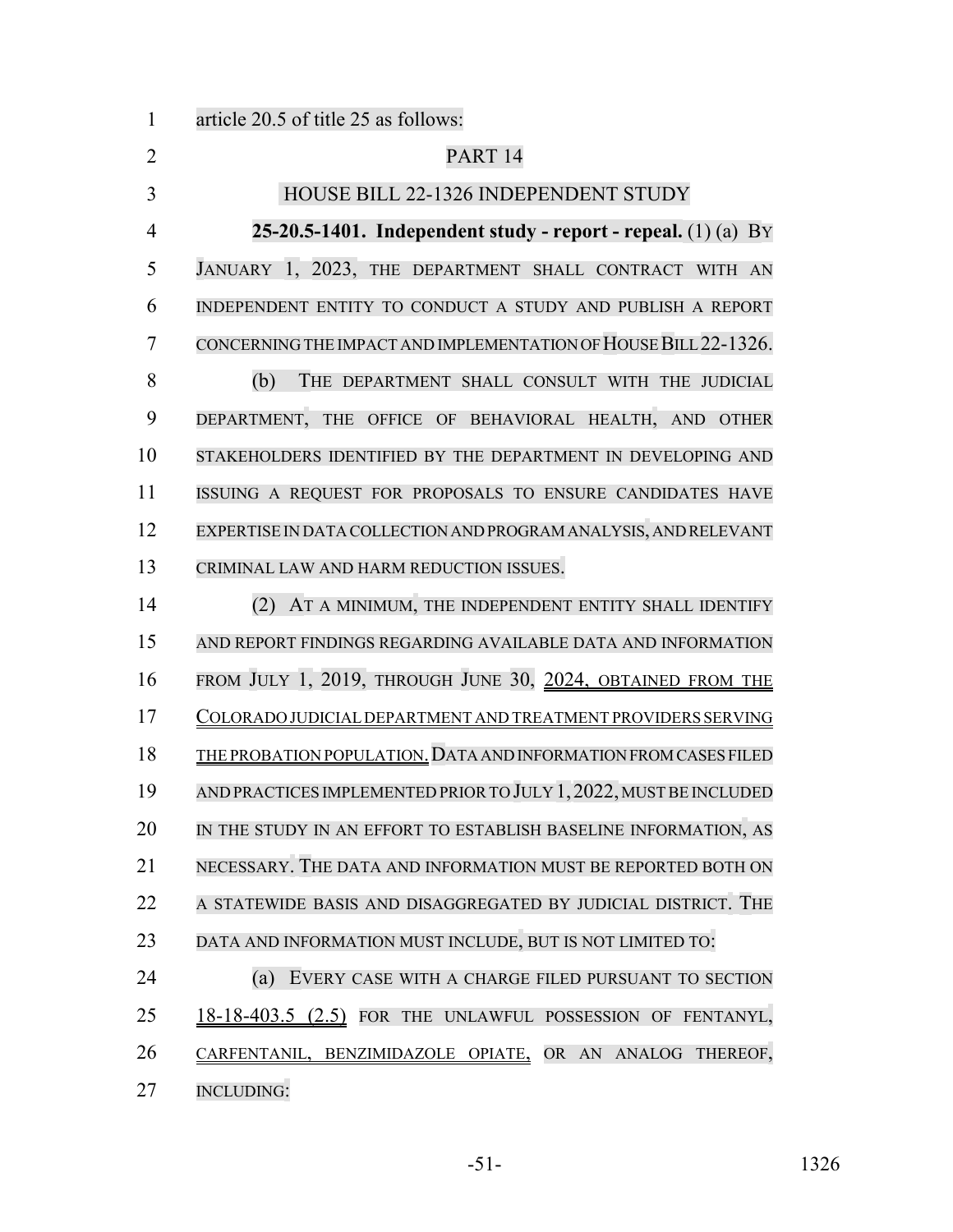article 20.5 of title 25 as follows:

PART 14

HOUSE BILL 22-1326 INDEPENDENT STUDY

**25-20.5-1401. Independent study - report - repeal.** (1) (a) BY JANUARY 1, 2023, THE DEPARTMENT SHALL CONTRACT WITH AN INDEPENDENT ENTITY TO CONDUCT A STUDY AND PUBLISH A REPORT CONCERNING THE IMPACT AND IMPLEMENTATION OF HOUSE BILL 22-1326.

(b) THE DEPARTMENT SHALL CONSULT WITH THE JUDICIAL DEPARTMENT, THE OFFICE OF BEHAVIORAL HEALTH, AND OTHER STAKEHOLDERS IDENTIFIED BY THE DEPARTMENT IN DEVELOPING AND ISSUING A REQUEST FOR PROPOSALS TO ENSURE CANDIDATES HAVE EXPERTISE IN DATA COLLECTION AND PROGRAM ANALYSIS, AND RELEVANT CRIMINAL LAW AND HARM REDUCTION ISSUES.

(2) AT A MINIMUM, THE INDEPENDENT ENTITY SHALL IDENTIFY AND REPORT FINDINGS REGARDING AVAILABLE DATA AND INFORMATION FROM JULY 1, 2019, THROUGH JUNE 30, 2024, OBTAINED FROM THE COLORADO JUDICIAL DEPARTMENT AND TREATMENT PROVIDERS SERVING THE PROBATION POPULATION. DATA AND INFORMATION FROM CASES FILED AND PRACTICES IMPLEMENTED PRIOR TO JULY 1, 2022, MUST BE INCLUDED IN THE STUDY IN AN EFFORT TO ESTABLISH BASELINE INFORMATION, AS NECESSARY. THE DATA AND INFORMATION MUST BE REPORTED BOTH ON A STATEWIDE BASIS AND DISAGGREGATED BY JUDICIAL DISTRICT. THE DATA AND INFORMATION MUST INCLUDE, BUT IS NOT LIMITED TO:

(a) EVERY CASE WITH A CHARGE FILED PURSUANT TO SECTION 18-18-403.5 (2.5) FOR THE UNLAWFUL POSSESSION OF FENTANYL, CARFENTANIL, BENZIMIDAZOLE OPIATE, OR AN ANALOG THEREOF, INCLUDING: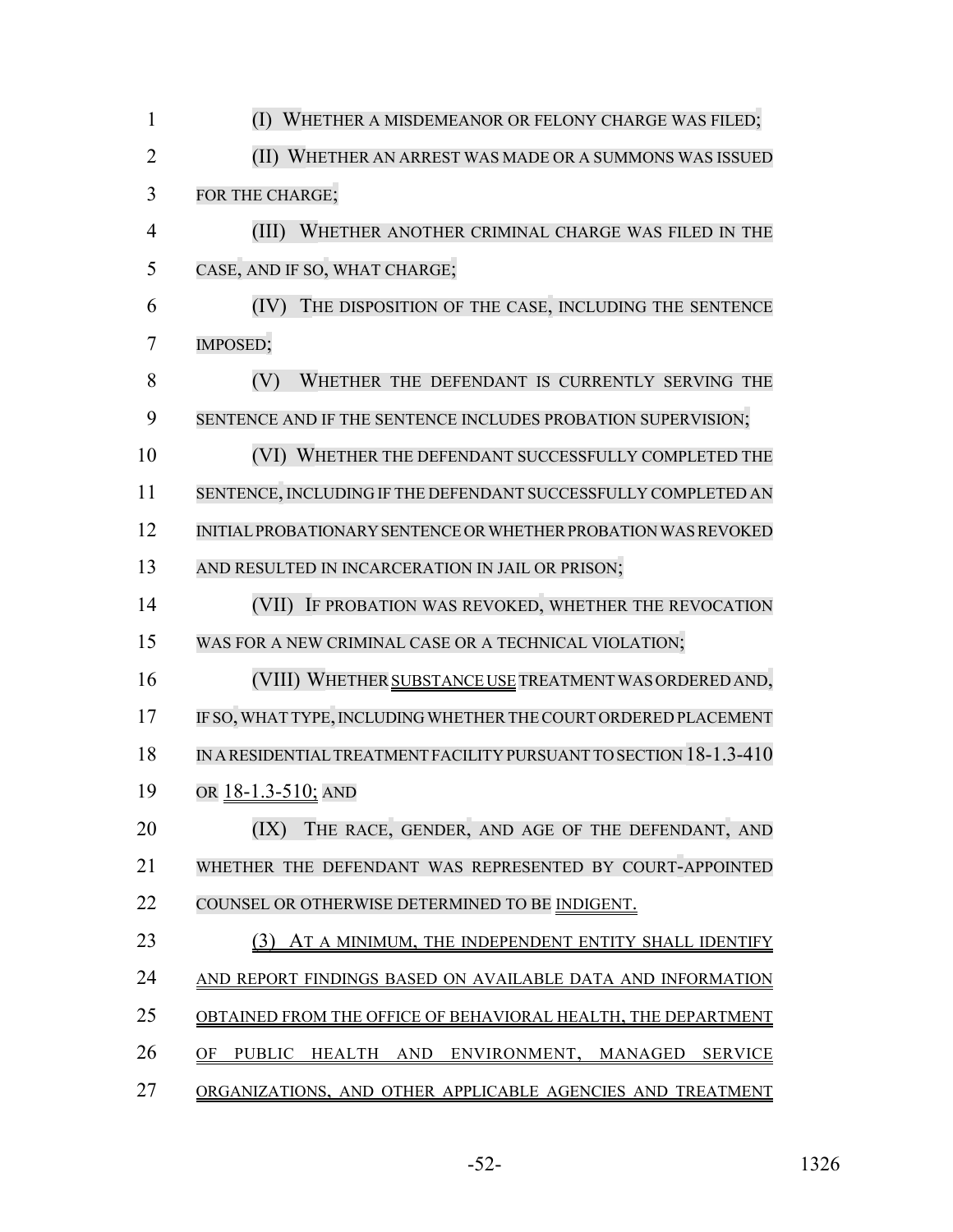(I) WHETHER A MISDEMEANOR OR FELONY CHARGE WAS FILED;

(II) WHETHER AN ARREST WAS MADE OR A SUMMONS WAS ISSUED FOR THE CHARGE;

(III) WHETHER ANOTHER CRIMINAL CHARGE WAS FILED IN THE CASE, AND IF SO, WHAT CHARGE;

(IV) THE DISPOSITION OF THE CASE, INCLUDING THE SENTENCE IMPOSED;

(V) WHETHER THE DEFENDANT IS CURRENTLY SERVING THE SENTENCE AND IF THE SENTENCE INCLUDES PROBATION SUPERVISION;

(VI) WHETHER THE DEFENDANT SUCCESSFULLY COMPLETED THE SENTENCE, INCLUDING IF THE DEFENDANT SUCCESSFULLY COMPLETED AN INITIAL PROBATIONARY SENTENCE OR WHETHER PROBATION WAS REVOKED AND RESULTED IN INCARCERATION IN JAIL OR PRISON;

(VII) IF PROBATION WAS REVOKED, WHETHER THE REVOCATION WAS FOR A NEW CRIMINAL CASE OR A TECHNICAL VIOLATION;

(VIII) WHETHER SUBSTANCE USE TREATMENT WAS ORDERED AND, IF SO, WHAT TYPE, INCLUDING WHETHER THE COURT ORDERED PLACEMENT IN A RESIDENTIAL TREATMENT FACILITY PURSUANT TO SECTION 18-1.3-410 OR 18-1.3-510; AND

(IX) THE RACE, GENDER, AND AGE OF THE DEFENDANT, AND WHETHER THE DEFENDANT WAS REPRESENTED BY COURT-APPOINTED COUNSEL OR OTHERWISE DETERMINED TO BE INDIGENT.

(3) AT A MINIMUM, THE INDEPENDENT ENTITY SHALL IDENTIFY AND REPORT FINDINGS BASED ON AVAILABLE DATA AND INFORMATION OBTAINED FROM THE OFFICE OF BEHAVIORAL HEALTH, THE DEPARTMENT OF PUBLIC HEALTH AND ENVIRONMENT, MANAGED SERVICE ORGANIZATIONS, AND OTHER APPLICABLE AGENCIES AND TREATMENT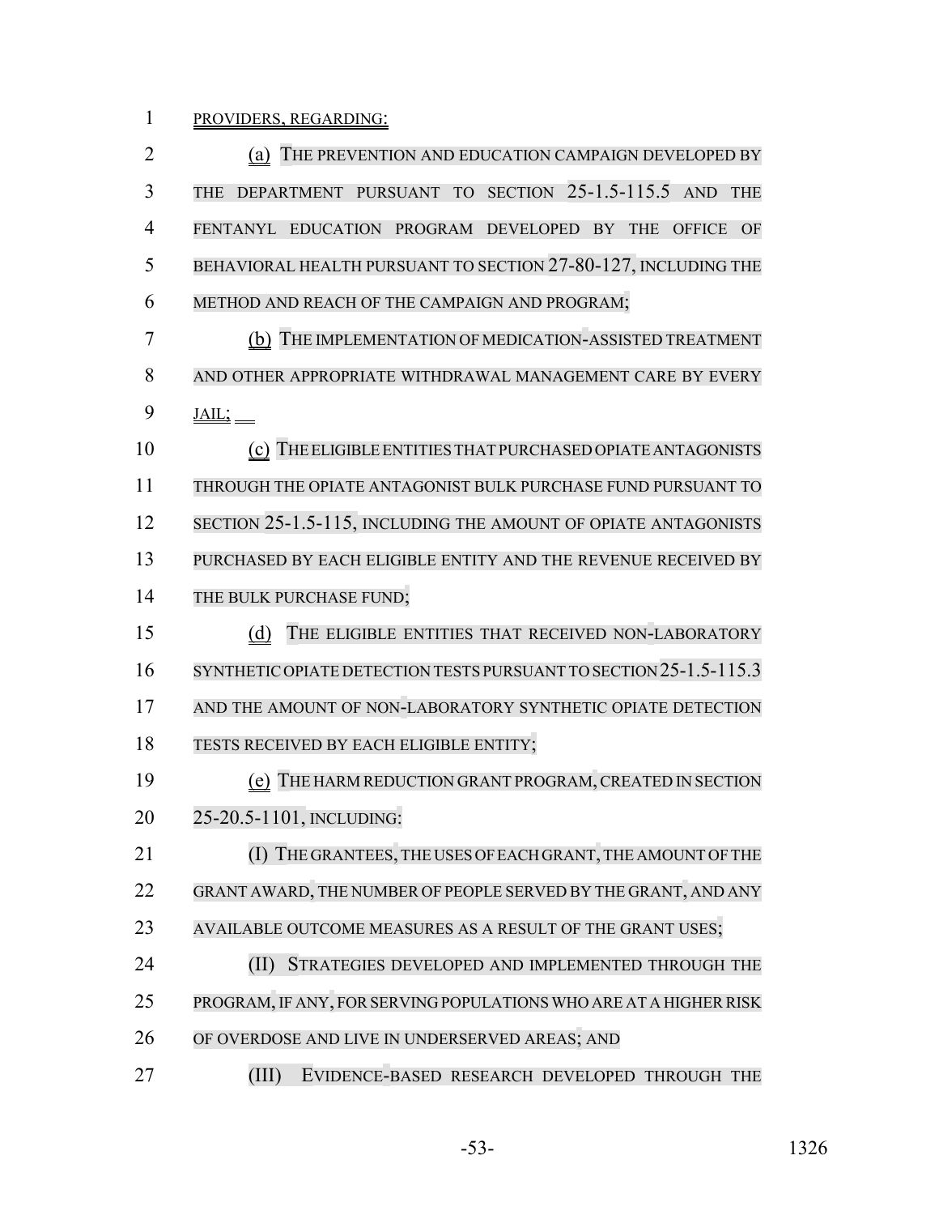PROVIDERS, REGARDING:

(a) THE PREVENTION AND EDUCATION CAMPAIGN DEVELOPED BY THE DEPARTMENT PURSUANT TO SECTION 25-1.5-115.5 AND THE FENTANYL EDUCATION PROGRAM DEVELOPED BY THE OFFICE OF BEHAVIORAL HEALTH PURSUANT TO SECTION 27-80-127, INCLUDING THE METHOD AND REACH OF THE CAMPAIGN AND PROGRAM;

(b) THE IMPLEMENTATION OF MEDICATION-ASSISTED TREATMENT AND OTHER APPROPRIATE WITHDRAWAL MANAGEMENT CARE BY EVERY JAIL;

(c) THE ELIGIBLE ENTITIES THAT PURCHASED OPIATE ANTAGONISTS THROUGH THE OPIATE ANTAGONIST BULK PURCHASE FUND PURSUANT TO SECTION 25-1.5-115, INCLUDING THE AMOUNT OF OPIATE ANTAGONISTS PURCHASED BY EACH ELIGIBLE ENTITY AND THE REVENUE RECEIVED BY THE BULK PURCHASE FUND;

(d) THE ELIGIBLE ENTITIES THAT RECEIVED NON-LABORATORY SYNTHETIC OPIATE DETECTION TESTS PURSUANT TO SECTION 25-1.5-115.3 AND THE AMOUNT OF NON-LABORATORY SYNTHETIC OPIATE DETECTION TESTS RECEIVED BY EACH ELIGIBLE ENTITY;

(e) THE HARM REDUCTION GRANT PROGRAM, CREATED IN SECTION 25-20.5-1101, INCLUDING:

(I) THE GRANTEES, THE USES OF EACH GRANT, THE AMOUNT OF THE GRANT AWARD, THE NUMBER OF PEOPLE SERVED BY THE GRANT, AND ANY AVAILABLE OUTCOME MEASURES AS A RESULT OF THE GRANT USES;

(II) STRATEGIES DEVELOPED AND IMPLEMENTED THROUGH THE PROGRAM, IF ANY, FOR SERVING POPULATIONS WHO ARE AT A HIGHER RISK OF OVERDOSE AND LIVE IN UNDERSERVED AREAS; AND

(III) EVIDENCE-BASED RESEARCH DEVELOPED THROUGH THE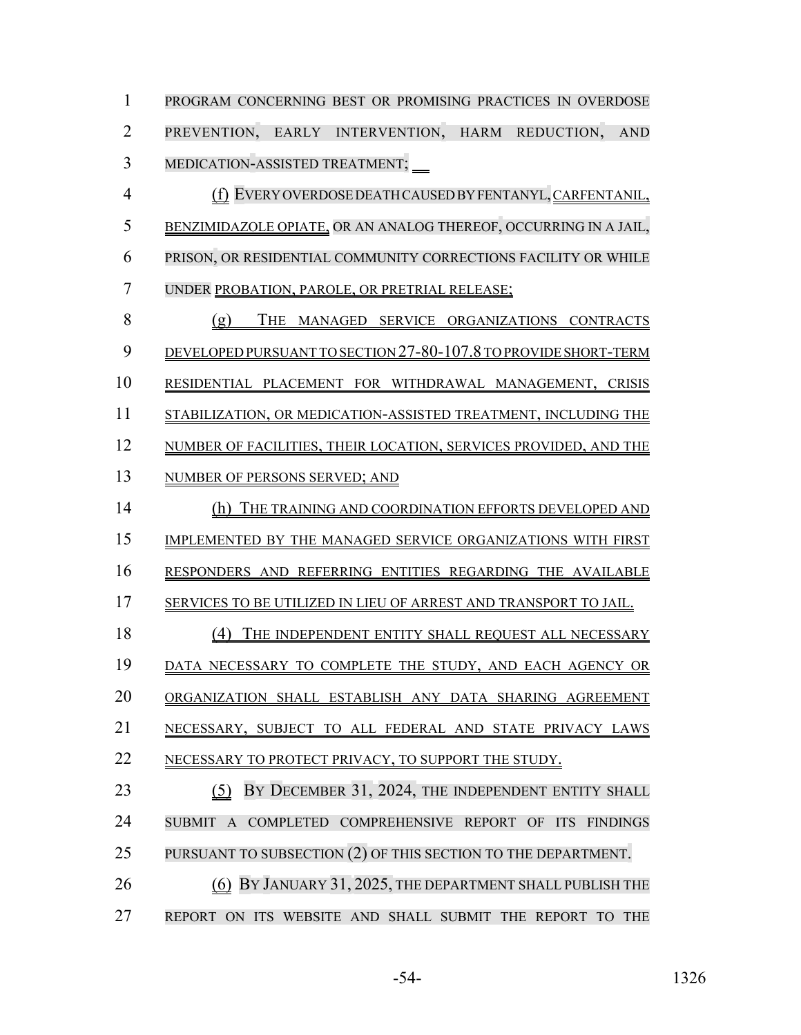PROGRAM CONCERNING BEST OR PROMISING PRACTICES IN OVERDOSE PREVENTION, EARLY INTERVENTION, HARM REDUCTION, AND MEDICATION-ASSISTED TREATMENT;

(f) EVERY OVERDOSE DEATH CAUSED BY FENTANYL, CARFENTANIL, BENZIMIDAZOLE OPIATE, OR AN ANALOG THEREOF, OCCURRING IN A JAIL, PRISON, OR RESIDENTIAL COMMUNITY CORRECTIONS FACILITY OR WHILE UNDER PROBATION, PAROLE, OR PRETRIAL RELEASE;

(g) THE MANAGED SERVICE ORGANIZATIONS CONTRACTS DEVELOPED PURSUANT TO SECTION 27-80-107.8 TO PROVIDE SHORT-TERM RESIDENTIAL PLACEMENT FOR WITHDRAWAL MANAGEMENT, CRISIS STABILIZATION, OR MEDICATION-ASSISTED TREATMENT, INCLUDING THE NUMBER OF FACILITIES, THEIR LOCATION, SERVICES PROVIDED, AND THE NUMBER OF PERSONS SERVED; AND

(h) THE TRAINING AND COORDINATION EFFORTS DEVELOPED AND IMPLEMENTED BY THE MANAGED SERVICE ORGANIZATIONS WITH FIRST RESPONDERS AND REFERRING ENTITIES REGARDING THE AVAILABLE SERVICES TO BE UTILIZED IN LIEU OF ARREST AND TRANSPORT TO JAIL.

(4) THE INDEPENDENT ENTITY SHALL REQUEST ALL NECESSARY DATA NECESSARY TO COMPLETE THE STUDY, AND EACH AGENCY OR ORGANIZATION SHALL ESTABLISH ANY DATA SHARING AGREEMENT NECESSARY, SUBJECT TO ALL FEDERAL AND STATE PRIVACY LAWS NECESSARY TO PROTECT PRIVACY, TO SUPPORT THE STUDY.

(5) BY DECEMBER 31, 2024, THE INDEPENDENT ENTITY SHALL SUBMIT A COMPLETED COMPREHENSIVE REPORT OF ITS FINDINGS PURSUANT TO SUBSECTION (2) OF THIS SECTION TO THE DEPARTMENT.

(6) BY JANUARY 31, 2025, THE DEPARTMENT SHALL PUBLISH THE REPORT ON ITS WEBSITE AND SHALL SUBMIT THE REPORT TO THE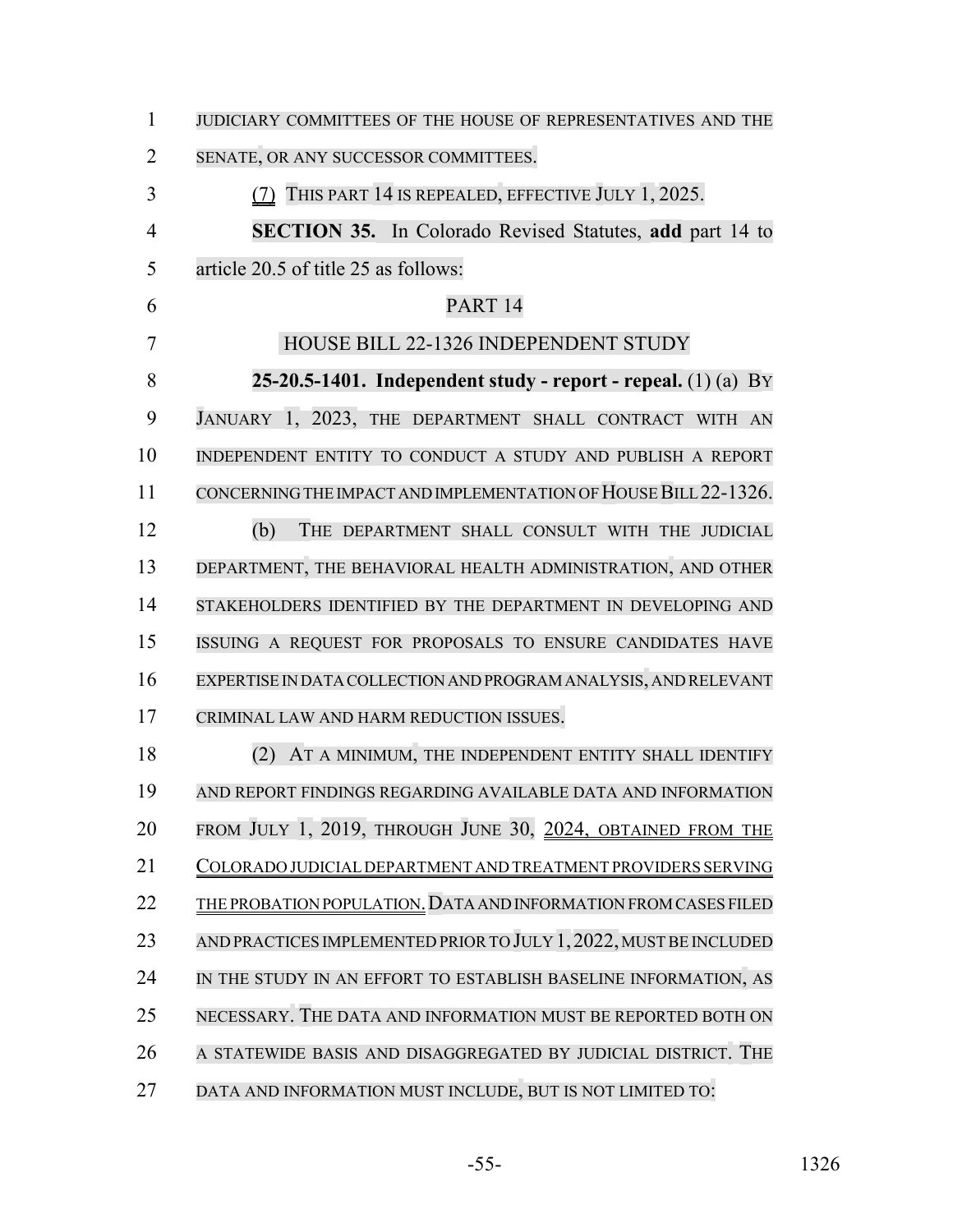JUDICIARY COMMITTEES OF THE HOUSE OF REPRESENTATIVES AND THE SENATE, OR ANY SUCCESSOR COMMITTEES.

(7) THIS PART 14 IS REPEALED, EFFECTIVE JULY 1, 2025.

**SECTION 35.** In Colorado Revised Statutes, **add** part 14 to article 20.5 of title 25 as follows:

PART 14

HOUSE BILL 22-1326 INDEPENDENT STUDY

**25-20.5-1401. Independent study - report - repeal.** (1) (a) BY JANUARY 1, 2023, THE DEPARTMENT SHALL CONTRACT WITH AN INDEPENDENT ENTITY TO CONDUCT A STUDY AND PUBLISH A REPORT CONCERNING THE IMPACT AND IMPLEMENTATION OF HOUSE BILL 22-1326.

(b) THE DEPARTMENT SHALL CONSULT WITH THE JUDICIAL DEPARTMENT, THE BEHAVIORAL HEALTH ADMINISTRATION, AND OTHER STAKEHOLDERS IDENTIFIED BY THE DEPARTMENT IN DEVELOPING AND ISSUING A REQUEST FOR PROPOSALS TO ENSURE CANDIDATES HAVE EXPERTISE IN DATA COLLECTION AND PROGRAM ANALYSIS, AND RELEVANT CRIMINAL LAW AND HARM REDUCTION ISSUES.

(2) AT A MINIMUM, THE INDEPENDENT ENTITY SHALL IDENTIFY AND REPORT FINDINGS REGARDING AVAILABLE DATA AND INFORMATION FROM JULY 1, 2019, THROUGH JUNE 30, 2024, OBTAINED FROM THE COLORADO JUDICIAL DEPARTMENT AND TREATMENT PROVIDERS SERVING THE PROBATION POPULATION. DATA AND INFORMATION FROM CASES FILED AND PRACTICES IMPLEMENTED PRIOR TO JULY 1, 2022, MUST BE INCLUDED IN THE STUDY IN AN EFFORT TO ESTABLISH BASELINE INFORMATION, AS NECESSARY. THE DATA AND INFORMATION MUST BE REPORTED BOTH ON A STATEWIDE BASIS AND DISAGGREGATED BY JUDICIAL DISTRICT. THE DATA AND INFORMATION MUST INCLUDE, BUT IS NOT LIMITED TO: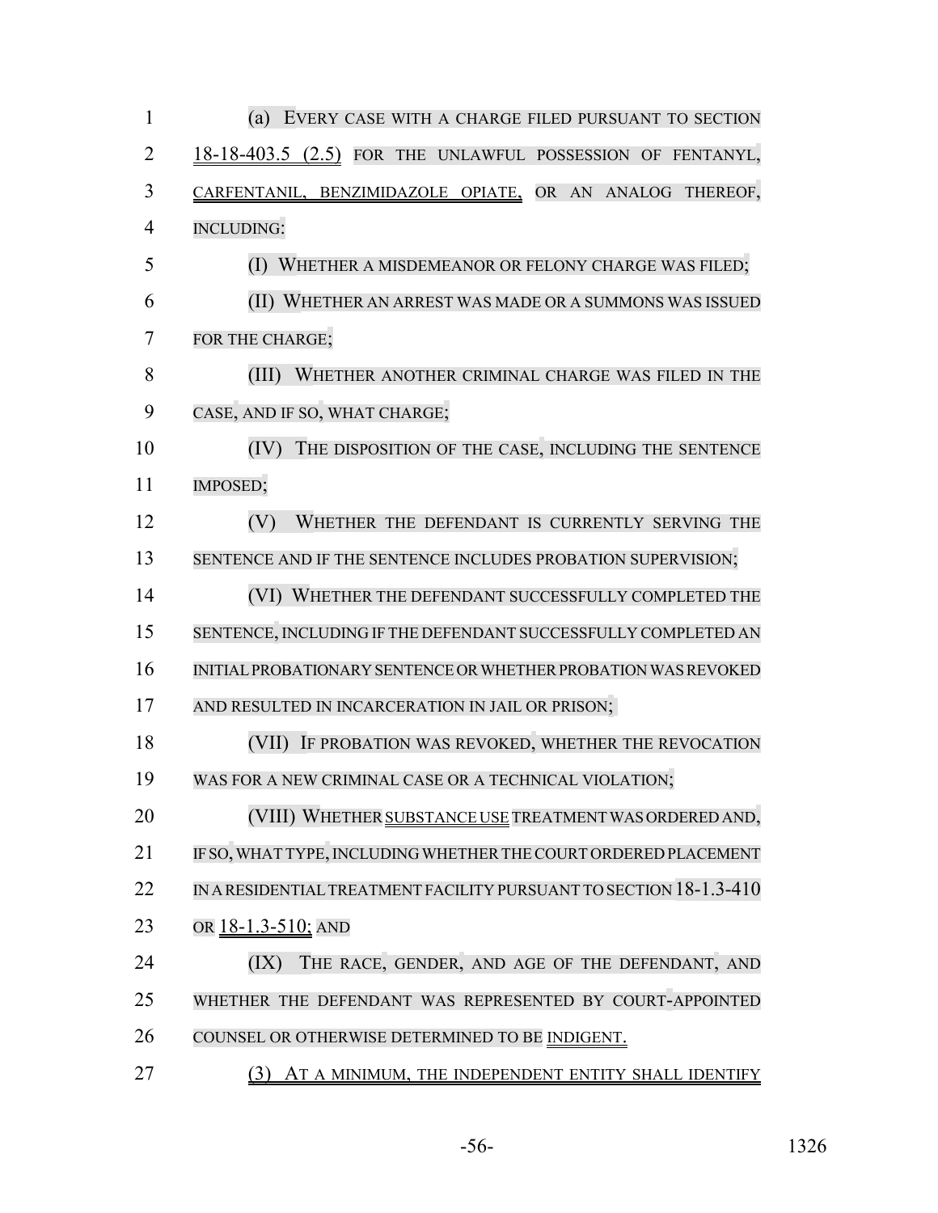(a) EVERY CASE WITH A CHARGE FILED PURSUANT TO SECTION 18-18-403.5 (2.5) FOR THE UNLAWFUL POSSESSION OF FENTANYL, CARFENTANIL, BENZIMIDAZOLE OPIATE, OR AN ANALOG THEREOF, INCLUDING:

(I) WHETHER A MISDEMEANOR OR FELONY CHARGE WAS FILED;

(II) WHETHER AN ARREST WAS MADE OR A SUMMONS WAS ISSUED FOR THE CHARGE;

(III) WHETHER ANOTHER CRIMINAL CHARGE WAS FILED IN THE CASE, AND IF SO, WHAT CHARGE;

(IV) THE DISPOSITION OF THE CASE, INCLUDING THE SENTENCE IMPOSED;

(V) WHETHER THE DEFENDANT IS CURRENTLY SERVING THE SENTENCE AND IF THE SENTENCE INCLUDES PROBATION SUPERVISION;

(VI) WHETHER THE DEFENDANT SUCCESSFULLY COMPLETED THE SENTENCE, INCLUDING IF THE DEFENDANT SUCCESSFULLY COMPLETED AN INITIAL PROBATIONARY SENTENCE OR WHETHER PROBATION WAS REVOKED AND RESULTED IN INCARCERATION IN JAIL OR PRISON;

(VII) IF PROBATION WAS REVOKED, WHETHER THE REVOCATION WAS FOR A NEW CRIMINAL CASE OR A TECHNICAL VIOLATION;

(VIII) WHETHER SUBSTANCE USE TREATMENT WAS ORDERED AND, IF SO, WHAT TYPE, INCLUDING WHETHER THE COURT ORDERED PLACEMENT IN A RESIDENTIAL TREATMENT FACILITY PURSUANT TO SECTION 18-1.3-410 OR 18-1.3-510; AND

(IX) THE RACE, GENDER, AND AGE OF THE DEFENDANT, AND WHETHER THE DEFENDANT WAS REPRESENTED BY COURT-APPOINTED COUNSEL OR OTHERWISE DETERMINED TO BE INDIGENT.

(3) AT A MINIMUM, THE INDEPENDENT ENTITY SHALL IDENTIFY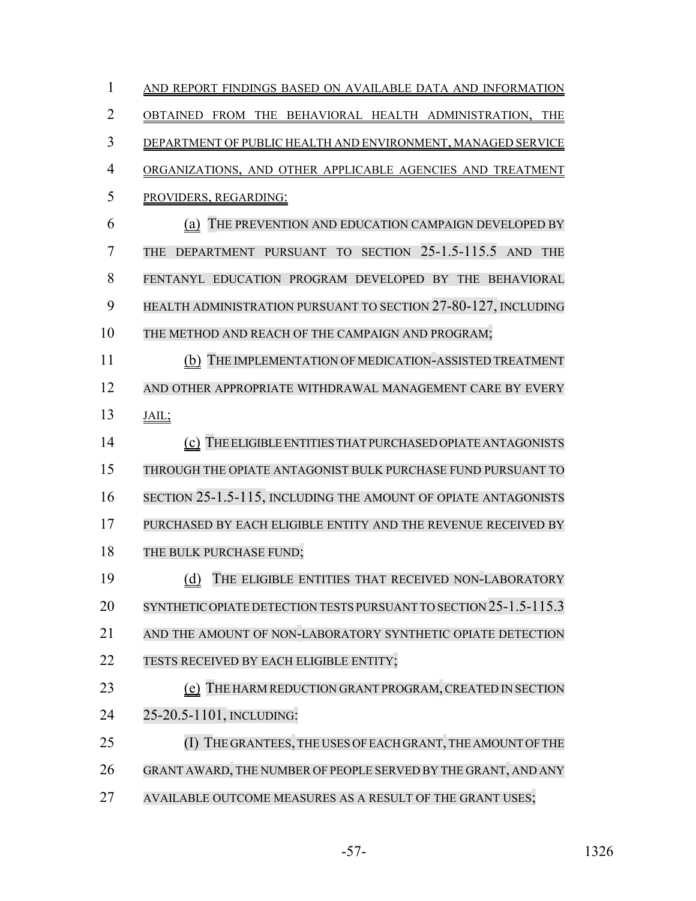AND REPORT FINDINGS BASED ON AVAILABLE DATA AND INFORMATION OBTAINED FROM THE BEHAVIORAL HEALTH ADMINISTRATION, THE DEPARTMENT OF PUBLIC HEALTH AND ENVIRONMENT, MANAGED SERVICE ORGANIZATIONS, AND OTHER APPLICABLE AGENCIES AND TREATMENT PROVIDERS, REGARDING:

(a) THE PREVENTION AND EDUCATION CAMPAIGN DEVELOPED BY THE DEPARTMENT PURSUANT TO SECTION 25-1.5-115.5 AND THE FENTANYL EDUCATION PROGRAM DEVELOPED BY THE BEHAVIORAL HEALTH ADMINISTRATION PURSUANT TO SECTION 27-80-127, INCLUDING THE METHOD AND REACH OF THE CAMPAIGN AND PROGRAM;

(b) THE IMPLEMENTATION OF MEDICATION-ASSISTED TREATMENT AND OTHER APPROPRIATE WITHDRAWAL MANAGEMENT CARE BY EVERY JAIL;

(c) THE ELIGIBLE ENTITIES THAT PURCHASED OPIATE ANTAGONISTS THROUGH THE OPIATE ANTAGONIST BULK PURCHASE FUND PURSUANT TO SECTION 25-1.5-115, INCLUDING THE AMOUNT OF OPIATE ANTAGONISTS PURCHASED BY EACH ELIGIBLE ENTITY AND THE REVENUE RECEIVED BY THE BULK PURCHASE FUND;

(d) THE ELIGIBLE ENTITIES THAT RECEIVED NON-LABORATORY SYNTHETIC OPIATE DETECTION TESTS PURSUANT TO SECTION 25-1.5-115.3 AND THE AMOUNT OF NON-LABORATORY SYNTHETIC OPIATE DETECTION TESTS RECEIVED BY EACH ELIGIBLE ENTITY;

(e) THE HARM REDUCTION GRANT PROGRAM, CREATED IN SECTION 25-20.5-1101, INCLUDING:

(I) THE GRANTEES, THE USES OF EACH GRANT, THE AMOUNT OF THE GRANT AWARD, THE NUMBER OF PEOPLE SERVED BY THE GRANT, AND ANY AVAILABLE OUTCOME MEASURES AS A RESULT OF THE GRANT USES;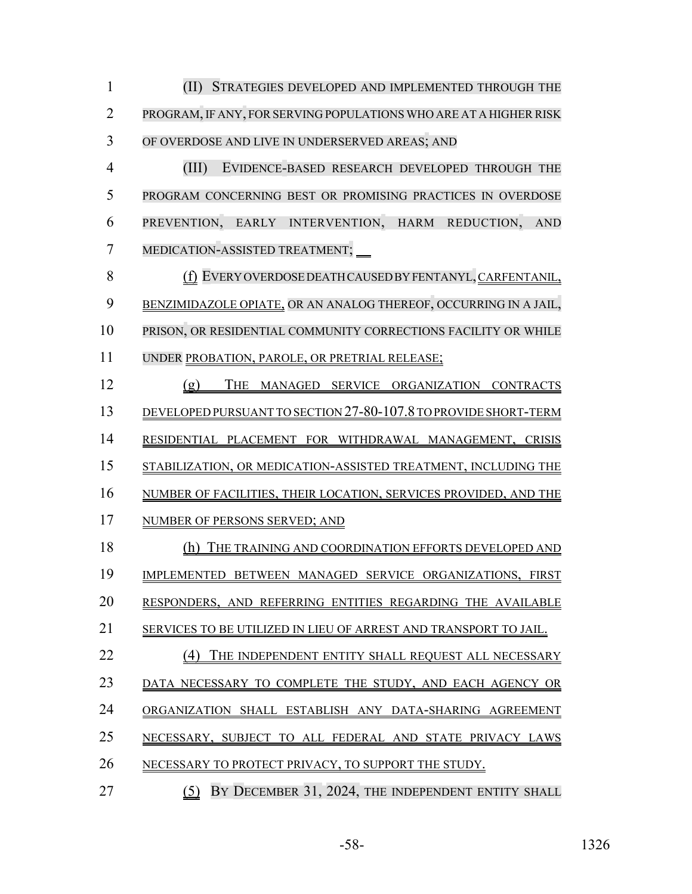(II) STRATEGIES DEVELOPED AND IMPLEMENTED THROUGH THE PROGRAM, IF ANY, FOR SERVING POPULATIONS WHO ARE AT A HIGHER RISK OF OVERDOSE AND LIVE IN UNDERSERVED AREAS; AND

(III) EVIDENCE-BASED RESEARCH DEVELOPED THROUGH THE PROGRAM CONCERNING BEST OR PROMISING PRACTICES IN OVERDOSE PREVENTION, EARLY INTERVENTION, HARM REDUCTION, AND MEDICATION-ASSISTED TREATMENT;

(f) EVERY OVERDOSE DEATH CAUSED BY FENTANYL, CARFENTANIL, BENZIMIDAZOLE OPIATE, OR AN ANALOG THEREOF, OCCURRING IN A JAIL, PRISON, OR RESIDENTIAL COMMUNITY CORRECTIONS FACILITY OR WHILE UNDER PROBATION, PAROLE, OR PRETRIAL RELEASE;

(g) THE MANAGED SERVICE ORGANIZATION CONTRACTS DEVELOPED PURSUANT TO SECTION 27-80-107.8 TO PROVIDE SHORT-TERM RESIDENTIAL PLACEMENT FOR WITHDRAWAL MANAGEMENT, CRISIS STABILIZATION, OR MEDICATION-ASSISTED TREATMENT, INCLUDING THE NUMBER OF FACILITIES, THEIR LOCATION, SERVICES PROVIDED, AND THE NUMBER OF PERSONS SERVED; AND

(h) THE TRAINING AND COORDINATION EFFORTS DEVELOPED AND IMPLEMENTED BETWEEN MANAGED SERVICE ORGANIZATIONS, FIRST RESPONDERS, AND REFERRING ENTITIES REGARDING THE AVAILABLE SERVICES TO BE UTILIZED IN LIEU OF ARREST AND TRANSPORT TO JAIL.

(4) THE INDEPENDENT ENTITY SHALL REQUEST ALL NECESSARY DATA NECESSARY TO COMPLETE THE STUDY, AND EACH AGENCY OR ORGANIZATION SHALL ESTABLISH ANY DATA-SHARING AGREEMENT NECESSARY, SUBJECT TO ALL FEDERAL AND STATE PRIVACY LAWS NECESSARY TO PROTECT PRIVACY, TO SUPPORT THE STUDY.

(5) BY DECEMBER 31, 2024, THE INDEPENDENT ENTITY SHALL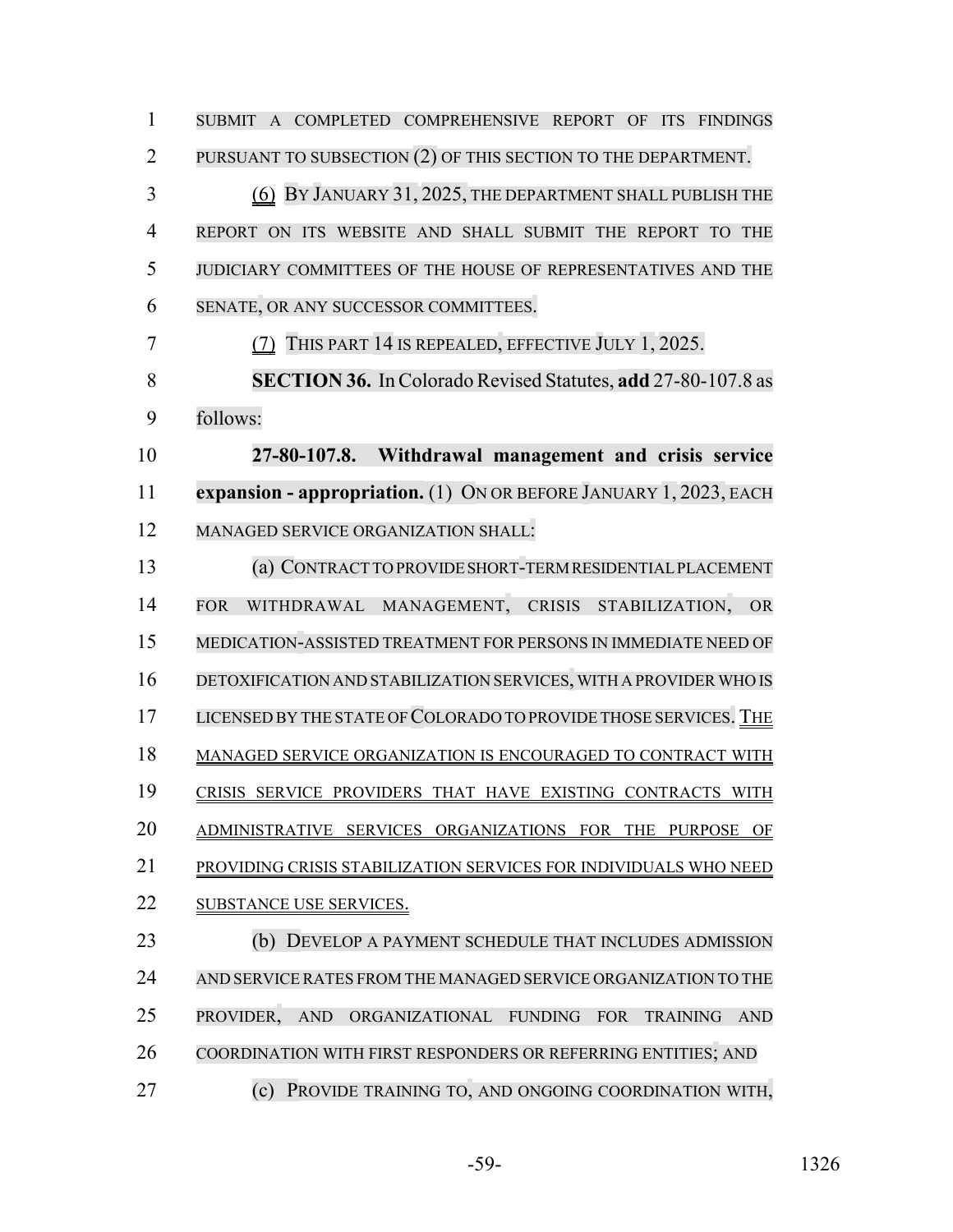SUBMIT A COMPLETED COMPREHENSIVE REPORT OF ITS FINDINGS PURSUANT TO SUBSECTION (2) OF THIS SECTION TO THE DEPARTMENT.

(6) BY JANUARY 31, 2025, THE DEPARTMENT SHALL PUBLISH THE REPORT ON ITS WEBSITE AND SHALL SUBMIT THE REPORT TO THE JUDICIARY COMMITTEES OF THE HOUSE OF REPRESENTATIVES AND THE SENATE, OR ANY SUCCESSOR COMMITTEES.

(7) THIS PART 14 IS REPEALED, EFFECTIVE JULY 1, 2025.

**SECTION 36.** In Colorado Revised Statutes, **add** 27-80-107.8 as follows:

**27-80-107.8. Withdrawal management and crisis service expansion - appropriation.** (1) ON OR BEFORE JANUARY 1, 2023, EACH MANAGED SERVICE ORGANIZATION SHALL:

(a) CONTRACT TO PROVIDE SHORT-TERM RESIDENTIAL PLACEMENT FOR WITHDRAWAL MANAGEMENT, CRISIS STABILIZATION, OR MEDICATION-ASSISTED TREATMENT FOR PERSONS IN IMMEDIATE NEED OF DETOXIFICATION AND STABILIZATION SERVICES, WITH A PROVIDER WHO IS LICENSED BY THE STATE OF COLORADO TO PROVIDE THOSE SERVICES. THE MANAGED SERVICE ORGANIZATION IS ENCOURAGED TO CONTRACT WITH CRISIS SERVICE PROVIDERS THAT HAVE EXISTING CONTRACTS WITH ADMINISTRATIVE SERVICES ORGANIZATIONS FOR THE PURPOSE OF PROVIDING CRISIS STABILIZATION SERVICES FOR INDIVIDUALS WHO NEED SUBSTANCE USE SERVICES.

(b) DEVELOP A PAYMENT SCHEDULE THAT INCLUDES ADMISSION AND SERVICE RATES FROM THE MANAGED SERVICE ORGANIZATION TO THE PROVIDER, AND ORGANIZATIONAL FUNDING FOR TRAINING AND COORDINATION WITH FIRST RESPONDERS OR REFERRING ENTITIES; AND

(c) PROVIDE TRAINING TO, AND ONGOING COORDINATION WITH,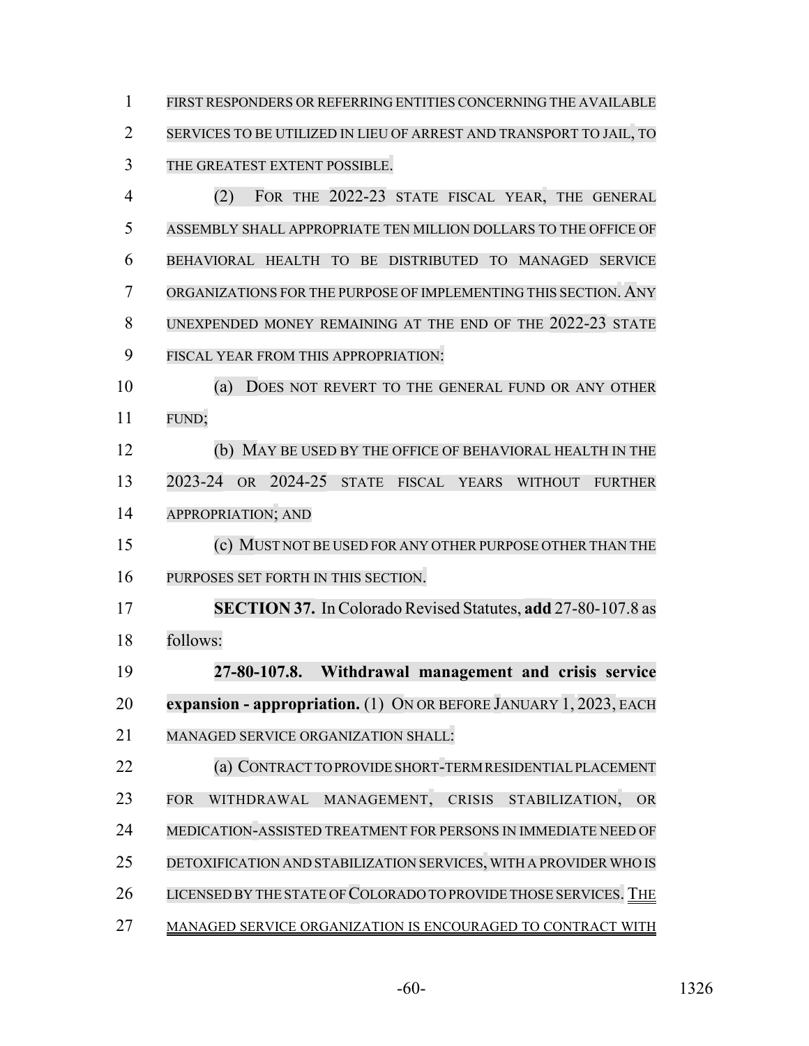FIRST RESPONDERS OR REFERRING ENTITIES CONCERNING THE AVAILABLE SERVICES TO BE UTILIZED IN LIEU OF ARREST AND TRANSPORT TO JAIL, TO THE GREATEST EXTENT POSSIBLE.

(2) FOR THE 2022-23 STATE FISCAL YEAR, THE GENERAL ASSEMBLY SHALL APPROPRIATE TEN MILLION DOLLARS TO THE OFFICE OF BEHAVIORAL HEALTH TO BE DISTRIBUTED TO MANAGED SERVICE ORGANIZATIONS FOR THE PURPOSE OF IMPLEMENTING THIS SECTION. ANY UNEXPENDED MONEY REMAINING AT THE END OF THE 2022-23 STATE FISCAL YEAR FROM THIS APPROPRIATION:

(a) DOES NOT REVERT TO THE GENERAL FUND OR ANY OTHER FUND;

(b) MAY BE USED BY THE OFFICE OF BEHAVIORAL HEALTH IN THE 2023-24 OR 2024-25 STATE FISCAL YEARS WITHOUT FURTHER APPROPRIATION; AND

(c) MUST NOT BE USED FOR ANY OTHER PURPOSE OTHER THAN THE PURPOSES SET FORTH IN THIS SECTION.

**SECTION 37.** In Colorado Revised Statutes, **add** 27-80-107.8 as follows:

**27-80-107.8. Withdrawal management and crisis service expansion - appropriation.** (1) ON OR BEFORE JANUARY 1, 2023, EACH MANAGED SERVICE ORGANIZATION SHALL:

(a) CONTRACT TO PROVIDE SHORT-TERM RESIDENTIAL PLACEMENT FOR WITHDRAWAL MANAGEMENT, CRISIS STABILIZATION, OR MEDICATION-ASSISTED TREATMENT FOR PERSONS IN IMMEDIATE NEED OF DETOXIFICATION AND STABILIZATION SERVICES, WITH A PROVIDER WHO IS LICENSED BY THE STATE OF COLORADO TO PROVIDE THOSE SERVICES. THE MANAGED SERVICE ORGANIZATION IS ENCOURAGED TO CONTRACT WITH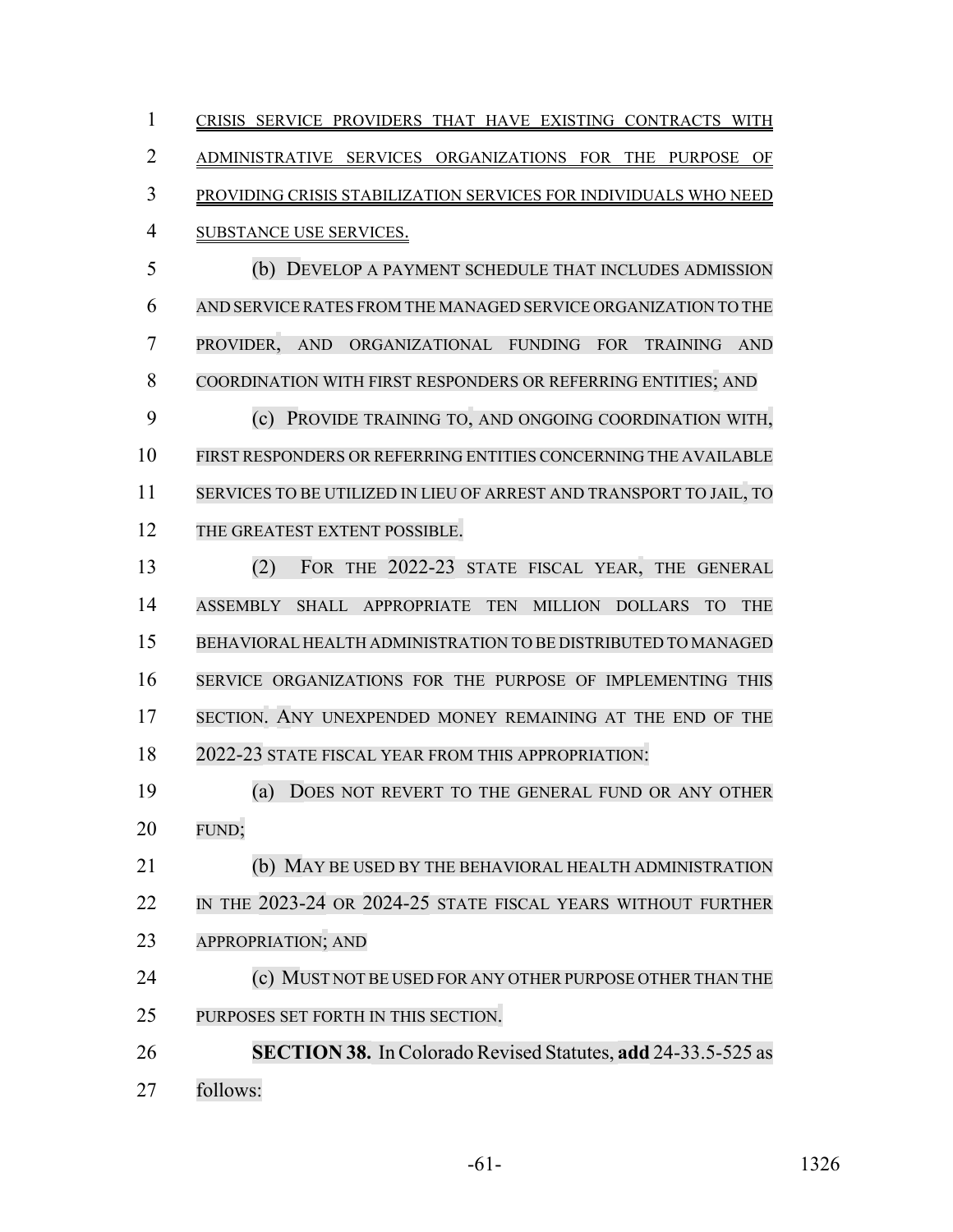CRISIS SERVICE PROVIDERS THAT HAVE EXISTING CONTRACTS WITH ADMINISTRATIVE SERVICES ORGANIZATIONS FOR THE PURPOSE OF PROVIDING CRISIS STABILIZATION SERVICES FOR INDIVIDUALS WHO NEED SUBSTANCE USE SERVICES.

(b) DEVELOP A PAYMENT SCHEDULE THAT INCLUDES ADMISSION AND SERVICE RATES FROM THE MANAGED SERVICE ORGANIZATION TO THE PROVIDER, AND ORGANIZATIONAL FUNDING FOR TRAINING AND COORDINATION WITH FIRST RESPONDERS OR REFERRING ENTITIES; AND

(c) PROVIDE TRAINING TO, AND ONGOING COORDINATION WITH, FIRST RESPONDERS OR REFERRING ENTITIES CONCERNING THE AVAILABLE SERVICES TO BE UTILIZED IN LIEU OF ARREST AND TRANSPORT TO JAIL, TO THE GREATEST EXTENT POSSIBLE.

(2) FOR THE 2022-23 STATE FISCAL YEAR, THE GENERAL ASSEMBLY SHALL APPROPRIATE TEN MILLION DOLLARS TO THE BEHAVIORAL HEALTH ADMINISTRATION TO BE DISTRIBUTED TO MANAGED SERVICE ORGANIZATIONS FOR THE PURPOSE OF IMPLEMENTING THIS SECTION. ANY UNEXPENDED MONEY REMAINING AT THE END OF THE 2022-23 STATE FISCAL YEAR FROM THIS APPROPRIATION:

(a) DOES NOT REVERT TO THE GENERAL FUND OR ANY OTHER FUND;

(b) MAY BE USED BY THE BEHAVIORAL HEALTH ADMINISTRATION IN THE 2023-24 OR 2024-25 STATE FISCAL YEARS WITHOUT FURTHER APPROPRIATION; AND

(c) MUST NOT BE USED FOR ANY OTHER PURPOSE OTHER THAN THE PURPOSES SET FORTH IN THIS SECTION.

**SECTION 38.** In Colorado Revised Statutes, **add** 24-33.5-525 as follows: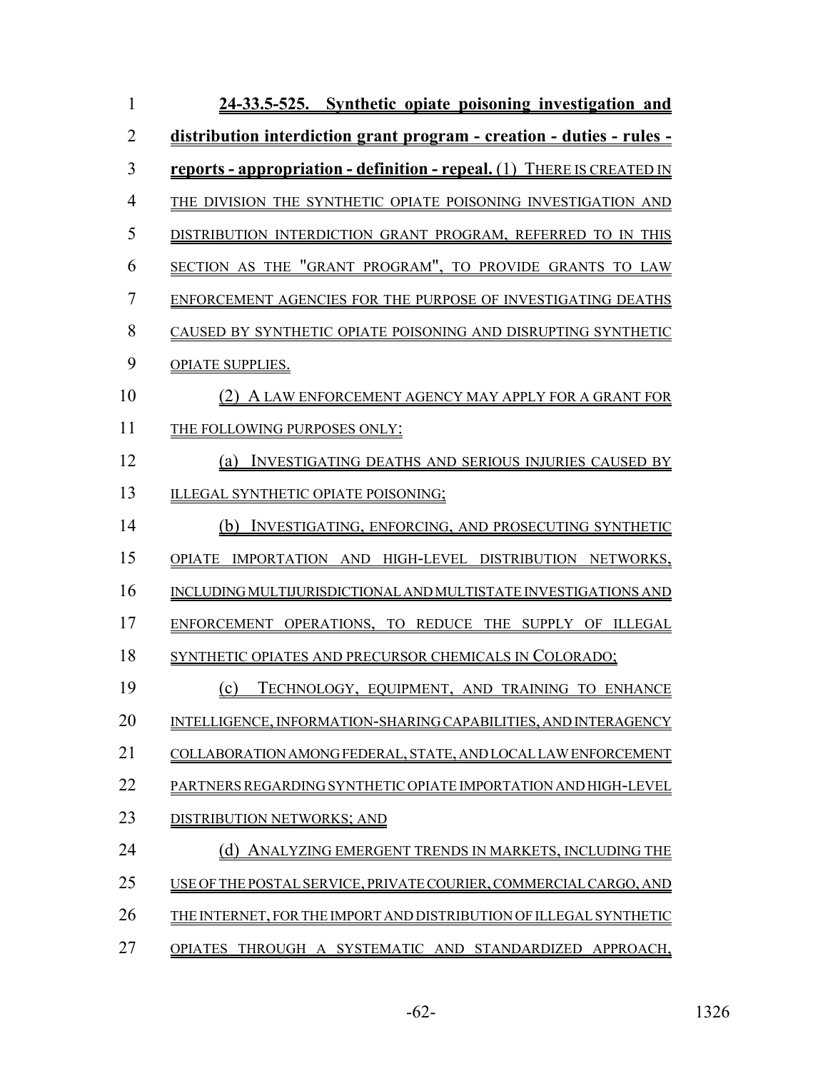**24-33.5-525. Synthetic opiate poisoning investigation and distribution interdiction grant program - creation - duties - rules - reports - appropriation - definition - repeal.** (1) THERE IS CREATED IN THE DIVISION THE SYNTHETIC OPIATE POISONING INVESTIGATION AND DISTRIBUTION INTERDICTION GRANT PROGRAM, REFERRED TO IN THIS SECTION AS THE "GRANT PROGRAM", TO PROVIDE GRANTS TO LAW ENFORCEMENT AGENCIES FOR THE PURPOSE OF INVESTIGATING DEATHS CAUSED BY SYNTHETIC OPIATE POISONING AND DISRUPTING SYNTHETIC OPIATE SUPPLIES.

(2) A LAW ENFORCEMENT AGENCY MAY APPLY FOR A GRANT FOR THE FOLLOWING PURPOSES ONLY:

(a) INVESTIGATING DEATHS AND SERIOUS INJURIES CAUSED BY ILLEGAL SYNTHETIC OPIATE POISONING;

(b) INVESTIGATING, ENFORCING, AND PROSECUTING SYNTHETIC OPIATE IMPORTATION AND HIGH-LEVEL DISTRIBUTION NETWORKS, INCLUDING MULTIJURISDICTIONAL AND MULTISTATE INVESTIGATIONS AND ENFORCEMENT OPERATIONS, TO REDUCE THE SUPPLY OF ILLEGAL SYNTHETIC OPIATES AND PRECURSOR CHEMICALS IN COLORADO;

(c) TECHNOLOGY, EQUIPMENT, AND TRAINING TO ENHANCE INTELLIGENCE, INFORMATION-SHARING CAPABILITIES, AND INTERAGENCY COLLABORATION AMONG FEDERAL, STATE, AND LOCAL LAW ENFORCEMENT PARTNERS REGARDING SYNTHETIC OPIATE IMPORTATION AND HIGH-LEVEL DISTRIBUTION NETWORKS; AND

(d) ANALYZING EMERGENT TRENDS IN MARKETS, INCLUDING THE USE OF THE POSTAL SERVICE, PRIVATE COURIER, COMMERCIAL CARGO, AND THE INTERNET, FOR THE IMPORT AND DISTRIBUTION OF ILLEGAL SYNTHETIC OPIATES THROUGH A SYSTEMATIC AND STANDARDIZED APPROACH,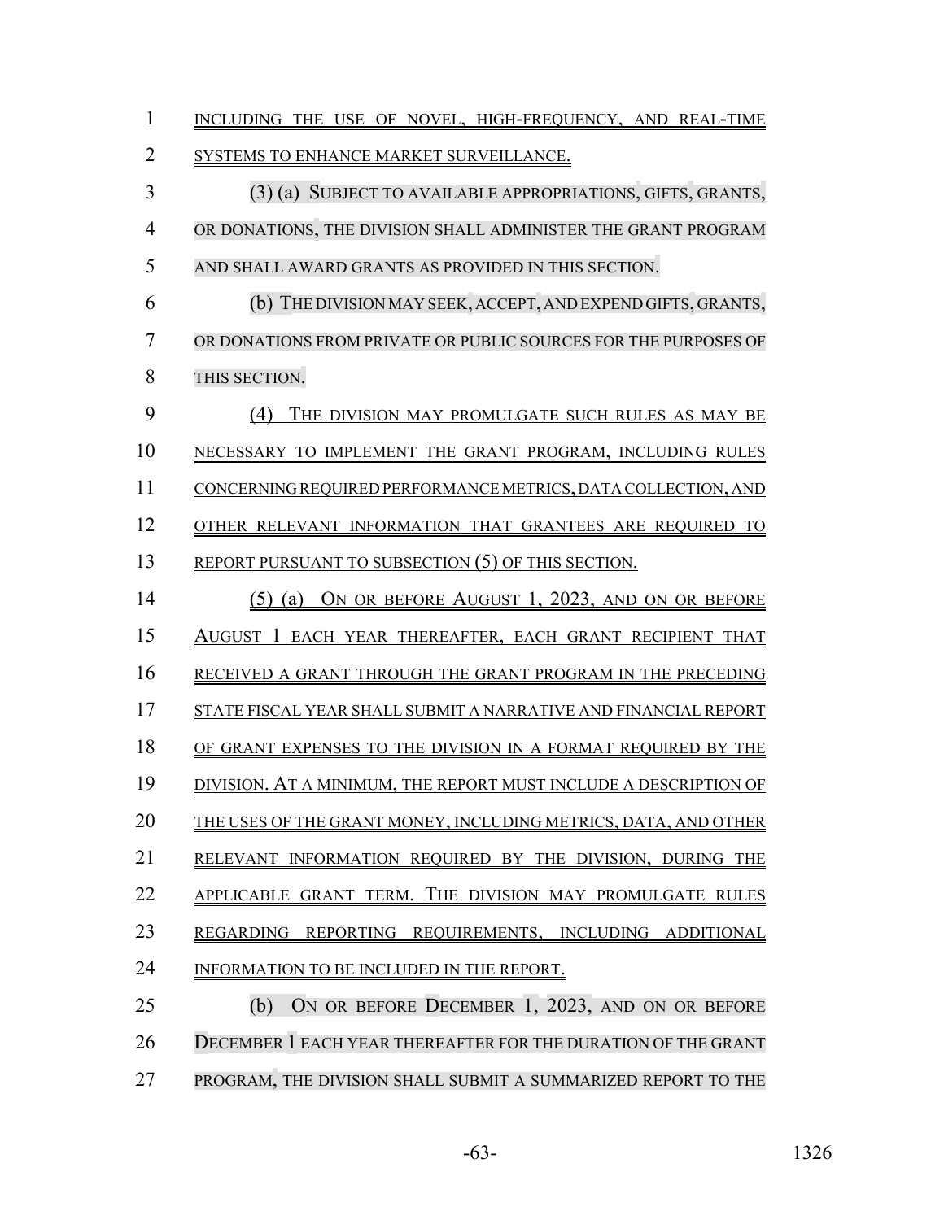INCLUDING THE USE OF NOVEL, HIGH-FREQUENCY, AND REAL-TIME SYSTEMS TO ENHANCE MARKET SURVEILLANCE.

(3) (a) SUBJECT TO AVAILABLE APPROPRIATIONS, GIFTS, GRANTS, OR DONATIONS, THE DIVISION SHALL ADMINISTER THE GRANT PROGRAM AND SHALL AWARD GRANTS AS PROVIDED IN THIS SECTION.

(b) THE DIVISION MAY SEEK, ACCEPT, AND EXPEND GIFTS, GRANTS, OR DONATIONS FROM PRIVATE OR PUBLIC SOURCES FOR THE PURPOSES OF THIS SECTION.

(4) THE DIVISION MAY PROMULGATE SUCH RULES AS MAY BE NECESSARY TO IMPLEMENT THE GRANT PROGRAM, INCLUDING RULES CONCERNING REQUIRED PERFORMANCE METRICS, DATA COLLECTION, AND OTHER RELEVANT INFORMATION THAT GRANTEES ARE REQUIRED TO REPORT PURSUANT TO SUBSECTION (5) OF THIS SECTION.

(5) (a) ON OR BEFORE AUGUST 1, 2023, AND ON OR BEFORE AUGUST 1 EACH YEAR THEREAFTER, EACH GRANT RECIPIENT THAT RECEIVED A GRANT THROUGH THE GRANT PROGRAM IN THE PRECEDING STATE FISCAL YEAR SHALL SUBMIT A NARRATIVE AND FINANCIAL REPORT OF GRANT EXPENSES TO THE DIVISION IN A FORMAT REQUIRED BY THE DIVISION. AT A MINIMUM, THE REPORT MUST INCLUDE A DESCRIPTION OF THE USES OF THE GRANT MONEY, INCLUDING METRICS, DATA, AND OTHER RELEVANT INFORMATION REQUIRED BY THE DIVISION, DURING THE APPLICABLE GRANT TERM. THE DIVISION MAY PROMULGATE RULES REGARDING REPORTING REQUIREMENTS, INCLUDING ADDITIONAL INFORMATION TO BE INCLUDED IN THE REPORT.

(b) ON OR BEFORE DECEMBER 1, 2023, AND ON OR BEFORE DECEMBER 1 EACH YEAR THEREAFTER FOR THE DURATION OF THE GRANT PROGRAM, THE DIVISION SHALL SUBMIT A SUMMARIZED REPORT TO THE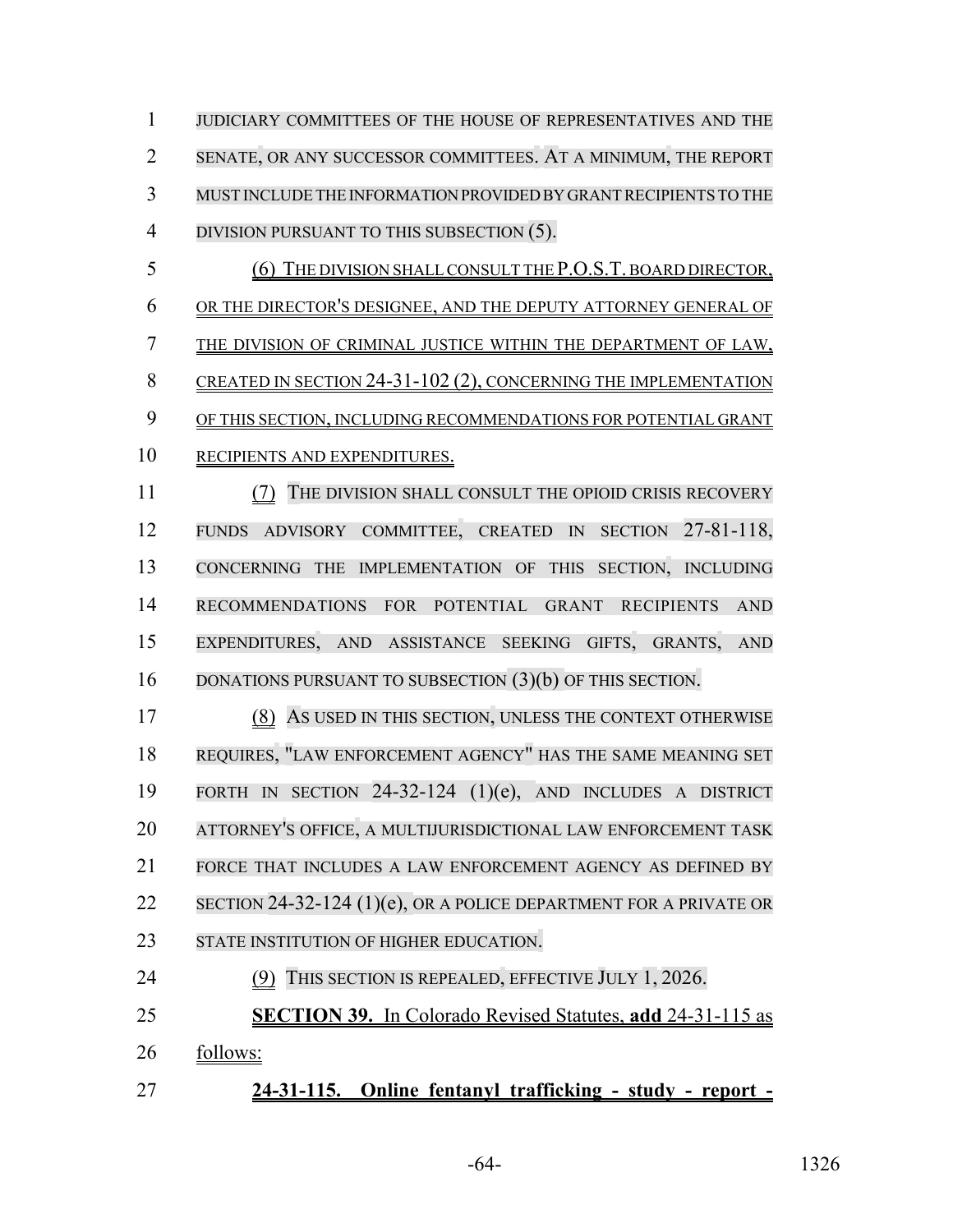JUDICIARY COMMITTEES OF THE HOUSE OF REPRESENTATIVES AND THE SENATE, OR ANY SUCCESSOR COMMITTEES. AT A MINIMUM, THE REPORT MUST INCLUDE THE INFORMATION PROVIDED BY GRANT RECIPIENTS TO THE DIVISION PURSUANT TO THIS SUBSECTION (5).

(6) THE DIVISION SHALL CONSULT THE P.O.S.T. BOARD DIRECTOR, OR THE DIRECTOR'S DESIGNEE, AND THE DEPUTY ATTORNEY GENERAL OF THE DIVISION OF CRIMINAL JUSTICE WITHIN THE DEPARTMENT OF LAW, CREATED IN SECTION 24-31-102 (2), CONCERNING THE IMPLEMENTATION OF THIS SECTION, INCLUDING RECOMMENDATIONS FOR POTENTIAL GRANT RECIPIENTS AND EXPENDITURES.

(7) THE DIVISION SHALL CONSULT THE OPIOID CRISIS RECOVERY FUNDS ADVISORY COMMITTEE, CREATED IN SECTION 27-81-118, CONCERNING THE IMPLEMENTATION OF THIS SECTION, INCLUDING RECOMMENDATIONS FOR POTENTIAL GRANT RECIPIENTS AND EXPENDITURES, AND ASSISTANCE SEEKING GIFTS, GRANTS, AND DONATIONS PURSUANT TO SUBSECTION (3)(b) OF THIS SECTION.

(8) AS USED IN THIS SECTION, UNLESS THE CONTEXT OTHERWISE REQUIRES, "LAW ENFORCEMENT AGENCY" HAS THE SAME MEANING SET FORTH IN SECTION 24-32-124 (1)(e), AND INCLUDES A DISTRICT ATTORNEY'S OFFICE, A MULTIJURISDICTIONAL LAW ENFORCEMENT TASK FORCE THAT INCLUDES A LAW ENFORCEMENT AGENCY AS DEFINED BY SECTION 24-32-124 (1)(e), OR A POLICE DEPARTMENT FOR A PRIVATE OR STATE INSTITUTION OF HIGHER EDUCATION.

(9) THIS SECTION IS REPEALED, EFFECTIVE JULY 1, 2026.

**SECTION 39.** In Colorado Revised Statutes, **add** 24-31-115 as follows:

**24-31-115. Online fentanyl trafficking - study - report -**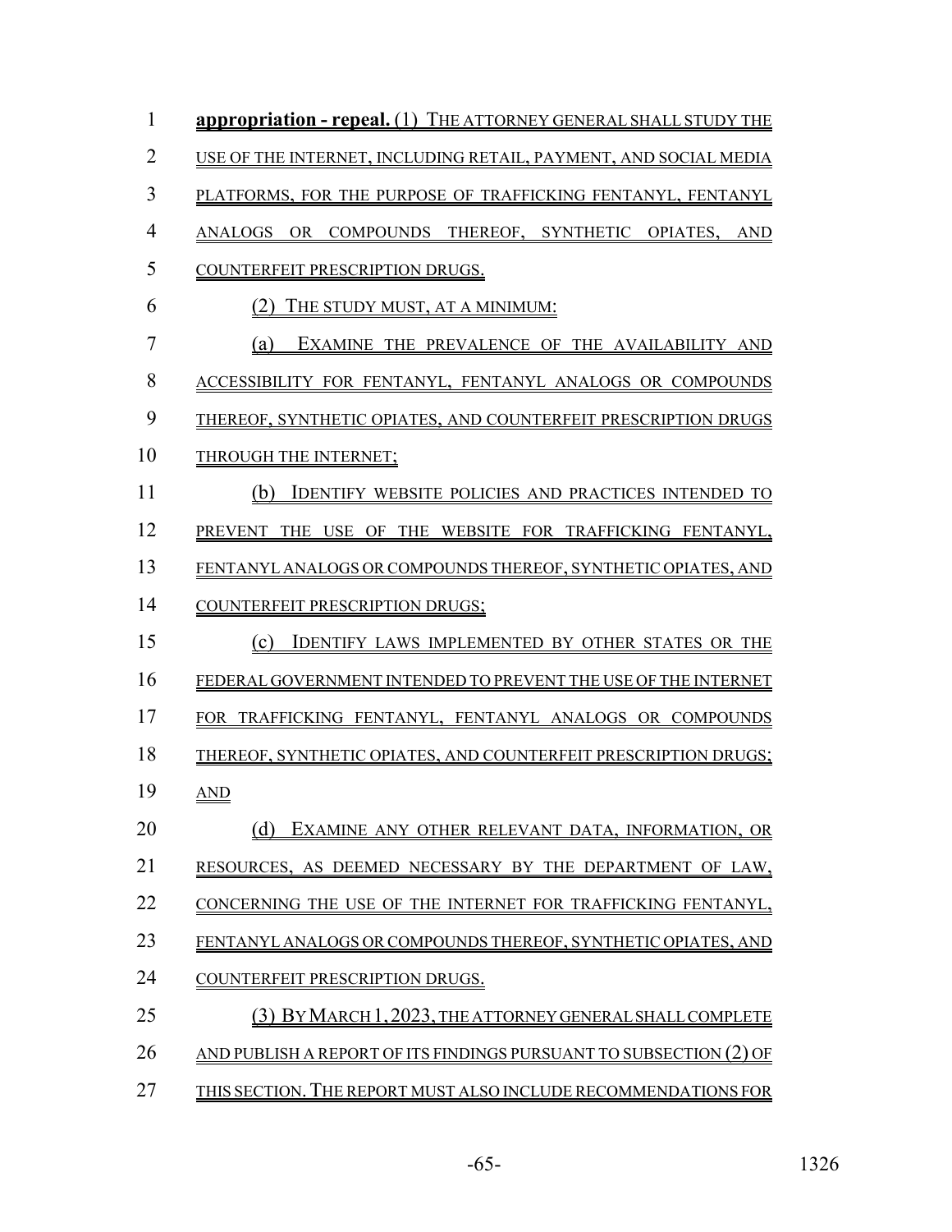**appropriation - repeal.** (1) THE ATTORNEY GENERAL SHALL STUDY THE USE OF THE INTERNET, INCLUDING RETAIL, PAYMENT, AND SOCIAL MEDIA PLATFORMS, FOR THE PURPOSE OF TRAFFICKING FENTANYL, FENTANYL ANALOGS OR COMPOUNDS THEREOF, SYNTHETIC OPIATES, AND COUNTERFEIT PRESCRIPTION DRUGS.

(2) THE STUDY MUST, AT A MINIMUM:

(a) EXAMINE THE PREVALENCE OF THE AVAILABILITY AND ACCESSIBILITY FOR FENTANYL, FENTANYL ANALOGS OR COMPOUNDS THEREOF, SYNTHETIC OPIATES, AND COUNTERFEIT PRESCRIPTION DRUGS THROUGH THE INTERNET;

(b) IDENTIFY WEBSITE POLICIES AND PRACTICES INTENDED TO PREVENT THE USE OF THE WEBSITE FOR TRAFFICKING FENTANYL, FENTANYL ANALOGS OR COMPOUNDS THEREOF, SYNTHETIC OPIATES, AND COUNTERFEIT PRESCRIPTION DRUGS;

(c) IDENTIFY LAWS IMPLEMENTED BY OTHER STATES OR THE FEDERAL GOVERNMENT INTENDED TO PREVENT THE USE OF THE INTERNET FOR TRAFFICKING FENTANYL, FENTANYL ANALOGS OR COMPOUNDS THEREOF, SYNTHETIC OPIATES, AND COUNTERFEIT PRESCRIPTION DRUGS; AND

(d) EXAMINE ANY OTHER RELEVANT DATA, INFORMATION, OR RESOURCES, AS DEEMED NECESSARY BY THE DEPARTMENT OF LAW, CONCERNING THE USE OF THE INTERNET FOR TRAFFICKING FENTANYL, FENTANYL ANALOGS OR COMPOUNDS THEREOF, SYNTHETIC OPIATES, AND COUNTERFEIT PRESCRIPTION DRUGS.

(3) BY MARCH 1, 2023, THE ATTORNEY GENERAL SHALL COMPLETE AND PUBLISH A REPORT OF ITS FINDINGS PURSUANT TO SUBSECTION (2) OF THIS SECTION. THE REPORT MUST ALSO INCLUDE RECOMMENDATIONS FOR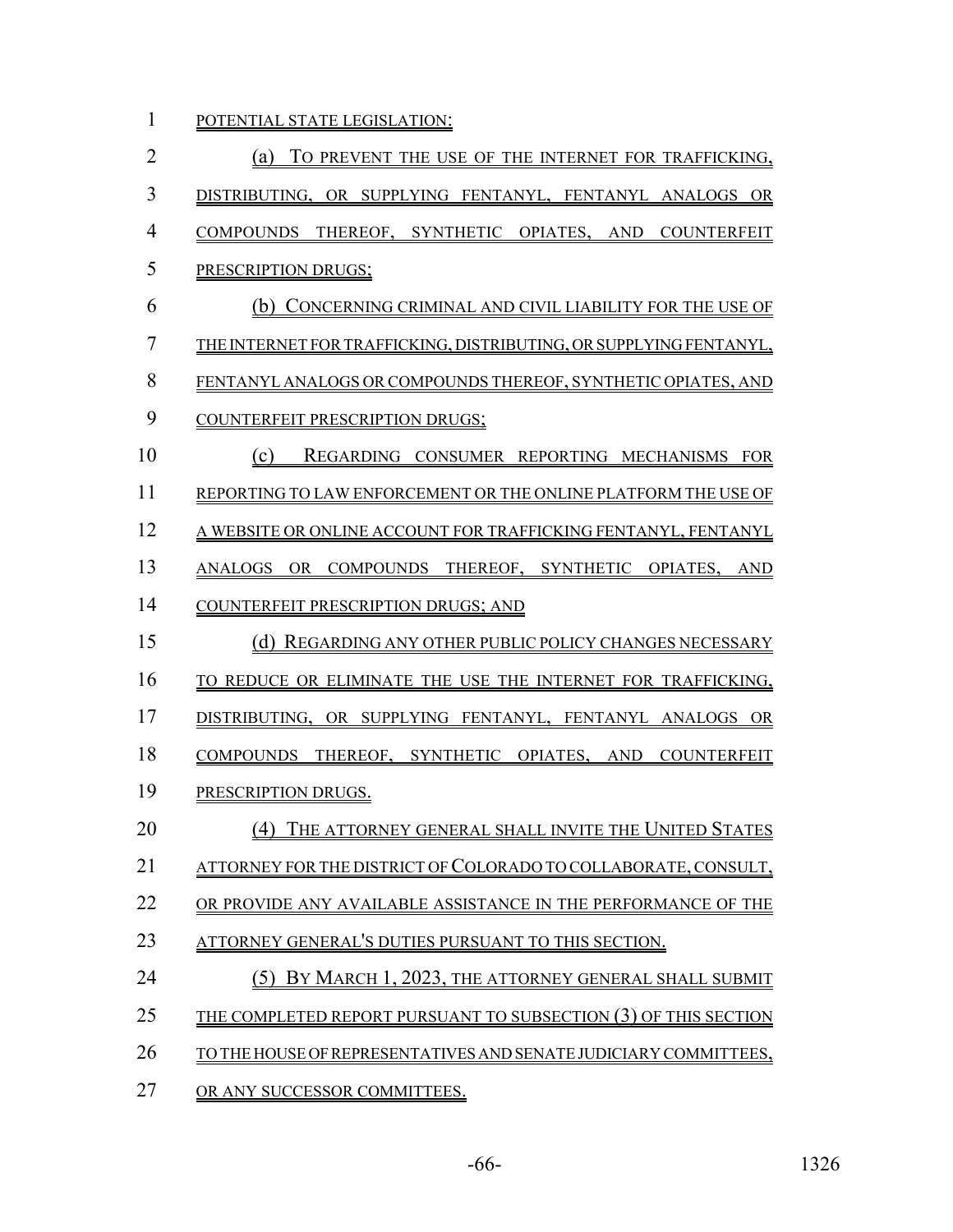POTENTIAL STATE LEGISLATION:

(a) TO PREVENT THE USE OF THE INTERNET FOR TRAFFICKING, DISTRIBUTING, OR SUPPLYING FENTANYL, FENTANYL ANALOGS OR COMPOUNDS THEREOF, SYNTHETIC OPIATES, AND COUNTERFEIT PRESCRIPTION DRUGS;

(b) CONCERNING CRIMINAL AND CIVIL LIABILITY FOR THE USE OF THE INTERNET FOR TRAFFICKING, DISTRIBUTING, OR SUPPLYING FENTANYL, FENTANYL ANALOGS OR COMPOUNDS THEREOF, SYNTHETIC OPIATES, AND COUNTERFEIT PRESCRIPTION DRUGS;

(c) REGARDING CONSUMER REPORTING MECHANISMS FOR REPORTING TO LAW ENFORCEMENT OR THE ONLINE PLATFORM THE USE OF A WEBSITE OR ONLINE ACCOUNT FOR TRAFFICKING FENTANYL, FENTANYL ANALOGS OR COMPOUNDS THEREOF, SYNTHETIC OPIATES, AND COUNTERFEIT PRESCRIPTION DRUGS; AND

(d) REGARDING ANY OTHER PUBLIC POLICY CHANGES NECESSARY TO REDUCE OR ELIMINATE THE USE THE INTERNET FOR TRAFFICKING, DISTRIBUTING, OR SUPPLYING FENTANYL, FENTANYL ANALOGS OR COMPOUNDS THEREOF, SYNTHETIC OPIATES, AND COUNTERFEIT PRESCRIPTION DRUGS.

(4) THE ATTORNEY GENERAL SHALL INVITE THE UNITED STATES ATTORNEY FOR THE DISTRICT OF COLORADO TO COLLABORATE, CONSULT, OR PROVIDE ANY AVAILABLE ASSISTANCE IN THE PERFORMANCE OF THE ATTORNEY GENERAL'S DUTIES PURSUANT TO THIS SECTION.

(5) BY MARCH 1, 2023, THE ATTORNEY GENERAL SHALL SUBMIT THE COMPLETED REPORT PURSUANT TO SUBSECTION (3) OF THIS SECTION TO THE HOUSE OF REPRESENTATIVES AND SENATE JUDICIARY COMMITTEES, OR ANY SUCCESSOR COMMITTEES.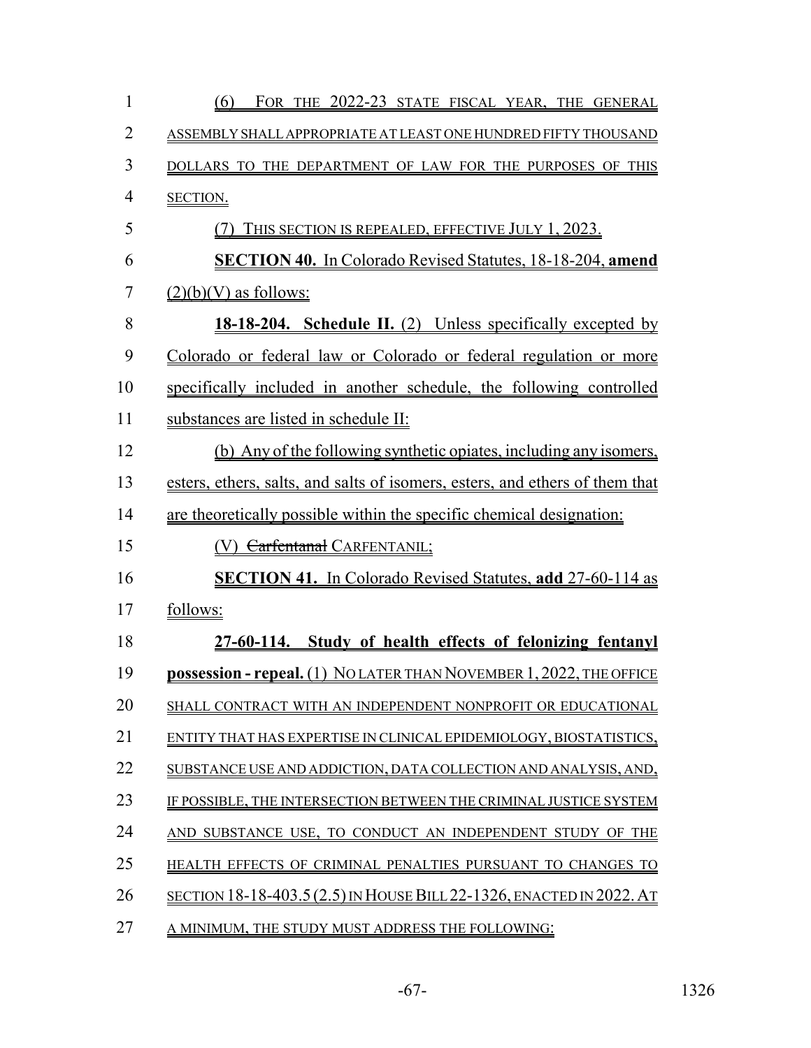(6) FOR THE 2022-23 STATE FISCAL YEAR, THE GENERAL ASSEMBLY SHALL APPROPRIATE AT LEAST ONE HUNDRED FIFTY THOUSAND DOLLARS TO THE DEPARTMENT OF LAW FOR THE PURPOSES OF THIS SECTION.

(7) THIS SECTION IS REPEALED, EFFECTIVE JULY 1, 2023.

**SECTION 40.** In Colorado Revised Statutes, 18-18-204, **amend** (2)(b)(V) as follows:

**18-18-204. Schedule II.** (2) Unless specifically excepted by Colorado or federal law or Colorado or federal regulation or more specifically included in another schedule, the following controlled substances are listed in schedule II:

(b) Any of the following synthetic opiates, including any isomers, esters, ethers, salts, and salts of isomers, esters, and ethers of them that are theoretically possible within the specific chemical designation:

(V) ~~Carfentanal~~ CARFENTANIL;

**SECTION 41.** In Colorado Revised Statutes, **add** 27-60-114 as follows:

**27-60-114. Study of health effects of felonizing fentanyl possession - repeal.** (1) NO LATER THAN NOVEMBER 1, 2022, THE OFFICE SHALL CONTRACT WITH AN INDEPENDENT NONPROFIT OR EDUCATIONAL ENTITY THAT HAS EXPERTISE IN CLINICAL EPIDEMIOLOGY, BIOSTATISTICS, SUBSTANCE USE AND ADDICTION, DATA COLLECTION AND ANALYSIS, AND, IF POSSIBLE, THE INTERSECTION BETWEEN THE CRIMINAL JUSTICE SYSTEM AND SUBSTANCE USE, TO CONDUCT AN INDEPENDENT STUDY OF THE HEALTH EFFECTS OF CRIMINAL PENALTIES PURSUANT TO CHANGES TO SECTION 18-18-403.5 (2.5) IN HOUSE BILL 22-1326, ENACTED IN 2022. AT A MINIMUM, THE STUDY MUST ADDRESS THE FOLLOWING: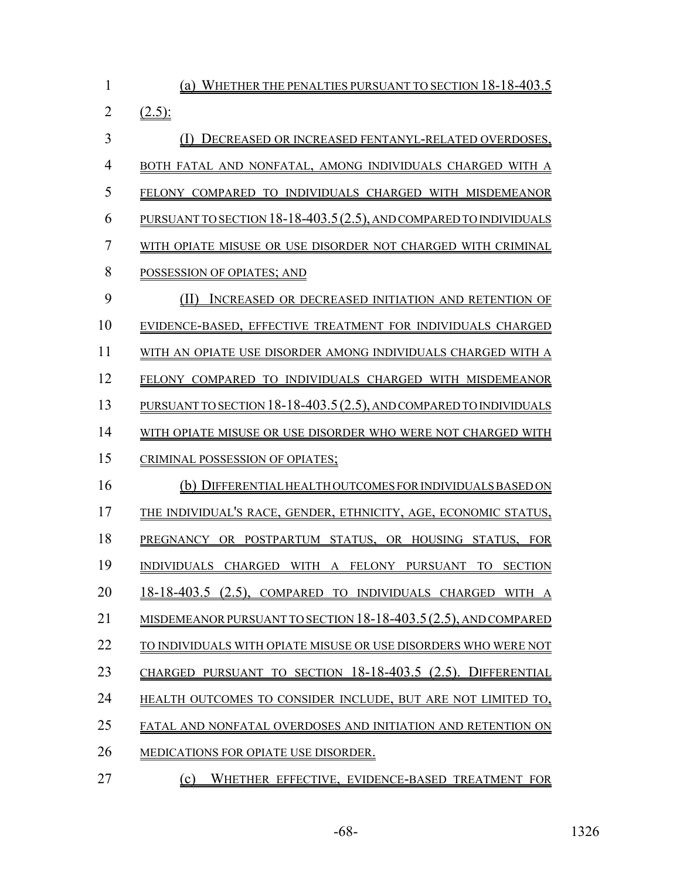(a) WHETHER THE PENALTIES PURSUANT TO SECTION 18-18-403.5 (2.5):

(I) DECREASED OR INCREASED FENTANYL-RELATED OVERDOSES, BOTH FATAL AND NONFATAL, AMONG INDIVIDUALS CHARGED WITH A FELONY COMPARED TO INDIVIDUALS CHARGED WITH MISDEMEANOR PURSUANT TO SECTION 18-18-403.5 (2.5), AND COMPARED TO INDIVIDUALS WITH OPIATE MISUSE OR USE DISORDER NOT CHARGED WITH CRIMINAL POSSESSION OF OPIATES; AND

(II) INCREASED OR DECREASED INITIATION AND RETENTION OF EVIDENCE-BASED, EFFECTIVE TREATMENT FOR INDIVIDUALS CHARGED WITH AN OPIATE USE DISORDER AMONG INDIVIDUALS CHARGED WITH A FELONY COMPARED TO INDIVIDUALS CHARGED WITH MISDEMEANOR PURSUANT TO SECTION 18-18-403.5 (2.5), AND COMPARED TO INDIVIDUALS WITH OPIATE MISUSE OR USE DISORDER WHO WERE NOT CHARGED WITH CRIMINAL POSSESSION OF OPIATES;

(b) DIFFERENTIAL HEALTH OUTCOMES FOR INDIVIDUALS BASED ON THE INDIVIDUAL'S RACE, GENDER, ETHNICITY, AGE, ECONOMIC STATUS, PREGNANCY OR POSTPARTUM STATUS, OR HOUSING STATUS, FOR INDIVIDUALS CHARGED WITH A FELONY PURSUANT TO SECTION 18-18-403.5 (2.5), COMPARED TO INDIVIDUALS CHARGED WITH A MISDEMEANOR PURSUANT TO SECTION 18-18-403.5 (2.5), AND COMPARED TO INDIVIDUALS WITH OPIATE MISUSE OR USE DISORDERS WHO WERE NOT CHARGED PURSUANT TO SECTION 18-18-403.5 (2.5). DIFFERENTIAL HEALTH OUTCOMES TO CONSIDER INCLUDE, BUT ARE NOT LIMITED TO, FATAL AND NONFATAL OVERDOSES AND INITIATION AND RETENTION ON MEDICATIONS FOR OPIATE USE DISORDER.

(c) WHETHER EFFECTIVE, EVIDENCE-BASED TREATMENT FOR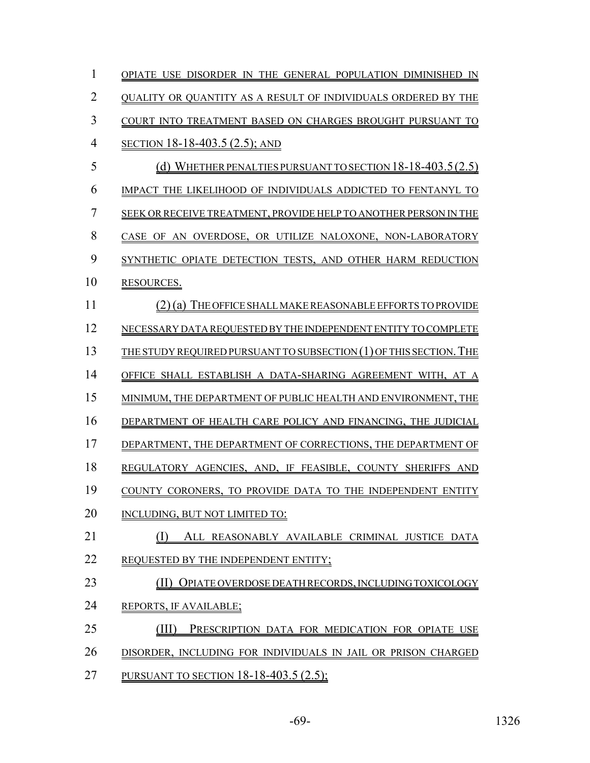OPIATE USE DISORDER IN THE GENERAL POPULATION DIMINISHED IN QUALITY OR QUANTITY AS A RESULT OF INDIVIDUALS ORDERED BY THE COURT INTO TREATMENT BASED ON CHARGES BROUGHT PURSUANT TO SECTION 18-18-403.5 (2.5); AND

(d) WHETHER PENALTIES PURSUANT TO SECTION 18-18-403.5 (2.5) IMPACT THE LIKELIHOOD OF INDIVIDUALS ADDICTED TO FENTANYL TO SEEK OR RECEIVE TREATMENT, PROVIDE HELP TO ANOTHER PERSON IN THE CASE OF AN OVERDOSE, OR UTILIZE NALOXONE, NON-LABORATORY SYNTHETIC OPIATE DETECTION TESTS, AND OTHER HARM REDUCTION RESOURCES.

(2) (a) THE OFFICE SHALL MAKE REASONABLE EFFORTS TO PROVIDE NECESSARY DATA REQUESTED BY THE INDEPENDENT ENTITY TO COMPLETE THE STUDY REQUIRED PURSUANT TO SUBSECTION (1) OF THIS SECTION. THE OFFICE SHALL ESTABLISH A DATA-SHARING AGREEMENT WITH, AT A MINIMUM, THE DEPARTMENT OF PUBLIC HEALTH AND ENVIRONMENT, THE DEPARTMENT OF HEALTH CARE POLICY AND FINANCING, THE JUDICIAL DEPARTMENT, THE DEPARTMENT OF CORRECTIONS, THE DEPARTMENT OF REGULATORY AGENCIES, AND, IF FEASIBLE, COUNTY SHERIFFS AND COUNTY CORONERS, TO PROVIDE DATA TO THE INDEPENDENT ENTITY INCLUDING, BUT NOT LIMITED TO:

(I) ALL REASONABLY AVAILABLE CRIMINAL JUSTICE DATA REQUESTED BY THE INDEPENDENT ENTITY;

(II) OPIATE OVERDOSE DEATH RECORDS, INCLUDING TOXICOLOGY REPORTS, IF AVAILABLE;

(III) PRESCRIPTION DATA FOR MEDICATION FOR OPIATE USE DISORDER, INCLUDING FOR INDIVIDUALS IN JAIL OR PRISON CHARGED PURSUANT TO SECTION 18-18-403.5 (2.5);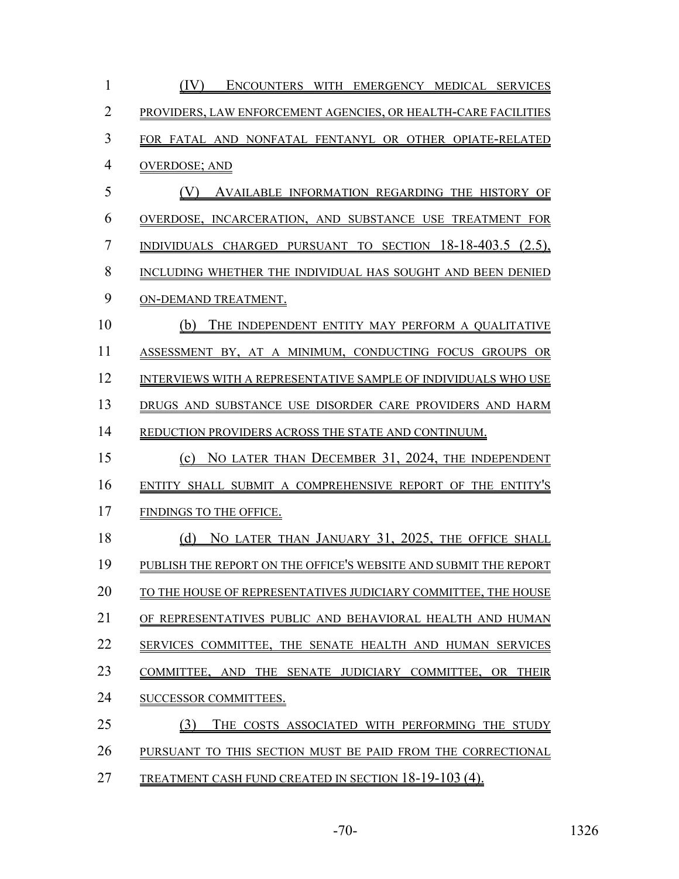(IV) ENCOUNTERS WITH EMERGENCY MEDICAL SERVICES PROVIDERS, LAW ENFORCEMENT AGENCIES, OR HEALTH-CARE FACILITIES FOR FATAL AND NONFATAL FENTANYL OR OTHER OPIATE-RELATED OVERDOSE; AND

(V) AVAILABLE INFORMATION REGARDING THE HISTORY OF OVERDOSE, INCARCERATION, AND SUBSTANCE USE TREATMENT FOR INDIVIDUALS CHARGED PURSUANT TO SECTION 18-18-403.5 (2.5), INCLUDING WHETHER THE INDIVIDUAL HAS SOUGHT AND BEEN DENIED ON-DEMAND TREATMENT.

(b) THE INDEPENDENT ENTITY MAY PERFORM A QUALITATIVE ASSESSMENT BY, AT A MINIMUM, CONDUCTING FOCUS GROUPS OR INTERVIEWS WITH A REPRESENTATIVE SAMPLE OF INDIVIDUALS WHO USE DRUGS AND SUBSTANCE USE DISORDER CARE PROVIDERS AND HARM REDUCTION PROVIDERS ACROSS THE STATE AND CONTINUUM.

(c) NO LATER THAN DECEMBER 31, 2024, THE INDEPENDENT ENTITY SHALL SUBMIT A COMPREHENSIVE REPORT OF THE ENTITY'S FINDINGS TO THE OFFICE.

(d) NO LATER THAN JANUARY 31, 2025, THE OFFICE SHALL PUBLISH THE REPORT ON THE OFFICE'S WEBSITE AND SUBMIT THE REPORT TO THE HOUSE OF REPRESENTATIVES JUDICIARY COMMITTEE, THE HOUSE OF REPRESENTATIVES PUBLIC AND BEHAVIORAL HEALTH AND HUMAN SERVICES COMMITTEE, THE SENATE HEALTH AND HUMAN SERVICES COMMITTEE, AND THE SENATE JUDICIARY COMMITTEE, OR THEIR SUCCESSOR COMMITTEES.

(3) THE COSTS ASSOCIATED WITH PERFORMING THE STUDY PURSUANT TO THIS SECTION MUST BE PAID FROM THE CORRECTIONAL TREATMENT CASH FUND CREATED IN SECTION 18-19-103 (4).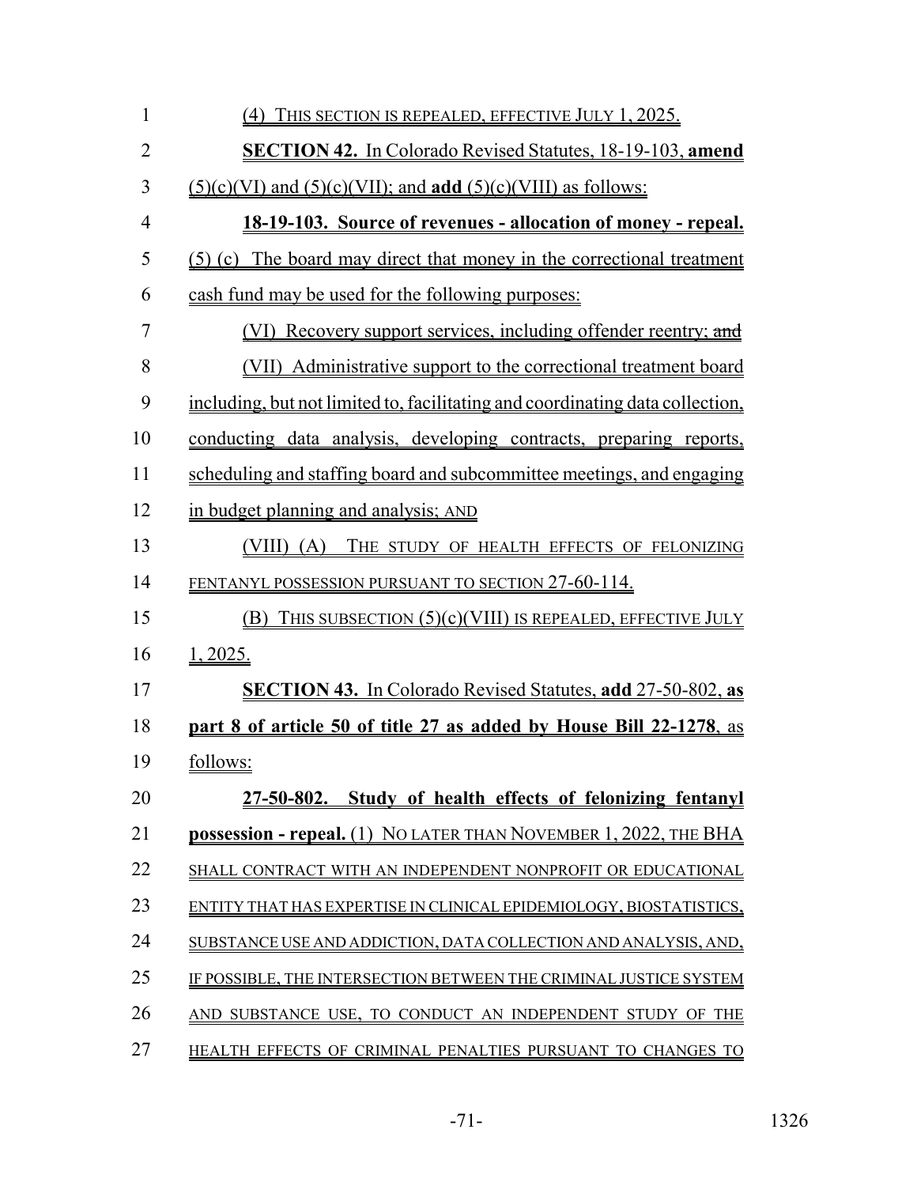(4) THIS SECTION IS REPEALED, EFFECTIVE JULY 1, 2025.

**SECTION 42.** In Colorado Revised Statutes, 18-19-103, **amend** (5)(c)(VI) and (5)(c)(VII); and **add** (5)(c)(VIII) as follows:

**18-19-103. Source of revenues - allocation of money - repeal.** (5) (c) The board may direct that money in the correctional treatment cash fund may be used for the following purposes:

(VI) Recovery support services, including offender reentry; ~~and~~

(VII) Administrative support to the correctional treatment board including, but not limited to, facilitating and coordinating data collection, conducting data analysis, developing contracts, preparing reports, scheduling and staffing board and subcommittee meetings, and engaging in budget planning and analysis; AND

(VIII) (A) THE STUDY OF HEALTH EFFECTS OF FELONIZING FENTANYL POSSESSION PURSUANT TO SECTION 27-60-114.

(B) THIS SUBSECTION (5)(c)(VIII) IS REPEALED, EFFECTIVE JULY 1, 2025.

**SECTION 43.** In Colorado Revised Statutes, **add** 27-50-802, **as part 8 of article 50 of title 27 as added by House Bill 22-1278**, as follows:

**27-50-802. Study of health effects of felonizing fentanyl possession - repeal.** (1) NO LATER THAN NOVEMBER 1, 2022, THE BHA SHALL CONTRACT WITH AN INDEPENDENT NONPROFIT OR EDUCATIONAL ENTITY THAT HAS EXPERTISE IN CLINICAL EPIDEMIOLOGY, BIOSTATISTICS, SUBSTANCE USE AND ADDICTION, DATA COLLECTION AND ANALYSIS, AND, IF POSSIBLE, THE INTERSECTION BETWEEN THE CRIMINAL JUSTICE SYSTEM AND SUBSTANCE USE, TO CONDUCT AN INDEPENDENT STUDY OF THE HEALTH EFFECTS OF CRIMINAL PENALTIES PURSUANT TO CHANGES TO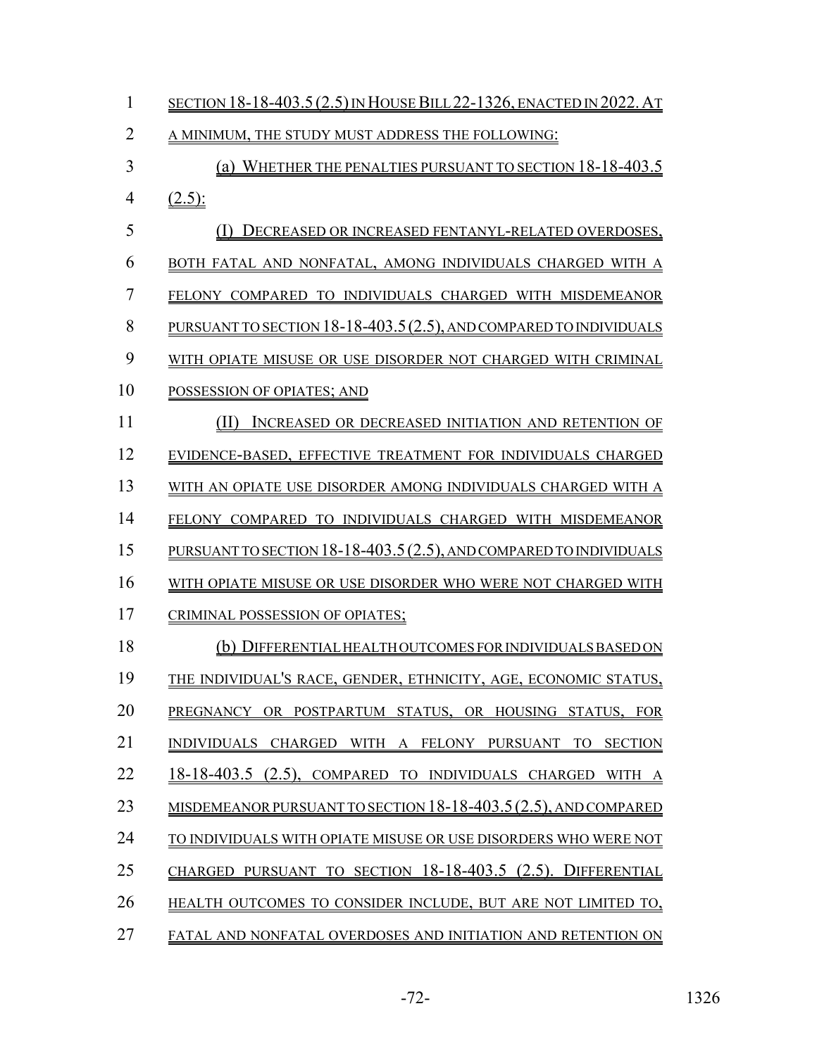SECTION 18-18-403.5 (2.5) IN HOUSE BILL 22-1326, ENACTED IN 2022. AT A MINIMUM, THE STUDY MUST ADDRESS THE FOLLOWING:

(a) WHETHER THE PENALTIES PURSUANT TO SECTION 18-18-403.5 (2.5):

(I) DECREASED OR INCREASED FENTANYL-RELATED OVERDOSES, BOTH FATAL AND NONFATAL, AMONG INDIVIDUALS CHARGED WITH A FELONY COMPARED TO INDIVIDUALS CHARGED WITH MISDEMEANOR PURSUANT TO SECTION 18-18-403.5 (2.5), AND COMPARED TO INDIVIDUALS WITH OPIATE MISUSE OR USE DISORDER NOT CHARGED WITH CRIMINAL POSSESSION OF OPIATES; AND

(II) INCREASED OR DECREASED INITIATION AND RETENTION OF EVIDENCE-BASED, EFFECTIVE TREATMENT FOR INDIVIDUALS CHARGED WITH AN OPIATE USE DISORDER AMONG INDIVIDUALS CHARGED WITH A FELONY COMPARED TO INDIVIDUALS CHARGED WITH MISDEMEANOR PURSUANT TO SECTION 18-18-403.5 (2.5), AND COMPARED TO INDIVIDUALS WITH OPIATE MISUSE OR USE DISORDER WHO WERE NOT CHARGED WITH CRIMINAL POSSESSION OF OPIATES;

(b) DIFFERENTIAL HEALTH OUTCOMES FOR INDIVIDUALS BASED ON THE INDIVIDUAL'S RACE, GENDER, ETHNICITY, AGE, ECONOMIC STATUS, PREGNANCY OR POSTPARTUM STATUS, OR HOUSING STATUS, FOR INDIVIDUALS CHARGED WITH A FELONY PURSUANT TO SECTION 18-18-403.5 (2.5), COMPARED TO INDIVIDUALS CHARGED WITH A MISDEMEANOR PURSUANT TO SECTION 18-18-403.5 (2.5), AND COMPARED TO INDIVIDUALS WITH OPIATE MISUSE OR USE DISORDERS WHO WERE NOT CHARGED PURSUANT TO SECTION 18-18-403.5 (2.5). DIFFERENTIAL HEALTH OUTCOMES TO CONSIDER INCLUDE, BUT ARE NOT LIMITED TO, FATAL AND NONFATAL OVERDOSES AND INITIATION AND RETENTION ON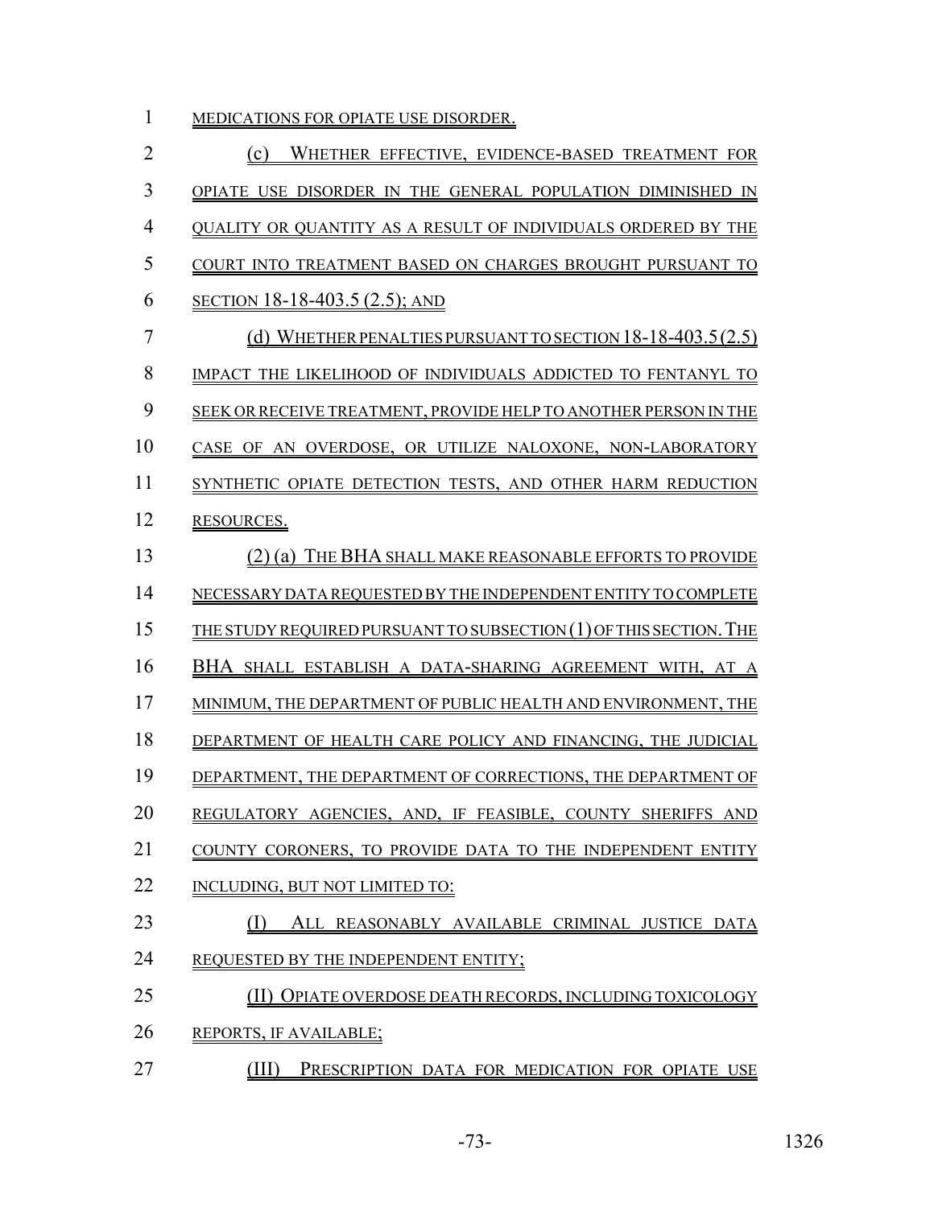MEDICATIONS FOR OPIATE USE DISORDER.

(c) WHETHER EFFECTIVE, EVIDENCE-BASED TREATMENT FOR OPIATE USE DISORDER IN THE GENERAL POPULATION DIMINISHED IN QUALITY OR QUANTITY AS A RESULT OF INDIVIDUALS ORDERED BY THE COURT INTO TREATMENT BASED ON CHARGES BROUGHT PURSUANT TO SECTION 18-18-403.5 (2.5); AND

(d) WHETHER PENALTIES PURSUANT TO SECTION 18-18-403.5 (2.5) IMPACT THE LIKELIHOOD OF INDIVIDUALS ADDICTED TO FENTANYL TO SEEK OR RECEIVE TREATMENT, PROVIDE HELP TO ANOTHER PERSON IN THE CASE OF AN OVERDOSE, OR UTILIZE NALOXONE, NON-LABORATORY SYNTHETIC OPIATE DETECTION TESTS, AND OTHER HARM REDUCTION RESOURCES.

(2) (a) THE BHA SHALL MAKE REASONABLE EFFORTS TO PROVIDE NECESSARY DATA REQUESTED BY THE INDEPENDENT ENTITY TO COMPLETE THE STUDY REQUIRED PURSUANT TO SUBSECTION (1) OF THIS SECTION. THE BHA SHALL ESTABLISH A DATA-SHARING AGREEMENT WITH, AT A MINIMUM, THE DEPARTMENT OF PUBLIC HEALTH AND ENVIRONMENT, THE DEPARTMENT OF HEALTH CARE POLICY AND FINANCING, THE JUDICIAL DEPARTMENT, THE DEPARTMENT OF CORRECTIONS, THE DEPARTMENT OF REGULATORY AGENCIES, AND, IF FEASIBLE, COUNTY SHERIFFS AND COUNTY CORONERS, TO PROVIDE DATA TO THE INDEPENDENT ENTITY INCLUDING, BUT NOT LIMITED TO:

(I) ALL REASONABLY AVAILABLE CRIMINAL JUSTICE DATA REQUESTED BY THE INDEPENDENT ENTITY;

(II) OPIATE OVERDOSE DEATH RECORDS, INCLUDING TOXICOLOGY REPORTS, IF AVAILABLE;

(III) PRESCRIPTION DATA FOR MEDICATION FOR OPIATE USE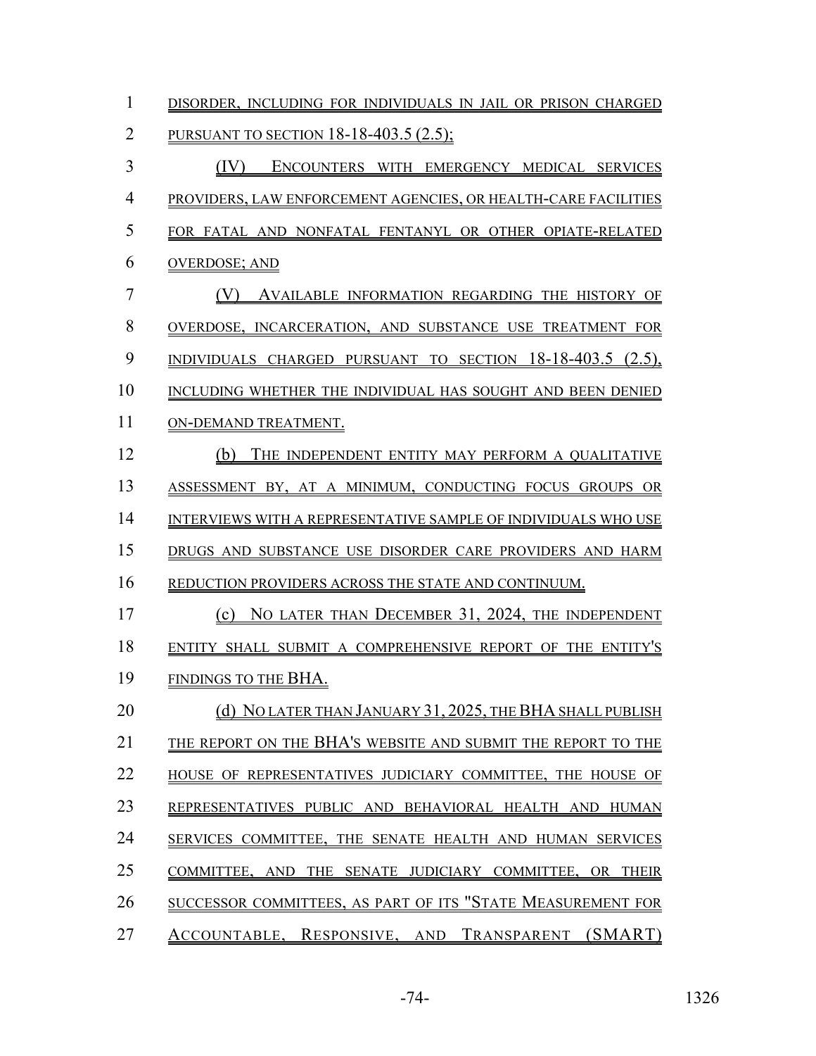DISORDER, INCLUDING FOR INDIVIDUALS IN JAIL OR PRISON CHARGED PURSUANT TO SECTION 18-18-403.5 (2.5);

(IV) ENCOUNTERS WITH EMERGENCY MEDICAL SERVICES PROVIDERS, LAW ENFORCEMENT AGENCIES, OR HEALTH-CARE FACILITIES FOR FATAL AND NONFATAL FENTANYL OR OTHER OPIATE-RELATED OVERDOSE; AND

(V) AVAILABLE INFORMATION REGARDING THE HISTORY OF OVERDOSE, INCARCERATION, AND SUBSTANCE USE TREATMENT FOR INDIVIDUALS CHARGED PURSUANT TO SECTION 18-18-403.5 (2.5), INCLUDING WHETHER THE INDIVIDUAL HAS SOUGHT AND BEEN DENIED ON-DEMAND TREATMENT.

(b) THE INDEPENDENT ENTITY MAY PERFORM A QUALITATIVE ASSESSMENT BY, AT A MINIMUM, CONDUCTING FOCUS GROUPS OR INTERVIEWS WITH A REPRESENTATIVE SAMPLE OF INDIVIDUALS WHO USE DRUGS AND SUBSTANCE USE DISORDER CARE PROVIDERS AND HARM REDUCTION PROVIDERS ACROSS THE STATE AND CONTINUUM.

(c) NO LATER THAN DECEMBER 31, 2024, THE INDEPENDENT ENTITY SHALL SUBMIT A COMPREHENSIVE REPORT OF THE ENTITY'S FINDINGS TO THE BHA.

(d) NO LATER THAN JANUARY 31, 2025, THE BHA SHALL PUBLISH THE REPORT ON THE BHA'S WEBSITE AND SUBMIT THE REPORT TO THE HOUSE OF REPRESENTATIVES JUDICIARY COMMITTEE, THE HOUSE OF REPRESENTATIVES PUBLIC AND BEHAVIORAL HEALTH AND HUMAN SERVICES COMMITTEE, THE SENATE HEALTH AND HUMAN SERVICES COMMITTEE, AND THE SENATE JUDICIARY COMMITTEE, OR THEIR SUCCESSOR COMMITTEES, AS PART OF ITS "STATE MEASUREMENT FOR ACCOUNTABLE, RESPONSIVE, AND TRANSPARENT (SMART)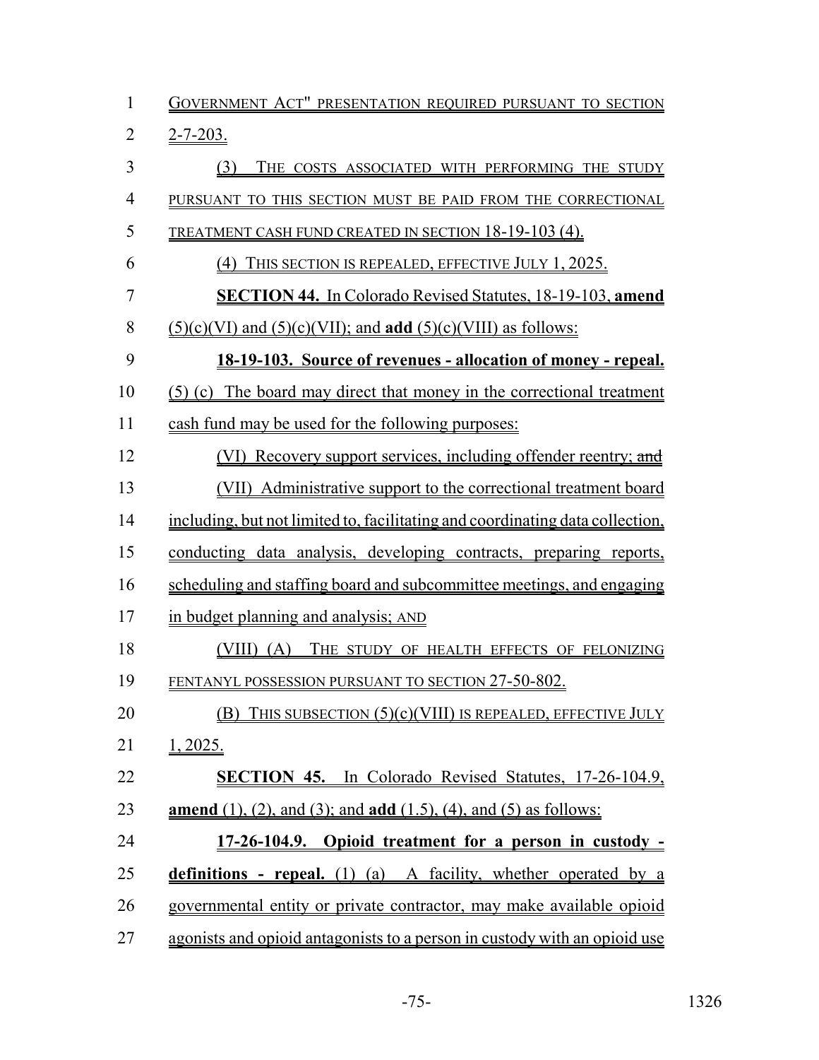GOVERNMENT ACT" PRESENTATION REQUIRED PURSUANT TO SECTION 2-7-203.

(3) THE COSTS ASSOCIATED WITH PERFORMING THE STUDY PURSUANT TO THIS SECTION MUST BE PAID FROM THE CORRECTIONAL TREATMENT CASH FUND CREATED IN SECTION 18-19-103 (4).

(4) THIS SECTION IS REPEALED, EFFECTIVE JULY 1, 2025.

**SECTION 44.** In Colorado Revised Statutes, 18-19-103, **amend** (5)(c)(VI) and (5)(c)(VII); and **add** (5)(c)(VIII) as follows:

**18-19-103. Source of revenues - allocation of money - repeal.** (5) (c) The board may direct that money in the correctional treatment cash fund may be used for the following purposes:

(VI) Recovery support services, including offender reentry; ~~and~~

(VII) Administrative support to the correctional treatment board including, but not limited to, facilitating and coordinating data collection, conducting data analysis, developing contracts, preparing reports, scheduling and staffing board and subcommittee meetings, and engaging in budget planning and analysis; AND

(VIII) (A) THE STUDY OF HEALTH EFFECTS OF FELONIZING FENTANYL POSSESSION PURSUANT TO SECTION 27-50-802.

(B) THIS SUBSECTION (5)(c)(VIII) IS REPEALED, EFFECTIVE JULY 1, 2025.

**SECTION 45.** In Colorado Revised Statutes, 17-26-104.9, **amend** (1), (2), and (3); and **add** (1.5), (4), and (5) as follows:

**17-26-104.9. Opioid treatment for a person in custody - definitions - repeal.** (1) (a) A facility, whether operated by a governmental entity or private contractor, may make available opioid agonists and opioid antagonists to a person in custody with an opioid use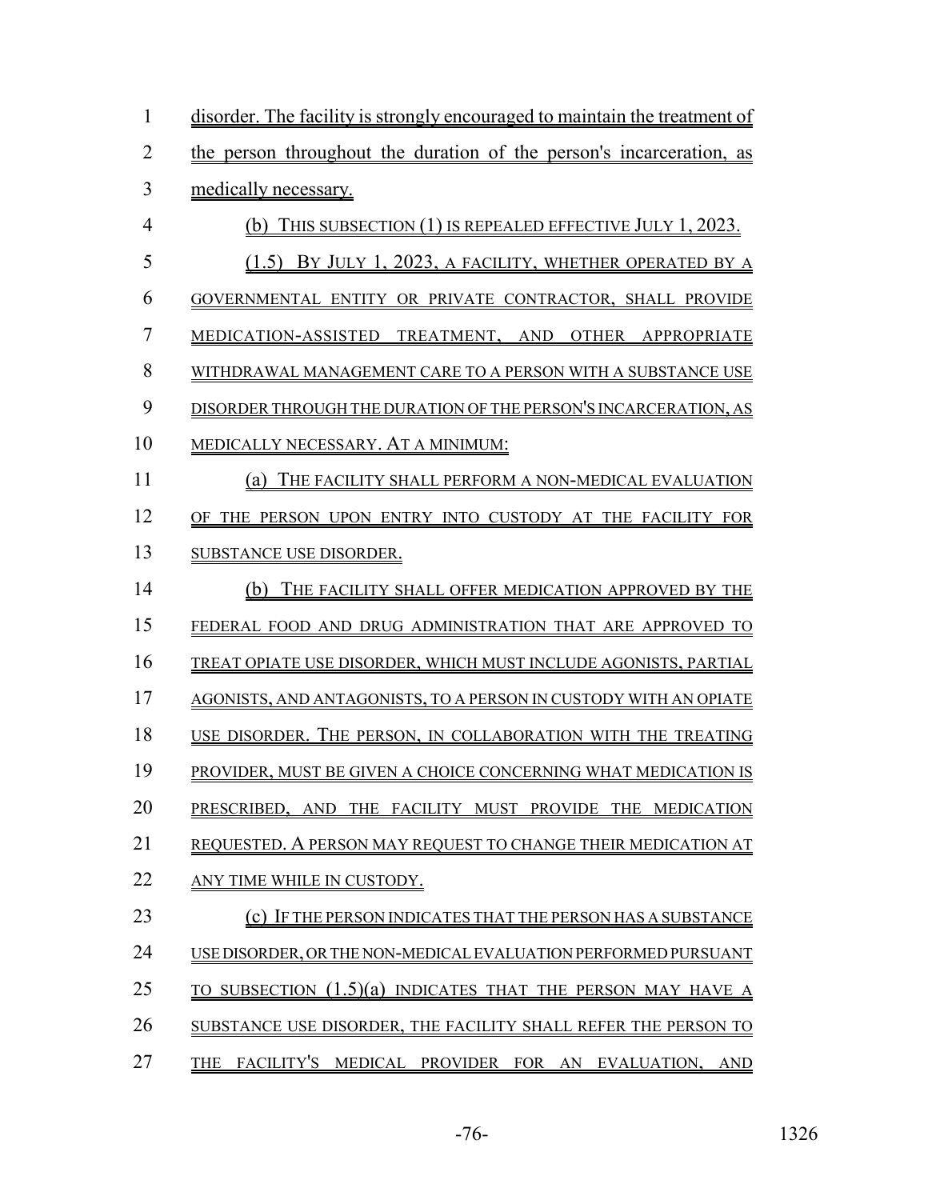disorder. The facility is strongly encouraged to maintain the treatment of the person throughout the duration of the person's incarceration, as medically necessary.

(b) THIS SUBSECTION (1) IS REPEALED EFFECTIVE JULY 1, 2023.

(1.5) BY JULY 1, 2023, A FACILITY, WHETHER OPERATED BY A GOVERNMENTAL ENTITY OR PRIVATE CONTRACTOR, SHALL PROVIDE MEDICATION-ASSISTED TREATMENT, AND OTHER APPROPRIATE WITHDRAWAL MANAGEMENT CARE TO A PERSON WITH A SUBSTANCE USE DISORDER THROUGH THE DURATION OF THE PERSON'S INCARCERATION, AS MEDICALLY NECESSARY. AT A MINIMUM:

(a) THE FACILITY SHALL PERFORM A NON-MEDICAL EVALUATION OF THE PERSON UPON ENTRY INTO CUSTODY AT THE FACILITY FOR SUBSTANCE USE DISORDER.

(b) THE FACILITY SHALL OFFER MEDICATION APPROVED BY THE FEDERAL FOOD AND DRUG ADMINISTRATION THAT ARE APPROVED TO TREAT OPIATE USE DISORDER, WHICH MUST INCLUDE AGONISTS, PARTIAL AGONISTS, AND ANTAGONISTS, TO A PERSON IN CUSTODY WITH AN OPIATE USE DISORDER. THE PERSON, IN COLLABORATION WITH THE TREATING PROVIDER, MUST BE GIVEN A CHOICE CONCERNING WHAT MEDICATION IS PRESCRIBED, AND THE FACILITY MUST PROVIDE THE MEDICATION REQUESTED. A PERSON MAY REQUEST TO CHANGE THEIR MEDICATION AT ANY TIME WHILE IN CUSTODY.

(c) IF THE PERSON INDICATES THAT THE PERSON HAS A SUBSTANCE USE DISORDER, OR THE NON-MEDICAL EVALUATION PERFORMED PURSUANT TO SUBSECTION (1.5)(a) INDICATES THAT THE PERSON MAY HAVE A SUBSTANCE USE DISORDER, THE FACILITY SHALL REFER THE PERSON TO THE FACILITY'S MEDICAL PROVIDER FOR AN EVALUATION, AND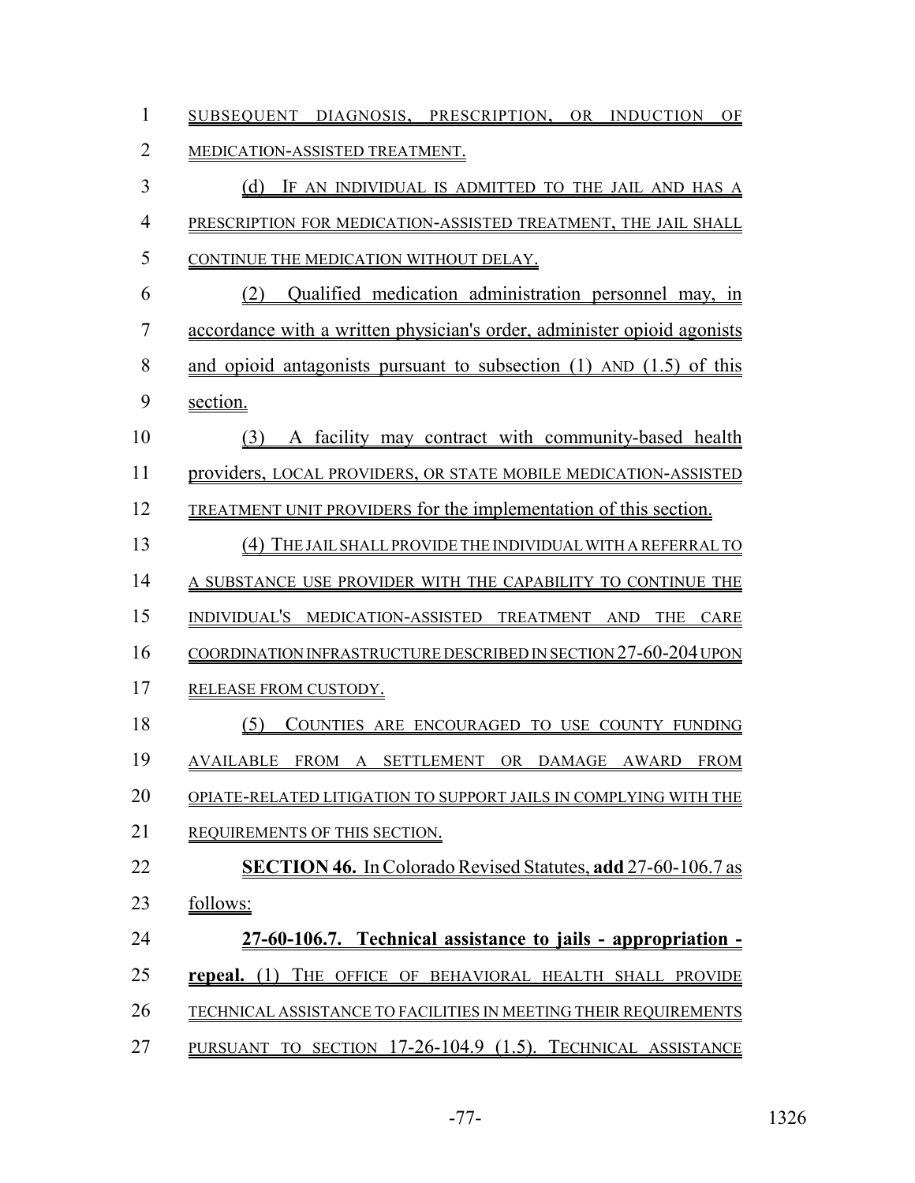SUBSEQUENT DIAGNOSIS, PRESCRIPTION, OR INDUCTION OF MEDICATION-ASSISTED TREATMENT.

(d) IF AN INDIVIDUAL IS ADMITTED TO THE JAIL AND HAS A PRESCRIPTION FOR MEDICATION-ASSISTED TREATMENT, THE JAIL SHALL CONTINUE THE MEDICATION WITHOUT DELAY.

(2) Qualified medication administration personnel may, in accordance with a written physician's order, administer opioid agonists and opioid antagonists pursuant to subsection (1) AND (1.5) of this section.

(3) A facility may contract with community-based health providers, LOCAL PROVIDERS, OR STATE MOBILE MEDICATION-ASSISTED TREATMENT UNIT PROVIDERS for the implementation of this section.

(4) THE JAIL SHALL PROVIDE THE INDIVIDUAL WITH A REFERRAL TO A SUBSTANCE USE PROVIDER WITH THE CAPABILITY TO CONTINUE THE INDIVIDUAL'S MEDICATION-ASSISTED TREATMENT AND THE CARE COORDINATION INFRASTRUCTURE DESCRIBED IN SECTION 27-60-204 UPON RELEASE FROM CUSTODY.

(5) COUNTIES ARE ENCOURAGED TO USE COUNTY FUNDING AVAILABLE FROM A SETTLEMENT OR DAMAGE AWARD FROM OPIATE-RELATED LITIGATION TO SUPPORT JAILS IN COMPLYING WITH THE REQUIREMENTS OF THIS SECTION.

**SECTION 46.** In Colorado Revised Statutes, **add** 27-60-106.7 as follows:

**27-60-106.7. Technical assistance to jails - appropriation - repeal.** (1) THE OFFICE OF BEHAVIORAL HEALTH SHALL PROVIDE TECHNICAL ASSISTANCE TO FACILITIES IN MEETING THEIR REQUIREMENTS PURSUANT TO SECTION 17-26-104.9 (1.5). TECHNICAL ASSISTANCE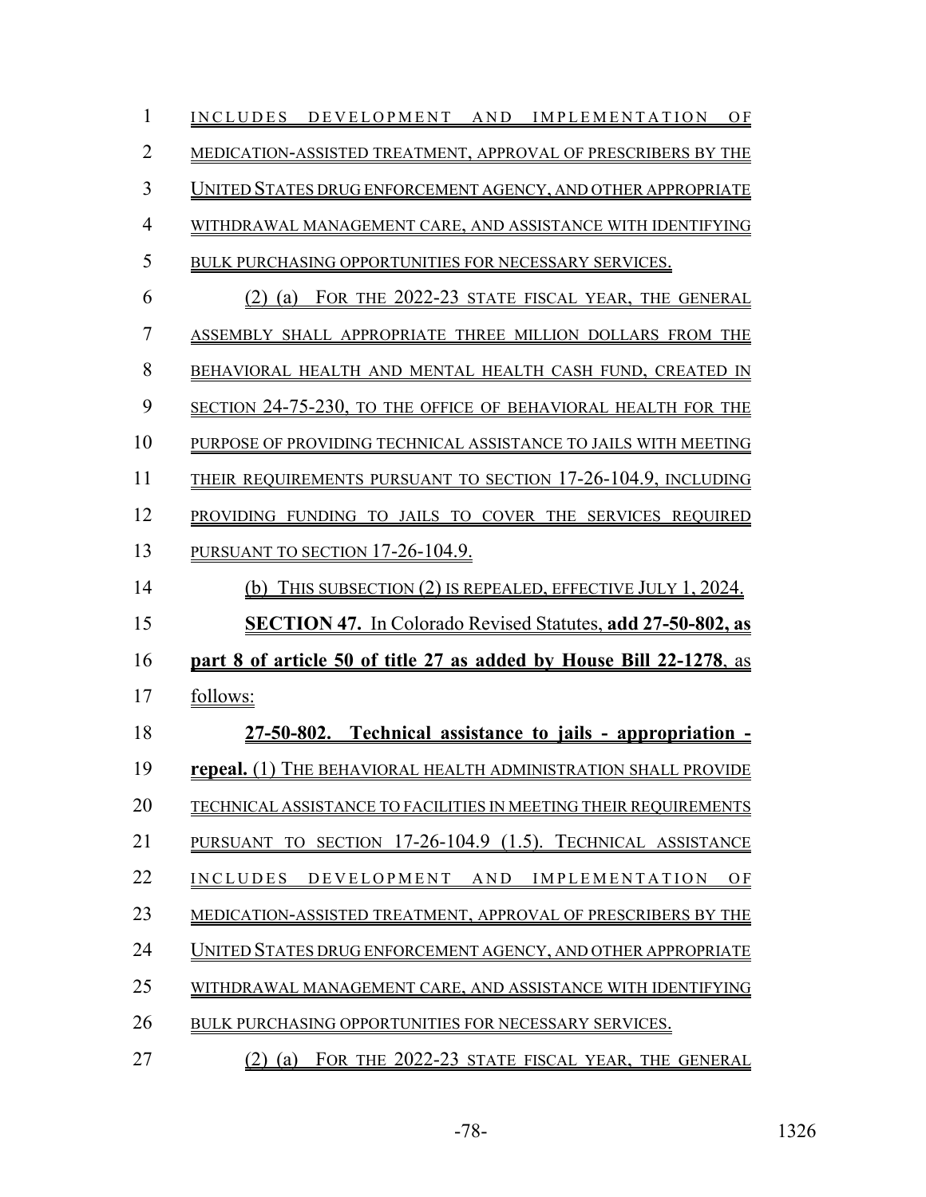INCLUDES DEVELOPMENT AND IMPLEMENTATION OF MEDICATION-ASSISTED TREATMENT, APPROVAL OF PRESCRIBERS BY THE UNITED STATES DRUG ENFORCEMENT AGENCY, AND OTHER APPROPRIATE WITHDRAWAL MANAGEMENT CARE, AND ASSISTANCE WITH IDENTIFYING BULK PURCHASING OPPORTUNITIES FOR NECESSARY SERVICES.

(2) (a) FOR THE 2022-23 STATE FISCAL YEAR, THE GENERAL ASSEMBLY SHALL APPROPRIATE THREE MILLION DOLLARS FROM THE BEHAVIORAL HEALTH AND MENTAL HEALTH CASH FUND, CREATED IN SECTION 24-75-230, TO THE OFFICE OF BEHAVIORAL HEALTH FOR THE PURPOSE OF PROVIDING TECHNICAL ASSISTANCE TO JAILS WITH MEETING THEIR REQUIREMENTS PURSUANT TO SECTION 17-26-104.9, INCLUDING PROVIDING FUNDING TO JAILS TO COVER THE SERVICES REQUIRED PURSUANT TO SECTION 17-26-104.9.

(b) THIS SUBSECTION (2) IS REPEALED, EFFECTIVE JULY 1, 2024.

**SECTION 47.** In Colorado Revised Statutes, **add 27-50-802, as part 8 of article 50 of title 27 as added by House Bill 22-1278**, as follows:

**27-50-802. Technical assistance to jails - appropriation - repeal.** (1) THE BEHAVIORAL HEALTH ADMINISTRATION SHALL PROVIDE TECHNICAL ASSISTANCE TO FACILITIES IN MEETING THEIR REQUIREMENTS PURSUANT TO SECTION 17-26-104.9 (1.5). TECHNICAL ASSISTANCE INCLUDES DEVELOPMENT AND IMPLEMENTATION OF MEDICATION-ASSISTED TREATMENT, APPROVAL OF PRESCRIBERS BY THE UNITED STATES DRUG ENFORCEMENT AGENCY, AND OTHER APPROPRIATE WITHDRAWAL MANAGEMENT CARE, AND ASSISTANCE WITH IDENTIFYING BULK PURCHASING OPPORTUNITIES FOR NECESSARY SERVICES.

(2) (a) FOR THE 2022-23 STATE FISCAL YEAR, THE GENERAL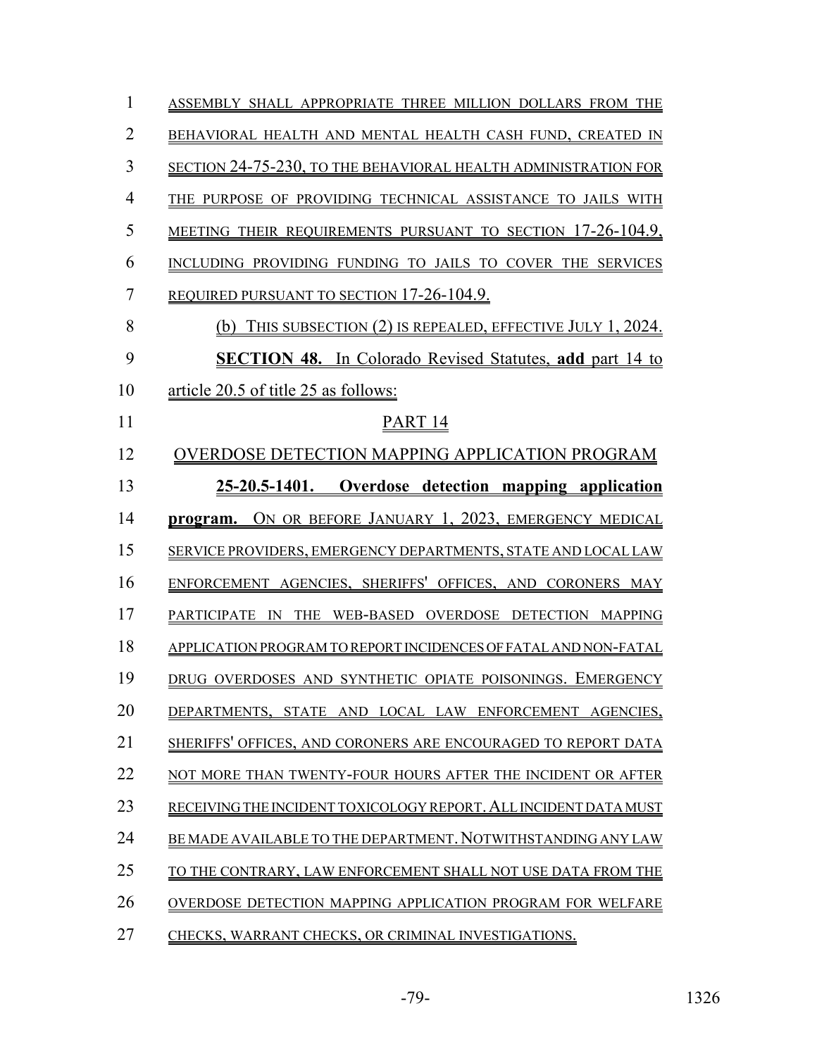ASSEMBLY SHALL APPROPRIATE THREE MILLION DOLLARS FROM THE BEHAVIORAL HEALTH AND MENTAL HEALTH CASH FUND, CREATED IN SECTION 24-75-230, TO THE BEHAVIORAL HEALTH ADMINISTRATION FOR THE PURPOSE OF PROVIDING TECHNICAL ASSISTANCE TO JAILS WITH MEETING THEIR REQUIREMENTS PURSUANT TO SECTION 17-26-104.9, INCLUDING PROVIDING FUNDING TO JAILS TO COVER THE SERVICES REQUIRED PURSUANT TO SECTION 17-26-104.9.

(b) THIS SUBSECTION (2) IS REPEALED, EFFECTIVE JULY 1, 2024.

**SECTION 48.** In Colorado Revised Statutes, **add** part 14 to article 20.5 of title 25 as follows:

PART 14

OVERDOSE DETECTION MAPPING APPLICATION PROGRAM

**25-20.5-1401. Overdose detection mapping application program.** ON OR BEFORE JANUARY 1, 2023, EMERGENCY MEDICAL SERVICE PROVIDERS, EMERGENCY DEPARTMENTS, STATE AND LOCAL LAW ENFORCEMENT AGENCIES, SHERIFFS' OFFICES, AND CORONERS MAY PARTICIPATE IN THE WEB-BASED OVERDOSE DETECTION MAPPING APPLICATION PROGRAM TO REPORT INCIDENCES OF FATAL AND NON-FATAL DRUG OVERDOSES AND SYNTHETIC OPIATE POISONINGS. EMERGENCY DEPARTMENTS, STATE AND LOCAL LAW ENFORCEMENT AGENCIES, SHERIFFS' OFFICES, AND CORONERS ARE ENCOURAGED TO REPORT DATA NOT MORE THAN TWENTY-FOUR HOURS AFTER THE INCIDENT OR AFTER RECEIVING THE INCIDENT TOXICOLOGY REPORT. ALL INCIDENT DATA MUST BE MADE AVAILABLE TO THE DEPARTMENT. NOTWITHSTANDING ANY LAW TO THE CONTRARY, LAW ENFORCEMENT SHALL NOT USE DATA FROM THE OVERDOSE DETECTION MAPPING APPLICATION PROGRAM FOR WELFARE CHECKS, WARRANT CHECKS, OR CRIMINAL INVESTIGATIONS.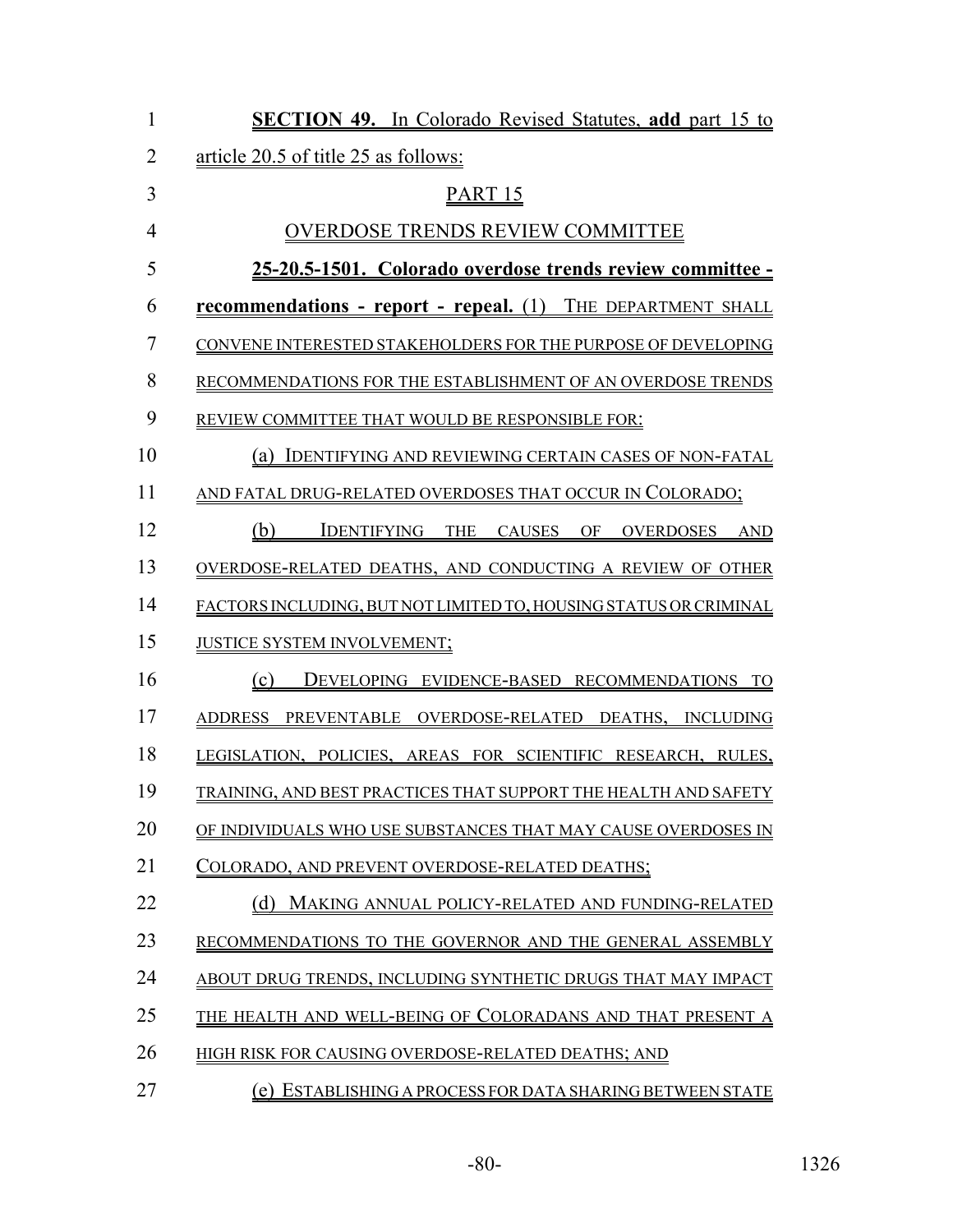**SECTION 49.** In Colorado Revised Statutes, **add** part 15 to article 20.5 of title 25 as follows:

PART 15

OVERDOSE TRENDS REVIEW COMMITTEE

**25-20.5-1501. Colorado overdose trends review committee - recommendations - report - repeal.** (1) THE DEPARTMENT SHALL CONVENE INTERESTED STAKEHOLDERS FOR THE PURPOSE OF DEVELOPING RECOMMENDATIONS FOR THE ESTABLISHMENT OF AN OVERDOSE TRENDS REVIEW COMMITTEE THAT WOULD BE RESPONSIBLE FOR:

(a) IDENTIFYING AND REVIEWING CERTAIN CASES OF NON-FATAL AND FATAL DRUG-RELATED OVERDOSES THAT OCCUR IN COLORADO;

(b) IDENTIFYING THE CAUSES OF OVERDOSES AND OVERDOSE-RELATED DEATHS, AND CONDUCTING A REVIEW OF OTHER FACTORS INCLUDING, BUT NOT LIMITED TO, HOUSING STATUS OR CRIMINAL JUSTICE SYSTEM INVOLVEMENT;

(c) DEVELOPING EVIDENCE-BASED RECOMMENDATIONS TO ADDRESS PREVENTABLE OVERDOSE-RELATED DEATHS, INCLUDING LEGISLATION, POLICIES, AREAS FOR SCIENTIFIC RESEARCH, RULES, TRAINING, AND BEST PRACTICES THAT SUPPORT THE HEALTH AND SAFETY OF INDIVIDUALS WHO USE SUBSTANCES THAT MAY CAUSE OVERDOSES IN COLORADO, AND PREVENT OVERDOSE-RELATED DEATHS;

(d) MAKING ANNUAL POLICY-RELATED AND FUNDING-RELATED RECOMMENDATIONS TO THE GOVERNOR AND THE GENERAL ASSEMBLY ABOUT DRUG TRENDS, INCLUDING SYNTHETIC DRUGS THAT MAY IMPACT THE HEALTH AND WELL-BEING OF COLORADANS AND THAT PRESENT A HIGH RISK FOR CAUSING OVERDOSE-RELATED DEATHS; AND

(e) ESTABLISHING A PROCESS FOR DATA SHARING BETWEEN STATE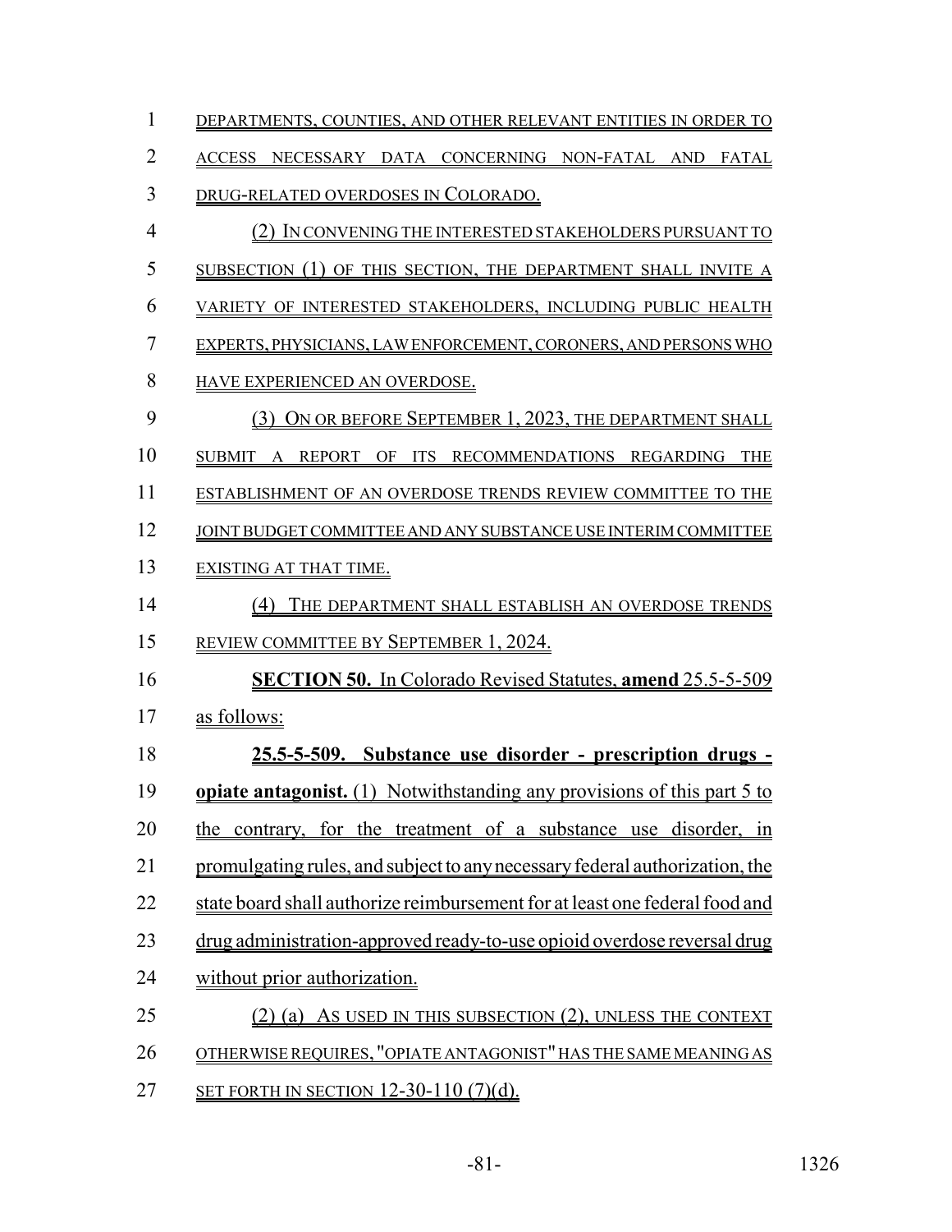DEPARTMENTS, COUNTIES, AND OTHER RELEVANT ENTITIES IN ORDER TO ACCESS NECESSARY DATA CONCERNING NON-FATAL AND FATAL DRUG-RELATED OVERDOSES IN COLORADO.

(2) IN CONVENING THE INTERESTED STAKEHOLDERS PURSUANT TO SUBSECTION (1) OF THIS SECTION, THE DEPARTMENT SHALL INVITE A VARIETY OF INTERESTED STAKEHOLDERS, INCLUDING PUBLIC HEALTH EXPERTS, PHYSICIANS, LAW ENFORCEMENT, CORONERS, AND PERSONS WHO HAVE EXPERIENCED AN OVERDOSE.

(3) ON OR BEFORE SEPTEMBER 1, 2023, THE DEPARTMENT SHALL SUBMIT A REPORT OF ITS RECOMMENDATIONS REGARDING THE ESTABLISHMENT OF AN OVERDOSE TRENDS REVIEW COMMITTEE TO THE JOINT BUDGET COMMITTEE AND ANY SUBSTANCE USE INTERIM COMMITTEE EXISTING AT THAT TIME.

(4) THE DEPARTMENT SHALL ESTABLISH AN OVERDOSE TRENDS REVIEW COMMITTEE BY SEPTEMBER 1, 2024.

**SECTION 50.** In Colorado Revised Statutes, **amend** 25.5-5-509 as follows:

**25.5-5-509. Substance use disorder - prescription drugs - opiate antagonist.** (1) Notwithstanding any provisions of this part 5 to the contrary, for the treatment of a substance use disorder, in promulgating rules, and subject to any necessary federal authorization, the state board shall authorize reimbursement for at least one federal food and drug administration-approved ready-to-use opioid overdose reversal drug without prior authorization.

(2) (a) AS USED IN THIS SUBSECTION (2), UNLESS THE CONTEXT OTHERWISE REQUIRES, "OPIATE ANTAGONIST" HAS THE SAME MEANING AS SET FORTH IN SECTION 12-30-110 (7)(d).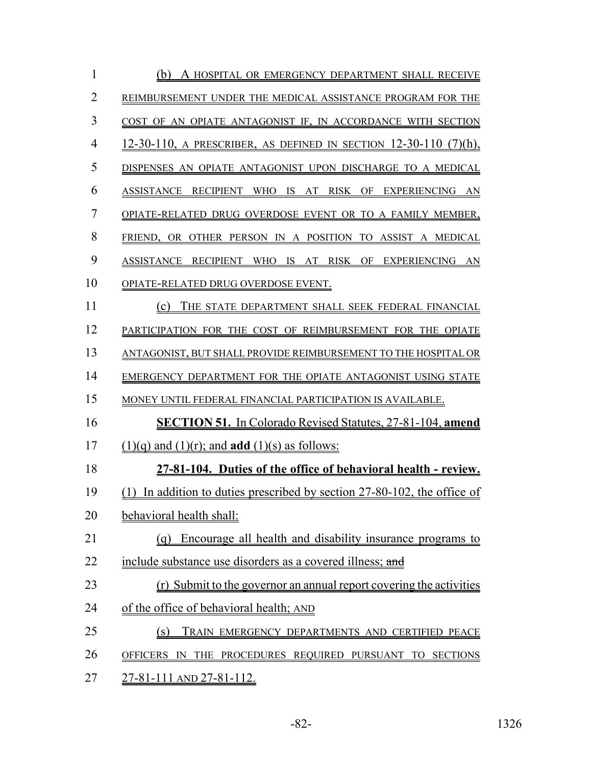(b) A HOSPITAL OR EMERGENCY DEPARTMENT SHALL RECEIVE REIMBURSEMENT UNDER THE MEDICAL ASSISTANCE PROGRAM FOR THE COST OF AN OPIATE ANTAGONIST IF, IN ACCORDANCE WITH SECTION 12-30-110, A PRESCRIBER, AS DEFINED IN SECTION 12-30-110 (7)(h), DISPENSES AN OPIATE ANTAGONIST UPON DISCHARGE TO A MEDICAL ASSISTANCE RECIPIENT WHO IS AT RISK OF EXPERIENCING AN OPIATE-RELATED DRUG OVERDOSE EVENT OR TO A FAMILY MEMBER, FRIEND, OR OTHER PERSON IN A POSITION TO ASSIST A MEDICAL ASSISTANCE RECIPIENT WHO IS AT RISK OF EXPERIENCING AN OPIATE-RELATED DRUG OVERDOSE EVENT.

(c) THE STATE DEPARTMENT SHALL SEEK FEDERAL FINANCIAL PARTICIPATION FOR THE COST OF REIMBURSEMENT FOR THE OPIATE ANTAGONIST, BUT SHALL PROVIDE REIMBURSEMENT TO THE HOSPITAL OR EMERGENCY DEPARTMENT FOR THE OPIATE ANTAGONIST USING STATE MONEY UNTIL FEDERAL FINANCIAL PARTICIPATION IS AVAILABLE.

**SECTION 51.** In Colorado Revised Statutes, 27-81-104, **amend** (1)(q) and (1)(r); and **add** (1)(s) as follows:

**27-81-104. Duties of the office of behavioral health - review.** (1) In addition to duties prescribed by section 27-80-102, the office of behavioral health shall:

(q) Encourage all health and disability insurance programs to include substance use disorders as a covered illness; ~~and~~

(r) Submit to the governor an annual report covering the activities of the office of behavioral health; AND

(s) TRAIN EMERGENCY DEPARTMENTS AND CERTIFIED PEACE OFFICERS IN THE PROCEDURES REQUIRED PURSUANT TO SECTIONS 27-81-111 AND 27-81-112.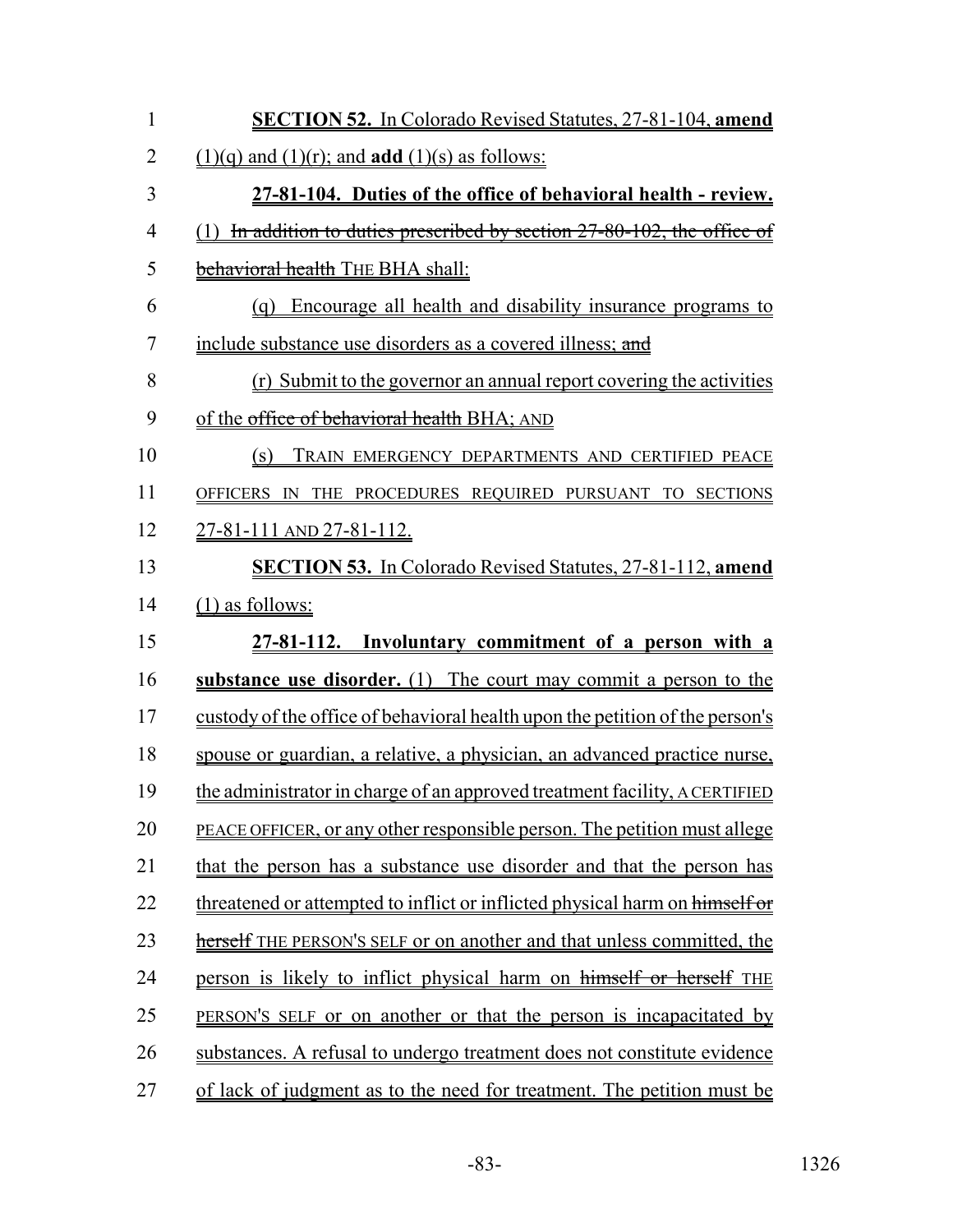**SECTION 52.** In Colorado Revised Statutes, 27-81-104, **amend** (1)(q) and (1)(r); and **add** (1)(s) as follows:

**27-81-104. Duties of the office of behavioral health - review.** (1) ~~In addition to duties prescribed by section 27-80-102, the office of behavioral health~~ THE BHA shall:

(q) Encourage all health and disability insurance programs to include substance use disorders as a covered illness; ~~and~~

(r) Submit to the governor an annual report covering the activities of the ~~office of behavioral health~~ BHA; AND

(s) TRAIN EMERGENCY DEPARTMENTS AND CERTIFIED PEACE OFFICERS IN THE PROCEDURES REQUIRED PURSUANT TO SECTIONS 27-81-111 AND 27-81-112.

**SECTION 53.** In Colorado Revised Statutes, 27-81-112, **amend** (1) as follows:

**27-81-112. Involuntary commitment of a person with a substance use disorder.** (1) The court may commit a person to the custody of the office of behavioral health upon the petition of the person's spouse or guardian, a relative, a physician, an advanced practice nurse, the administrator in charge of an approved treatment facility, A CERTIFIED PEACE OFFICER, or any other responsible person. The petition must allege that the person has a substance use disorder and that the person has threatened or attempted to inflict or inflicted physical harm on ~~himself or herself~~ THE PERSON'S SELF or on another and that unless committed, the person is likely to inflict physical harm on ~~himself or herself~~ THE PERSON'S SELF or on another or that the person is incapacitated by substances. A refusal to undergo treatment does not constitute evidence of lack of judgment as to the need for treatment. The petition must be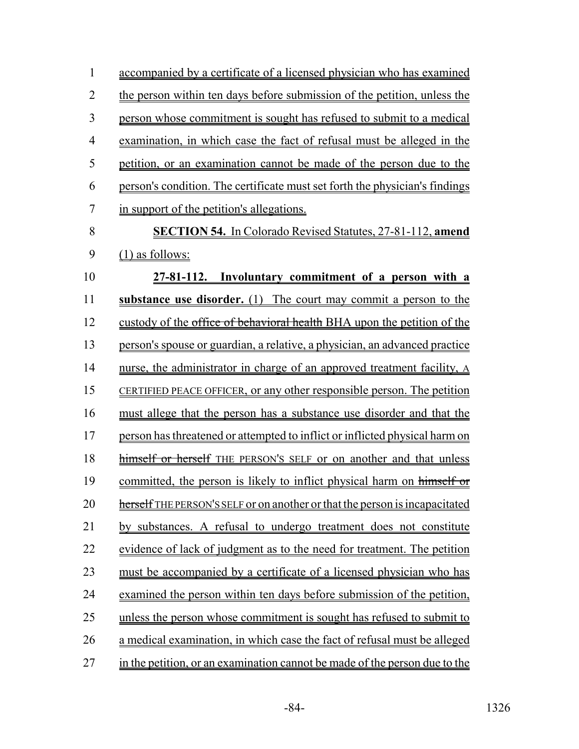accompanied by a certificate of a licensed physician who has examined the person within ten days before submission of the petition, unless the person whose commitment is sought has refused to submit to a medical examination, in which case the fact of refusal must be alleged in the petition, or an examination cannot be made of the person due to the person's condition. The certificate must set forth the physician's findings in support of the petition's allegations.

**SECTION 54.** In Colorado Revised Statutes, 27-81-112, **amend** (1) as follows:

**27-81-112. Involuntary commitment of a person with a substance use disorder.** (1) The court may commit a person to the custody of the ~~office of behavioral health~~ BHA upon the petition of the person's spouse or guardian, a relative, a physician, an advanced practice nurse, the administrator in charge of an approved treatment facility, A CERTIFIED PEACE OFFICER, or any other responsible person. The petition must allege that the person has a substance use disorder and that the person has threatened or attempted to inflict or inflicted physical harm on ~~himself or herself~~ THE PERSON'S SELF or on another and that unless committed, the person is likely to inflict physical harm on ~~himself or herself~~ THE PERSON'S SELF or on another or that the person is incapacitated by substances. A refusal to undergo treatment does not constitute evidence of lack of judgment as to the need for treatment. The petition must be accompanied by a certificate of a licensed physician who has examined the person within ten days before submission of the petition, unless the person whose commitment is sought has refused to submit to a medical examination, in which case the fact of refusal must be alleged in the petition, or an examination cannot be made of the person due to the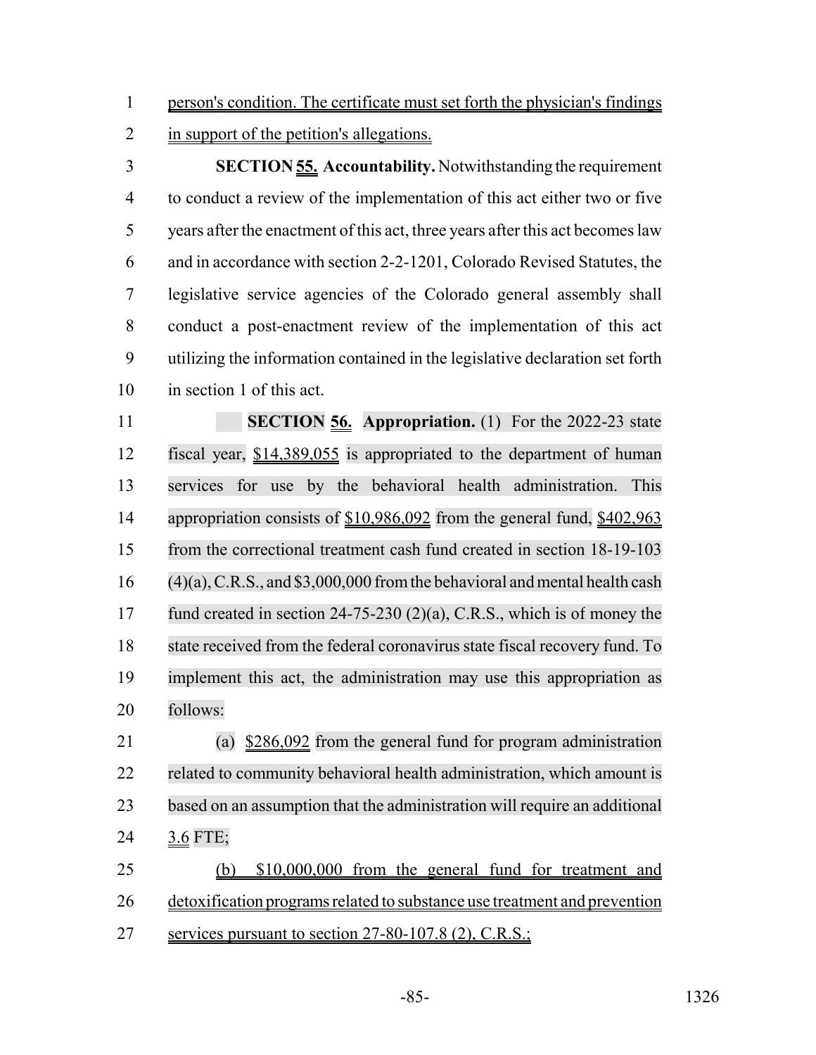person's condition. The certificate must set forth the physician's findings in support of the petition's allegations.

**SECTION 55. Accountability.** Notwithstanding the requirement to conduct a review of the implementation of this act either two or five years after the enactment of this act, three years after this act becomes law and in accordance with section 2-2-1201, Colorado Revised Statutes, the legislative service agencies of the Colorado general assembly shall conduct a post-enactment review of the implementation of this act utilizing the information contained in the legislative declaration set forth in section 1 of this act.

**SECTION 56. Appropriation.** (1) For the 2022-23 state fiscal year, $14,389,055 is appropriated to the department of human services for use by the behavioral health administration. This appropriation consists of $10,986,092 from the general fund, $402,963 from the correctional treatment cash fund created in section 18-19-103 (4)(a), C.R.S., and $3,000,000 from the behavioral and mental health cash fund created in section 24-75-230 (2)(a), C.R.S., which is of money the state received from the federal coronavirus state fiscal recovery fund. To implement this act, the administration may use this appropriation as follows:

(a) $286,092 from the general fund for program administration related to community behavioral health administration, which amount is based on an assumption that the administration will require an additional 3.6 FTE;

(b) $10,000,000 from the general fund for treatment and detoxification programs related to substance use treatment and prevention services pursuant to section 27-80-107.8 (2), C.R.S.;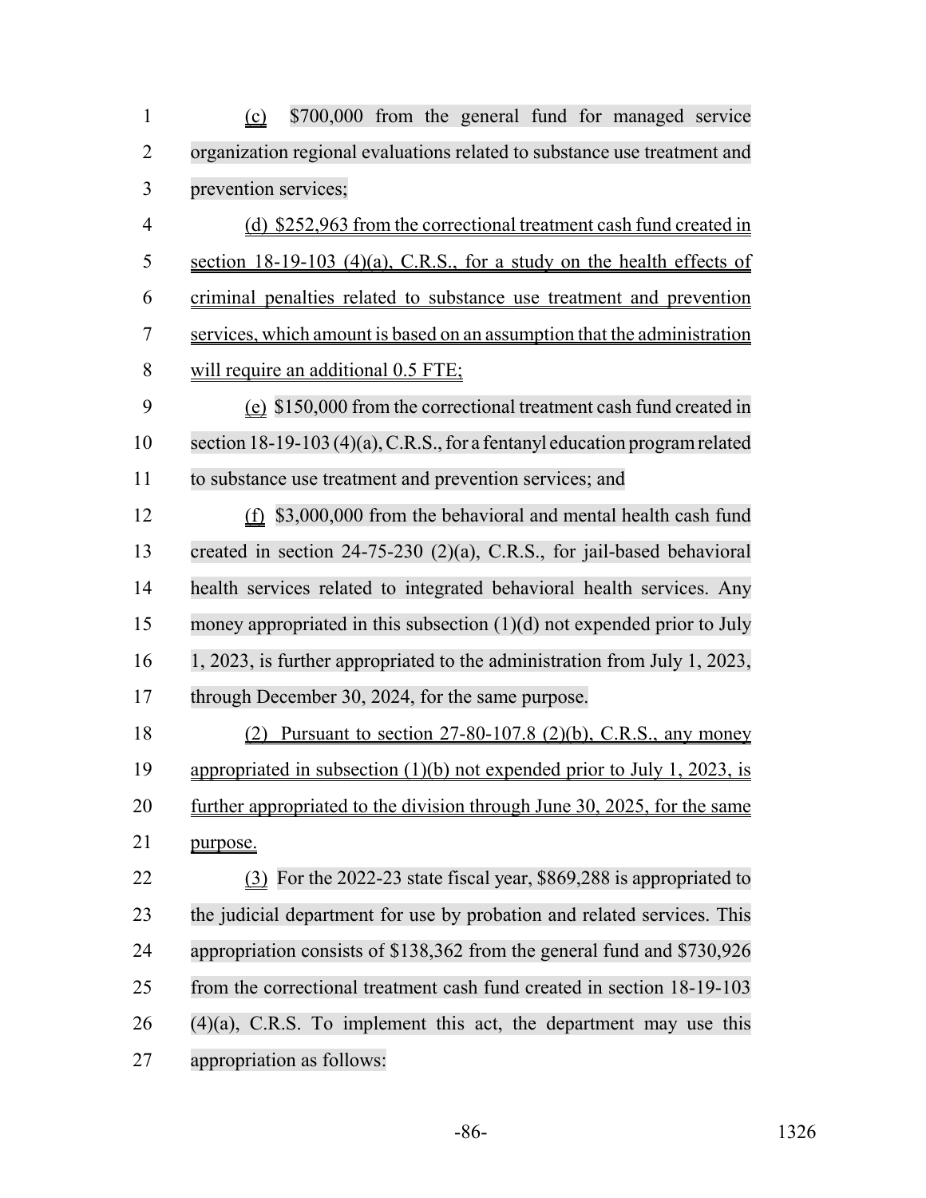(c) $700,000 from the general fund for managed service organization regional evaluations related to substance use treatment and prevention services;

(d) $252,963 from the correctional treatment cash fund created in section 18-19-103 (4)(a), C.R.S., for a study on the health effects of criminal penalties related to substance use treatment and prevention services, which amount is based on an assumption that the administration will require an additional 0.5 FTE;

(e) $150,000 from the correctional treatment cash fund created in section 18-19-103 (4)(a), C.R.S., for a fentanyl education program related to substance use treatment and prevention services; and

(f) $3,000,000 from the behavioral and mental health cash fund created in section 24-75-230 (2)(a), C.R.S., for jail-based behavioral health services related to integrated behavioral health services. Any money appropriated in this subsection (1)(d) not expended prior to July 1, 2023, is further appropriated to the administration from July 1, 2023, through December 30, 2024, for the same purpose.

(2) Pursuant to section 27-80-107.8 (2)(b), C.R.S., any money appropriated in subsection (1)(b) not expended prior to July 1, 2023, is further appropriated to the division through June 30, 2025, for the same purpose.

(3) For the 2022-23 state fiscal year, $869,288 is appropriated to the judicial department for use by probation and related services. This appropriation consists of $138,362 from the general fund and $730,926 from the correctional treatment cash fund created in section 18-19-103 (4)(a), C.R.S. To implement this act, the department may use this appropriation as follows: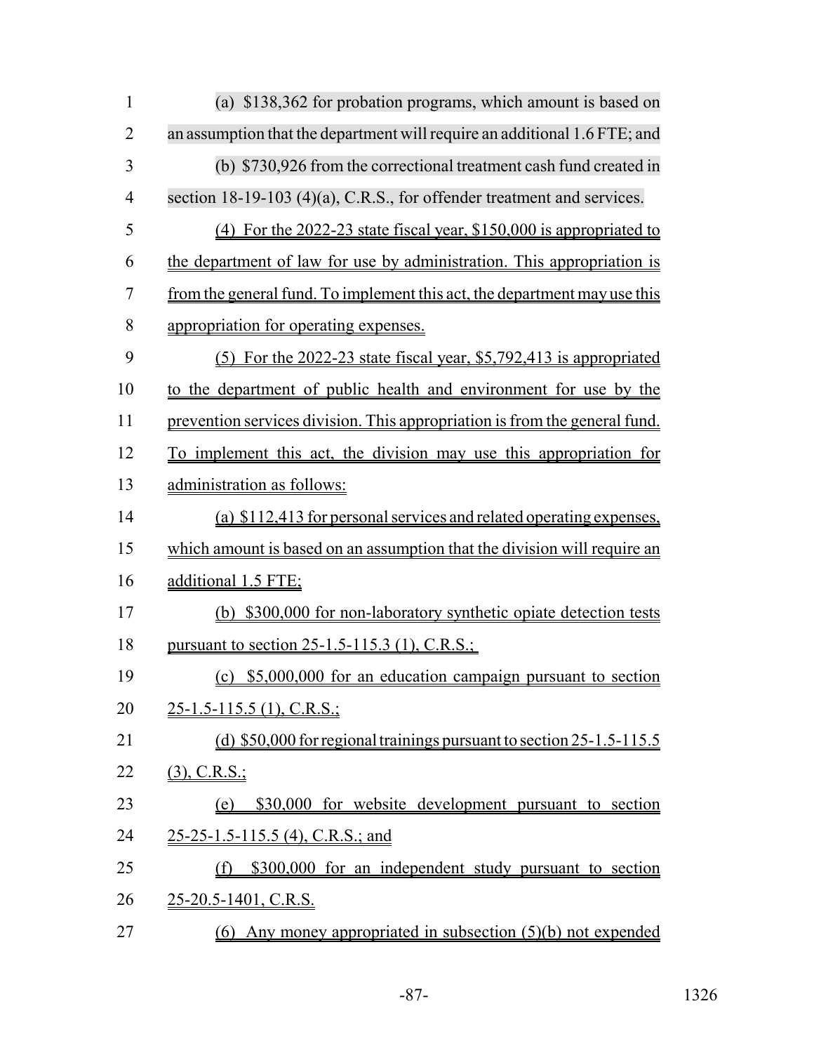(a) $138,362 for probation programs, which amount is based on an assumption that the department will require an additional 1.6 FTE; and

(b) $730,926 from the correctional treatment cash fund created in section 18-19-103 (4)(a), C.R.S., for offender treatment and services.

(4) For the 2022-23 state fiscal year, $150,000 is appropriated to the department of law for use by administration. This appropriation is from the general fund. To implement this act, the department may use this appropriation for operating expenses.

(5) For the 2022-23 state fiscal year, $5,792,413 is appropriated to the department of public health and environment for use by the prevention services division. This appropriation is from the general fund. To implement this act, the division may use this appropriation for administration as follows:

(a) $112,413 for personal services and related operating expenses, which amount is based on an assumption that the division will require an additional 1.5 FTE;

(b) $300,000 for non-laboratory synthetic opiate detection tests pursuant to section 25-1.5-115.3 (1), C.R.S.;

(c) $5,000,000 for an education campaign pursuant to section 25-1.5-115.5 (1), C.R.S.;

(d) $50,000 for regional trainings pursuant to section 25-1.5-115.5 (3), C.R.S.;

(e) $30,000 for website development pursuant to section 25-25-1.5-115.5 (4), C.R.S.; and

(f) $300,000 for an independent study pursuant to section 25-20.5-1401, C.R.S.

(6) Any money appropriated in subsection (5)(b) not expended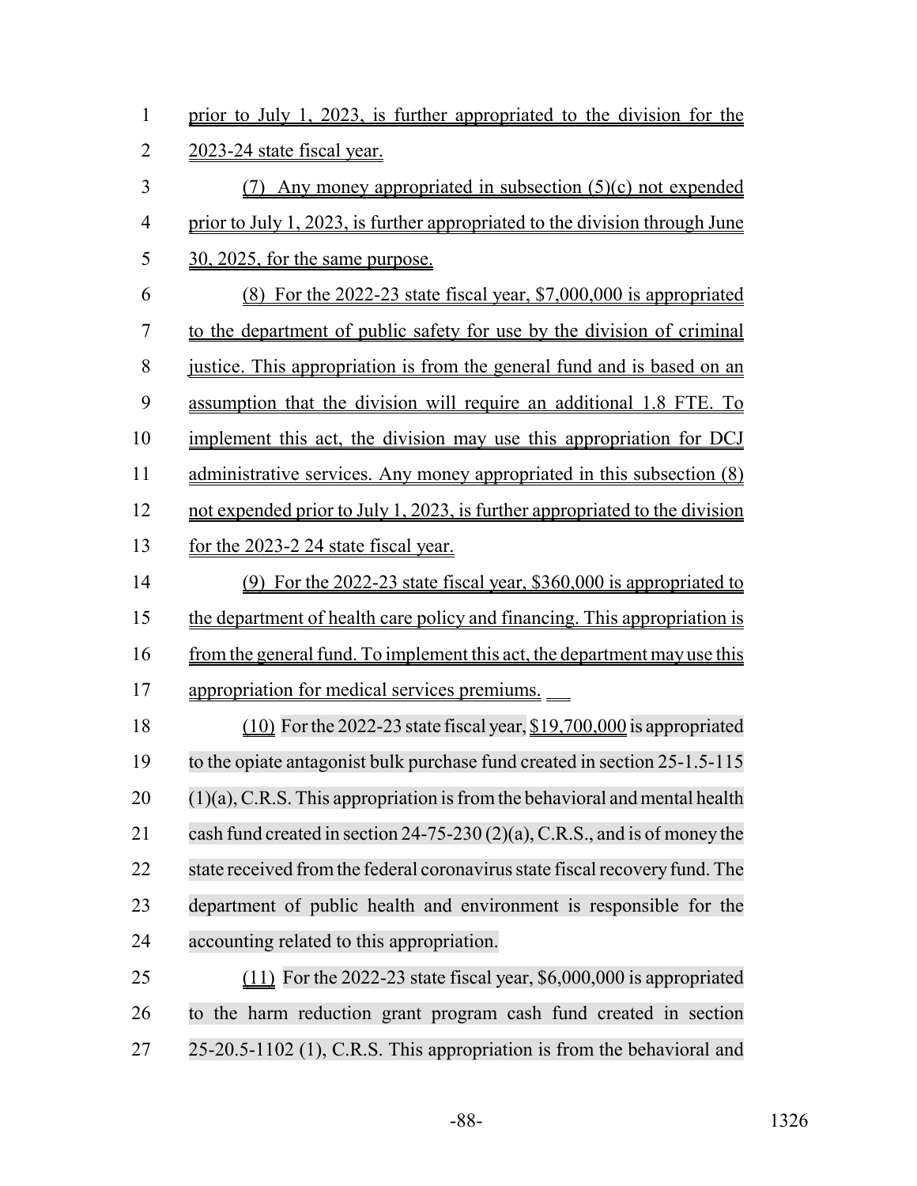prior to July 1, 2023, is further appropriated to the division for the 2023-24 state fiscal year.

(7) Any money appropriated in subsection (5)(c) not expended prior to July 1, 2023, is further appropriated to the division through June 30, 2025, for the same purpose.

(8) For the 2022-23 state fiscal year, $7,000,000 is appropriated to the department of public safety for use by the division of criminal justice. This appropriation is from the general fund and is based on an assumption that the division will require an additional 1.8 FTE. To implement this act, the division may use this appropriation for DCJ administrative services. Any money appropriated in this subsection (8) not expended prior to July 1, 2023, is further appropriated to the division for the 2023-2 24 state fiscal year.

(9) For the 2022-23 state fiscal year, $360,000 is appropriated to the department of health care policy and financing. This appropriation is from the general fund. To implement this act, the department may use this appropriation for medical services premiums.

(10) For the 2022-23 state fiscal year, $19,700,000 is appropriated to the opiate antagonist bulk purchase fund created in section 25-1.5-115 (1)(a), C.R.S. This appropriation is from the behavioral and mental health cash fund created in section 24-75-230 (2)(a), C.R.S., and is of money the state received from the federal coronavirus state fiscal recovery fund. The department of public health and environment is responsible for the accounting related to this appropriation.

(11) For the 2022-23 state fiscal year, $6,000,000 is appropriated to the harm reduction grant program cash fund created in section 25-20.5-1102 (1), C.R.S. This appropriation is from the behavioral and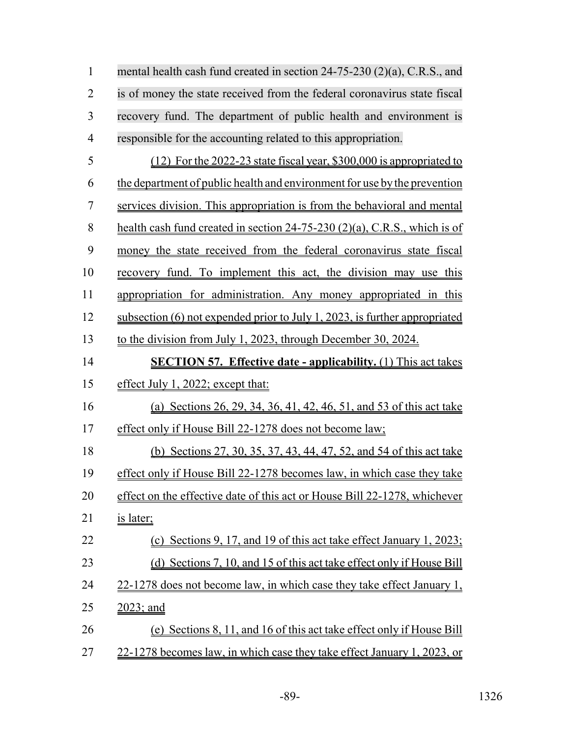mental health cash fund created in section 24-75-230 (2)(a), C.R.S., and is of money the state received from the federal coronavirus state fiscal recovery fund. The department of public health and environment is responsible for the accounting related to this appropriation.

(12) For the 2022-23 state fiscal year, $300,000 is appropriated to the department of public health and environment for use by the prevention services division. This appropriation is from the behavioral and mental health cash fund created in section 24-75-230 (2)(a), C.R.S., which is of money the state received from the federal coronavirus state fiscal recovery fund. To implement this act, the division may use this appropriation for administration. Any money appropriated in this subsection (6) not expended prior to July 1, 2023, is further appropriated to the division from July 1, 2023, through December 30, 2024.

**SECTION 57. Effective date - applicability.** (1) This act takes effect July 1, 2022; except that:

(a) Sections 26, 29, 34, 36, 41, 42, 46, 51, and 53 of this act take effect only if House Bill 22-1278 does not become law;

(b) Sections 27, 30, 35, 37, 43, 44, 47, 52, and 54 of this act take effect only if House Bill 22-1278 becomes law, in which case they take effect on the effective date of this act or House Bill 22-1278, whichever is later;

(c) Sections 9, 17, and 19 of this act take effect January 1, 2023;

(d) Sections 7, 10, and 15 of this act take effect only if House Bill 22-1278 does not become law, in which case they take effect January 1, 2023; and

(e) Sections 8, 11, and 16 of this act take effect only if House Bill 22-1278 becomes law, in which case they take effect January 1, 2023, or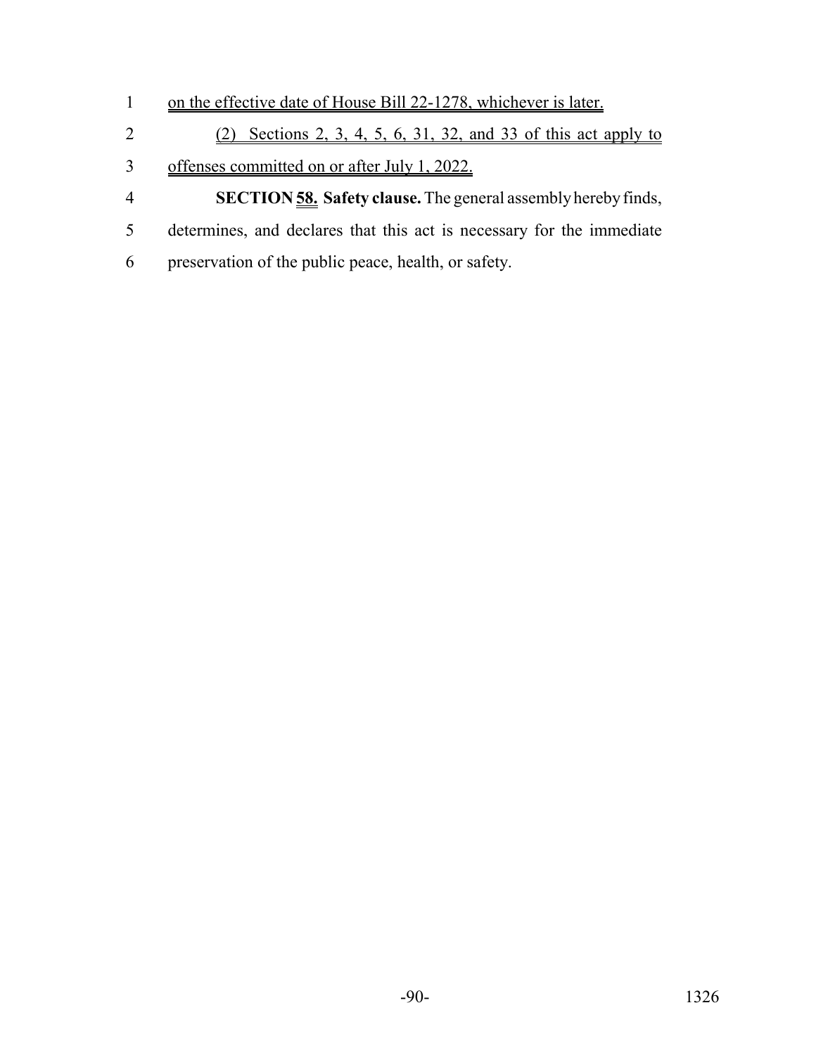on the effective date of House Bill 22-1278, whichever is later.

(2) Sections 2, 3, 4, 5, 6, 31, 32, and 33 of this act apply to offenses committed on or after July 1, 2022.

**SECTION 58. Safety clause.** The general assembly hereby finds, determines, and declares that this act is necessary for the immediate preservation of the public peace, health, or safety.